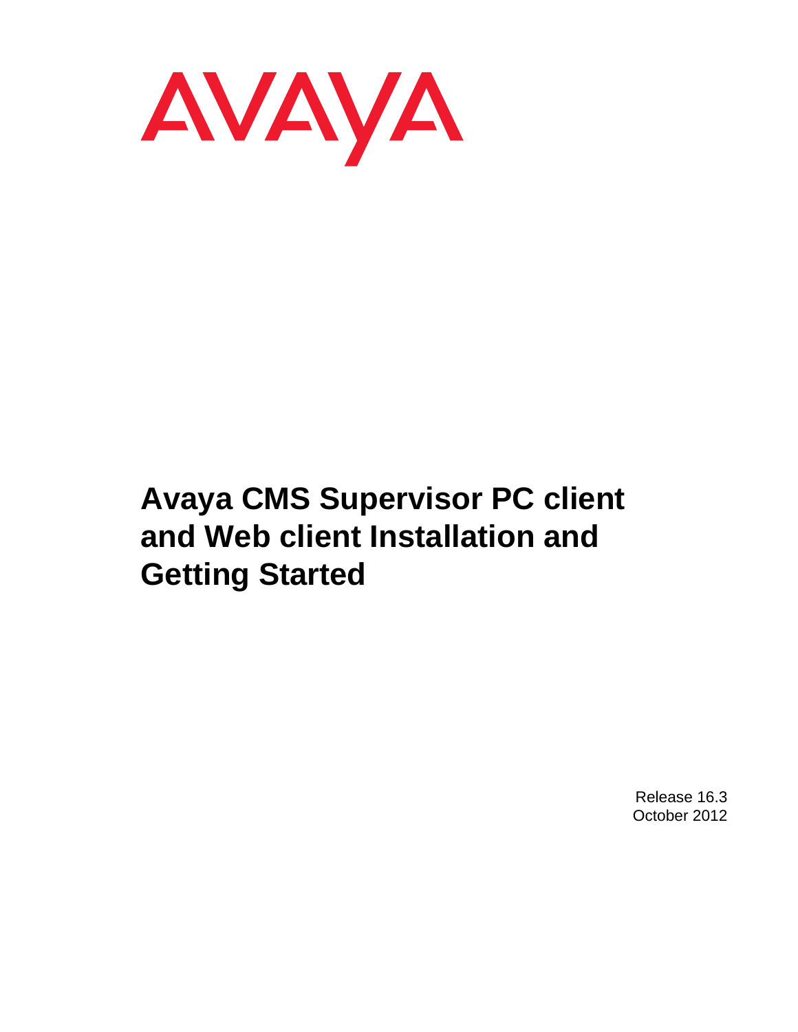AVAYA

# Avaya CMS Supervisor PC client and Web client Installation and Getting Started

Release 16.3
October 2012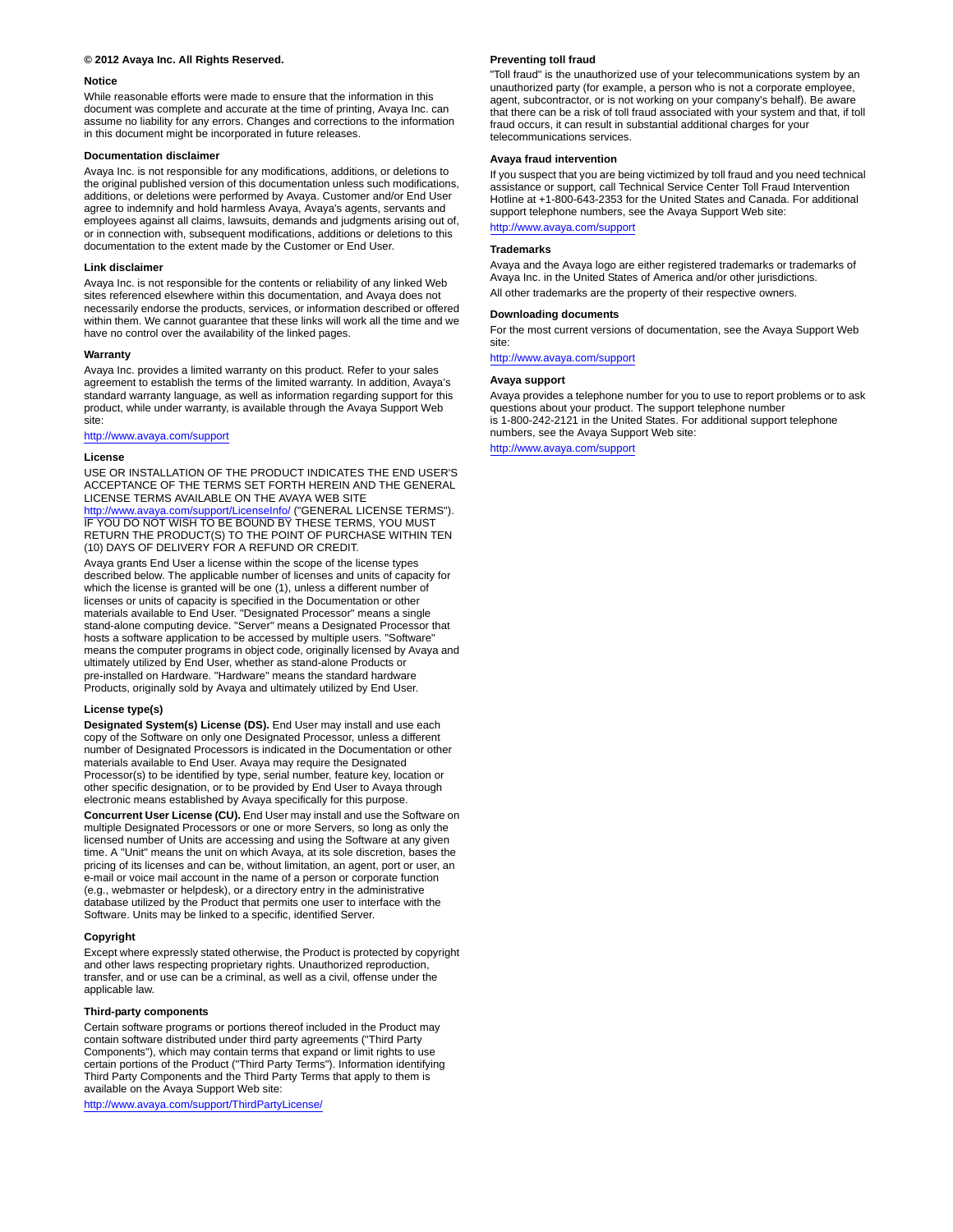**© 2012 Avaya Inc. All Rights Reserved.**

#### Notice

While reasonable efforts were made to ensure that the information in this document was complete and accurate at the time of printing, Avaya Inc. can assume no liability for any errors. Changes and corrections to the information in this document might be incorporated in future releases.

#### Documentation disclaimer

Avaya Inc. is not responsible for any modifications, additions, or deletions to the original published version of this documentation unless such modifications, additions, or deletions were performed by Avaya. Customer and/or End User agree to indemnify and hold harmless Avaya, Avaya's agents, servants and employees against all claims, lawsuits, demands and judgments arising out of, or in connection with, subsequent modifications, additions or deletions to this documentation to the extent made by the Customer or End User.

#### Link disclaimer

Avaya Inc. is not responsible for the contents or reliability of any linked Web sites referenced elsewhere within this documentation, and Avaya does not necessarily endorse the products, services, or information described or offered within them. We cannot guarantee that these links will work all the time and we have no control over the availability of the linked pages.

#### Warranty

Avaya Inc. provides a limited warranty on this product. Refer to your sales agreement to establish the terms of the limited warranty. In addition, Avaya's standard warranty language, as well as information regarding support for this product, while under warranty, is available through the Avaya Support Web site:

http://www.avaya.com/support

#### License

USE OR INSTALLATION OF THE PRODUCT INDICATES THE END USER'S ACCEPTANCE OF THE TERMS SET FORTH HEREIN AND THE GENERAL LICENSE TERMS AVAILABLE ON THE AVAYA WEB SITE http://www.avaya.com/support/LicenseInfo/ ("GENERAL LICENSE TERMS"). IF YOU DO NOT WISH TO BE BOUND BY THESE TERMS, YOU MUST RETURN THE PRODUCT(S) TO THE POINT OF PURCHASE WITHIN TEN (10) DAYS OF DELIVERY FOR A REFUND OR CREDIT.

Avaya grants End User a license within the scope of the license types described below. The applicable number of licenses and units of capacity for which the license is granted will be one (1), unless a different number of licenses or units of capacity is specified in the Documentation or other materials available to End User. "Designated Processor" means a single stand-alone computing device. "Server" means a Designated Processor that hosts a software application to be accessed by multiple users. "Software" means the computer programs in object code, originally licensed by Avaya and ultimately utilized by End User, whether as stand-alone Products or pre-installed on Hardware. "Hardware" means the standard hardware Products, originally sold by Avaya and ultimately utilized by End User.

#### License type(s)

**Designated System(s) License (DS).** End User may install and use each copy of the Software on only one Designated Processor, unless a different number of Designated Processors is indicated in the Documentation or other materials available to End User. Avaya may require the Designated Processor(s) to be identified by type, serial number, feature key, location or other specific designation, or to be provided by End User to Avaya through electronic means established by Avaya specifically for this purpose.

**Concurrent User License (CU).** End User may install and use the Software on multiple Designated Processors or one or more Servers, so long as only the licensed number of Units are accessing and using the Software at any given time. A "Unit" means the unit on which Avaya, at its sole discretion, bases the pricing of its licenses and can be, without limitation, an agent, port or user, an e-mail or voice mail account in the name of a person or corporate function (e.g., webmaster or helpdesk), or a directory entry in the administrative database utilized by the Product that permits one user to interface with the Software. Units may be linked to a specific, identified Server.

#### Copyright

Except where expressly stated otherwise, the Product is protected by copyright and other laws respecting proprietary rights. Unauthorized reproduction, transfer, and or use can be a criminal, as well as a civil, offense under the applicable law.

#### Third-party components

Certain software programs or portions thereof included in the Product may contain software distributed under third party agreements ("Third Party Components"), which may contain terms that expand or limit rights to use certain portions of the Product ("Third Party Terms"). Information identifying Third Party Components and the Third Party Terms that apply to them is available on the Avaya Support Web site:

http://www.avaya.com/support/ThirdPartyLicense/

#### Preventing toll fraud

"Toll fraud" is the unauthorized use of your telecommunications system by an unauthorized party (for example, a person who is not a corporate employee, agent, subcontractor, or is not working on your company's behalf). Be aware that there can be a risk of toll fraud associated with your system and that, if toll fraud occurs, it can result in substantial additional charges for your telecommunications services.

#### Avaya fraud intervention

If you suspect that you are being victimized by toll fraud and you need technical assistance or support, call Technical Service Center Toll Fraud Intervention Hotline at +1-800-643-2353 for the United States and Canada. For additional support telephone numbers, see the Avaya Support Web site:

http://www.avaya.com/support

#### Trademarks

Avaya and the Avaya logo are either registered trademarks or trademarks of Avaya Inc. in the United States of America and/or other jurisdictions.

All other trademarks are the property of their respective owners.

#### Downloading documents

For the most current versions of documentation, see the Avaya Support Web site:

http://www.avaya.com/support

#### Avaya support

Avaya provides a telephone number for you to use to report problems or to ask questions about your product. The support telephone number is 1-800-242-2121 in the United States. For additional support telephone numbers, see the Avaya Support Web site:

http://www.avaya.com/support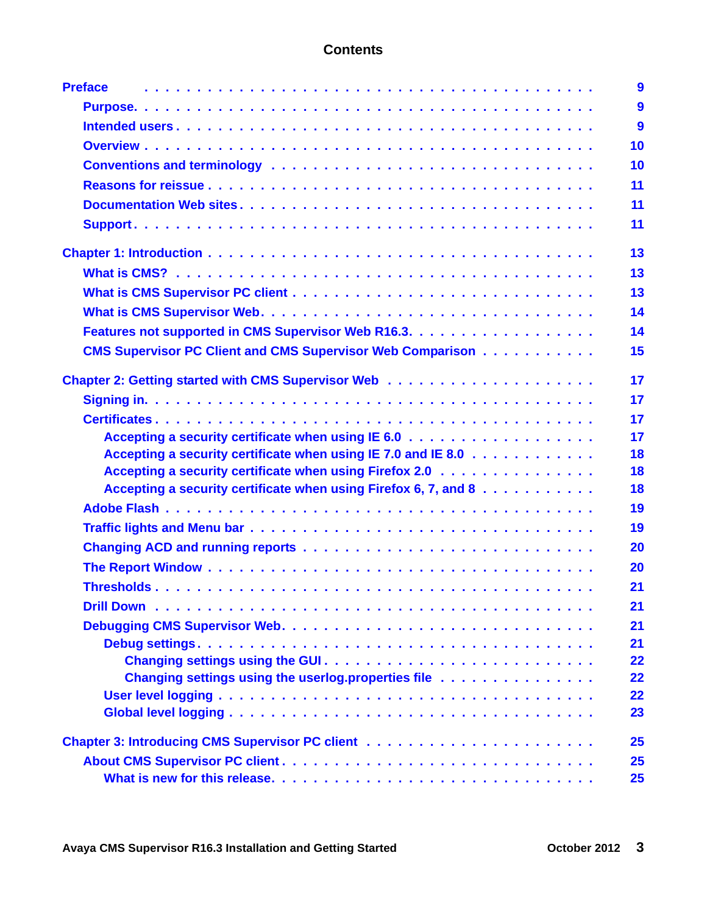# Contents

Preface . . . . . . . . . . 9

- Purpose . . . . . . . . . . 9
- Intended users . . . . . . . . . . 9
- Overview . . . . . . . . . . 10
- Conventions and terminology . . . . . . . . . . 10
- Reasons for reissue . . . . . . . . . . 11
- Documentation Web sites . . . . . . . . . . 11
- Support . . . . . . . . . . 11

Chapter 1: Introduction . . . . . . . . . . 13

- What is CMS? . . . . . . . . . . 13
- What is CMS Supervisor PC client . . . . . . . . . . 13
- What is CMS Supervisor Web . . . . . . . . . . 14
- Features not supported in CMS Supervisor Web R16.3 . . . . . . . . . . 14
- CMS Supervisor PC Client and CMS Supervisor Web Comparison . . . . . . . . . . 15

Chapter 2: Getting started with CMS Supervisor Web . . . . . . . . . . 17

- Signing in . . . . . . . . . . 17
- Certificates . . . . . . . . . . 17
  - Accepting a security certificate when using IE 6.0 . . . . . . . . . . 17
  - Accepting a security certificate when using IE 7.0 and IE 8.0 . . . . . . . . . . 18
  - Accepting a security certificate when using Firefox 2.0 . . . . . . . . . . 18
  - Accepting a security certificate when using Firefox 6, 7, and 8 . . . . . . . . . . 18
- Adobe Flash . . . . . . . . . . 19
- Traffic lights and Menu bar . . . . . . . . . . 19
- Changing ACD and running reports . . . . . . . . . . 20
- The Report Window . . . . . . . . . . 20
- Thresholds . . . . . . . . . . 21
- Drill Down . . . . . . . . . . 21
- Debugging CMS Supervisor Web . . . . . . . . . . 21
  - Debug settings . . . . . . . . . . 21
    - Changing settings using the GUI . . . . . . . . . . 22
    - Changing settings using the userlog.properties file . . . . . . . . . . 22
  - User level logging . . . . . . . . . . 22
  - Global level logging . . . . . . . . . . 23

Chapter 3: Introducing CMS Supervisor PC client . . . . . . . . . . 25

- About CMS Supervisor PC client . . . . . . . . . . 25
  - What is new for this release . . . . . . . . . . 25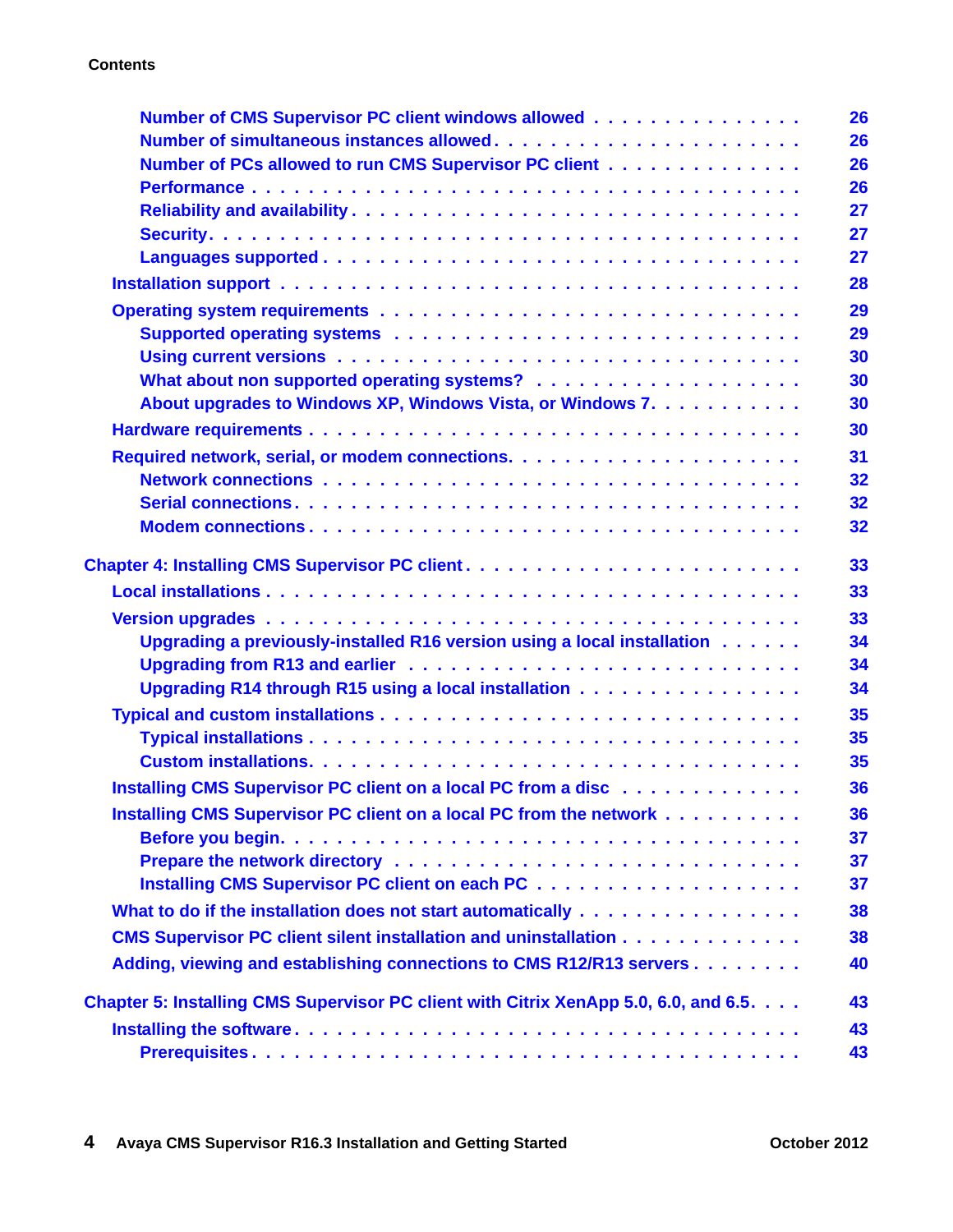Number of CMS Supervisor PC client windows allowed . . . . . . . . . . . . . . . 26
Number of simultaneous instances allowed. . . . . . . . . . . . . . . . . . . . . . . 26
Number of PCs allowed to run CMS Supervisor PC client . . . . . . . . . . . . . 26
Performance . . . . . . . . . . . . . . . . . . . . . . . . . . . . . . . . . . . . . . . . . . 26
Reliability and availability . . . . . . . . . . . . . . . . . . . . . . . . . . . . . . . . . . 27
Security. . . . . . . . . . . . . . . . . . . . . . . . . . . . . . . . . . . . . . . . . . . . . . 27
Languages supported . . . . . . . . . . . . . . . . . . . . . . . . . . . . . . . . . . . . . 27
Installation support . . . . . . . . . . . . . . . . . . . . . . . . . . . . . . . . . . . . . . . 28
Operating system requirements . . . . . . . . . . . . . . . . . . . . . . . . . . . . . . . 29
Supported operating systems . . . . . . . . . . . . . . . . . . . . . . . . . . . . . . . . 29
Using current versions . . . . . . . . . . . . . . . . . . . . . . . . . . . . . . . . . . . . 30
What about non supported operating systems? . . . . . . . . . . . . . . . . . . . 30
About upgrades to Windows XP, Windows Vista, or Windows 7. . . . . . . . . . . 30
Hardware requirements . . . . . . . . . . . . . . . . . . . . . . . . . . . . . . . . . . . . . 30
Required network, serial, or modem connections. . . . . . . . . . . . . . . . . . . . . 31
Network connections . . . . . . . . . . . . . . . . . . . . . . . . . . . . . . . . . . . . . . 32
Serial connections. . . . . . . . . . . . . . . . . . . . . . . . . . . . . . . . . . . . . . . . 32
Modem connections . . . . . . . . . . . . . . . . . . . . . . . . . . . . . . . . . . . . . . . 32

Chapter 4: Installing CMS Supervisor PC client. . . . . . . . . . . . . . . . . . . . . . . . 33
Local installations . . . . . . . . . . . . . . . . . . . . . . . . . . . . . . . . . . . . . . . . . 33
Version upgrades . . . . . . . . . . . . . . . . . . . . . . . . . . . . . . . . . . . . . . . . . 33
Upgrading a previously-installed R16 version using a local installation . . . . . . 34
Upgrading from R13 and earlier . . . . . . . . . . . . . . . . . . . . . . . . . . . . . . . 34
Upgrading R14 through R15 using a local installation . . . . . . . . . . . . . . . . . 34
Typical and custom installations . . . . . . . . . . . . . . . . . . . . . . . . . . . . . . . . 35
Typical installations . . . . . . . . . . . . . . . . . . . . . . . . . . . . . . . . . . . . . . . . 35
Custom installations. . . . . . . . . . . . . . . . . . . . . . . . . . . . . . . . . . . . . . . . 35
Installing CMS Supervisor PC client on a local PC from a disc . . . . . . . . . . . . . 36
Installing CMS Supervisor PC client on a local PC from the network . . . . . . . . . . 36
Before you begin. . . . . . . . . . . . . . . . . . . . . . . . . . . . . . . . . . . . . . . . . . 37
Prepare the network directory . . . . . . . . . . . . . . . . . . . . . . . . . . . . . . . . . 37
Installing CMS Supervisor PC client on each PC . . . . . . . . . . . . . . . . . . . . . 37
What to do if the installation does not start automatically . . . . . . . . . . . . . . . . 38
CMS Supervisor PC client silent installation and uninstallation . . . . . . . . . . . . . 38
Adding, viewing and establishing connections to CMS R12/R13 servers . . . . . . . . 40

Chapter 5: Installing CMS Supervisor PC client with Citrix XenApp 5.0, 6.0, and 6.5. . . . 43
Installing the software . . . . . . . . . . . . . . . . . . . . . . . . . . . . . . . . . . . . . . . 43
Prerequisites . . . . . . . . . . . . . . . . . . . . . . . . . . . . . . . . . . . . . . . . . . . . 43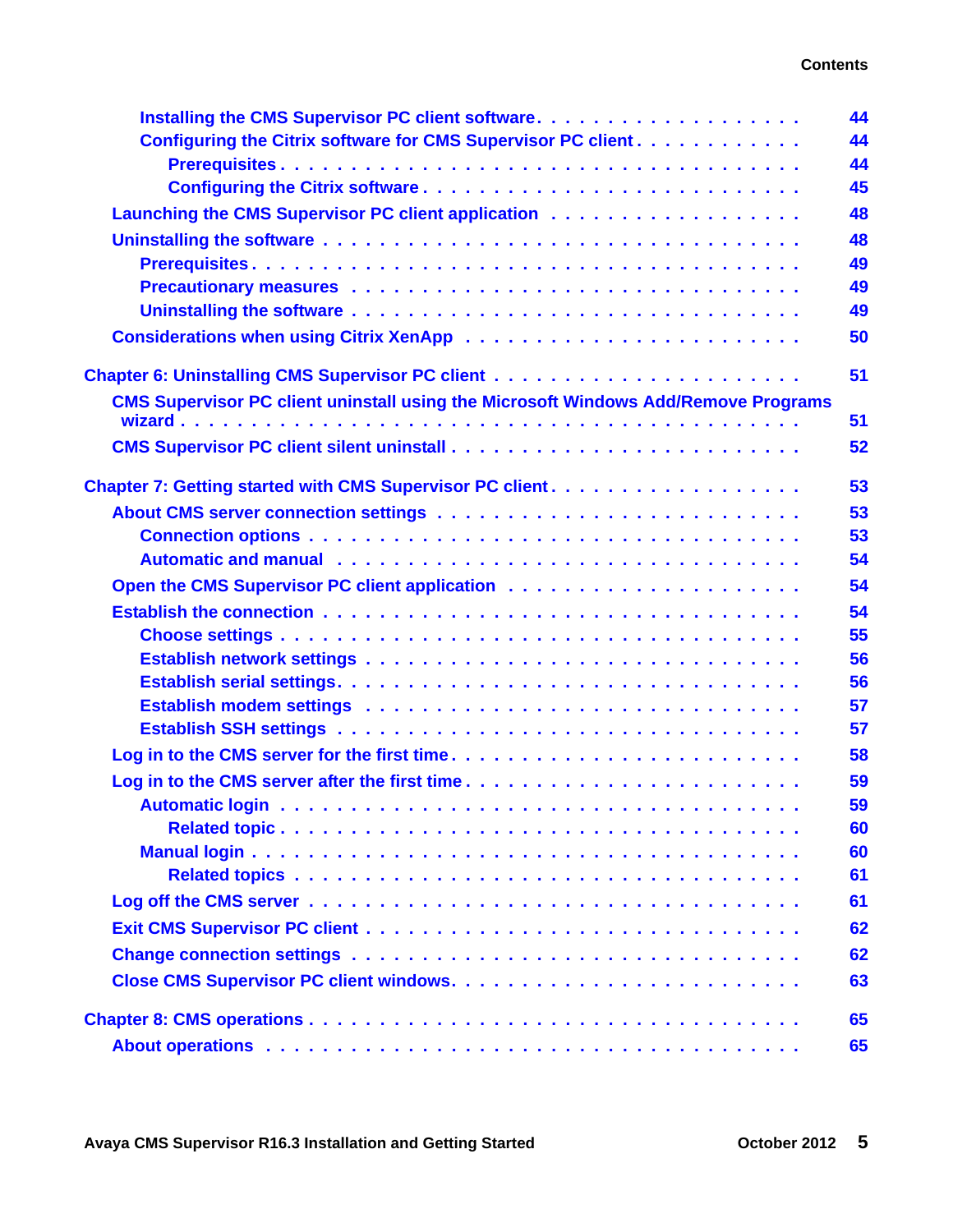Installing the CMS Supervisor PC client software . . . . . . . . . . . . . . . . . . . 44
Configuring the Citrix software for CMS Supervisor PC client . . . . . . . . . . . . 44
Prerequisites . . . . . . . . . . . . . . . . . . . . . . . . . . . . . . . . . 44
Configuring the Citrix software . . . . . . . . . . . . . . . . . . . . . . . . 45
Launching the CMS Supervisor PC client application . . . . . . . . . . . . . . . . . 48
Uninstalling the software . . . . . . . . . . . . . . . . . . . . . . . . . . . . . 48
Prerequisites . . . . . . . . . . . . . . . . . . . . . . . . . . . . . . . . . . 49
Precautionary measures . . . . . . . . . . . . . . . . . . . . . . . . . . . . 49
Uninstalling the software . . . . . . . . . . . . . . . . . . . . . . . . . . . . 49
Considerations when using Citrix XenApp . . . . . . . . . . . . . . . . . . . . . . 50

Chapter 6: Uninstalling CMS Supervisor PC client . . . . . . . . . . . . . . . . . . . . . 51
CMS Supervisor PC client uninstall using the Microsoft Windows Add/Remove Programs wizard . . . . . . . . . . . . . . . . . . . . . . . . . . . . . . . . . . . . . . 51
CMS Supervisor PC client silent uninstall . . . . . . . . . . . . . . . . . . . . . . . 52

Chapter 7: Getting started with CMS Supervisor PC client . . . . . . . . . . . . . . . . . 53
About CMS server connection settings . . . . . . . . . . . . . . . . . . . . . . . . 53
Connection options . . . . . . . . . . . . . . . . . . . . . . . . . . . . . . . 53
Automatic and manual . . . . . . . . . . . . . . . . . . . . . . . . . . . . . 54
Open the CMS Supervisor PC client application . . . . . . . . . . . . . . . . . . . 54
Establish the connection . . . . . . . . . . . . . . . . . . . . . . . . . . . . . . 54
Choose settings . . . . . . . . . . . . . . . . . . . . . . . . . . . . . . . . . 55
Establish network settings . . . . . . . . . . . . . . . . . . . . . . . . . . . 56
Establish serial settings. . . . . . . . . . . . . . . . . . . . . . . . . . . . . 56
Establish modem settings . . . . . . . . . . . . . . . . . . . . . . . . . . . . 57
Establish SSH settings . . . . . . . . . . . . . . . . . . . . . . . . . . . . . 57
Log in to the CMS server for the first time . . . . . . . . . . . . . . . . . . . . . . 58
Log in to the CMS server after the first time . . . . . . . . . . . . . . . . . . . . . 59
Automatic login . . . . . . . . . . . . . . . . . . . . . . . . . . . . . . . . . 59
Related topic . . . . . . . . . . . . . . . . . . . . . . . . . . . . . . . . . 60
Manual login . . . . . . . . . . . . . . . . . . . . . . . . . . . . . . . . . . . 60
Related topics . . . . . . . . . . . . . . . . . . . . . . . . . . . . . . . . 61
Log off the CMS server . . . . . . . . . . . . . . . . . . . . . . . . . . . . . . . 61
Exit CMS Supervisor PC client . . . . . . . . . . . . . . . . . . . . . . . . . . . . 62
Change connection settings . . . . . . . . . . . . . . . . . . . . . . . . . . . . . 62
Close CMS Supervisor PC client windows. . . . . . . . . . . . . . . . . . . . . . . 63

Chapter 8: CMS operations . . . . . . . . . . . . . . . . . . . . . . . . . . . . . . . . . 65
About operations . . . . . . . . . . . . . . . . . . . . . . . . . . . . . . . . . . 65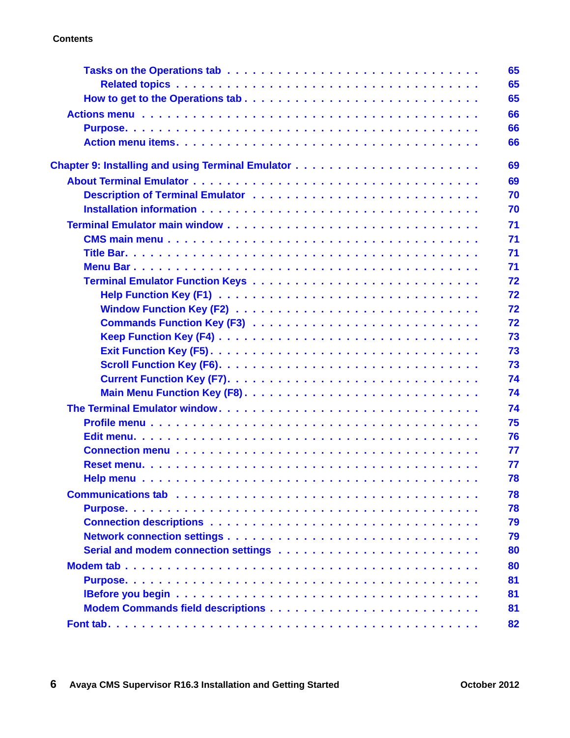Contents

- Tasks on the Operations tab . . . . . . . . . . . . . . . . . . . . . . . . . . . . 65
  - Related topics . . . . . . . . . . . . . . . . . . . . . . . . . . . . . . . . . 65
- How to get to the Operations tab . . . . . . . . . . . . . . . . . . . . . . . . . 65

Actions menu . . . . . . . . . . . . . . . . . . . . . . . . . . . . . . . . . . . 66
- Purpose. . . . . . . . . . . . . . . . . . . . . . . . . . . . . . . . . . . . . 66
- Action menu items. . . . . . . . . . . . . . . . . . . . . . . . . . . . . . . 66

Chapter 9: Installing and using Terminal Emulator . . . . . . . . . . . . . . . . . . 69

About Terminal Emulator . . . . . . . . . . . . . . . . . . . . . . . . . . . . . . 69
- Description of Terminal Emulator . . . . . . . . . . . . . . . . . . . . . . . 70
- Installation information . . . . . . . . . . . . . . . . . . . . . . . . . . . . 70

Terminal Emulator main window . . . . . . . . . . . . . . . . . . . . . . . . . . 71
- CMS main menu . . . . . . . . . . . . . . . . . . . . . . . . . . . . . . . . 71
- Title Bar. . . . . . . . . . . . . . . . . . . . . . . . . . . . . . . . . . . . 71
- Menu Bar . . . . . . . . . . . . . . . . . . . . . . . . . . . . . . . . . . . 71
- Terminal Emulator Function Keys . . . . . . . . . . . . . . . . . . . . . . . 72
  - Help Function Key (F1) . . . . . . . . . . . . . . . . . . . . . . . . . . 72
  - Window Function Key (F2) . . . . . . . . . . . . . . . . . . . . . . . . 72
  - Commands Function Key (F3) . . . . . . . . . . . . . . . . . . . . . . 72
  - Keep Function Key (F4) . . . . . . . . . . . . . . . . . . . . . . . . . . 73
  - Exit Function Key (F5) . . . . . . . . . . . . . . . . . . . . . . . . . . 73
  - Scroll Function Key (F6). . . . . . . . . . . . . . . . . . . . . . . . . . 73
  - Current Function Key (F7). . . . . . . . . . . . . . . . . . . . . . . . . 74
  - Main Menu Function Key (F8) . . . . . . . . . . . . . . . . . . . . . . . 74

The Terminal Emulator window. . . . . . . . . . . . . . . . . . . . . . . . . . . 74
- Profile menu . . . . . . . . . . . . . . . . . . . . . . . . . . . . . . . . . 75
- Edit menu. . . . . . . . . . . . . . . . . . . . . . . . . . . . . . . . . . . 76
- Connection menu . . . . . . . . . . . . . . . . . . . . . . . . . . . . . . . 77
- Reset menu. . . . . . . . . . . . . . . . . . . . . . . . . . . . . . . . . . 77
- Help menu . . . . . . . . . . . . . . . . . . . . . . . . . . . . . . . . . . 78

Communications tab . . . . . . . . . . . . . . . . . . . . . . . . . . . . . . . . 78
- Purpose. . . . . . . . . . . . . . . . . . . . . . . . . . . . . . . . . . . . 78
- Connection descriptions . . . . . . . . . . . . . . . . . . . . . . . . . . . . 79
- Network connection settings . . . . . . . . . . . . . . . . . . . . . . . . . . 79
- Serial and modem connection settings . . . . . . . . . . . . . . . . . . . . . 80

Modem tab . . . . . . . . . . . . . . . . . . . . . . . . . . . . . . . . . . . . 80
- Purpose. . . . . . . . . . . . . . . . . . . . . . . . . . . . . . . . . . . . 81
- lBefore you begin . . . . . . . . . . . . . . . . . . . . . . . . . . . . . . . 81
- Modem Commands field descriptions . . . . . . . . . . . . . . . . . . . . . . 81

Font tab. . . . . . . . . . . . . . . . . . . . . . . . . . . . . . . . . . . . . . 82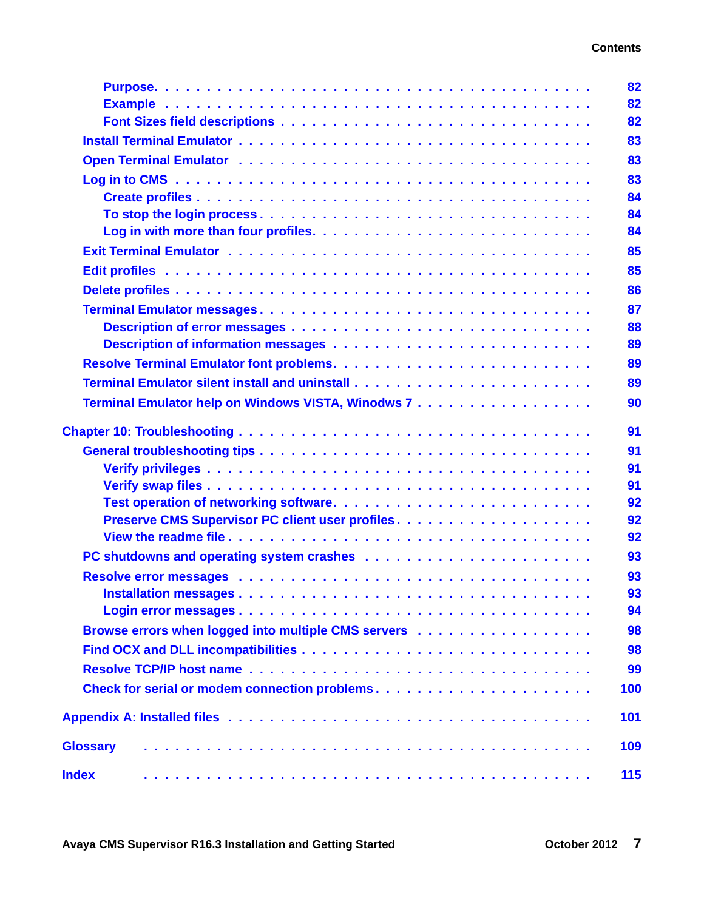Purpose. . . . . . . . . . . . . . . . . . . . . . . . . . . . . . . . . . . 82
Example . . . . . . . . . . . . . . . . . . . . . . . . . . . . . . . . . . . 82
Font Sizes field descriptions . . . . . . . . . . . . . . . . . . . . . . . . . 82
Install Terminal Emulator . . . . . . . . . . . . . . . . . . . . . . . . . . . 83
Open Terminal Emulator . . . . . . . . . . . . . . . . . . . . . . . . . . . . 83
Log in to CMS . . . . . . . . . . . . . . . . . . . . . . . . . . . . . . . . . 83
Create profiles . . . . . . . . . . . . . . . . . . . . . . . . . . . . . . . . 84
To stop the login process . . . . . . . . . . . . . . . . . . . . . . . . . . . 84
Log in with more than four profiles. . . . . . . . . . . . . . . . . . . . . . 84
Exit Terminal Emulator . . . . . . . . . . . . . . . . . . . . . . . . . . . . 85
Edit profiles . . . . . . . . . . . . . . . . . . . . . . . . . . . . . . . . . 85
Delete profiles . . . . . . . . . . . . . . . . . . . . . . . . . . . . . . . . 86
Terminal Emulator messages . . . . . . . . . . . . . . . . . . . . . . . . . . 87
Description of error messages . . . . . . . . . . . . . . . . . . . . . . . . . 88
Description of information messages . . . . . . . . . . . . . . . . . . . . . 89
Resolve Terminal Emulator font problems. . . . . . . . . . . . . . . . . . . . 89
Terminal Emulator silent install and uninstall . . . . . . . . . . . . . . . . . 89
Terminal Emulator help on Windows VISTA, Winodws 7 . . . . . . . . . . . . . . . 90

Chapter 10: Troubleshooting . . . . . . . . . . . . . . . . . . . . . . . . . . 91
General troubleshooting tips . . . . . . . . . . . . . . . . . . . . . . . . . 91
Verify privileges . . . . . . . . . . . . . . . . . . . . . . . . . . . . . . . 91
Verify swap files . . . . . . . . . . . . . . . . . . . . . . . . . . . . . . . 91
Test operation of networking software. . . . . . . . . . . . . . . . . . . . . 92
Preserve CMS Supervisor PC client user profiles . . . . . . . . . . . . . . . . 92
View the readme file . . . . . . . . . . . . . . . . . . . . . . . . . . . . . 92
PC shutdowns and operating system crashes . . . . . . . . . . . . . . . . . . 93
Resolve error messages . . . . . . . . . . . . . . . . . . . . . . . . . . . . 93
Installation messages . . . . . . . . . . . . . . . . . . . . . . . . . . . . . 93
Login error messages . . . . . . . . . . . . . . . . . . . . . . . . . . . . . 94
Browse errors when logged into multiple CMS servers . . . . . . . . . . . . . . 98
Find OCX and DLL incompatibilities . . . . . . . . . . . . . . . . . . . . . . 98
Resolve TCP/IP host name . . . . . . . . . . . . . . . . . . . . . . . . . . . 99
Check for serial or modem connection problems . . . . . . . . . . . . . . . . . 100

Appendix A: Installed files . . . . . . . . . . . . . . . . . . . . . . . . . . 101

Glossary . . . . . . . . . . . . . . . . . . . . . . . . . . . . . . . . . . . 109

Index . . . . . . . . . . . . . . . . . . . . . . . . . . . . . . . . . . . . 115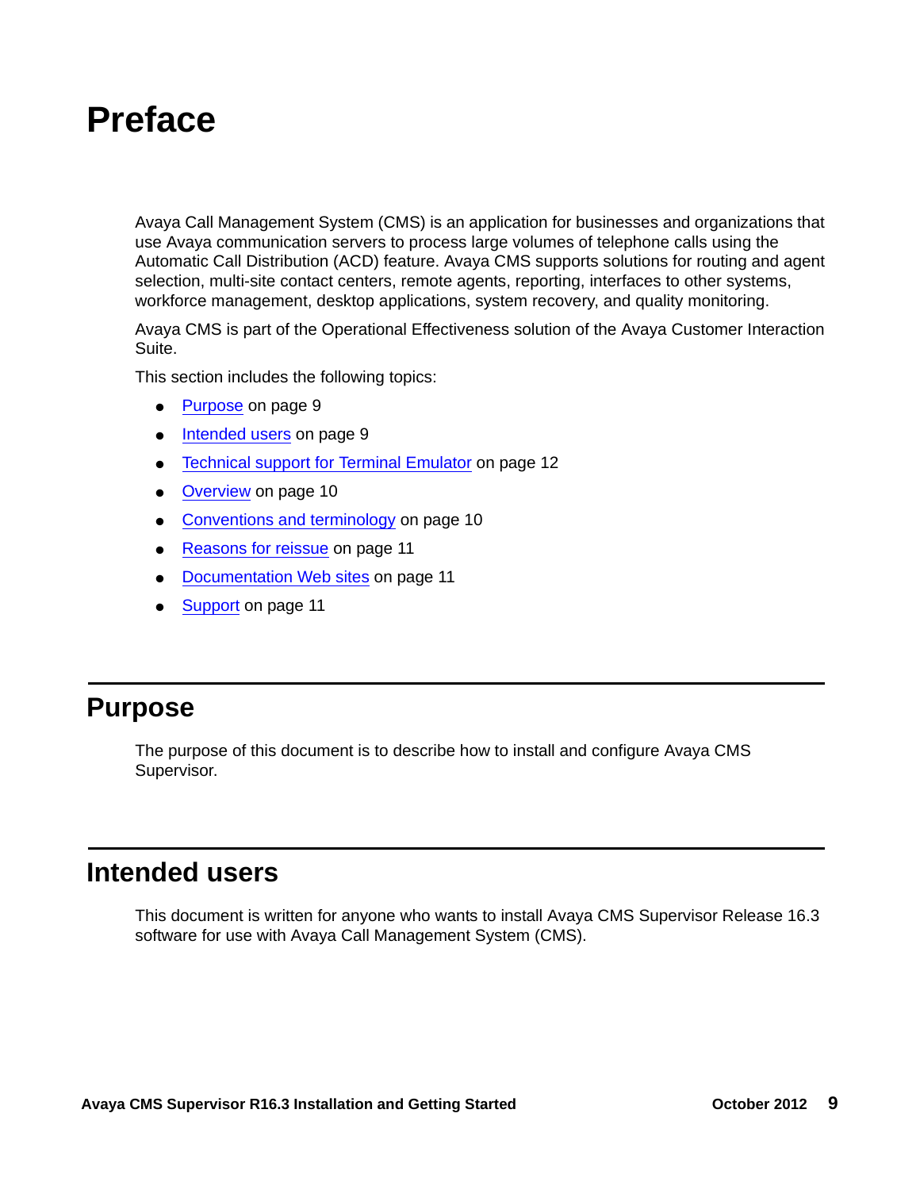# Preface

Avaya Call Management System (CMS) is an application for businesses and organizations that use Avaya communication servers to process large volumes of telephone calls using the Automatic Call Distribution (ACD) feature. Avaya CMS supports solutions for routing and agent selection, multi-site contact centers, remote agents, reporting, interfaces to other systems, workforce management, desktop applications, system recovery, and quality monitoring.

Avaya CMS is part of the Operational Effectiveness solution of the Avaya Customer Interaction Suite.

This section includes the following topics:

- Purpose on page 9
- Intended users on page 9
- Technical support for Terminal Emulator on page 12
- Overview on page 10
- Conventions and terminology on page 10
- Reasons for reissue on page 11
- Documentation Web sites on page 11
- Support on page 11

## Purpose

The purpose of this document is to describe how to install and configure Avaya CMS Supervisor.

## Intended users

This document is written for anyone who wants to install Avaya CMS Supervisor Release 16.3 software for use with Avaya Call Management System (CMS).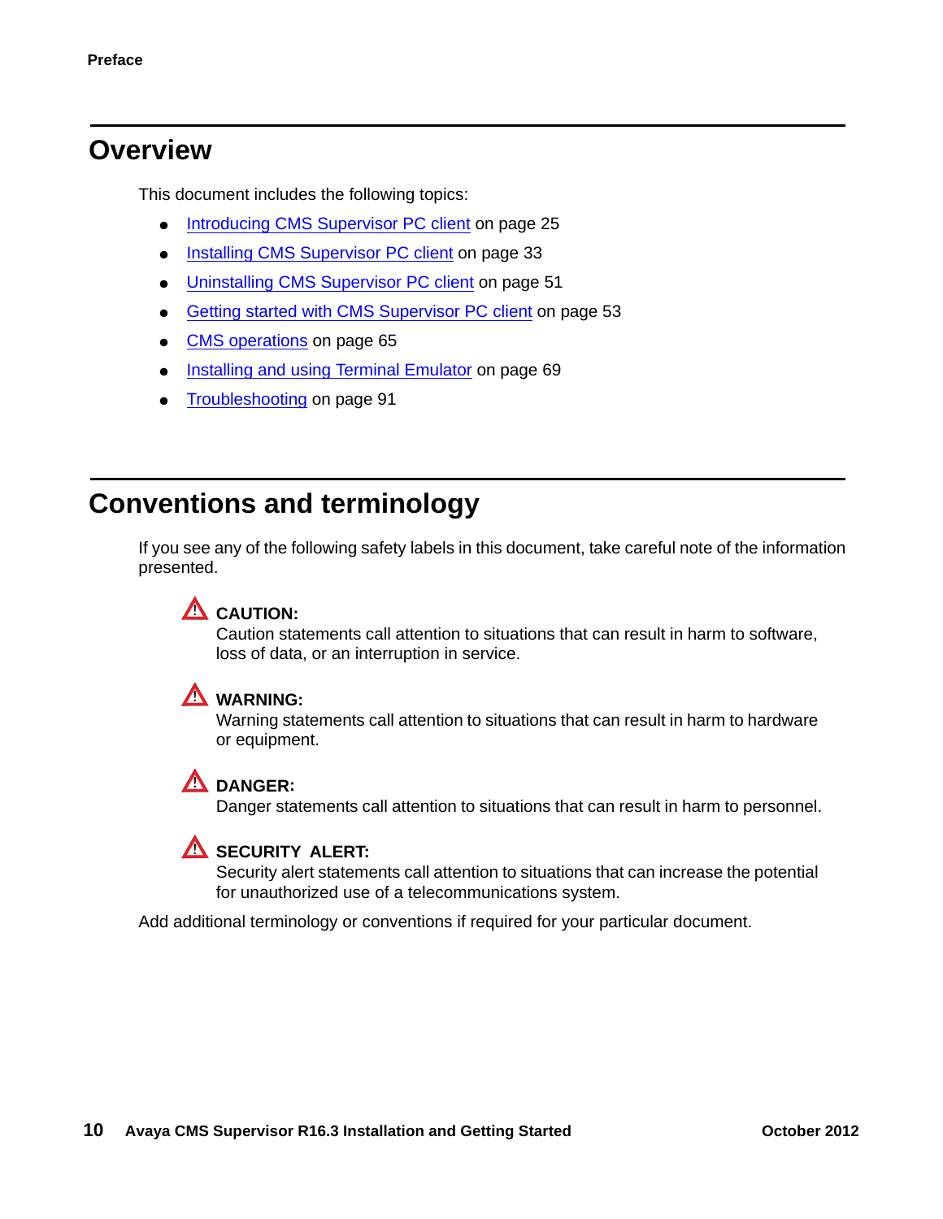## Overview

This document includes the following topics:

- Introducing CMS Supervisor PC client on page 25
- Installing CMS Supervisor PC client on page 33
- Uninstalling CMS Supervisor PC client on page 51
- Getting started with CMS Supervisor PC client on page 53
- CMS operations on page 65
- Installing and using Terminal Emulator on page 69
- Troubleshooting on page 91

## Conventions and terminology

If you see any of the following safety labels in this document, take careful note of the information presented.

**CAUTION:**
Caution statements call attention to situations that can result in harm to software, loss of data, or an interruption in service.

**WARNING:**
Warning statements call attention to situations that can result in harm to hardware or equipment.

**DANGER:**
Danger statements call attention to situations that can result in harm to personnel.

**SECURITY ALERT:**
Security alert statements call attention to situations that can increase the potential for unauthorized use of a telecommunications system.

Add additional terminology or conventions if required for your particular document.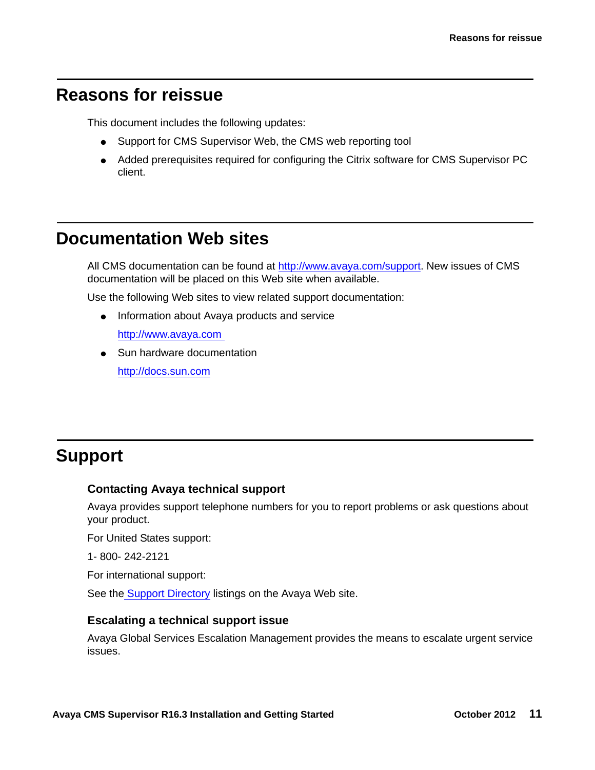# Reasons for reissue

This document includes the following updates:

- Support for CMS Supervisor Web, the CMS web reporting tool
- Added prerequisites required for configuring the Citrix software for CMS Supervisor PC client.

# Documentation Web sites

All CMS documentation can be found at http://www.avaya.com/support. New issues of CMS documentation will be placed on this Web site when available.

Use the following Web sites to view related support documentation:

- Information about Avaya products and service

  http://www.avaya.com

- Sun hardware documentation

  http://docs.sun.com

# Support

### Contacting Avaya technical support

Avaya provides support telephone numbers for you to report problems or ask questions about your product.

For United States support:

1- 800- 242-2121

For international support:

See the Support Directory listings on the Avaya Web site.

### Escalating a technical support issue

Avaya Global Services Escalation Management provides the means to escalate urgent service issues.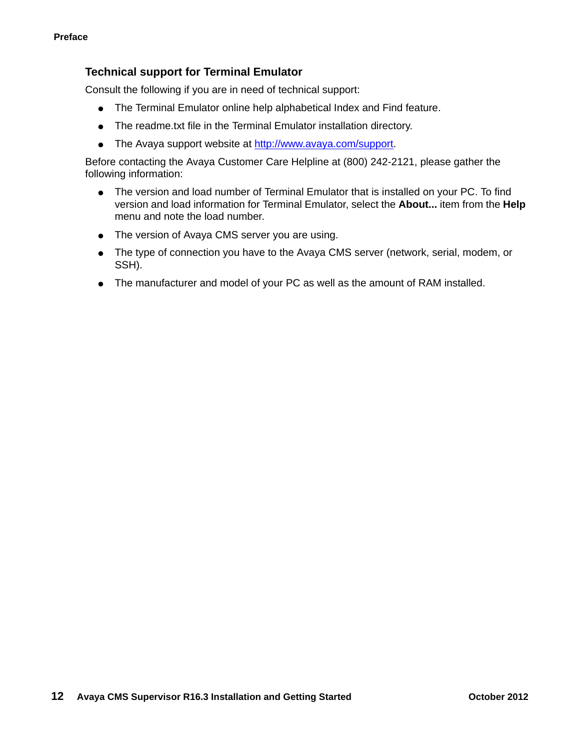## Technical support for Terminal Emulator

Consult the following if you are in need of technical support:

- The Terminal Emulator online help alphabetical Index and Find feature.
- The readme.txt file in the Terminal Emulator installation directory.
- The Avaya support website at [http://www.avaya.com/support](http://www.avaya.com/support).

Before contacting the Avaya Customer Care Helpline at (800) 242-2121, please gather the following information:

- The version and load number of Terminal Emulator that is installed on your PC. To find version and load information for Terminal Emulator, select the **About...** item from the **Help** menu and note the load number.
- The version of Avaya CMS server you are using.
- The type of connection you have to the Avaya CMS server (network, serial, modem, or SSH).
- The manufacturer and model of your PC as well as the amount of RAM installed.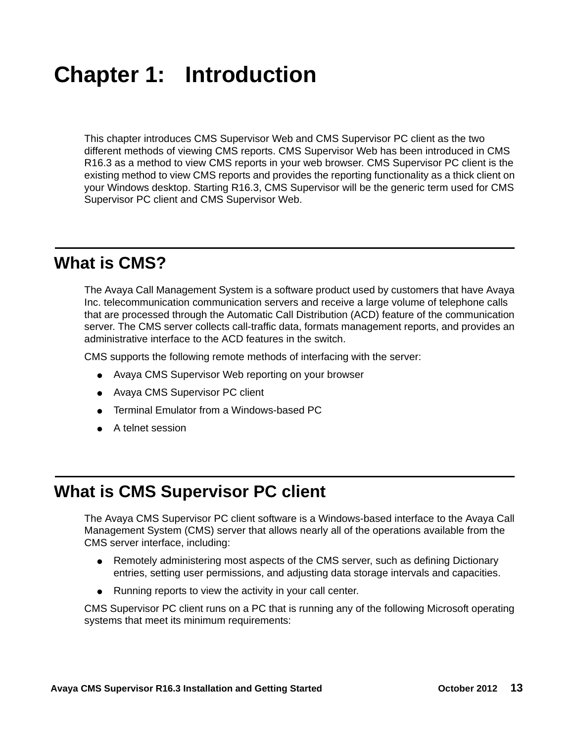# Chapter 1: Introduction

This chapter introduces CMS Supervisor Web and CMS Supervisor PC client as the two different methods of viewing CMS reports. CMS Supervisor Web has been introduced in CMS R16.3 as a method to view CMS reports in your web browser. CMS Supervisor PC client is the existing method to view CMS reports and provides the reporting functionality as a thick client on your Windows desktop. Starting R16.3, CMS Supervisor will be the generic term used for CMS Supervisor PC client and CMS Supervisor Web.

## What is CMS?

The Avaya Call Management System is a software product used by customers that have Avaya Inc. telecommunication communication servers and receive a large volume of telephone calls that are processed through the Automatic Call Distribution (ACD) feature of the communication server. The CMS server collects call-traffic data, formats management reports, and provides an administrative interface to the ACD features in the switch.

CMS supports the following remote methods of interfacing with the server:

- Avaya CMS Supervisor Web reporting on your browser
- Avaya CMS Supervisor PC client
- Terminal Emulator from a Windows-based PC
- A telnet session

## What is CMS Supervisor PC client

The Avaya CMS Supervisor PC client software is a Windows-based interface to the Avaya Call Management System (CMS) server that allows nearly all of the operations available from the CMS server interface, including:

- Remotely administering most aspects of the CMS server, such as defining Dictionary entries, setting user permissions, and adjusting data storage intervals and capacities.
- Running reports to view the activity in your call center.

CMS Supervisor PC client runs on a PC that is running any of the following Microsoft operating systems that meet its minimum requirements: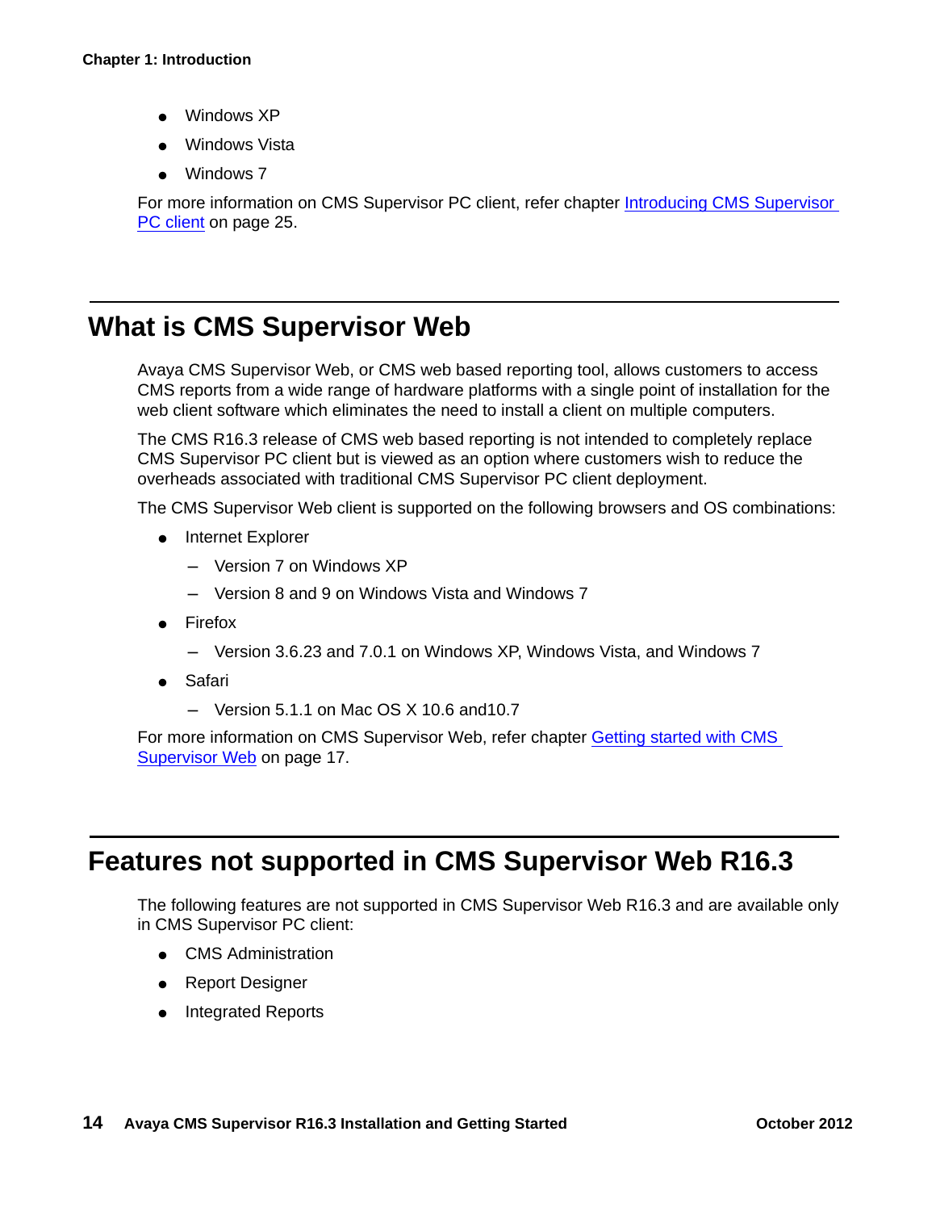- Windows XP
- Windows Vista
- Windows 7

For more information on CMS Supervisor PC client, refer chapter Introducing CMS Supervisor PC client on page 25.

## What is CMS Supervisor Web

Avaya CMS Supervisor Web, or CMS web based reporting tool, allows customers to access CMS reports from a wide range of hardware platforms with a single point of installation for the web client software which eliminates the need to install a client on multiple computers.

The CMS R16.3 release of CMS web based reporting is not intended to completely replace CMS Supervisor PC client but is viewed as an option where customers wish to reduce the overheads associated with traditional CMS Supervisor PC client deployment.

The CMS Supervisor Web client is supported on the following browsers and OS combinations:

- Internet Explorer
  - Version 7 on Windows XP
  - Version 8 and 9 on Windows Vista and Windows 7
- Firefox
  - Version 3.6.23 and 7.0.1 on Windows XP, Windows Vista, and Windows 7
- Safari
  - Version 5.1.1 on Mac OS X 10.6 and10.7

For more information on CMS Supervisor Web, refer chapter Getting started with CMS Supervisor Web on page 17.

## Features not supported in CMS Supervisor Web R16.3

The following features are not supported in CMS Supervisor Web R16.3 and are available only in CMS Supervisor PC client:

- CMS Administration
- Report Designer
- Integrated Reports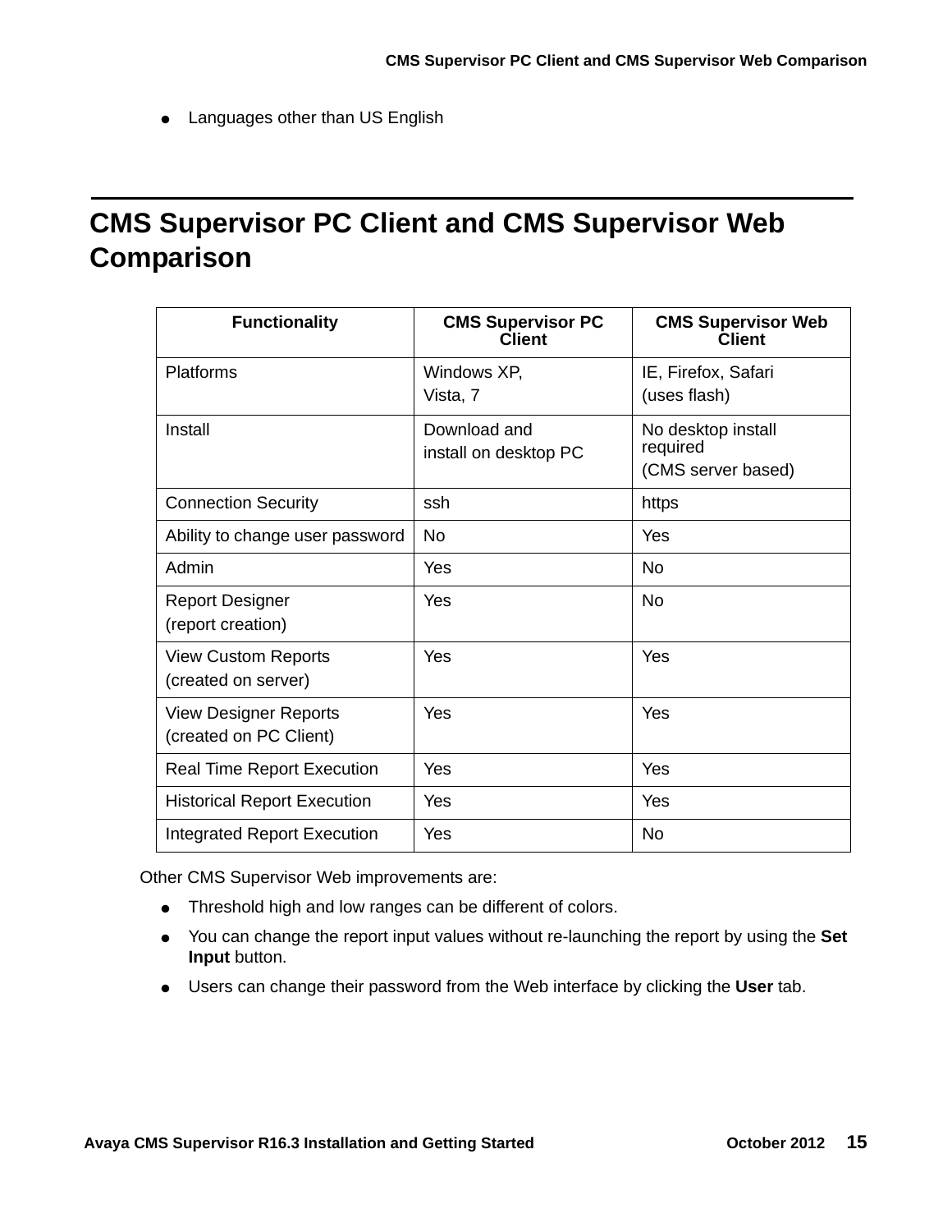- Languages other than US English

## CMS Supervisor PC Client and CMS Supervisor Web Comparison

| Functionality | CMS Supervisor PC Client | CMS Supervisor Web Client |
|---|---|---|
| Platforms | Windows XP,<br>Vista, 7 | IE, Firefox, Safari<br>(uses flash) |
| Install | Download and<br>install on desktop PC | No desktop install required<br>(CMS server based) |
| Connection Security | ssh | https |
| Ability to change user password | No | Yes |
| Admin | Yes | No |
| Report Designer<br>(report creation) | Yes | No |
| View Custom Reports<br>(created on server) | Yes | Yes |
| View Designer Reports<br>(created on PC Client) | Yes | Yes |
| Real Time Report Execution | Yes | Yes |
| Historical Report Execution | Yes | Yes |
| Integrated Report Execution | Yes | No |

Other CMS Supervisor Web improvements are:

- Threshold high and low ranges can be different of colors.
- You can change the report input values without re-launching the report by using the **Set Input** button.
- Users can change their password from the Web interface by clicking the **User** tab.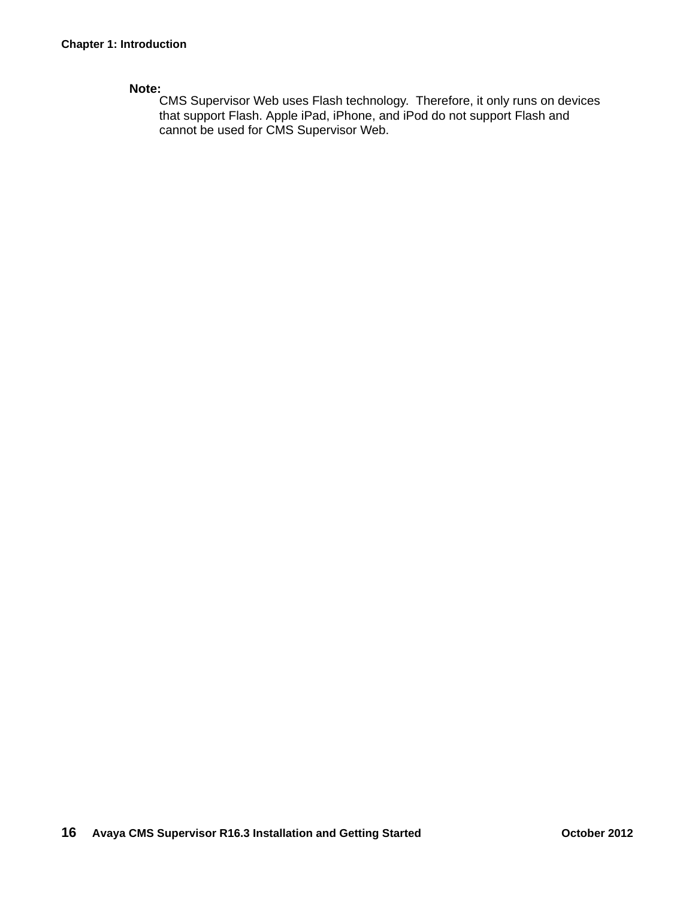**Note:**

CMS Supervisor Web uses Flash technology. Therefore, it only runs on devices that support Flash. Apple iPad, iPhone, and iPod do not support Flash and cannot be used for CMS Supervisor Web.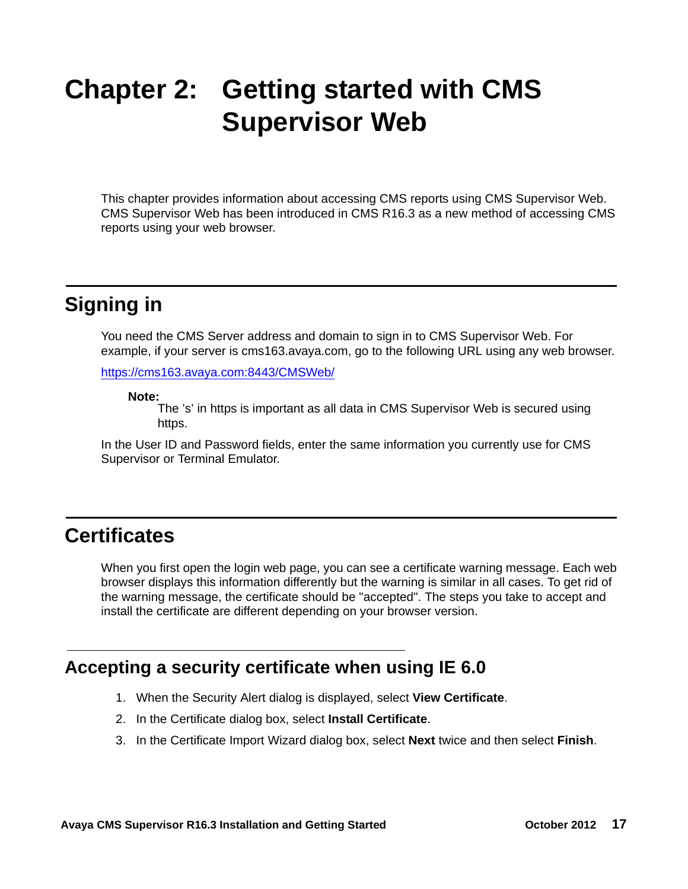# Chapter 2: Getting started with CMS Supervisor Web

This chapter provides information about accessing CMS reports using CMS Supervisor Web. CMS Supervisor Web has been introduced in CMS R16.3 as a new method of accessing CMS reports using your web browser.

## Signing in

You need the CMS Server address and domain to sign in to CMS Supervisor Web. For example, if your server is cms163.avaya.com, go to the following URL using any web browser.

https://cms163.avaya.com:8443/CMSWeb/

**Note:**
The 's' in https is important as all data in CMS Supervisor Web is secured using https.

In the User ID and Password fields, enter the same information you currently use for CMS Supervisor or Terminal Emulator.

## Certificates

When you first open the login web page, you can see a certificate warning message. Each web browser displays this information differently but the warning is similar in all cases. To get rid of the warning message, the certificate should be "accepted". The steps you take to accept and install the certificate are different depending on your browser version.

### Accepting a security certificate when using IE 6.0

1. When the Security Alert dialog is displayed, select **View Certificate**.
2. In the Certificate dialog box, select **Install Certificate**.
3. In the Certificate Import Wizard dialog box, select **Next** twice and then select **Finish**.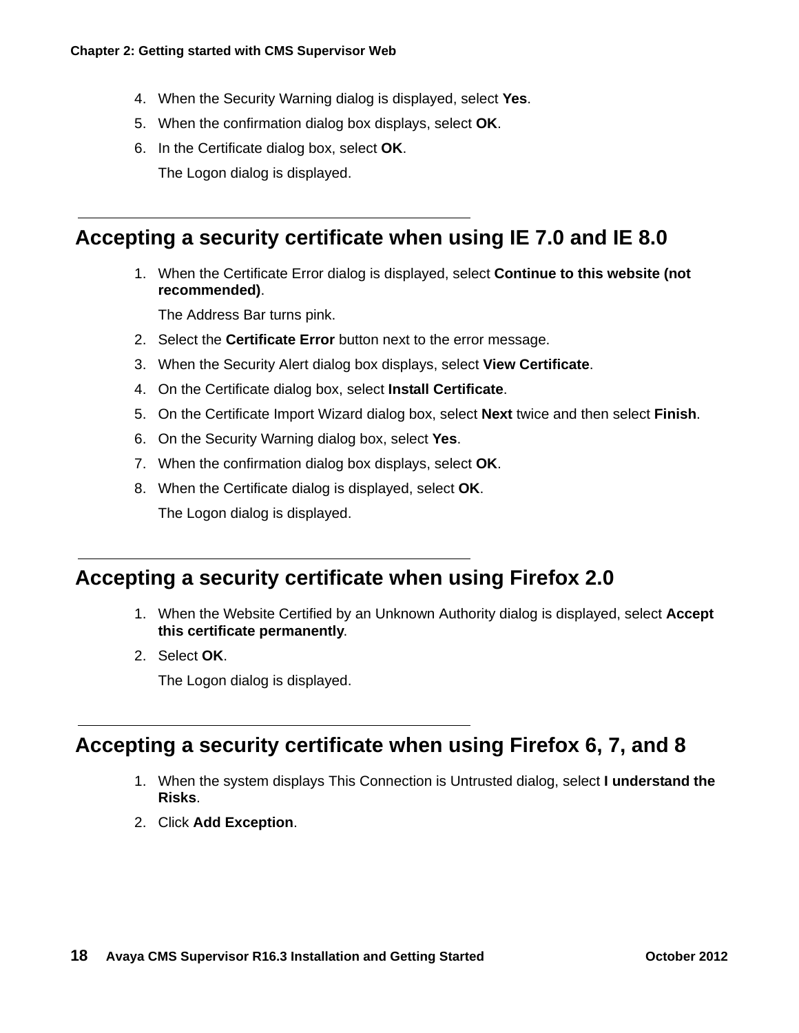4. When the Security Warning dialog is displayed, select **Yes**.
5. When the confirmation dialog box displays, select **OK**.
6. In the Certificate dialog box, select **OK**.

   The Logon dialog is displayed.

## Accepting a security certificate when using IE 7.0 and IE 8.0

1. When the Certificate Error dialog is displayed, select **Continue to this website (not recommended)**.

   The Address Bar turns pink.
2. Select the **Certificate Error** button next to the error message.
3. When the Security Alert dialog box displays, select **View Certificate**.
4. On the Certificate dialog box, select **Install Certificate**.
5. On the Certificate Import Wizard dialog box, select **Next** twice and then select **Finish**.
6. On the Security Warning dialog box, select **Yes**.
7. When the confirmation dialog box displays, select **OK**.
8. When the Certificate dialog is displayed, select **OK**.

   The Logon dialog is displayed.

## Accepting a security certificate when using Firefox 2.0

1. When the Website Certified by an Unknown Authority dialog is displayed, select **Accept this certificate permanently**.
2. Select **OK**.

   The Logon dialog is displayed.

## Accepting a security certificate when using Firefox 6, 7, and 8

1. When the system displays This Connection is Untrusted dialog, select **I understand the Risks**.
2. Click **Add Exception**.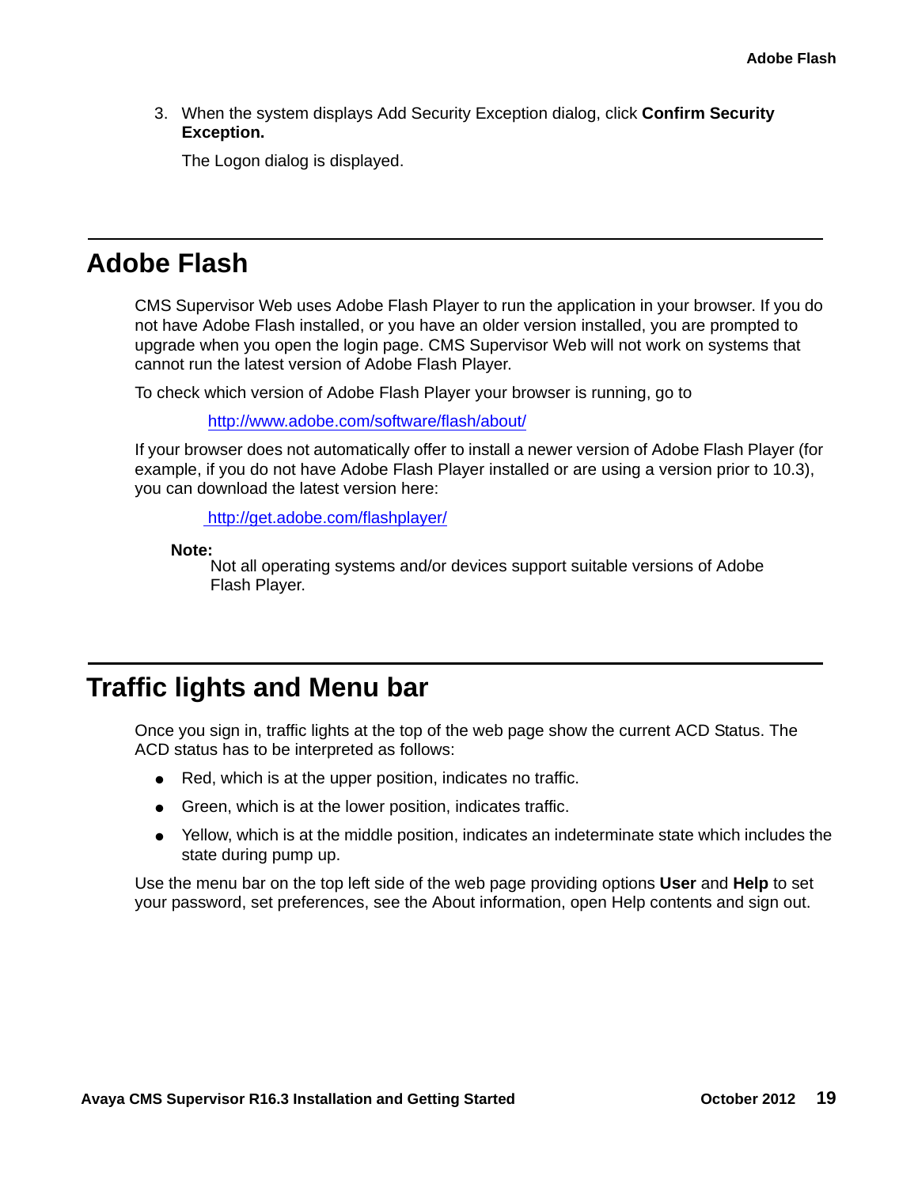3. When the system displays Add Security Exception dialog, click **Confirm Security Exception.**

   The Logon dialog is displayed.

## Adobe Flash

CMS Supervisor Web uses Adobe Flash Player to run the application in your browser. If you do not have Adobe Flash installed, or you have an older version installed, you are prompted to upgrade when you open the login page. CMS Supervisor Web will not work on systems that cannot run the latest version of Adobe Flash Player.

To check which version of Adobe Flash Player your browser is running, go to

http://www.adobe.com/software/flash/about/

If your browser does not automatically offer to install a newer version of Adobe Flash Player (for example, if you do not have Adobe Flash Player installed or are using a version prior to 10.3), you can download the latest version here:

http://get.adobe.com/flashplayer/

**Note:**
Not all operating systems and/or devices support suitable versions of Adobe Flash Player.

## Traffic lights and Menu bar

Once you sign in, traffic lights at the top of the web page show the current ACD Status. The ACD status has to be interpreted as follows:

- Red, which is at the upper position, indicates no traffic.
- Green, which is at the lower position, indicates traffic.
- Yellow, which is at the middle position, indicates an indeterminate state which includes the state during pump up.

Use the menu bar on the top left side of the web page providing options **User** and **Help** to set your password, set preferences, see the About information, open Help contents and sign out.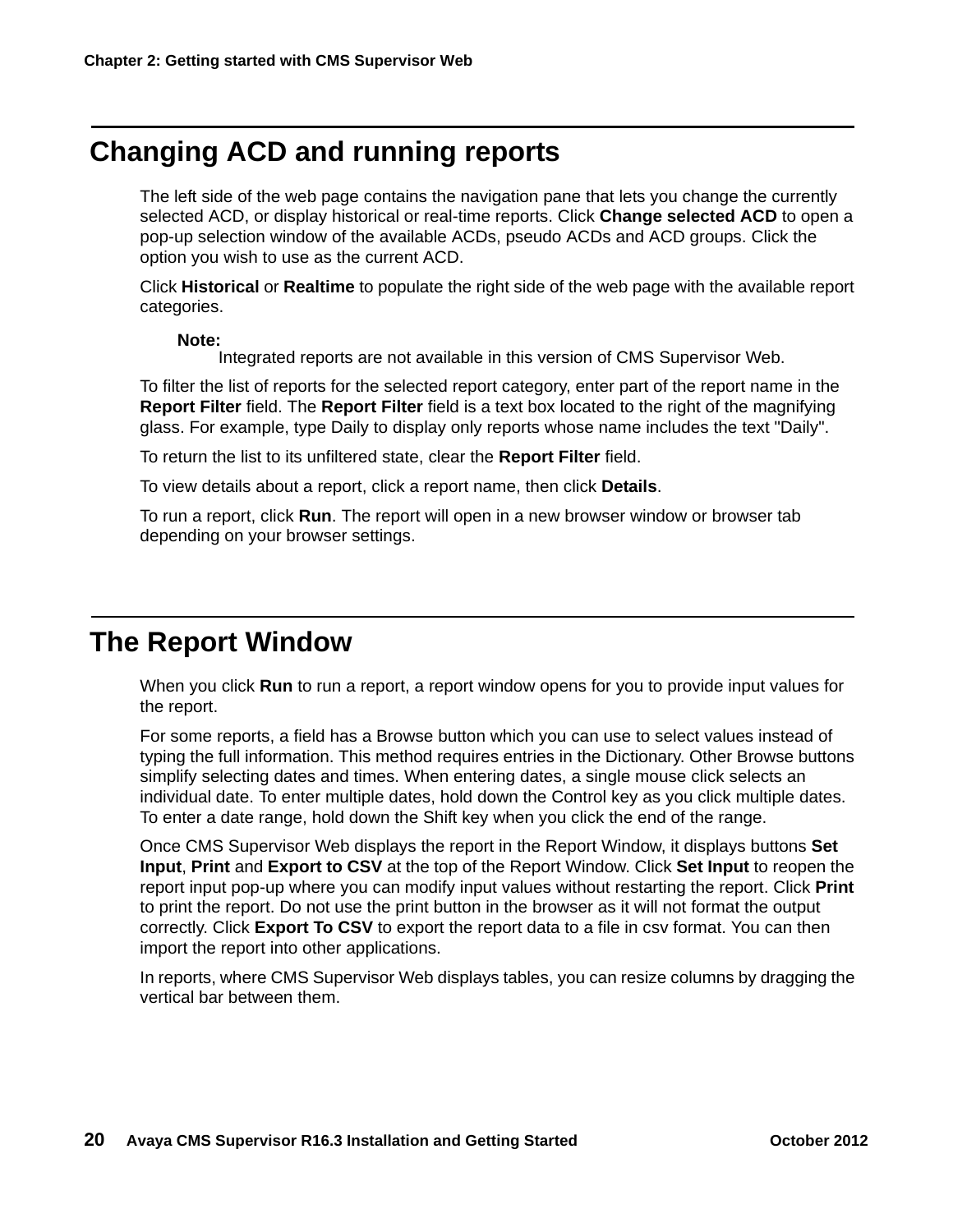# Changing ACD and running reports

The left side of the web page contains the navigation pane that lets you change the currently selected ACD, or display historical or real-time reports. Click **Change selected ACD** to open a pop-up selection window of the available ACDs, pseudo ACDs and ACD groups. Click the option you wish to use as the current ACD.

Click **Historical** or **Realtime** to populate the right side of the web page with the available report categories.

**Note:**
Integrated reports are not available in this version of CMS Supervisor Web.

To filter the list of reports for the selected report category, enter part of the report name in the **Report Filter** field. The **Report Filter** field is a text box located to the right of the magnifying glass. For example, type Daily to display only reports whose name includes the text "Daily".

To return the list to its unfiltered state, clear the **Report Filter** field.

To view details about a report, click a report name, then click **Details**.

To run a report, click **Run**. The report will open in a new browser window or browser tab depending on your browser settings.

# The Report Window

When you click **Run** to run a report, a report window opens for you to provide input values for the report.

For some reports, a field has a Browse button which you can use to select values instead of typing the full information. This method requires entries in the Dictionary. Other Browse buttons simplify selecting dates and times. When entering dates, a single mouse click selects an individual date. To enter multiple dates, hold down the Control key as you click multiple dates. To enter a date range, hold down the Shift key when you click the end of the range.

Once CMS Supervisor Web displays the report in the Report Window, it displays buttons **Set Input**, **Print** and **Export to CSV** at the top of the Report Window. Click **Set Input** to reopen the report input pop-up where you can modify input values without restarting the report. Click **Print** to print the report. Do not use the print button in the browser as it will not format the output correctly. Click **Export To CSV** to export the report data to a file in csv format. You can then import the report into other applications.

In reports, where CMS Supervisor Web displays tables, you can resize columns by dragging the vertical bar between them.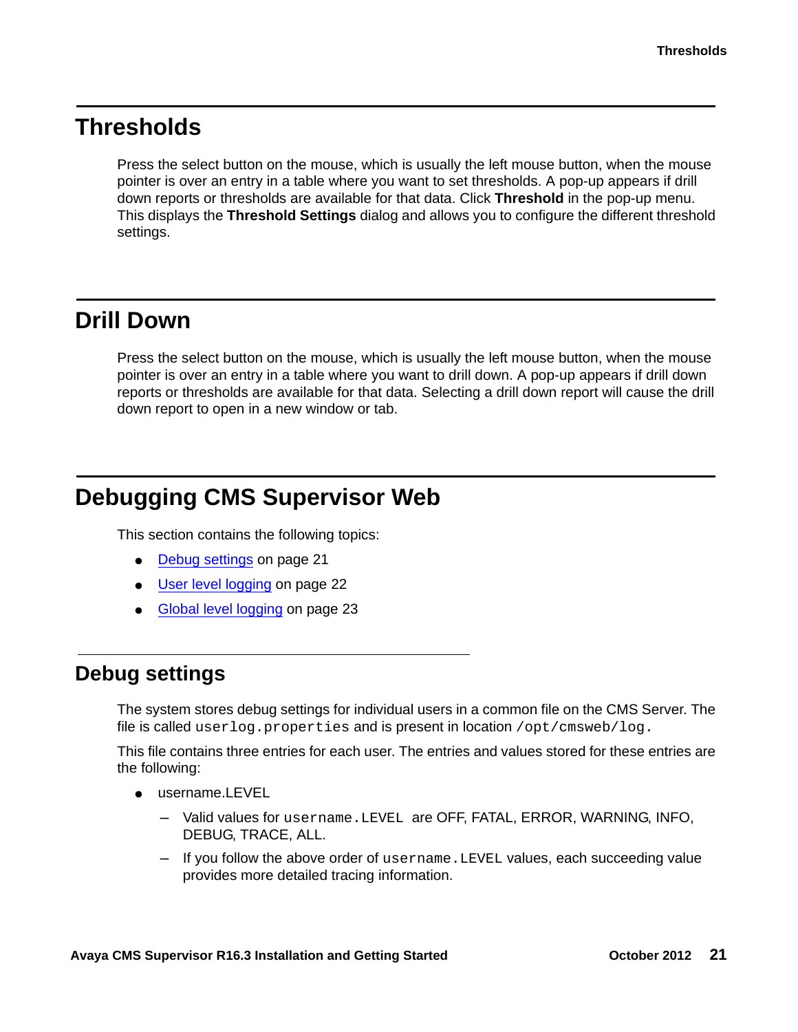# Thresholds

Press the select button on the mouse, which is usually the left mouse button, when the mouse pointer is over an entry in a table where you want to set thresholds. A pop-up appears if drill down reports or thresholds are available for that data. Click **Threshold** in the pop-up menu. This displays the **Threshold Settings** dialog and allows you to configure the different threshold settings.

# Drill Down

Press the select button on the mouse, which is usually the left mouse button, when the mouse pointer is over an entry in a table where you want to drill down. A pop-up appears if drill down reports or thresholds are available for that data. Selecting a drill down report will cause the drill down report to open in a new window or tab.

# Debugging CMS Supervisor Web

This section contains the following topics:

- Debug settings on page 21
- User level logging on page 22
- Global level logging on page 23

## Debug settings

The system stores debug settings for individual users in a common file on the CMS Server. The file is called `userlog.properties` and is present in location `/opt/cmsweb/log.`

This file contains three entries for each user. The entries and values stored for these entries are the following:

- username.LEVEL
  - Valid values for `username.LEVEL` are OFF, FATAL, ERROR, WARNING, INFO, DEBUG, TRACE, ALL.
  - If you follow the above order of `username.LEVEL` values, each succeeding value provides more detailed tracing information.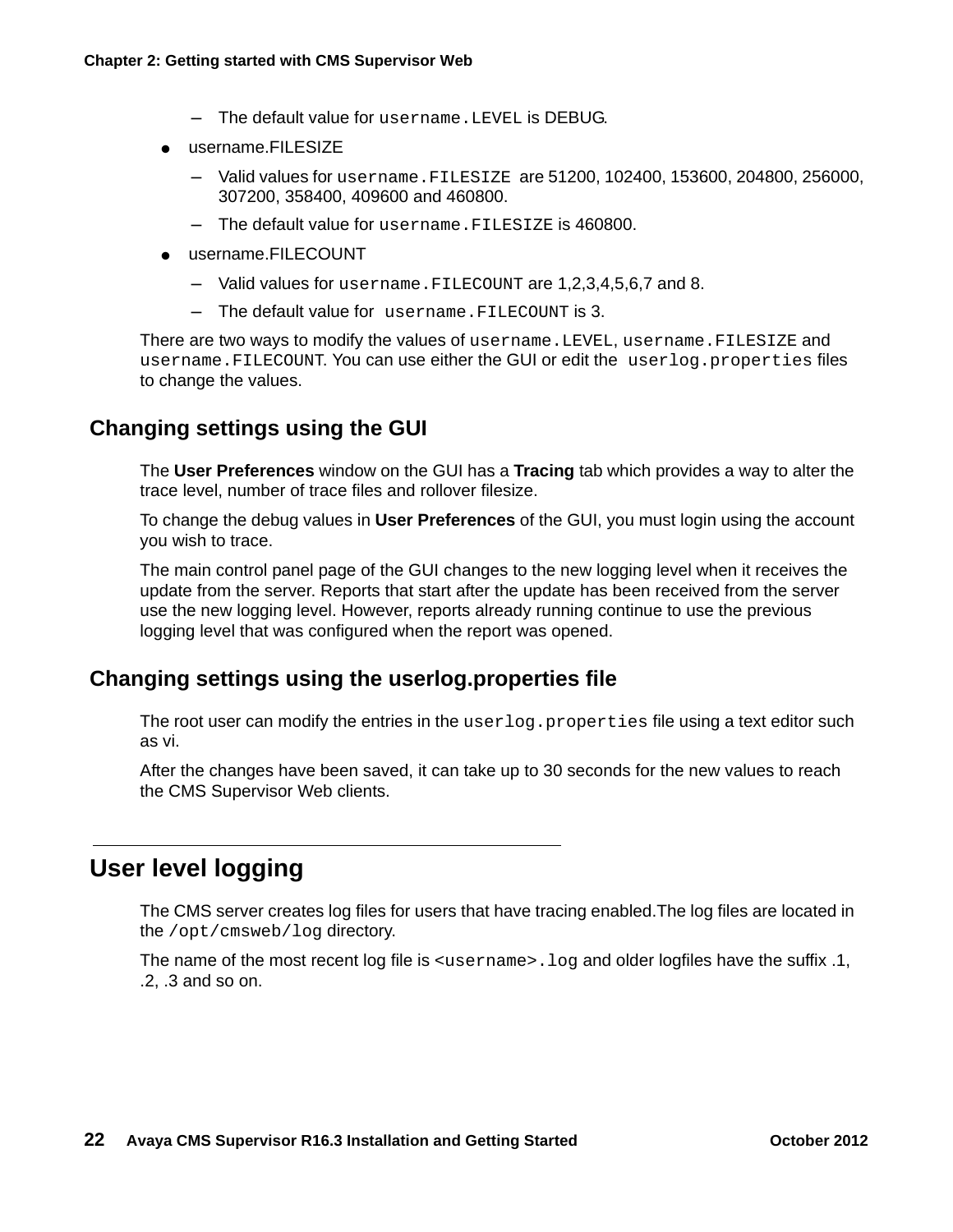- The default value for `username.LEVEL` is DEBUG.

- username.FILESIZE
  - Valid values for `username.FILESIZE` are 51200, 102400, 153600, 204800, 256000, 307200, 358400, 409600 and 460800.
  - The default value for `username.FILESIZE` is 460800.

- username.FILECOUNT
  - Valid values for `username.FILECOUNT` are 1,2,3,4,5,6,7 and 8.
  - The default value for `username.FILECOUNT` is 3.

There are two ways to modify the values of `username.LEVEL`, `username.FILESIZE` and `username.FILECOUNT`. You can use either the GUI or edit the `userlog.properties` files to change the values.

### Changing settings using the GUI

The **User Preferences** window on the GUI has a **Tracing** tab which provides a way to alter the trace level, number of trace files and rollover filesize.

To change the debug values in **User Preferences** of the GUI, you must login using the account you wish to trace.

The main control panel page of the GUI changes to the new logging level when it receives the update from the server. Reports that start after the update has been received from the server use the new logging level. However, reports already running continue to use the previous logging level that was configured when the report was opened.

### Changing settings using the userlog.properties file

The root user can modify the entries in the `userlog.properties` file using a text editor such as vi.

After the changes have been saved, it can take up to 30 seconds for the new values to reach the CMS Supervisor Web clients.

## User level logging

The CMS server creates log files for users that have tracing enabled.The log files are located in the `/opt/cmsweb/log` directory.

The name of the most recent log file is `<username>.log` and older logfiles have the suffix .1, .2, .3 and so on.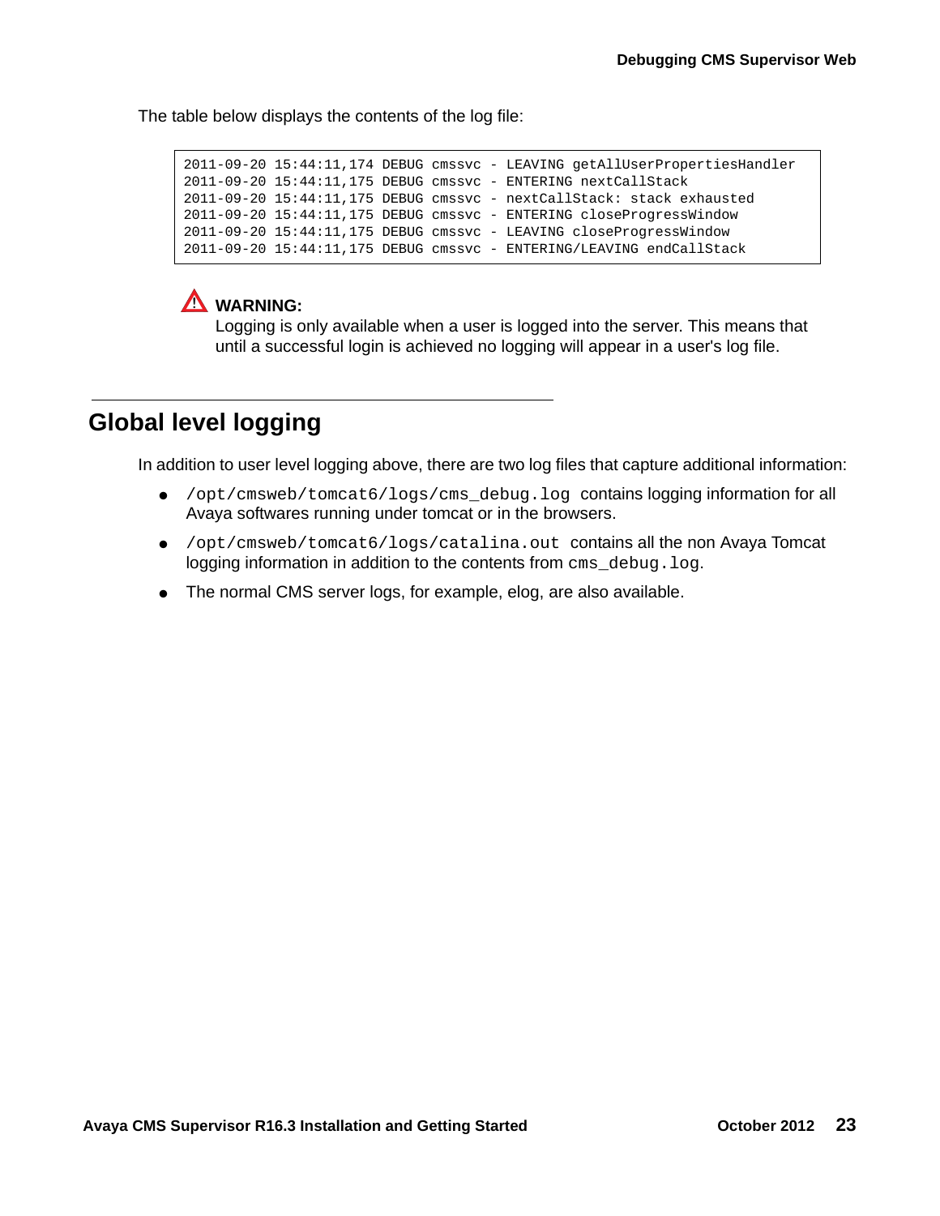The table below displays the contents of the log file:

```
2011-09-20 15:44:11,174 DEBUG cmssvc - LEAVING getAllUserPropertiesHandler
2011-09-20 15:44:11,175 DEBUG cmssvc - ENTERING nextCallStack
2011-09-20 15:44:11,175 DEBUG cmssvc - nextCallStack: stack exhausted
2011-09-20 15:44:11,175 DEBUG cmssvc - ENTERING closeProgressWindow
2011-09-20 15:44:11,175 DEBUG cmssvc - LEAVING closeProgressWindow
2011-09-20 15:44:11,175 DEBUG cmssvc - ENTERING/LEAVING endCallStack
```

**WARNING:**
Logging is only available when a user is logged into the server. This means that until a successful login is achieved no logging will appear in a user's log file.

## Global level logging

In addition to user level logging above, there are two log files that capture additional information:

- `/opt/cmsweb/tomcat6/logs/cms_debug.log` contains logging information for all Avaya softwares running under tomcat or in the browsers.
- `/opt/cmsweb/tomcat6/logs/catalina.out` contains all the non Avaya Tomcat logging information in addition to the contents from `cms_debug.log`.
- The normal CMS server logs, for example, elog, are also available.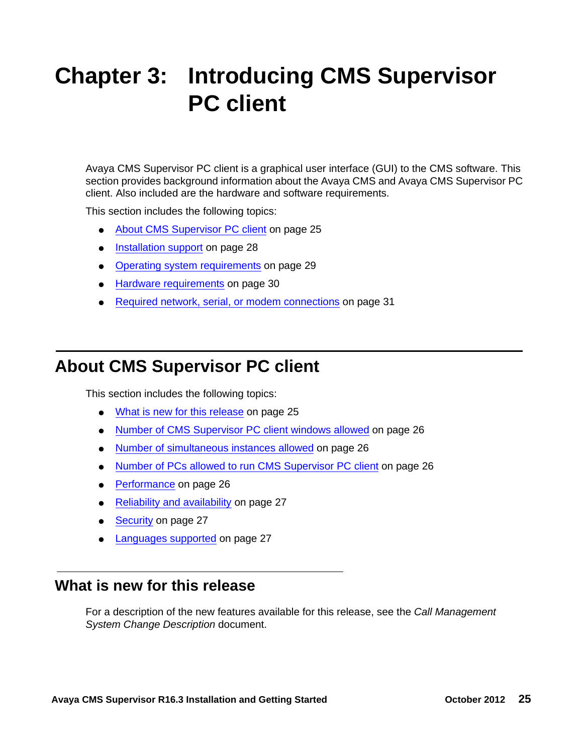# Chapter 3: Introducing CMS Supervisor PC client

Avaya CMS Supervisor PC client is a graphical user interface (GUI) to the CMS software. This section provides background information about the Avaya CMS and Avaya CMS Supervisor PC client. Also included are the hardware and software requirements.

This section includes the following topics:

- About CMS Supervisor PC client on page 25
- Installation support on page 28
- Operating system requirements on page 29
- Hardware requirements on page 30
- Required network, serial, or modem connections on page 31

## About CMS Supervisor PC client

This section includes the following topics:

- What is new for this release on page 25
- Number of CMS Supervisor PC client windows allowed on page 26
- Number of simultaneous instances allowed on page 26
- Number of PCs allowed to run CMS Supervisor PC client on page 26
- Performance on page 26
- Reliability and availability on page 27
- Security on page 27
- Languages supported on page 27

### What is new for this release

For a description of the new features available for this release, see the *Call Management System Change Description* document.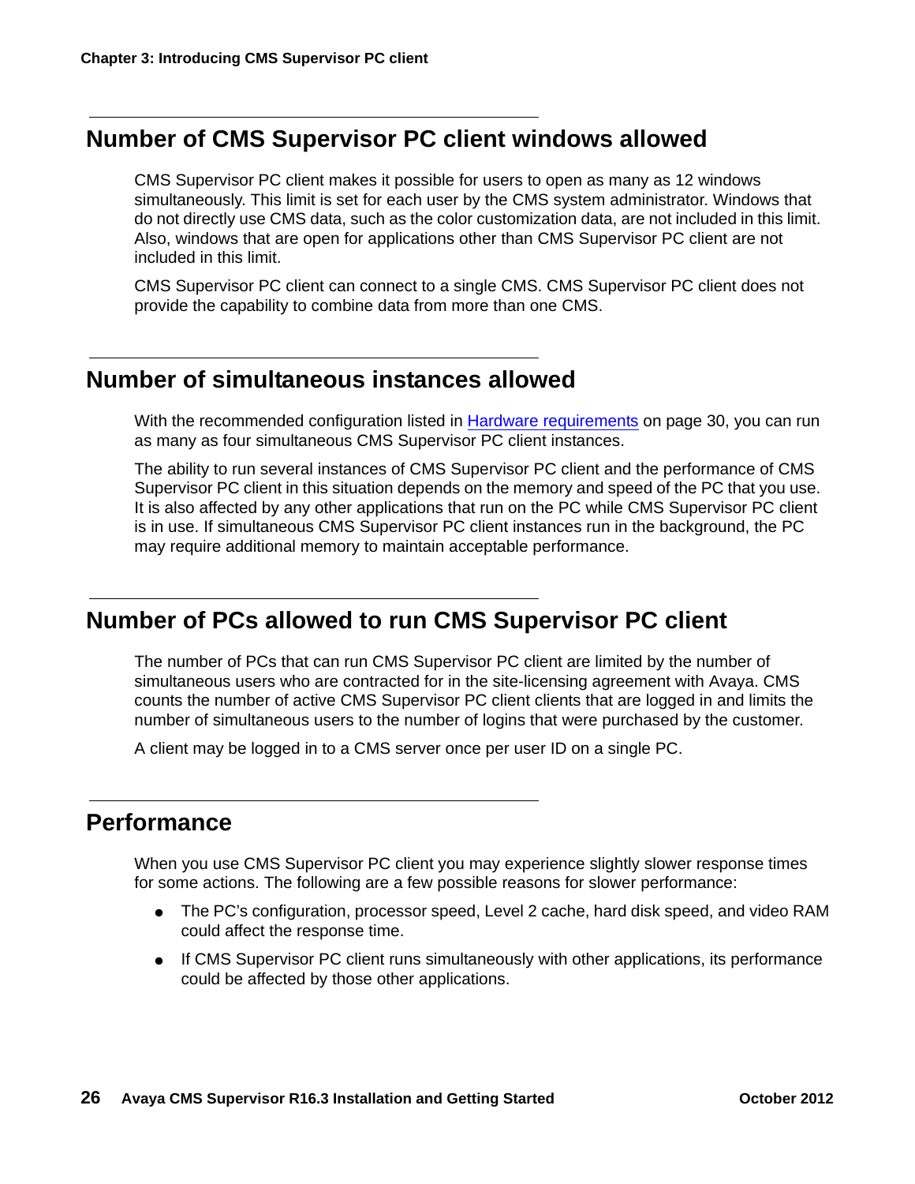## Number of CMS Supervisor PC client windows allowed

CMS Supervisor PC client makes it possible for users to open as many as 12 windows simultaneously. This limit is set for each user by the CMS system administrator. Windows that do not directly use CMS data, such as the color customization data, are not included in this limit. Also, windows that are open for applications other than CMS Supervisor PC client are not included in this limit.

CMS Supervisor PC client can connect to a single CMS. CMS Supervisor PC client does not provide the capability to combine data from more than one CMS.

## Number of simultaneous instances allowed

With the recommended configuration listed in Hardware requirements on page 30, you can run as many as four simultaneous CMS Supervisor PC client instances.

The ability to run several instances of CMS Supervisor PC client and the performance of CMS Supervisor PC client in this situation depends on the memory and speed of the PC that you use. It is also affected by any other applications that run on the PC while CMS Supervisor PC client is in use. If simultaneous CMS Supervisor PC client instances run in the background, the PC may require additional memory to maintain acceptable performance.

## Number of PCs allowed to run CMS Supervisor PC client

The number of PCs that can run CMS Supervisor PC client are limited by the number of simultaneous users who are contracted for in the site-licensing agreement with Avaya. CMS counts the number of active CMS Supervisor PC client clients that are logged in and limits the number of simultaneous users to the number of logins that were purchased by the customer.

A client may be logged in to a CMS server once per user ID on a single PC.

## Performance

When you use CMS Supervisor PC client you may experience slightly slower response times for some actions. The following are a few possible reasons for slower performance:

- The PC's configuration, processor speed, Level 2 cache, hard disk speed, and video RAM could affect the response time.
- If CMS Supervisor PC client runs simultaneously with other applications, its performance could be affected by those other applications.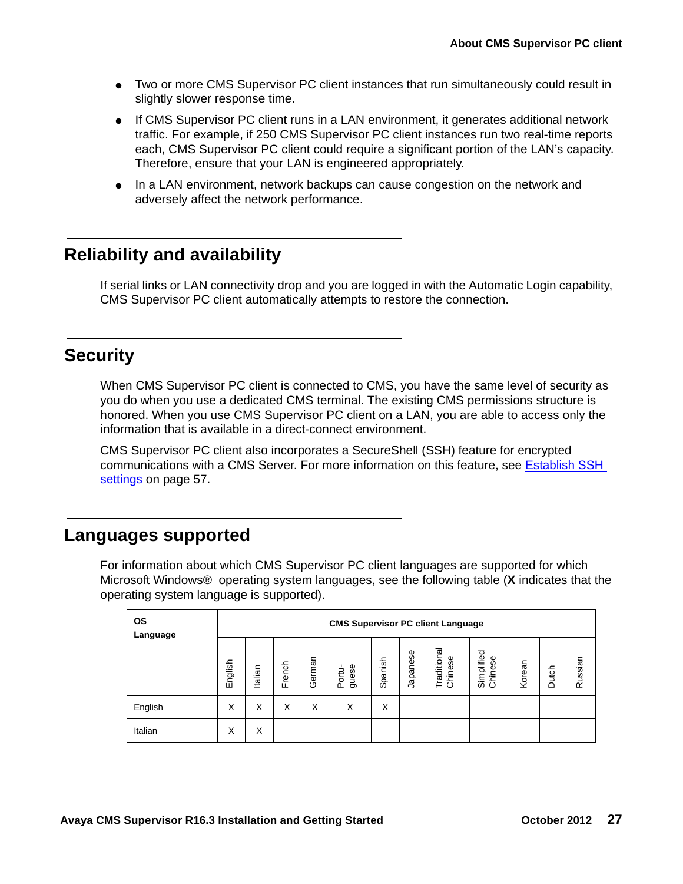- Two or more CMS Supervisor PC client instances that run simultaneously could result in slightly slower response time.
- If CMS Supervisor PC client runs in a LAN environment, it generates additional network traffic. For example, if 250 CMS Supervisor PC client instances run two real-time reports each, CMS Supervisor PC client could require a significant portion of the LAN's capacity. Therefore, ensure that your LAN is engineered appropriately.
- In a LAN environment, network backups can cause congestion on the network and adversely affect the network performance.

## Reliability and availability

If serial links or LAN connectivity drop and you are logged in with the Automatic Login capability, CMS Supervisor PC client automatically attempts to restore the connection.

## Security

When CMS Supervisor PC client is connected to CMS, you have the same level of security as you do when you use a dedicated CMS terminal. The existing CMS permissions structure is honored. When you use CMS Supervisor PC client on a LAN, you are able to access only the information that is available in a direct-connect environment.

CMS Supervisor PC client also incorporates a SecureShell (SSH) feature for encrypted communications with a CMS Server. For more information on this feature, see Establish SSH settings on page 57.

## Languages supported

For information about which CMS Supervisor PC client languages are supported for which Microsoft Windows® operating system languages, see the following table (**X** indicates that the operating system language is supported).

| OS Language | CMS Supervisor PC client Language | | | | | | | | | | | |
|---|---|---|---|---|---|---|---|---|---|---|---|---|
| | English | Italian | French | German | Portu-guese | Spanish | Japanese | Traditional Chinese | Simplified Chinese | Korean | Dutch | Russian |
| English | X | X | X | X | X | X | | | | | | |
| Italian | X | X | | | | | | | | | | |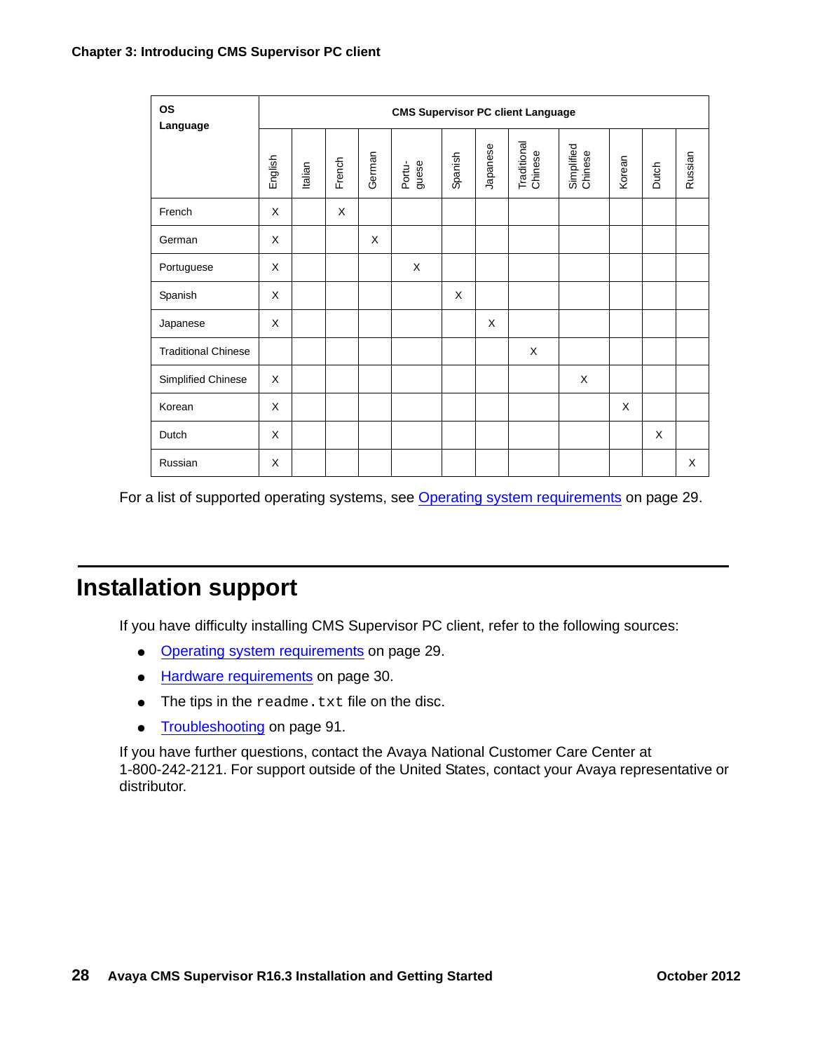| OS Language | CMS Supervisor PC client Language | | | | | | | | | | |
|---|---|---|---|---|---|---|---|---|---|---|---|
| | English | Italian | French | German | Portu-guese | Spanish | Japanese | Traditional Chinese | Simplified Chinese | Korean | Dutch | Russian |
| French | X | | X | | | | | | | | | |
| German | X | | | X | | | | | | | | |
| Portuguese | X | | | | X | | | | | | | |
| Spanish | X | | | | | X | | | | | | |
| Japanese | X | | | | | | X | | | | | |
| Traditional Chinese | | | | | | | | X | | | | |
| Simplified Chinese | X | | | | | | | | X | | | |
| Korean | X | | | | | | | | | X | | |
| Dutch | X | | | | | | | | | | X | |
| Russian | X | | | | | | | | | | | X |

For a list of supported operating systems, see Operating system requirements on page 29.

# Installation support

If you have difficulty installing CMS Supervisor PC client, refer to the following sources:

- Operating system requirements on page 29.
- Hardware requirements on page 30.
- The tips in the `readme.txt` file on the disc.
- Troubleshooting on page 91.

If you have further questions, contact the Avaya National Customer Care Center at 1-800-242-2121. For support outside of the United States, contact your Avaya representative or distributor.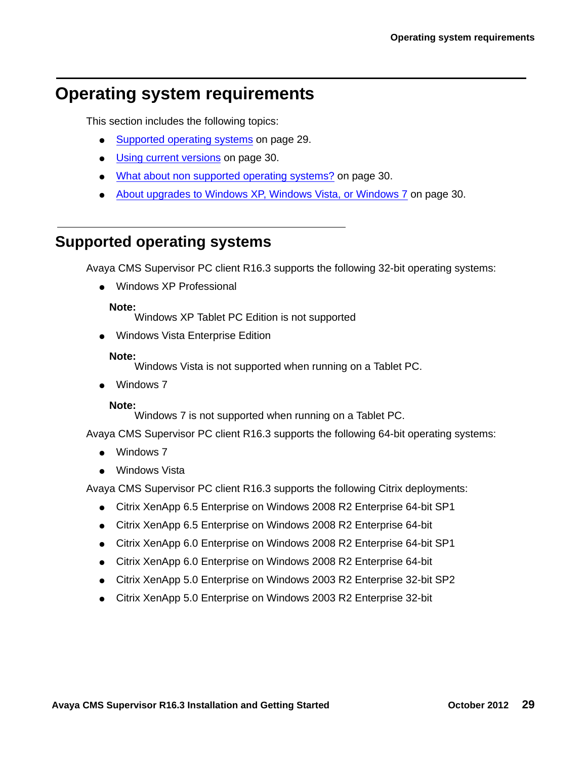# Operating system requirements

This section includes the following topics:

- Supported operating systems on page 29.
- Using current versions on page 30.
- What about non supported operating systems? on page 30.
- About upgrades to Windows XP, Windows Vista, or Windows 7 on page 30.

## Supported operating systems

Avaya CMS Supervisor PC client R16.3 supports the following 32-bit operating systems:

- Windows XP Professional

  **Note:**
  Windows XP Tablet PC Edition is not supported

- Windows Vista Enterprise Edition

  **Note:**
  Windows Vista is not supported when running on a Tablet PC.

- Windows 7

  **Note:**
  Windows 7 is not supported when running on a Tablet PC.

Avaya CMS Supervisor PC client R16.3 supports the following 64-bit operating systems:

- Windows 7
- Windows Vista

Avaya CMS Supervisor PC client R16.3 supports the following Citrix deployments:

- Citrix XenApp 6.5 Enterprise on Windows 2008 R2 Enterprise 64-bit SP1
- Citrix XenApp 6.5 Enterprise on Windows 2008 R2 Enterprise 64-bit
- Citrix XenApp 6.0 Enterprise on Windows 2008 R2 Enterprise 64-bit SP1
- Citrix XenApp 6.0 Enterprise on Windows 2008 R2 Enterprise 64-bit
- Citrix XenApp 5.0 Enterprise on Windows 2003 R2 Enterprise 32-bit SP2
- Citrix XenApp 5.0 Enterprise on Windows 2003 R2 Enterprise 32-bit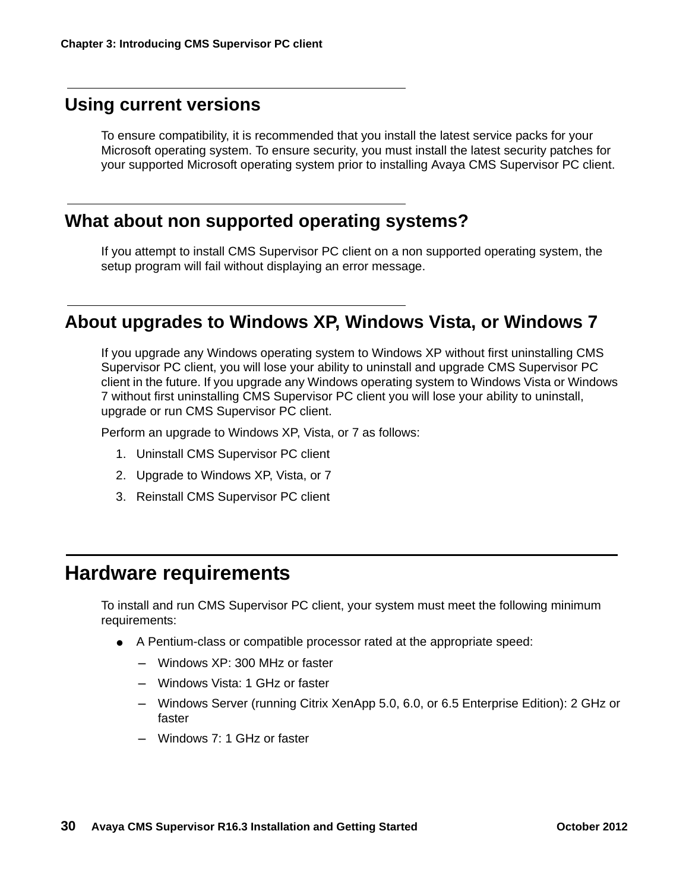## Using current versions

To ensure compatibility, it is recommended that you install the latest service packs for your Microsoft operating system. To ensure security, you must install the latest security patches for your supported Microsoft operating system prior to installing Avaya CMS Supervisor PC client.

## What about non supported operating systems?

If you attempt to install CMS Supervisor PC client on a non supported operating system, the setup program will fail without displaying an error message.

## About upgrades to Windows XP, Windows Vista, or Windows 7

If you upgrade any Windows operating system to Windows XP without first uninstalling CMS Supervisor PC client, you will lose your ability to uninstall and upgrade CMS Supervisor PC client in the future. If you upgrade any Windows operating system to Windows Vista or Windows 7 without first uninstalling CMS Supervisor PC client you will lose your ability to uninstall, upgrade or run CMS Supervisor PC client.

Perform an upgrade to Windows XP, Vista, or 7 as follows:

1. Uninstall CMS Supervisor PC client
2. Upgrade to Windows XP, Vista, or 7
3. Reinstall CMS Supervisor PC client

# Hardware requirements

To install and run CMS Supervisor PC client, your system must meet the following minimum requirements:

- A Pentium-class or compatible processor rated at the appropriate speed:
  - Windows XP: 300 MHz or faster
  - Windows Vista: 1 GHz or faster
  - Windows Server (running Citrix XenApp 5.0, 6.0, or 6.5 Enterprise Edition): 2 GHz or faster
  - Windows 7: 1 GHz or faster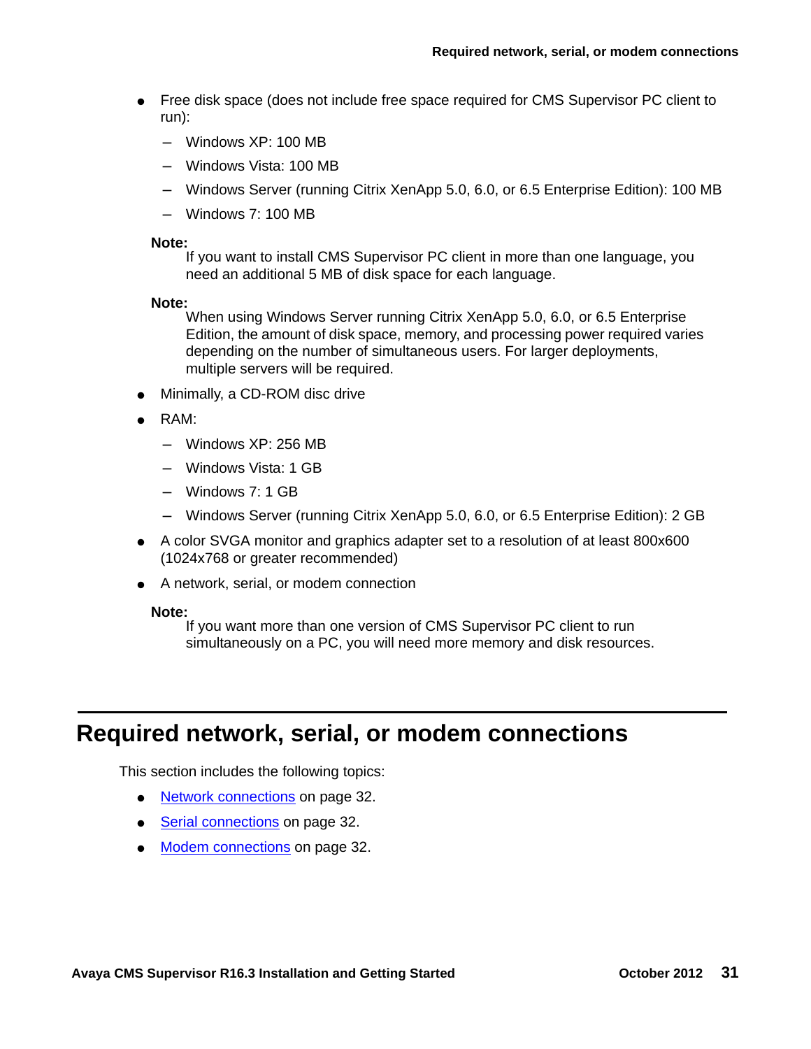- Free disk space (does not include free space required for CMS Supervisor PC client to run):
  - Windows XP: 100 MB
  - Windows Vista: 100 MB
  - Windows Server (running Citrix XenApp 5.0, 6.0, or 6.5 Enterprise Edition): 100 MB
  - Windows 7: 100 MB

**Note:**
If you want to install CMS Supervisor PC client in more than one language, you need an additional 5 MB of disk space for each language.

**Note:**
When using Windows Server running Citrix XenApp 5.0, 6.0, or 6.5 Enterprise Edition, the amount of disk space, memory, and processing power required varies depending on the number of simultaneous users. For larger deployments, multiple servers will be required.

- Minimally, a CD-ROM disc drive
- RAM:
  - Windows XP: 256 MB
  - Windows Vista: 1 GB
  - Windows 7: 1 GB
  - Windows Server (running Citrix XenApp 5.0, 6.0, or 6.5 Enterprise Edition): 2 GB
- A color SVGA monitor and graphics adapter set to a resolution of at least 800x600 (1024x768 or greater recommended)
- A network, serial, or modem connection

**Note:**
If you want more than one version of CMS Supervisor PC client to run simultaneously on a PC, you will need more memory and disk resources.

## Required network, serial, or modem connections

This section includes the following topics:

- Network connections on page 32.
- Serial connections on page 32.
- Modem connections on page 32.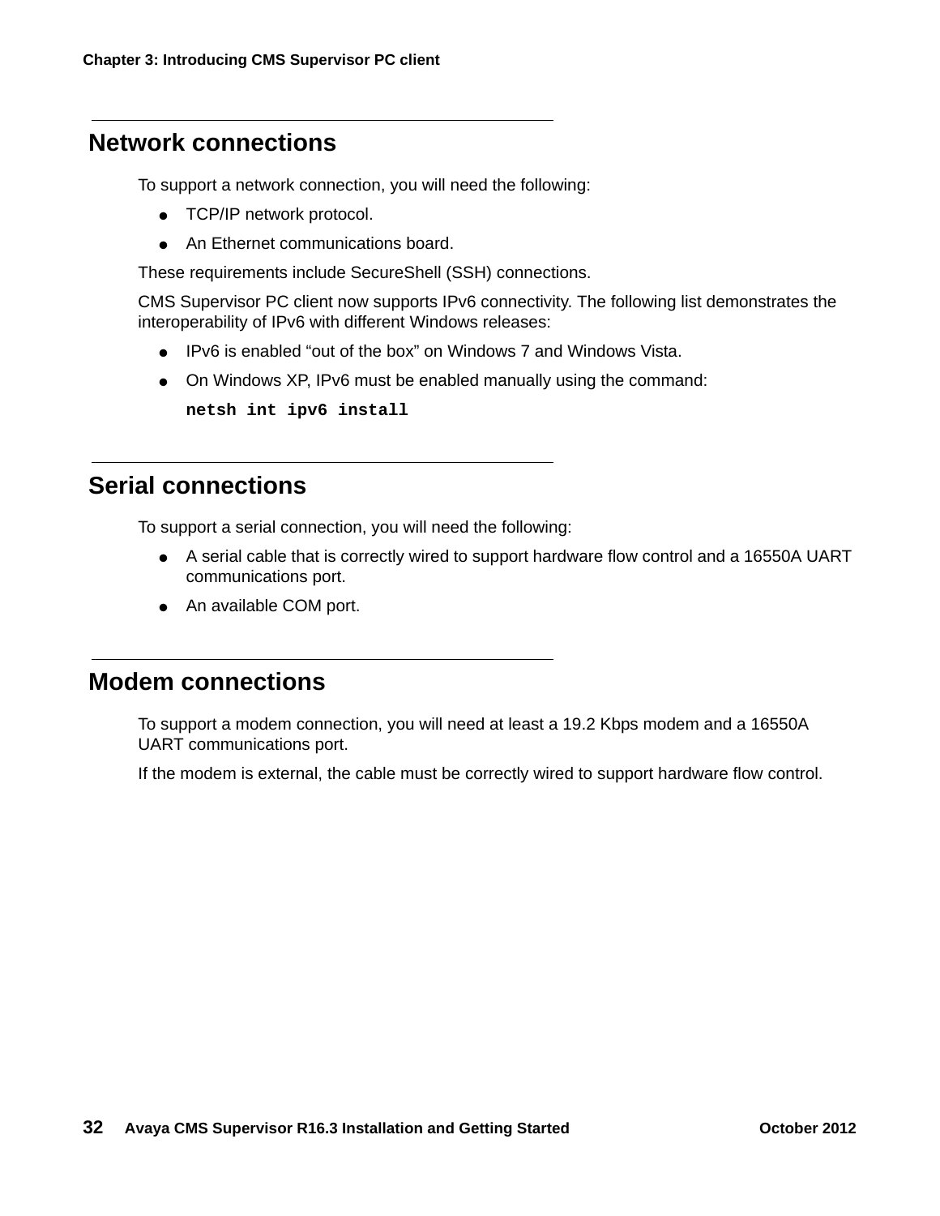## Network connections

To support a network connection, you will need the following:

- TCP/IP network protocol.
- An Ethernet communications board.

These requirements include SecureShell (SSH) connections.

CMS Supervisor PC client now supports IPv6 connectivity. The following list demonstrates the interoperability of IPv6 with different Windows releases:

- IPv6 is enabled “out of the box” on Windows 7 and Windows Vista.
- On Windows XP, IPv6 must be enabled manually using the command:

  ```
  netsh int ipv6 install
  ```

## Serial connections

To support a serial connection, you will need the following:

- A serial cable that is correctly wired to support hardware flow control and a 16550A UART communications port.
- An available COM port.

## Modem connections

To support a modem connection, you will need at least a 19.2 Kbps modem and a 16550A UART communications port.

If the modem is external, the cable must be correctly wired to support hardware flow control.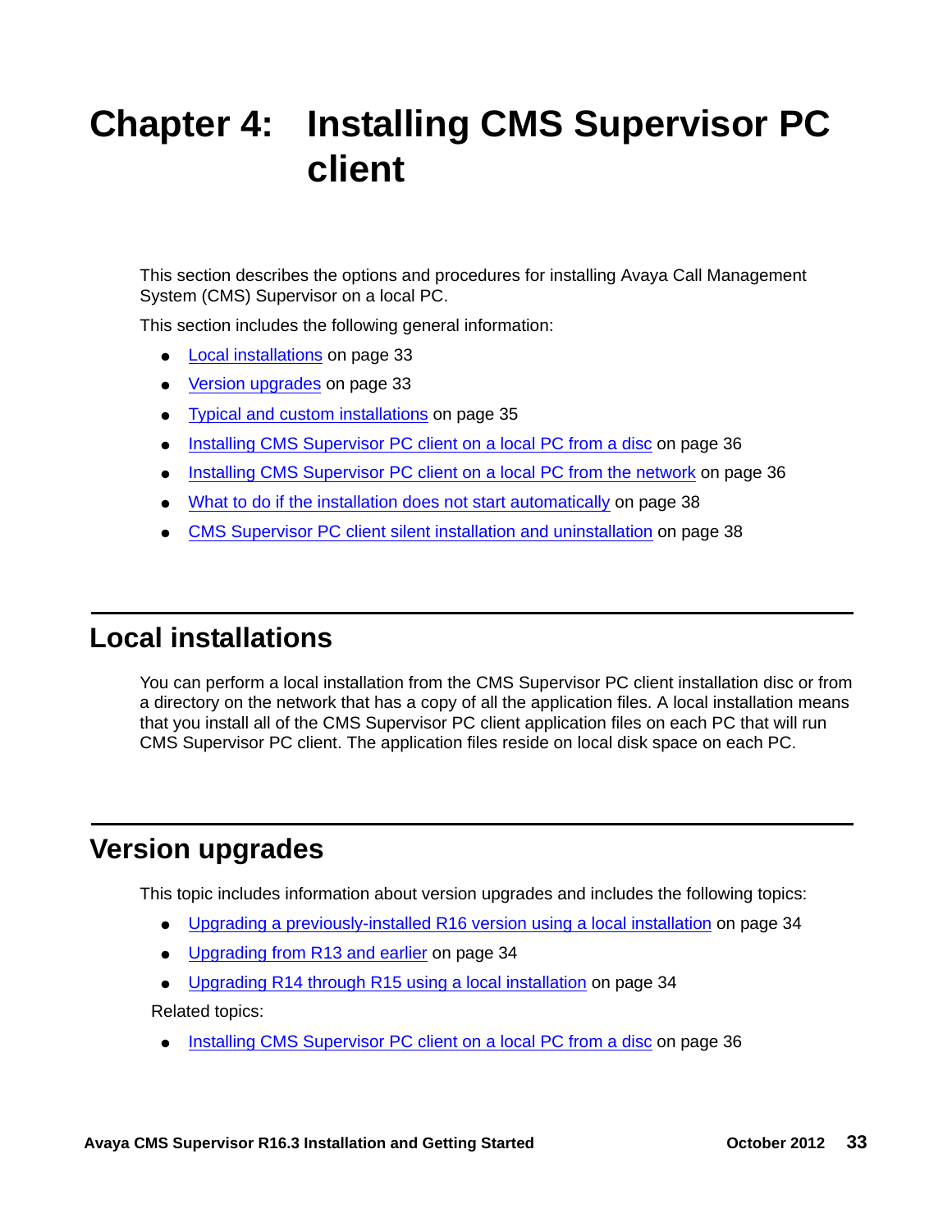# Chapter 4: Installing CMS Supervisor PC client

This section describes the options and procedures for installing Avaya Call Management System (CMS) Supervisor on a local PC.

This section includes the following general information:

- Local installations on page 33
- Version upgrades on page 33
- Typical and custom installations on page 35
- Installing CMS Supervisor PC client on a local PC from a disc on page 36
- Installing CMS Supervisor PC client on a local PC from the network on page 36
- What to do if the installation does not start automatically on page 38
- CMS Supervisor PC client silent installation and uninstallation on page 38

## Local installations

You can perform a local installation from the CMS Supervisor PC client installation disc or from a directory on the network that has a copy of all the application files. A local installation means that you install all of the CMS Supervisor PC client application files on each PC that will run CMS Supervisor PC client. The application files reside on local disk space on each PC.

## Version upgrades

This topic includes information about version upgrades and includes the following topics:

- Upgrading a previously-installed R16 version using a local installation on page 34
- Upgrading from R13 and earlier on page 34
- Upgrading R14 through R15 using a local installation on page 34

Related topics:

- Installing CMS Supervisor PC client on a local PC from a disc on page 36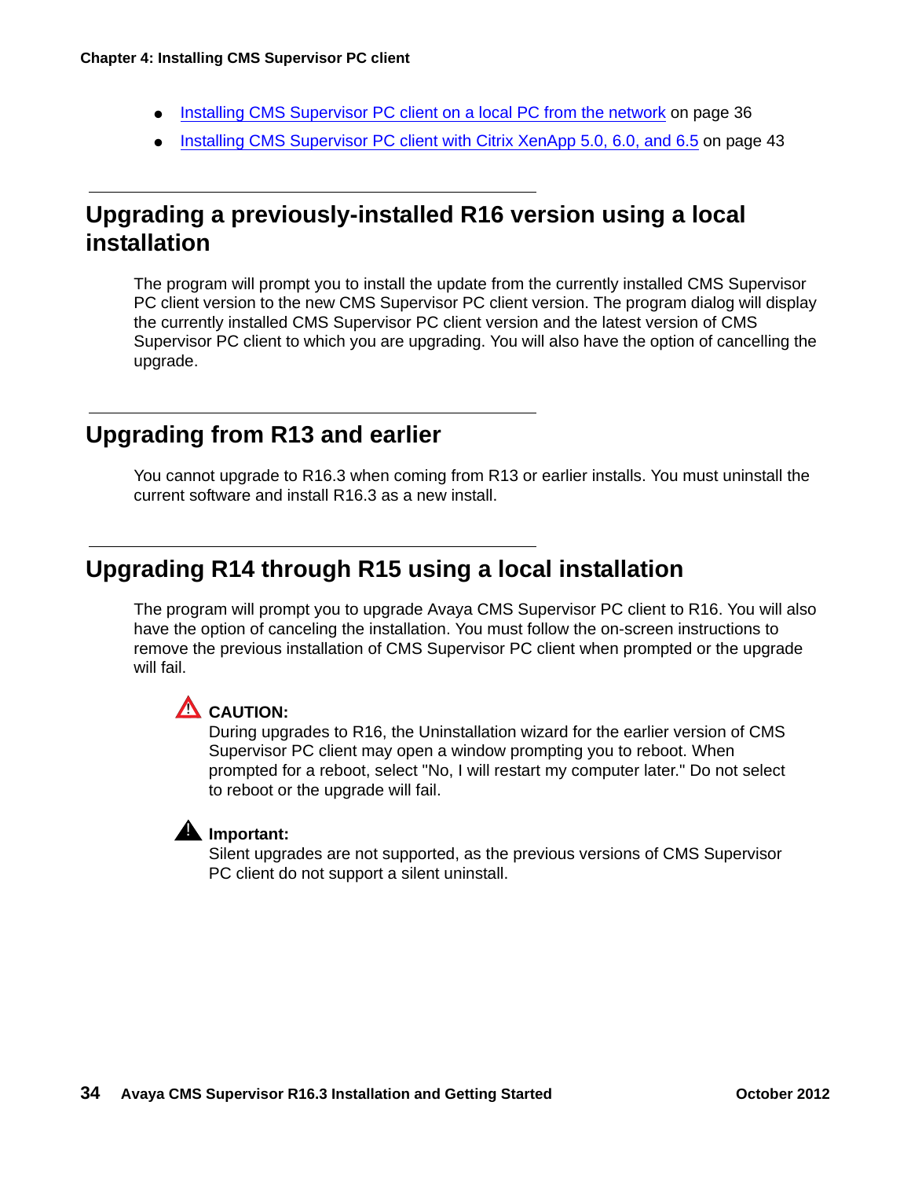- Installing CMS Supervisor PC client on a local PC from the network on page 36
- Installing CMS Supervisor PC client with Citrix XenApp 5.0, 6.0, and 6.5 on page 43

## Upgrading a previously-installed R16 version using a local installation

The program will prompt you to install the update from the currently installed CMS Supervisor PC client version to the new CMS Supervisor PC client version. The program dialog will display the currently installed CMS Supervisor PC client version and the latest version of CMS Supervisor PC client to which you are upgrading. You will also have the option of cancelling the upgrade.

## Upgrading from R13 and earlier

You cannot upgrade to R16.3 when coming from R13 or earlier installs. You must uninstall the current software and install R16.3 as a new install.

## Upgrading R14 through R15 using a local installation

The program will prompt you to upgrade Avaya CMS Supervisor PC client to R16. You will also have the option of canceling the installation. You must follow the on-screen instructions to remove the previous installation of CMS Supervisor PC client when prompted or the upgrade will fail.

> **CAUTION:**
> During upgrades to R16, the Uninstallation wizard for the earlier version of CMS Supervisor PC client may open a window prompting you to reboot. When prompted for a reboot, select "No, I will restart my computer later." Do not select to reboot or the upgrade will fail.

> **Important:**
> Silent upgrades are not supported, as the previous versions of CMS Supervisor PC client do not support a silent uninstall.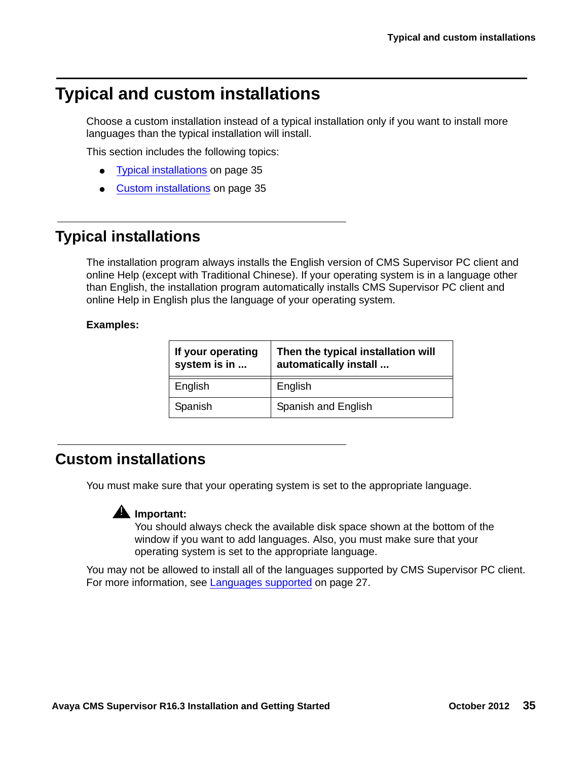# Typical and custom installations

Choose a custom installation instead of a typical installation only if you want to install more languages than the typical installation will install.

This section includes the following topics:

- Typical installations on page 35
- Custom installations on page 35

## Typical installations

The installation program always installs the English version of CMS Supervisor PC client and online Help (except with Traditional Chinese). If your operating system is in a language other than English, the installation program automatically installs CMS Supervisor PC client and online Help in English plus the language of your operating system.

**Examples:**

| If your operating system is in ... | Then the typical installation will automatically install ... |
|---|---|
| English | English |
| Spanish | Spanish and English |

## Custom installations

You must make sure that your operating system is set to the appropriate language.

> **Important:**
> You should always check the available disk space shown at the bottom of the window if you want to add languages. Also, you must make sure that your operating system is set to the appropriate language.

You may not be allowed to install all of the languages supported by CMS Supervisor PC client. For more information, see Languages supported on page 27.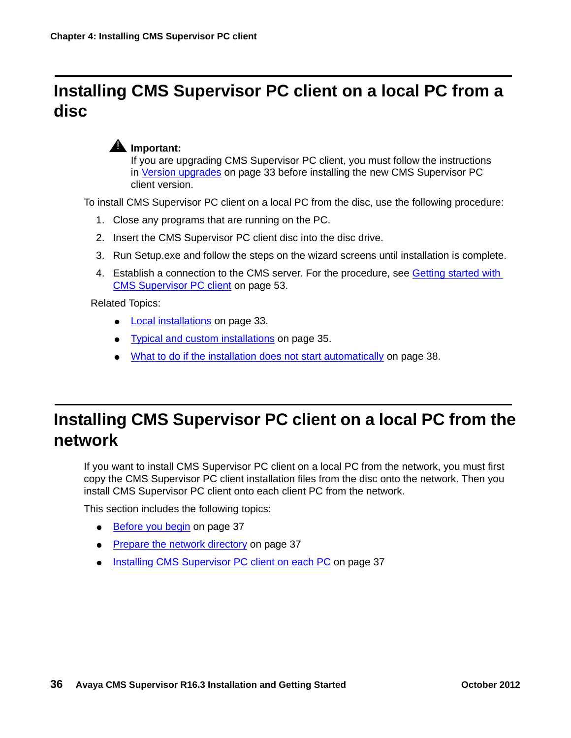## Installing CMS Supervisor PC client on a local PC from a disc

> ⚠ **Important:**
> If you are upgrading CMS Supervisor PC client, you must follow the instructions in Version upgrades on page 33 before installing the new CMS Supervisor PC client version.

To install CMS Supervisor PC client on a local PC from the disc, use the following procedure:

1. Close any programs that are running on the PC.
2. Insert the CMS Supervisor PC client disc into the disc drive.
3. Run Setup.exe and follow the steps on the wizard screens until installation is complete.
4. Establish a connection to the CMS server. For the procedure, see Getting started with CMS Supervisor PC client on page 53.

Related Topics:

- Local installations on page 33.
- Typical and custom installations on page 35.
- What to do if the installation does not start automatically on page 38.

## Installing CMS Supervisor PC client on a local PC from the network

If you want to install CMS Supervisor PC client on a local PC from the network, you must first copy the CMS Supervisor PC client installation files from the disc onto the network. Then you install CMS Supervisor PC client onto each client PC from the network.

This section includes the following topics:

- Before you begin on page 37
- Prepare the network directory on page 37
- Installing CMS Supervisor PC client on each PC on page 37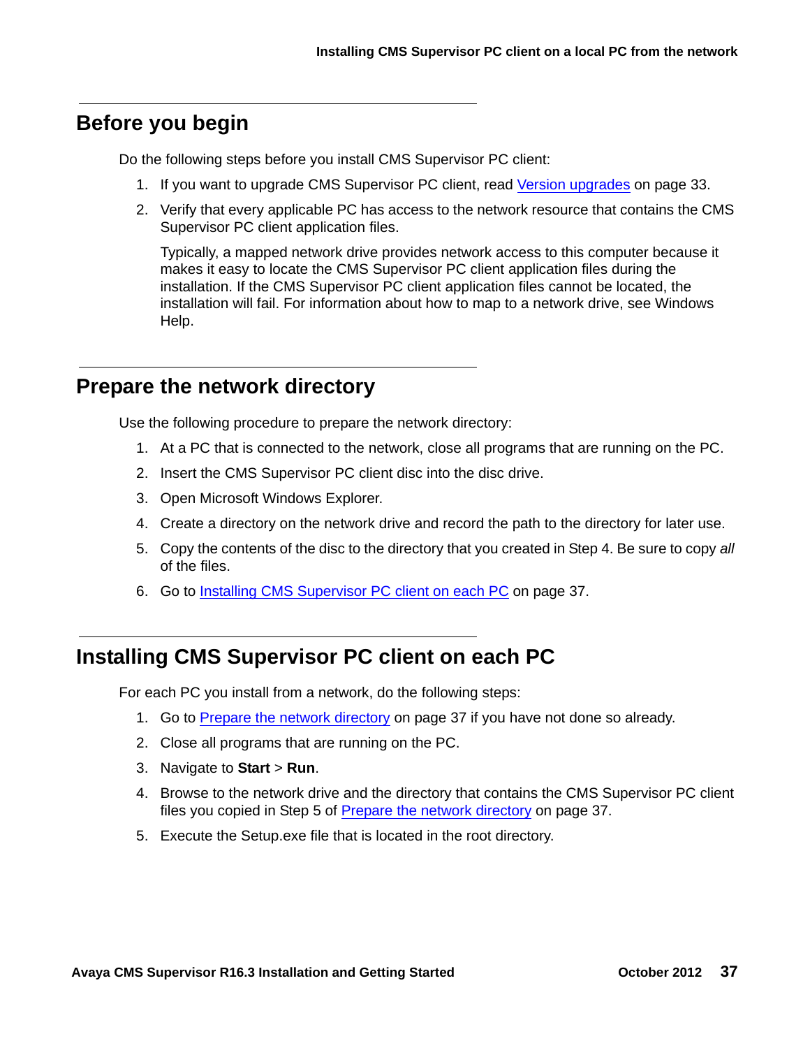## Before you begin

Do the following steps before you install CMS Supervisor PC client:

1. If you want to upgrade CMS Supervisor PC client, read Version upgrades on page 33.
2. Verify that every applicable PC has access to the network resource that contains the CMS Supervisor PC client application files.

   Typically, a mapped network drive provides network access to this computer because it makes it easy to locate the CMS Supervisor PC client application files during the installation. If the CMS Supervisor PC client application files cannot be located, the installation will fail. For information about how to map to a network drive, see Windows Help.

## Prepare the network directory

Use the following procedure to prepare the network directory:

1. At a PC that is connected to the network, close all programs that are running on the PC.
2. Insert the CMS Supervisor PC client disc into the disc drive.
3. Open Microsoft Windows Explorer.
4. Create a directory on the network drive and record the path to the directory for later use.
5. Copy the contents of the disc to the directory that you created in Step 4. Be sure to copy *all* of the files.
6. Go to Installing CMS Supervisor PC client on each PC on page 37.

## Installing CMS Supervisor PC client on each PC

For each PC you install from a network, do the following steps:

1. Go to Prepare the network directory on page 37 if you have not done so already.
2. Close all programs that are running on the PC.
3. Navigate to **Start** > **Run**.
4. Browse to the network drive and the directory that contains the CMS Supervisor PC client files you copied in Step 5 of Prepare the network directory on page 37.
5. Execute the Setup.exe file that is located in the root directory.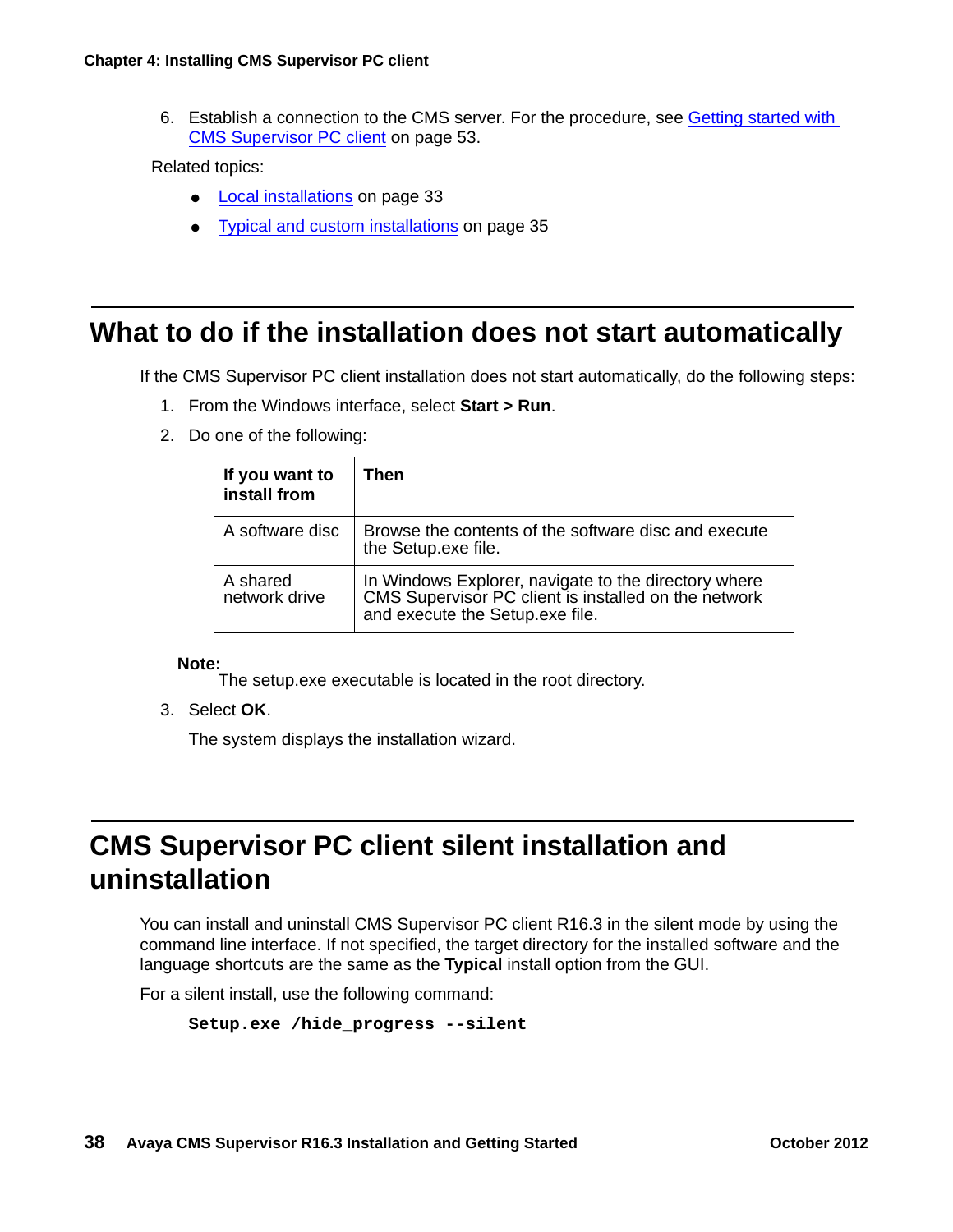6. Establish a connection to the CMS server. For the procedure, see Getting started with CMS Supervisor PC client on page 53.

Related topics:

- Local installations on page 33
- Typical and custom installations on page 35

## What to do if the installation does not start automatically

If the CMS Supervisor PC client installation does not start automatically, do the following steps:

1. From the Windows interface, select **Start > Run**.
2. Do one of the following:

| If you want to install from | Then |
|---|---|
| A software disc | Browse the contents of the software disc and execute the Setup.exe file. |
| A shared network drive | In Windows Explorer, navigate to the directory where CMS Supervisor PC client is installed on the network and execute the Setup.exe file. |

**Note:**
The setup.exe executable is located in the root directory.

3. Select **OK**.

   The system displays the installation wizard.

## CMS Supervisor PC client silent installation and uninstallation

You can install and uninstall CMS Supervisor PC client R16.3 in the silent mode by using the command line interface. If not specified, the target directory for the installed software and the language shortcuts are the same as the **Typical** install option from the GUI.

For a silent install, use the following command:

```
Setup.exe /hide_progress --silent
```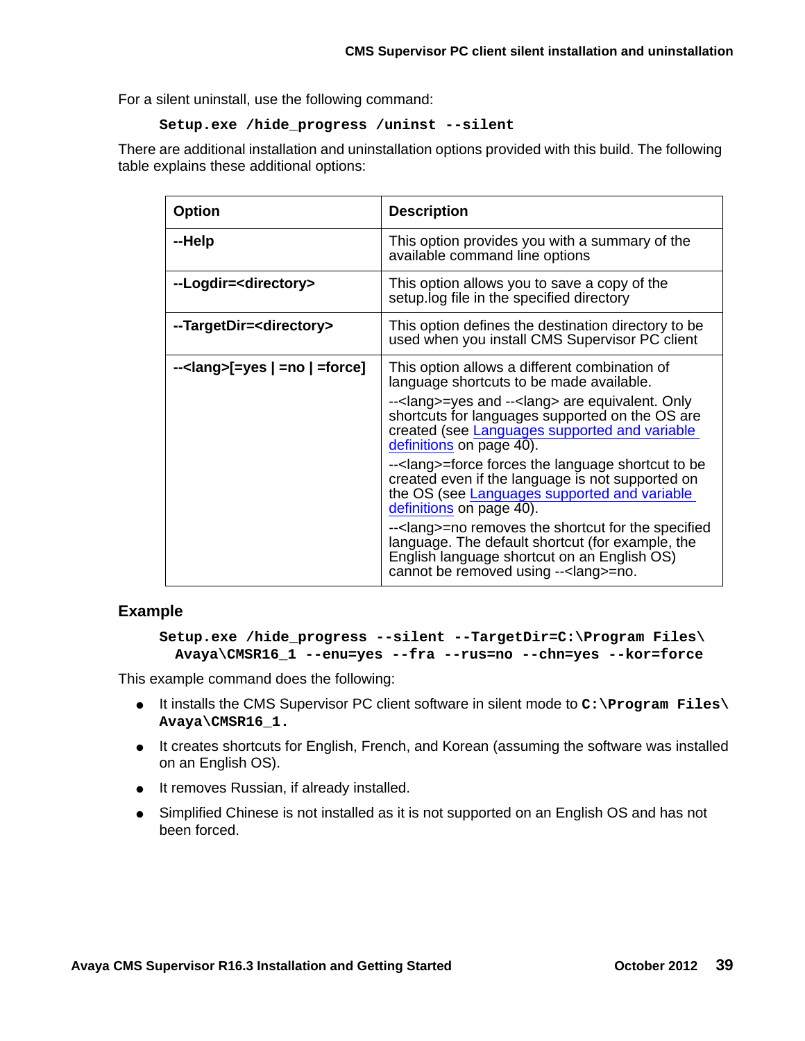For a silent uninstall, use the following command:

```
Setup.exe /hide_progress /uninst --silent
```

There are additional installation and uninstallation options provided with this build. The following table explains these additional options:

| Option | Description |
|---|---|
| **--Help** | This option provides you with a summary of the available command line options |
| **--Logdir=<directory>** | This option allows you to save a copy of the setup.log file in the specified directory |
| **--TargetDir=<directory>** | This option defines the destination directory to be used when you install CMS Supervisor PC client |
| **--<lang>[=yes \| =no \| =force]** | This option allows a different combination of language shortcuts to be made available.<br>--<lang>=yes and --<lang> are equivalent. Only shortcuts for languages supported on the OS are created (see Languages supported and variable definitions on page 40).<br>--<lang>=force forces the language shortcut to be created even if the language is not supported on the OS (see Languages supported and variable definitions on page 40).<br>--<lang>=no removes the shortcut for the specified language. The default shortcut (for example, the English language shortcut on an English OS) cannot be removed using --<lang>=no. |

## Example

```
Setup.exe /hide_progress --silent --TargetDir=C:\Program Files\
  Avaya\CMSR16_1 --enu=yes --fra --rus=no --chn=yes --kor=force
```

This example command does the following:

- It installs the CMS Supervisor PC client software in silent mode to **C:\Program Files\Avaya\CMSR16_1.**
- It creates shortcuts for English, French, and Korean (assuming the software was installed on an English OS).
- It removes Russian, if already installed.
- Simplified Chinese is not installed as it is not supported on an English OS and has not been forced.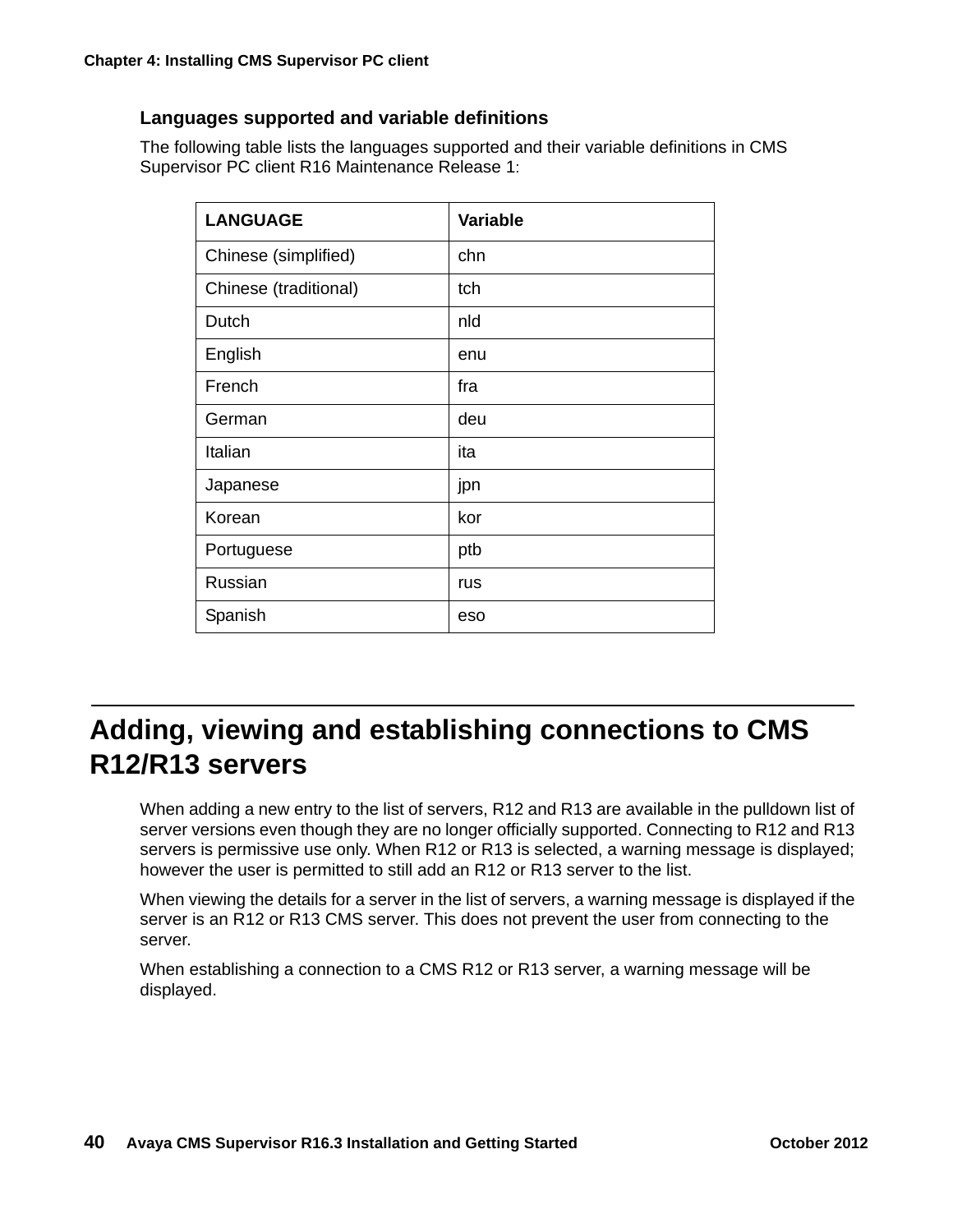### Languages supported and variable definitions

The following table lists the languages supported and their variable definitions in CMS Supervisor PC client R16 Maintenance Release 1:

| LANGUAGE | Variable |
|---|---|
| Chinese (simplified) | chn |
| Chinese (traditional) | tch |
| Dutch | nld |
| English | enu |
| French | fra |
| German | deu |
| Italian | ita |
| Japanese | jpn |
| Korean | kor |
| Portuguese | ptb |
| Russian | rus |
| Spanish | eso |

## Adding, viewing and establishing connections to CMS R12/R13 servers

When adding a new entry to the list of servers, R12 and R13 are available in the pulldown list of server versions even though they are no longer officially supported. Connecting to R12 and R13 servers is permissive use only. When R12 or R13 is selected, a warning message is displayed; however the user is permitted to still add an R12 or R13 server to the list.

When viewing the details for a server in the list of servers, a warning message is displayed if the server is an R12 or R13 CMS server. This does not prevent the user from connecting to the server.

When establishing a connection to a CMS R12 or R13 server, a warning message will be displayed.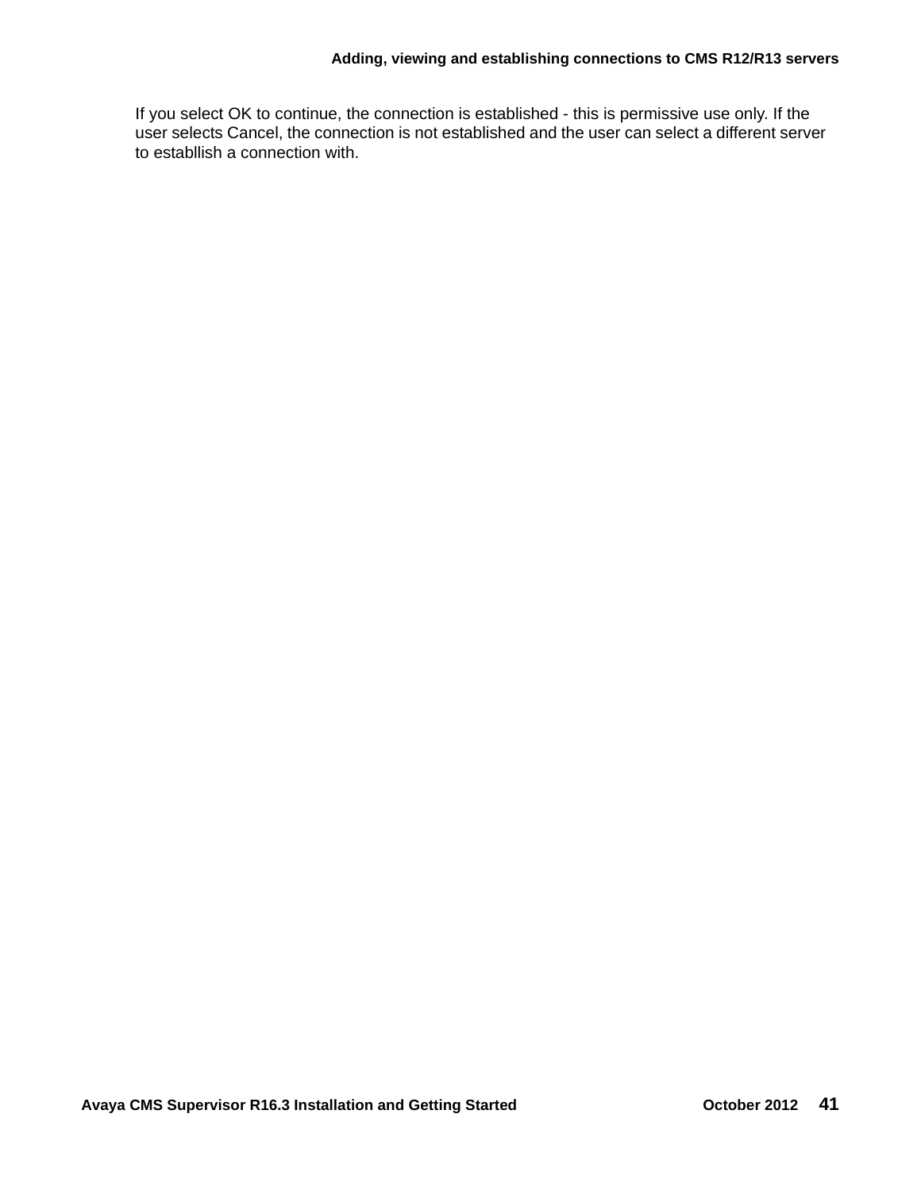If you select OK to continue, the connection is established - this is permissive use only. If the user selects Cancel, the connection is not established and the user can select a different server to establlish a connection with.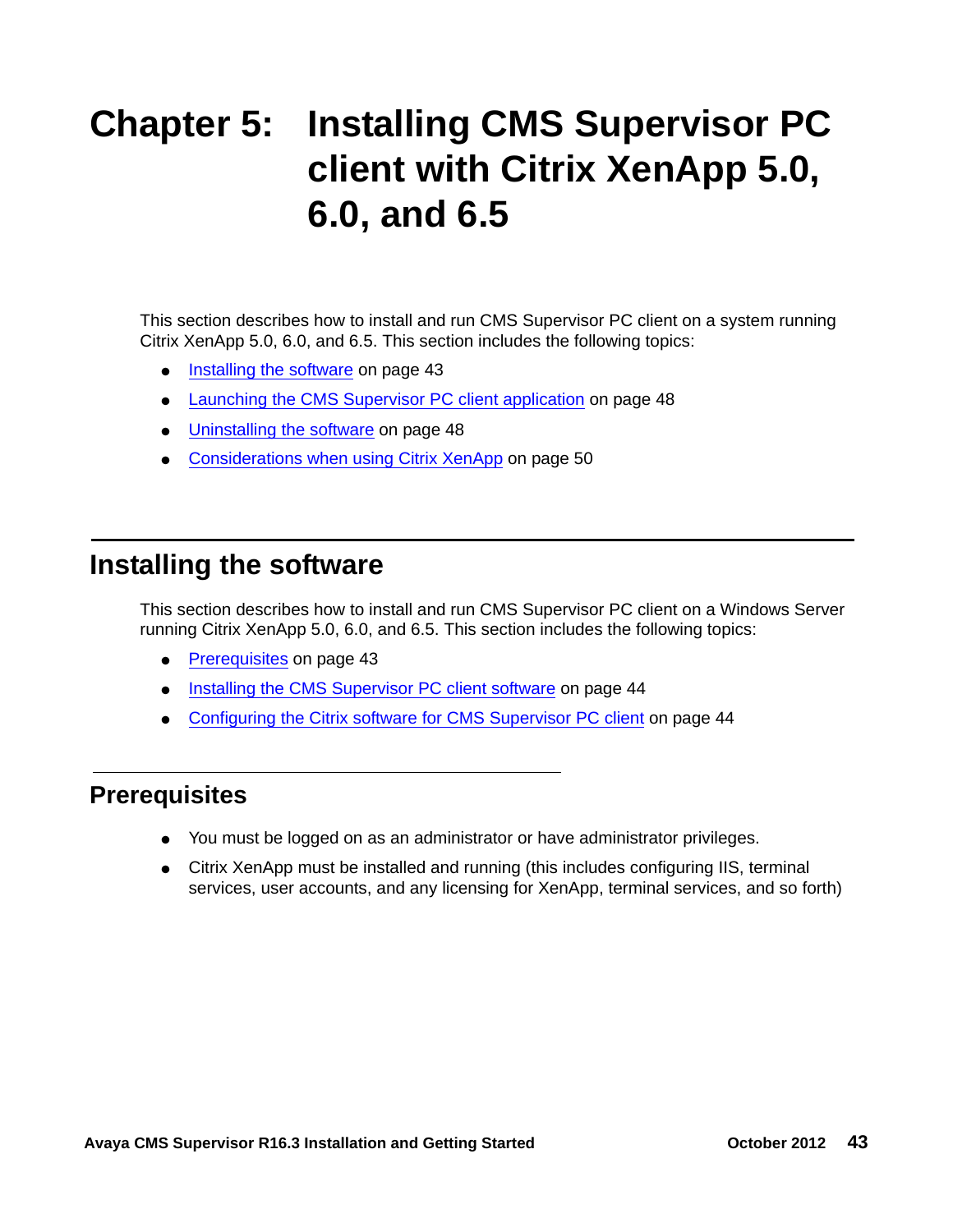# Chapter 5: Installing CMS Supervisor PC client with Citrix XenApp 5.0, 6.0, and 6.5

This section describes how to install and run CMS Supervisor PC client on a system running Citrix XenApp 5.0, 6.0, and 6.5. This section includes the following topics:

- Installing the software on page 43
- Launching the CMS Supervisor PC client application on page 48
- Uninstalling the software on page 48
- Considerations when using Citrix XenApp on page 50

## Installing the software

This section describes how to install and run CMS Supervisor PC client on a Windows Server running Citrix XenApp 5.0, 6.0, and 6.5. This section includes the following topics:

- Prerequisites on page 43
- Installing the CMS Supervisor PC client software on page 44
- Configuring the Citrix software for CMS Supervisor PC client on page 44

### Prerequisites

- You must be logged on as an administrator or have administrator privileges.
- Citrix XenApp must be installed and running (this includes configuring IIS, terminal services, user accounts, and any licensing for XenApp, terminal services, and so forth)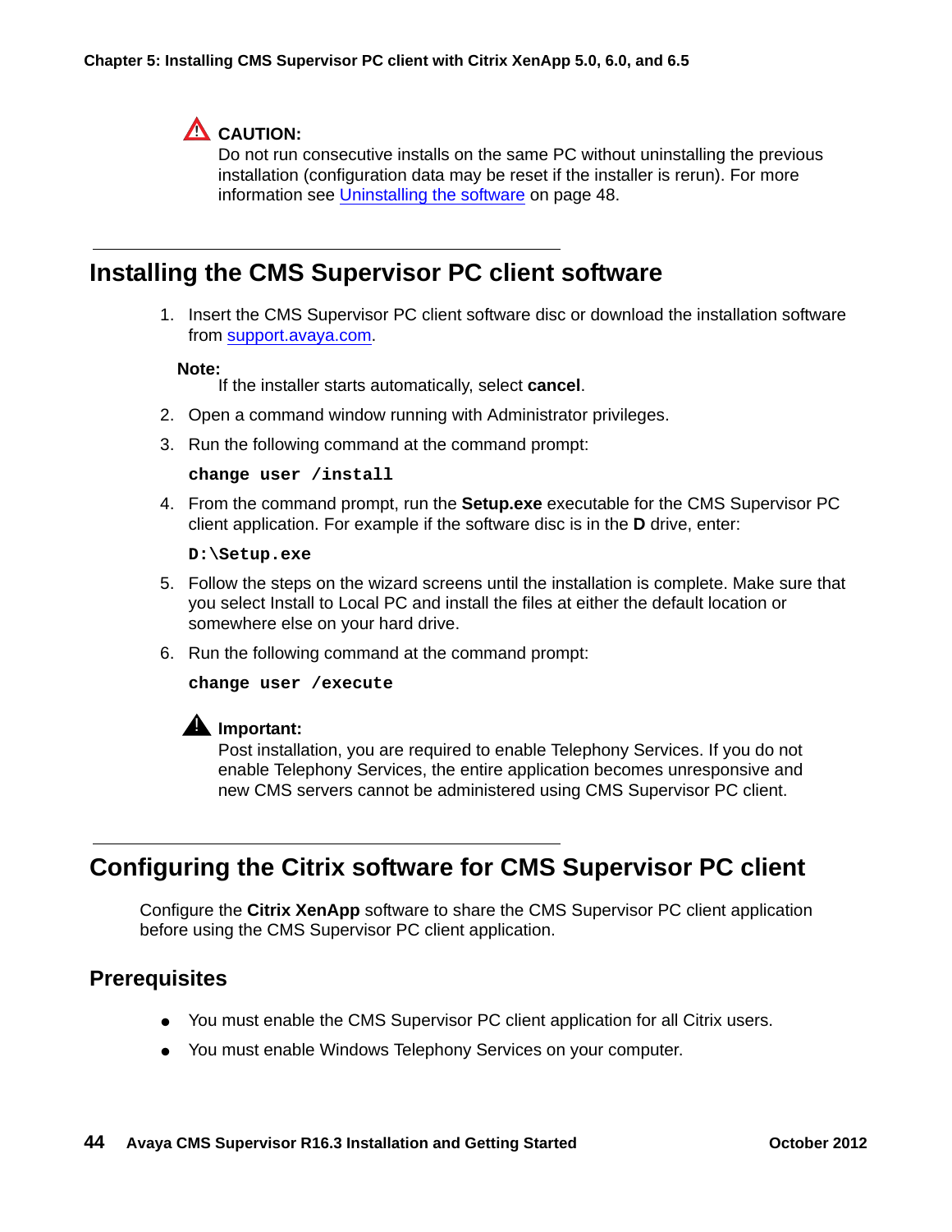**CAUTION:**
Do not run consecutive installs on the same PC without uninstalling the previous installation (configuration data may be reset if the installer is rerun). For more information see Uninstalling the software on page 48.

## Installing the CMS Supervisor PC client software

1. Insert the CMS Supervisor PC client software disc or download the installation software from support.avaya.com.

   **Note:**
   If the installer starts automatically, select **cancel**.

2. Open a command window running with Administrator privileges.
3. Run the following command at the command prompt:

   ```
   change user /install
   ```

4. From the command prompt, run the **Setup.exe** executable for the CMS Supervisor PC client application. For example if the software disc is in the **D** drive, enter:

   ```
   D:\Setup.exe
   ```

5. Follow the steps on the wizard screens until the installation is complete. Make sure that you select Install to Local PC and install the files at either the default location or somewhere else on your hard drive.
6. Run the following command at the command prompt:

   ```
   change user /execute
   ```

**Important:**
Post installation, you are required to enable Telephony Services. If you do not enable Telephony Services, the entire application becomes unresponsive and new CMS servers cannot be administered using CMS Supervisor PC client.

## Configuring the Citrix software for CMS Supervisor PC client

Configure the **Citrix XenApp** software to share the CMS Supervisor PC client application before using the CMS Supervisor PC client application.

### Prerequisites

- You must enable the CMS Supervisor PC client application for all Citrix users.
- You must enable Windows Telephony Services on your computer.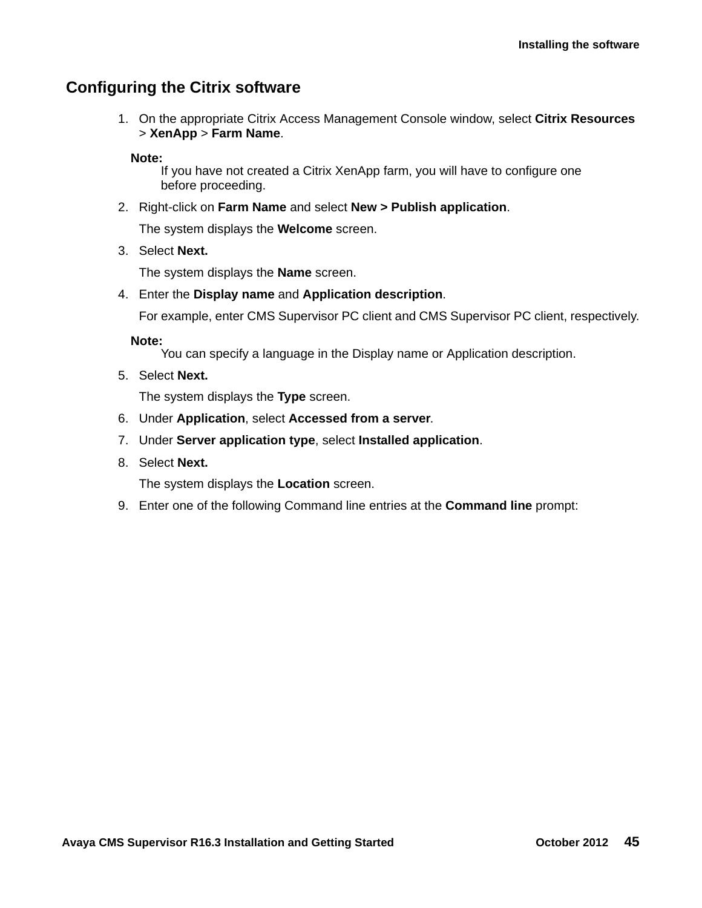## Configuring the Citrix software

1. On the appropriate Citrix Access Management Console window, select **Citrix Resources** > **XenApp** > **Farm Name**.

   **Note:**
   If you have not created a Citrix XenApp farm, you will have to configure one before proceeding.

2. Right-click on **Farm Name** and select **New > Publish application**.

   The system displays the **Welcome** screen.

3. Select **Next.**

   The system displays the **Name** screen.

4. Enter the **Display name** and **Application description**.

   For example, enter CMS Supervisor PC client and CMS Supervisor PC client, respectively.

   **Note:**
   You can specify a language in the Display name or Application description.

5. Select **Next.**

   The system displays the **Type** screen.

6. Under **Application**, select **Accessed from a server**.
7. Under **Server application type**, select **Installed application**.
8. Select **Next.**

   The system displays the **Location** screen.

9. Enter one of the following Command line entries at the **Command line** prompt: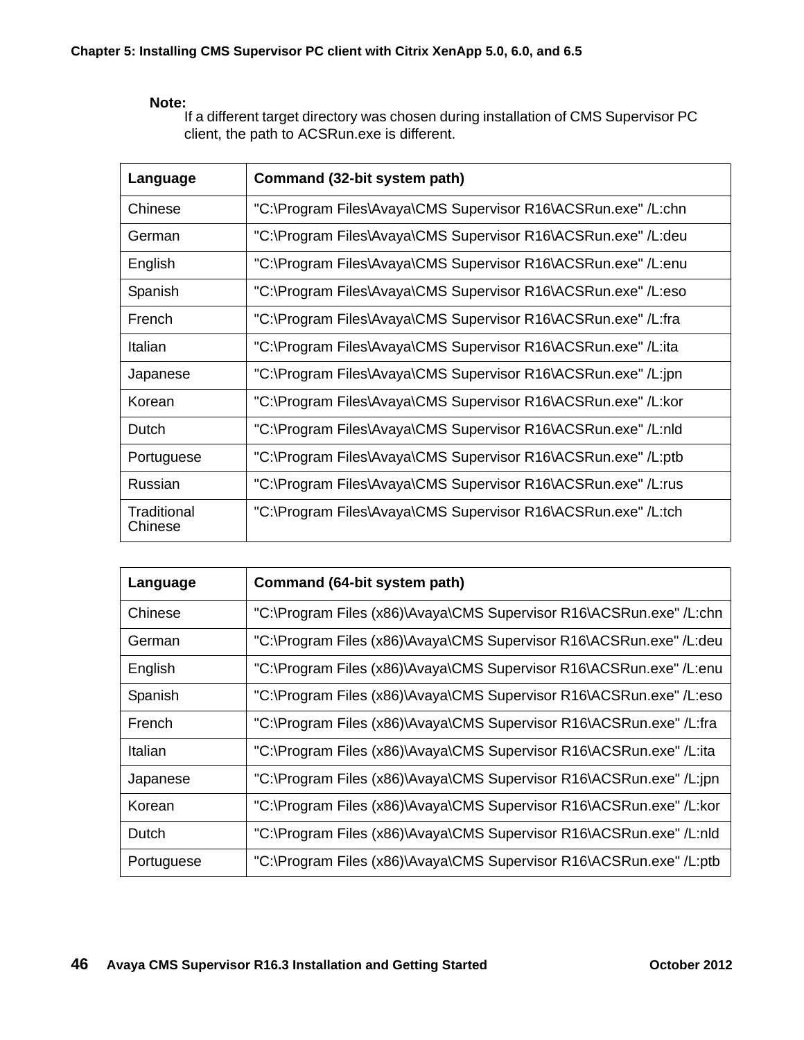**Note:**
If a different target directory was chosen during installation of CMS Supervisor PC client, the path to ACSRun.exe is different.

| Language | Command (32-bit system path) |
|---|---|
| Chinese | "C:\Program Files\Avaya\CMS Supervisor R16\ACSRun.exe" /L:chn |
| German | "C:\Program Files\Avaya\CMS Supervisor R16\ACSRun.exe" /L:deu |
| English | "C:\Program Files\Avaya\CMS Supervisor R16\ACSRun.exe" /L:enu |
| Spanish | "C:\Program Files\Avaya\CMS Supervisor R16\ACSRun.exe" /L:eso |
| French | "C:\Program Files\Avaya\CMS Supervisor R16\ACSRun.exe" /L:fra |
| Italian | "C:\Program Files\Avaya\CMS Supervisor R16\ACSRun.exe" /L:ita |
| Japanese | "C:\Program Files\Avaya\CMS Supervisor R16\ACSRun.exe" /L:jpn |
| Korean | "C:\Program Files\Avaya\CMS Supervisor R16\ACSRun.exe" /L:kor |
| Dutch | "C:\Program Files\Avaya\CMS Supervisor R16\ACSRun.exe" /L:nld |
| Portuguese | "C:\Program Files\Avaya\CMS Supervisor R16\ACSRun.exe" /L:ptb |
| Russian | "C:\Program Files\Avaya\CMS Supervisor R16\ACSRun.exe" /L:rus |
| Traditional Chinese | "C:\Program Files\Avaya\CMS Supervisor R16\ACSRun.exe" /L:tch |

| Language | Command (64-bit system path) |
|---|---|
| Chinese | "C:\Program Files (x86)\Avaya\CMS Supervisor R16\ACSRun.exe" /L:chn |
| German | "C:\Program Files (x86)\Avaya\CMS Supervisor R16\ACSRun.exe" /L:deu |
| English | "C:\Program Files (x86)\Avaya\CMS Supervisor R16\ACSRun.exe" /L:enu |
| Spanish | "C:\Program Files (x86)\Avaya\CMS Supervisor R16\ACSRun.exe" /L:eso |
| French | "C:\Program Files (x86)\Avaya\CMS Supervisor R16\ACSRun.exe" /L:fra |
| Italian | "C:\Program Files (x86)\Avaya\CMS Supervisor R16\ACSRun.exe" /L:ita |
| Japanese | "C:\Program Files (x86)\Avaya\CMS Supervisor R16\ACSRun.exe" /L:jpn |
| Korean | "C:\Program Files (x86)\Avaya\CMS Supervisor R16\ACSRun.exe" /L:kor |
| Dutch | "C:\Program Files (x86)\Avaya\CMS Supervisor R16\ACSRun.exe" /L:nld |
| Portuguese | "C:\Program Files (x86)\Avaya\CMS Supervisor R16\ACSRun.exe" /L:ptb |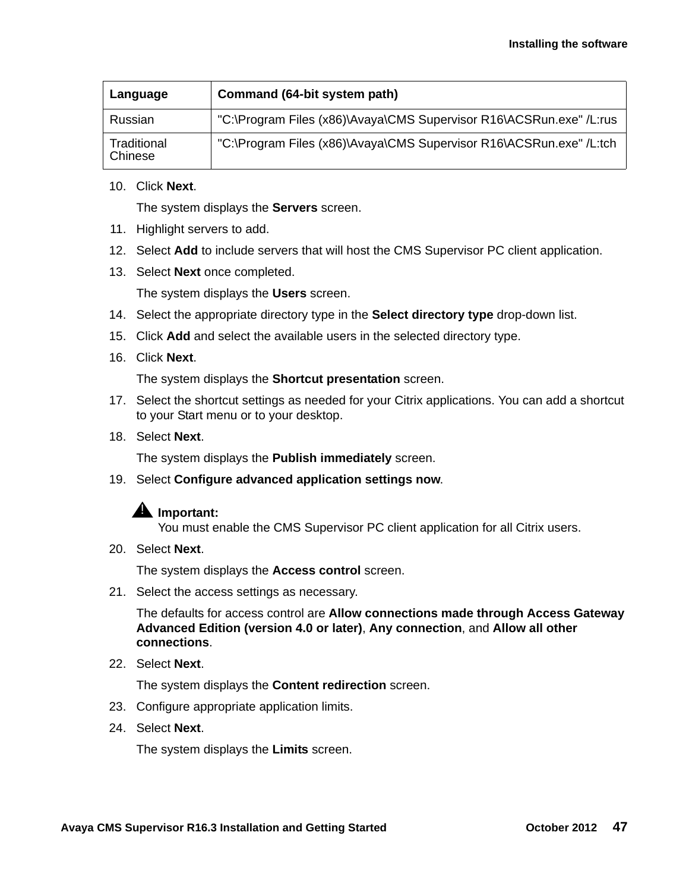| Language | Command (64-bit system path) |
|---|---|
| Russian | "C:\Program Files (x86)\Avaya\CMS Supervisor R16\ACSRun.exe" /L:rus |
| Traditional Chinese | "C:\Program Files (x86)\Avaya\CMS Supervisor R16\ACSRun.exe" /L:tch |

10. Click **Next**.

    The system displays the **Servers** screen.

11. Highlight servers to add.
12. Select **Add** to include servers that will host the CMS Supervisor PC client application.
13. Select **Next** once completed.

    The system displays the **Users** screen.

14. Select the appropriate directory type in the **Select directory type** drop-down list.
15. Click **Add** and select the available users in the selected directory type.
16. Click **Next**.

    The system displays the **Shortcut presentation** screen.

17. Select the shortcut settings as needed for your Citrix applications. You can add a shortcut to your Start menu or to your desktop.
18. Select **Next**.

    The system displays the **Publish immediately** screen.

19. Select **Configure advanced application settings now**.

    **Important:**
    You must enable the CMS Supervisor PC client application for all Citrix users.

20. Select **Next**.

    The system displays the **Access control** screen.

21. Select the access settings as necessary.

    The defaults for access control are **Allow connections made through Access Gateway Advanced Edition (version 4.0 or later)**, **Any connection**, and **Allow all other connections**.

22. Select **Next**.

    The system displays the **Content redirection** screen.

23. Configure appropriate application limits.
24. Select **Next**.

    The system displays the **Limits** screen.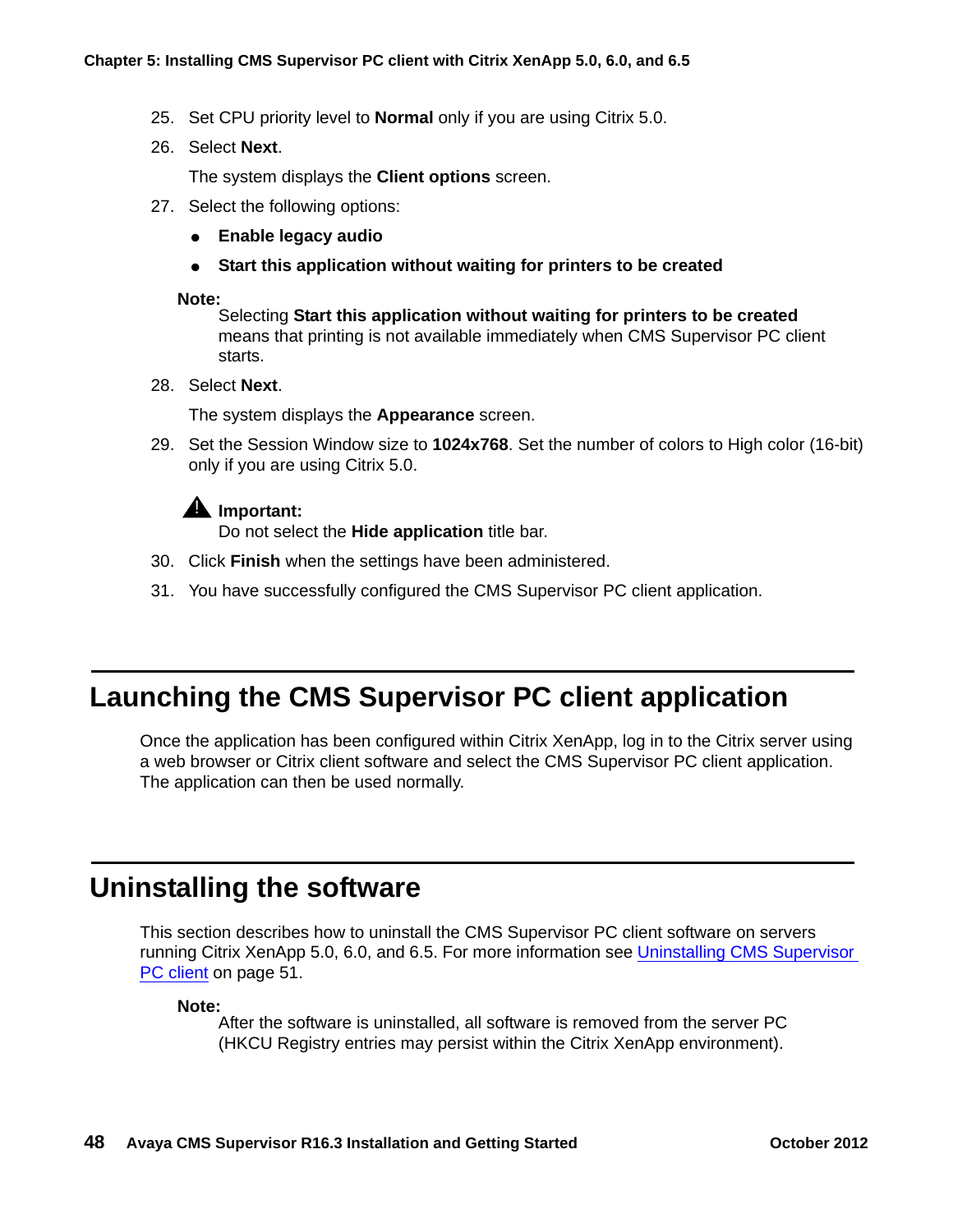25. Set CPU priority level to **Normal** only if you are using Citrix 5.0.
26. Select **Next**.

    The system displays the **Client options** screen.
27. Select the following options:
    - **Enable legacy audio**
    - **Start this application without waiting for printers to be created**

**Note:**
Selecting **Start this application without waiting for printers to be created** means that printing is not available immediately when CMS Supervisor PC client starts.

28. Select **Next**.

    The system displays the **Appearance** screen.
29. Set the Session Window size to **1024x768**. Set the number of colors to High color (16-bit) only if you are using Citrix 5.0.

**Important:**
Do not select the **Hide application** title bar.

30. Click **Finish** when the settings have been administered.
31. You have successfully configured the CMS Supervisor PC client application.

## Launching the CMS Supervisor PC client application

Once the application has been configured within Citrix XenApp, log in to the Citrix server using a web browser or Citrix client software and select the CMS Supervisor PC client application. The application can then be used normally.

## Uninstalling the software

This section describes how to uninstall the CMS Supervisor PC client software on servers running Citrix XenApp 5.0, 6.0, and 6.5. For more information see Uninstalling CMS Supervisor PC client on page 51.

**Note:**
After the software is uninstalled, all software is removed from the server PC (HKCU Registry entries may persist within the Citrix XenApp environment).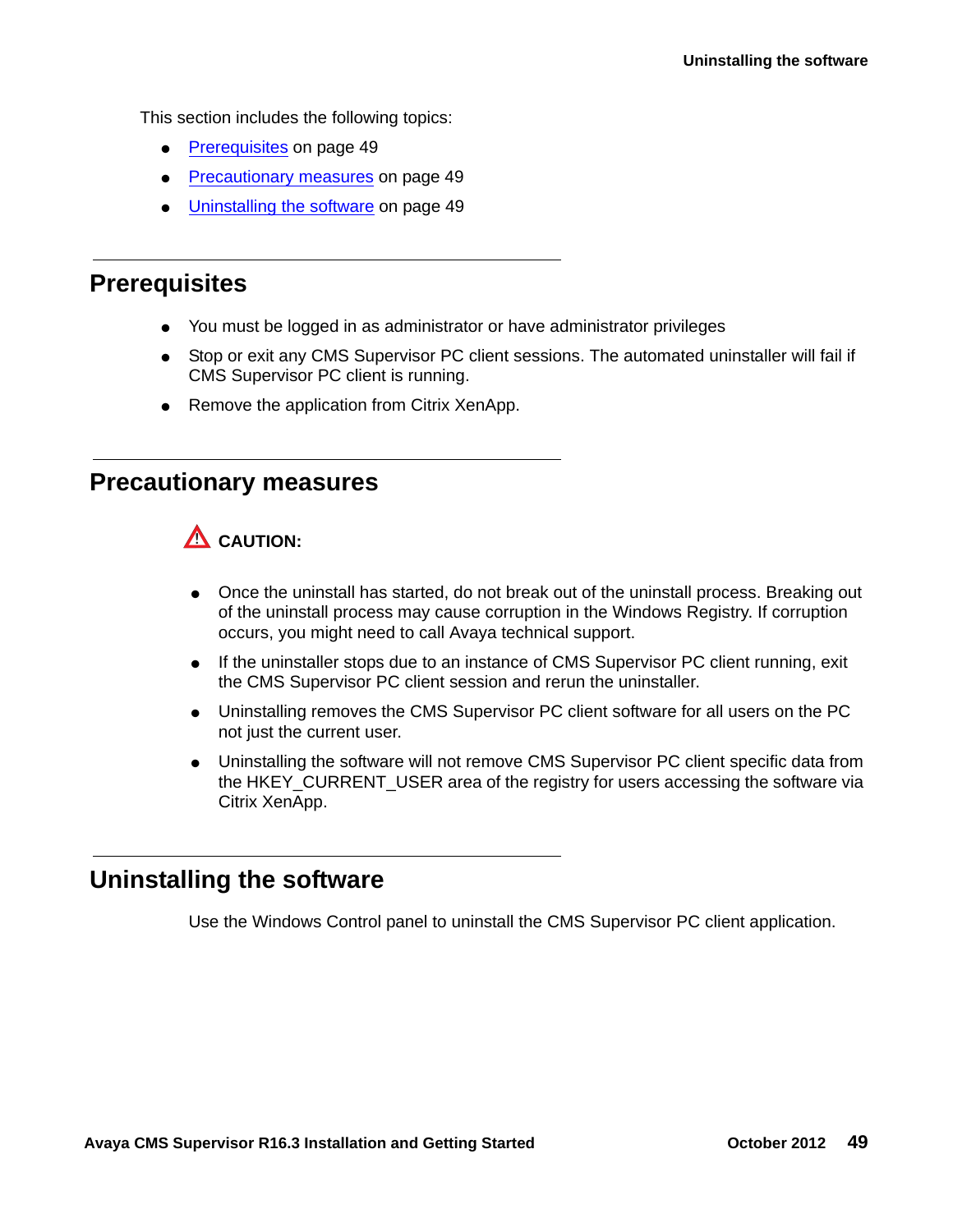This section includes the following topics:

- Prerequisites on page 49
- Precautionary measures on page 49
- Uninstalling the software on page 49

## Prerequisites

- You must be logged in as administrator or have administrator privileges
- Stop or exit any CMS Supervisor PC client sessions. The automated uninstaller will fail if CMS Supervisor PC client is running.
- Remove the application from Citrix XenApp.

## Precautionary measures

**CAUTION:**

- Once the uninstall has started, do not break out of the uninstall process. Breaking out of the uninstall process may cause corruption in the Windows Registry. If corruption occurs, you might need to call Avaya technical support.
- If the uninstaller stops due to an instance of CMS Supervisor PC client running, exit the CMS Supervisor PC client session and rerun the uninstaller.
- Uninstalling removes the CMS Supervisor PC client software for all users on the PC not just the current user.
- Uninstalling the software will not remove CMS Supervisor PC client specific data from the HKEY_CURRENT_USER area of the registry for users accessing the software via Citrix XenApp.

## Uninstalling the software

Use the Windows Control panel to uninstall the CMS Supervisor PC client application.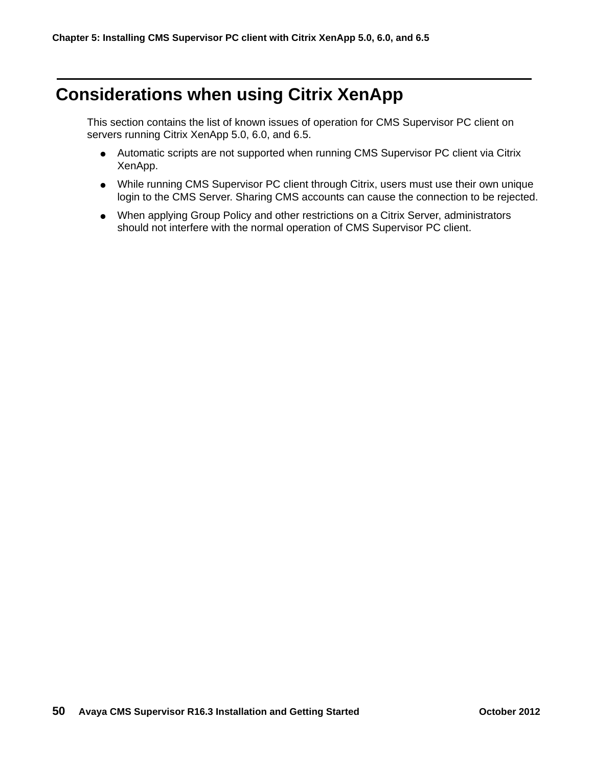# Considerations when using Citrix XenApp

This section contains the list of known issues of operation for CMS Supervisor PC client on servers running Citrix XenApp 5.0, 6.0, and 6.5.

- Automatic scripts are not supported when running CMS Supervisor PC client via Citrix XenApp.
- While running CMS Supervisor PC client through Citrix, users must use their own unique login to the CMS Server. Sharing CMS accounts can cause the connection to be rejected.
- When applying Group Policy and other restrictions on a Citrix Server, administrators should not interfere with the normal operation of CMS Supervisor PC client.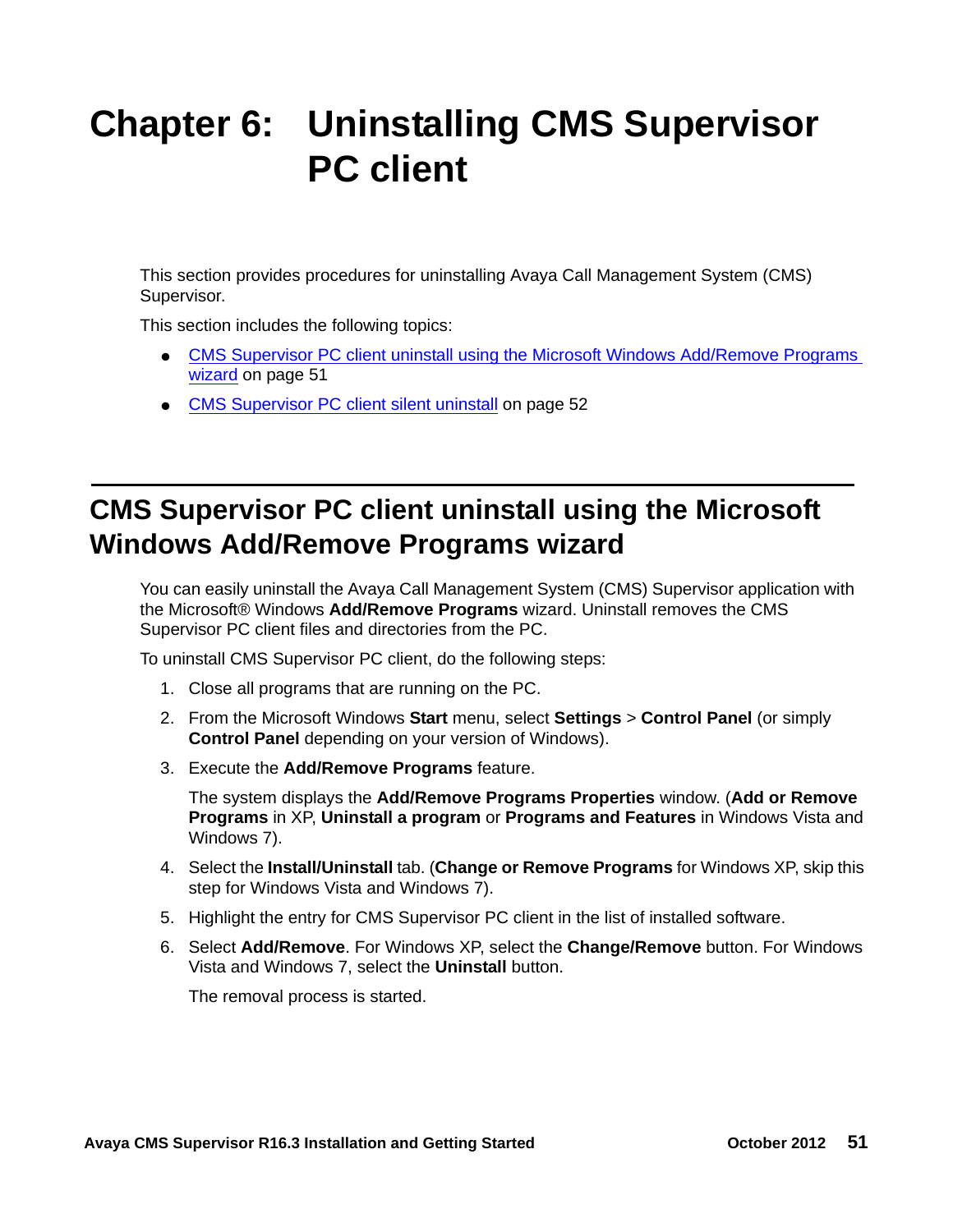# Chapter 6: Uninstalling CMS Supervisor PC client

This section provides procedures for uninstalling Avaya Call Management System (CMS) Supervisor.

This section includes the following topics:

- CMS Supervisor PC client uninstall using the Microsoft Windows Add/Remove Programs wizard on page 51
- CMS Supervisor PC client silent uninstall on page 52

## CMS Supervisor PC client uninstall using the Microsoft Windows Add/Remove Programs wizard

You can easily uninstall the Avaya Call Management System (CMS) Supervisor application with the Microsoft® Windows **Add/Remove Programs** wizard. Uninstall removes the CMS Supervisor PC client files and directories from the PC.

To uninstall CMS Supervisor PC client, do the following steps:

1. Close all programs that are running on the PC.
2. From the Microsoft Windows **Start** menu, select **Settings** > **Control Panel** (or simply **Control Panel** depending on your version of Windows).
3. Execute the **Add/Remove Programs** feature.

   The system displays the **Add/Remove Programs Properties** window. (**Add or Remove Programs** in XP, **Uninstall a program** or **Programs and Features** in Windows Vista and Windows 7).
4. Select the **Install/Uninstall** tab. (**Change or Remove Programs** for Windows XP, skip this step for Windows Vista and Windows 7).
5. Highlight the entry for CMS Supervisor PC client in the list of installed software.
6. Select **Add/Remove**. For Windows XP, select the **Change/Remove** button. For Windows Vista and Windows 7, select the **Uninstall** button.

   The removal process is started.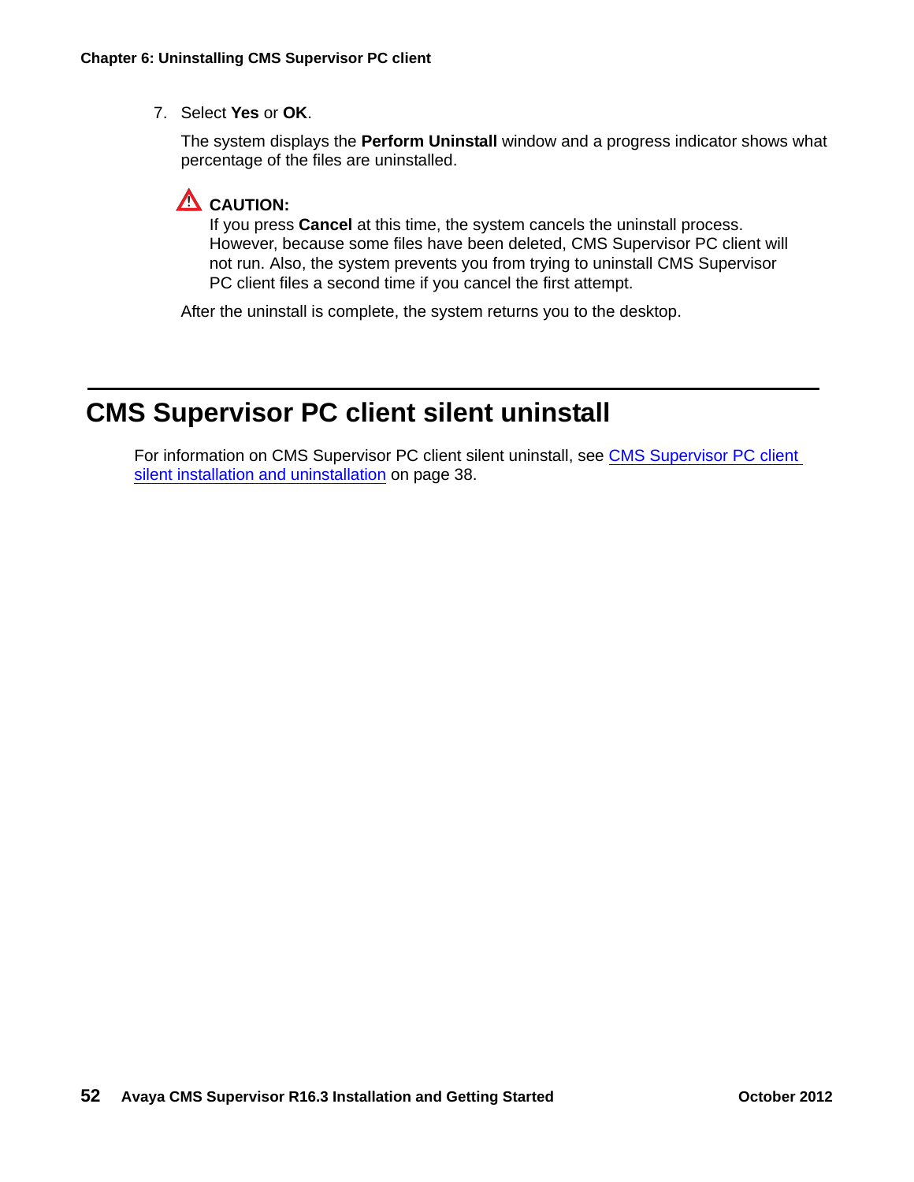7. Select **Yes** or **OK**.

   The system displays the **Perform Uninstall** window and a progress indicator shows what percentage of the files are uninstalled.

   **CAUTION:**
   If you press **Cancel** at this time, the system cancels the uninstall process. However, because some files have been deleted, CMS Supervisor PC client will not run. Also, the system prevents you from trying to uninstall CMS Supervisor PC client files a second time if you cancel the first attempt.

   After the uninstall is complete, the system returns you to the desktop.

## CMS Supervisor PC client silent uninstall

For information on CMS Supervisor PC client silent uninstall, see CMS Supervisor PC client silent installation and uninstallation on page 38.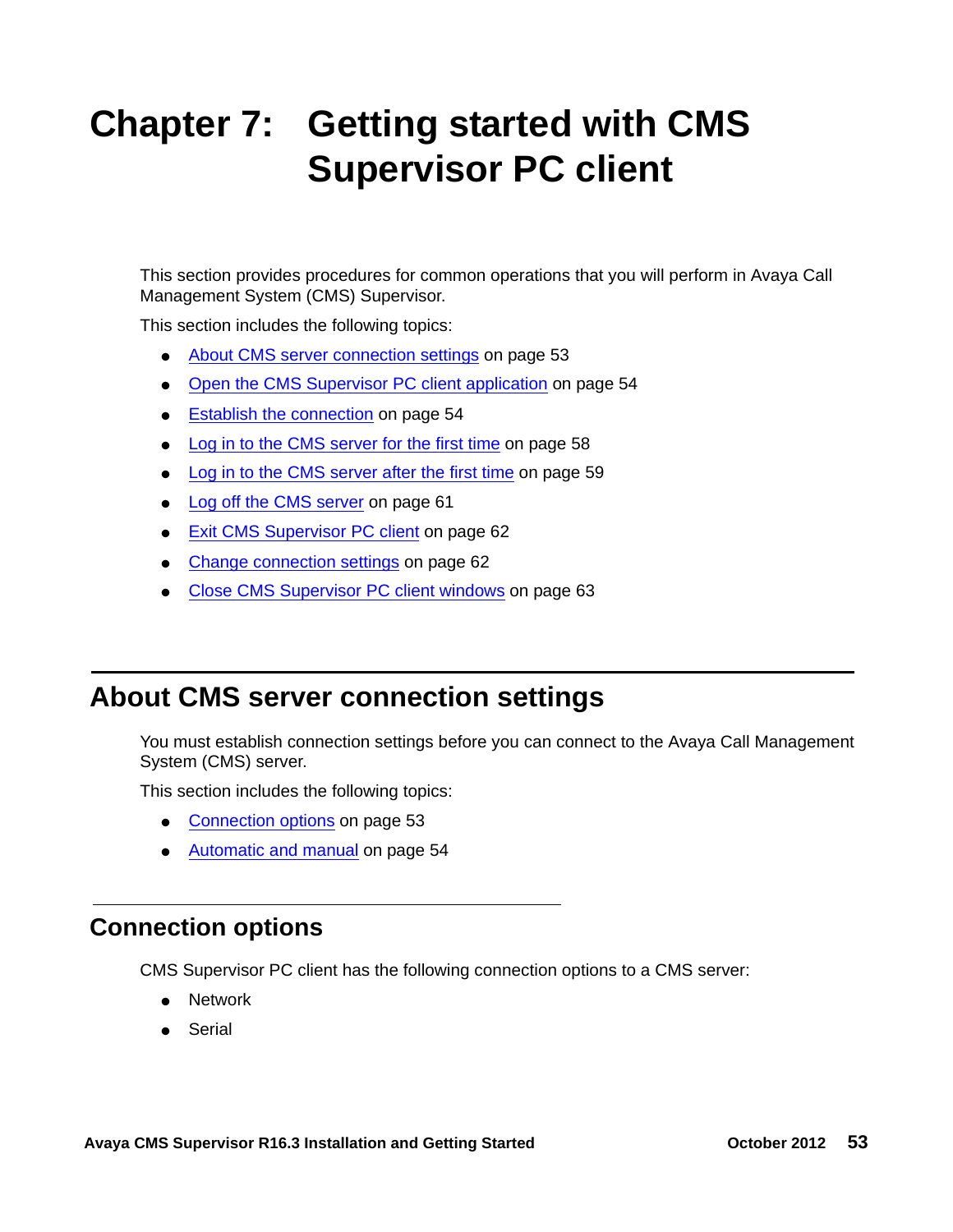# Chapter 7: Getting started with CMS Supervisor PC client

This section provides procedures for common operations that you will perform in Avaya Call Management System (CMS) Supervisor.

This section includes the following topics:

- About CMS server connection settings on page 53
- Open the CMS Supervisor PC client application on page 54
- Establish the connection on page 54
- Log in to the CMS server for the first time on page 58
- Log in to the CMS server after the first time on page 59
- Log off the CMS server on page 61
- Exit CMS Supervisor PC client on page 62
- Change connection settings on page 62
- Close CMS Supervisor PC client windows on page 63

## About CMS server connection settings

You must establish connection settings before you can connect to the Avaya Call Management System (CMS) server.

This section includes the following topics:

- Connection options on page 53
- Automatic and manual on page 54

### Connection options

CMS Supervisor PC client has the following connection options to a CMS server:

- Network
- Serial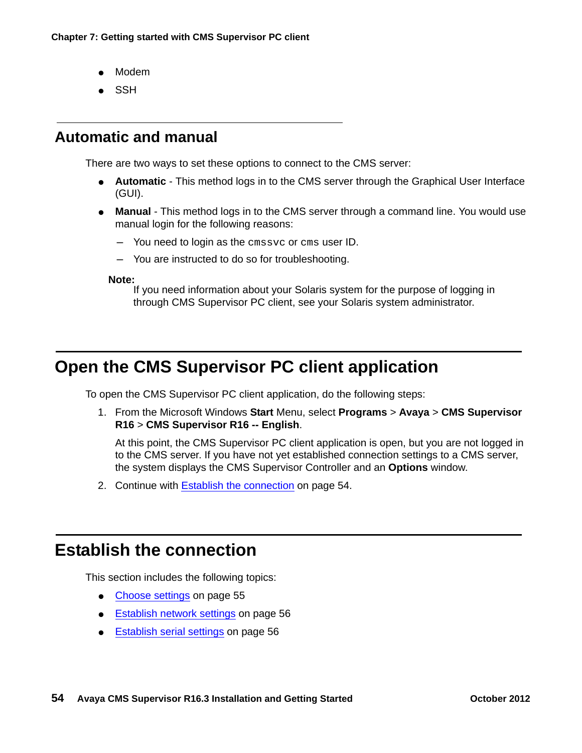- Modem
- SSH

## Automatic and manual

There are two ways to set these options to connect to the CMS server:

- **Automatic** - This method logs in to the CMS server through the Graphical User Interface (GUI).
- **Manual** - This method logs in to the CMS server through a command line. You would use manual login for the following reasons:
  - You need to login as the `cmssvc` or `cms` user ID.
  - You are instructed to do so for troubleshooting.

**Note:**
If you need information about your Solaris system for the purpose of logging in through CMS Supervisor PC client, see your Solaris system administrator.

# Open the CMS Supervisor PC client application

To open the CMS Supervisor PC client application, do the following steps:

1. From the Microsoft Windows **Start** Menu, select **Programs** > **Avaya** > **CMS Supervisor R16** > **CMS Supervisor R16 -- English**.

   At this point, the CMS Supervisor PC client application is open, but you are not logged in to the CMS server. If you have not yet established connection settings to a CMS server, the system displays the CMS Supervisor Controller and an **Options** window.

2. Continue with Establish the connection on page 54.

# Establish the connection

This section includes the following topics:

- Choose settings on page 55
- Establish network settings on page 56
- Establish serial settings on page 56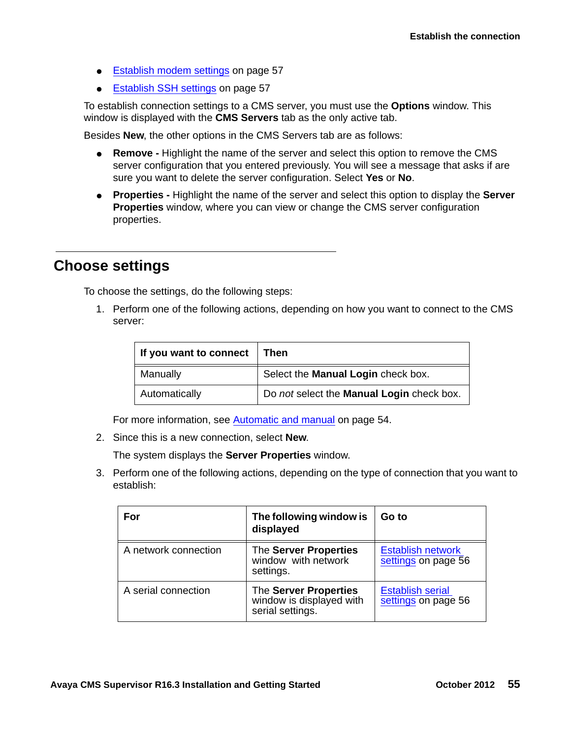- Establish modem settings on page 57
- Establish SSH settings on page 57

To establish connection settings to a CMS server, you must use the **Options** window. This window is displayed with the **CMS Servers** tab as the only active tab.

Besides **New**, the other options in the CMS Servers tab are as follows:

- **Remove -** Highlight the name of the server and select this option to remove the CMS server configuration that you entered previously. You will see a message that asks if are sure you want to delete the server configuration. Select **Yes** or **No**.
- **Properties -** Highlight the name of the server and select this option to display the **Server Properties** window, where you can view or change the CMS server configuration properties.

## Choose settings

To choose the settings, do the following steps:

1. Perform one of the following actions, depending on how you want to connect to the CMS server:

   | If you want to connect | Then |
   |---|---|
   | Manually | Select the **Manual Login** check box. |
   | Automatically | Do *not* select the **Manual Login** check box. |

   For more information, see Automatic and manual on page 54.

2. Since this is a new connection, select **New**.

   The system displays the **Server Properties** window.

3. Perform one of the following actions, depending on the type of connection that you want to establish:

   | For | The following window is displayed | Go to |
   |---|---|---|
   | A network connection | The **Server Properties** window with network settings. | Establish network settings on page 56 |
   | A serial connection | The **Server Properties** window is displayed with serial settings. | Establish serial settings on page 56 |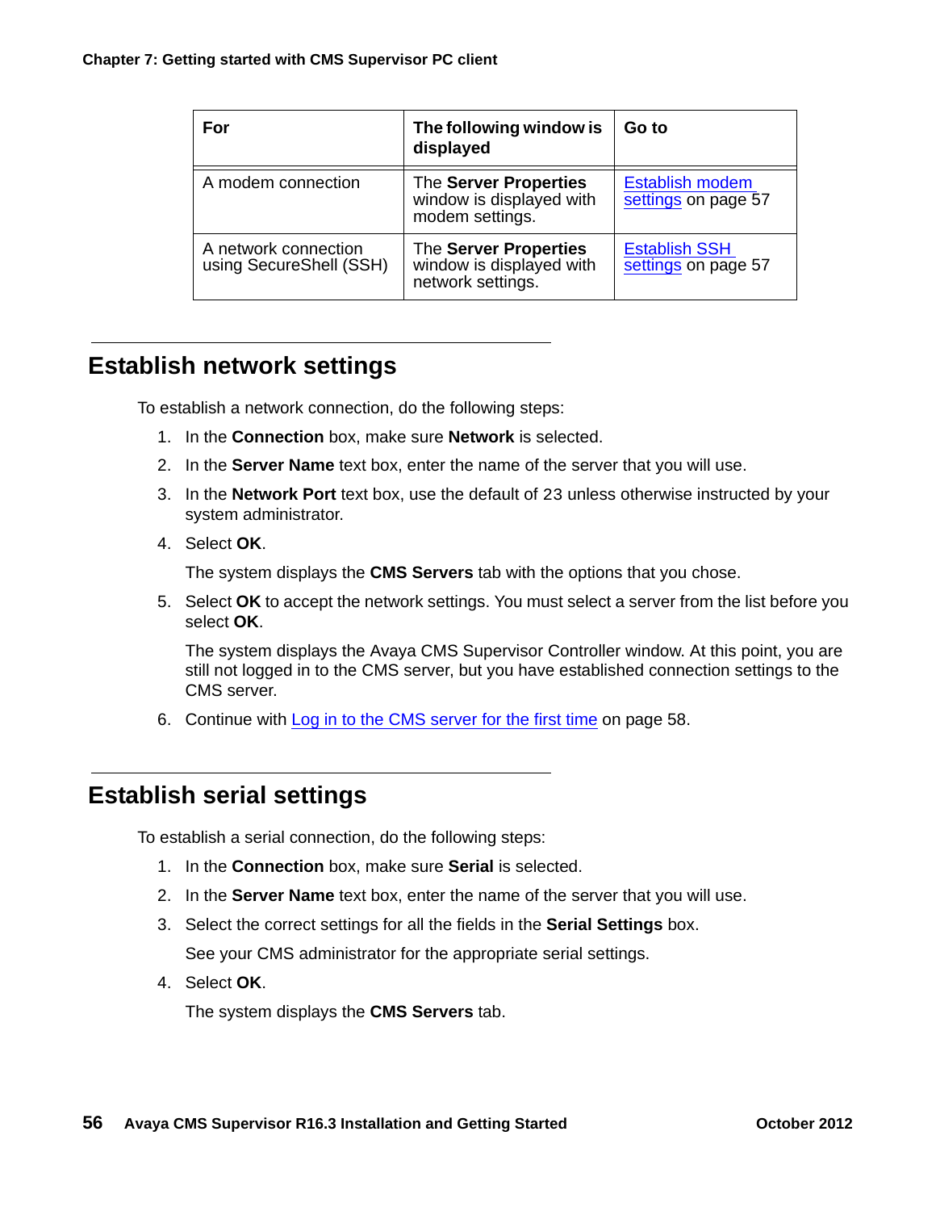| For | The following window is displayed | Go to |
| --- | --- | --- |
| A modem connection | The **Server Properties** window is displayed with modem settings. | Establish modem settings on page 57 |
| A network connection using SecureShell (SSH) | The **Server Properties** window is displayed with network settings. | Establish SSH settings on page 57 |

## Establish network settings

To establish a network connection, do the following steps:

1. In the **Connection** box, make sure **Network** is selected.
2. In the **Server Name** text box, enter the name of the server that you will use.
3. In the **Network Port** text box, use the default of 23 unless otherwise instructed by your system administrator.
4. Select **OK**.

   The system displays the **CMS Servers** tab with the options that you chose.
5. Select **OK** to accept the network settings. You must select a server from the list before you select **OK**.

   The system displays the Avaya CMS Supervisor Controller window. At this point, you are still not logged in to the CMS server, but you have established connection settings to the CMS server.
6. Continue with Log in to the CMS server for the first time on page 58.

## Establish serial settings

To establish a serial connection, do the following steps:

1. In the **Connection** box, make sure **Serial** is selected.
2. In the **Server Name** text box, enter the name of the server that you will use.
3. Select the correct settings for all the fields in the **Serial Settings** box.

   See your CMS administrator for the appropriate serial settings.
4. Select **OK**.

   The system displays the **CMS Servers** tab.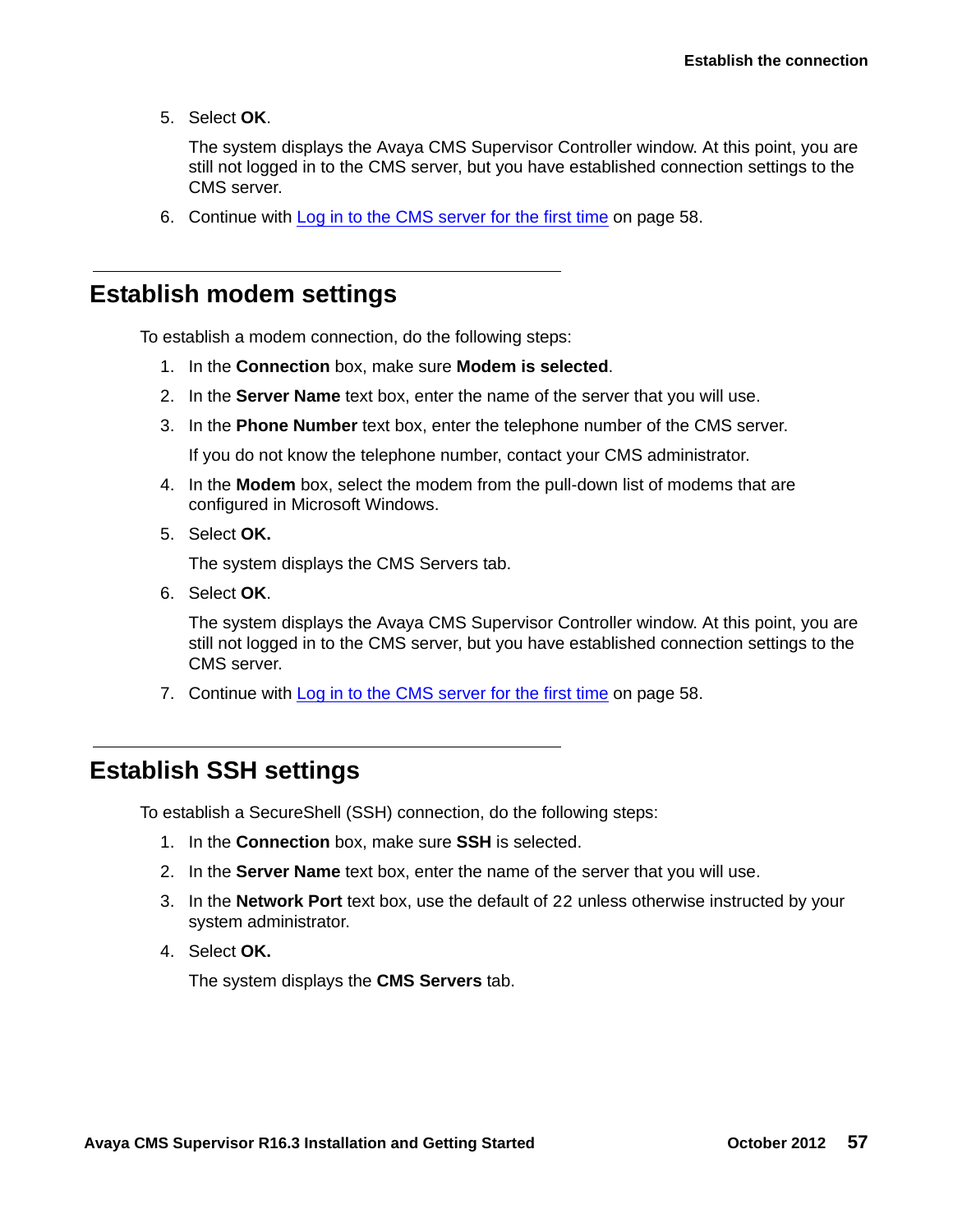5. Select **OK**.

   The system displays the Avaya CMS Supervisor Controller window. At this point, you are still not logged in to the CMS server, but you have established connection settings to the CMS server.

6. Continue with Log in to the CMS server for the first time on page 58.

## Establish modem settings

To establish a modem connection, do the following steps:

1. In the **Connection** box, make sure **Modem is selected**.
2. In the **Server Name** text box, enter the name of the server that you will use.
3. In the **Phone Number** text box, enter the telephone number of the CMS server.

   If you do not know the telephone number, contact your CMS administrator.

4. In the **Modem** box, select the modem from the pull-down list of modems that are configured in Microsoft Windows.
5. Select **OK.**

   The system displays the CMS Servers tab.

6. Select **OK**.

   The system displays the Avaya CMS Supervisor Controller window. At this point, you are still not logged in to the CMS server, but you have established connection settings to the CMS server.

7. Continue with Log in to the CMS server for the first time on page 58.

## Establish SSH settings

To establish a SecureShell (SSH) connection, do the following steps:

1. In the **Connection** box, make sure **SSH** is selected.
2. In the **Server Name** text box, enter the name of the server that you will use.
3. In the **Network Port** text box, use the default of 22 unless otherwise instructed by your system administrator.
4. Select **OK.**

   The system displays the **CMS Servers** tab.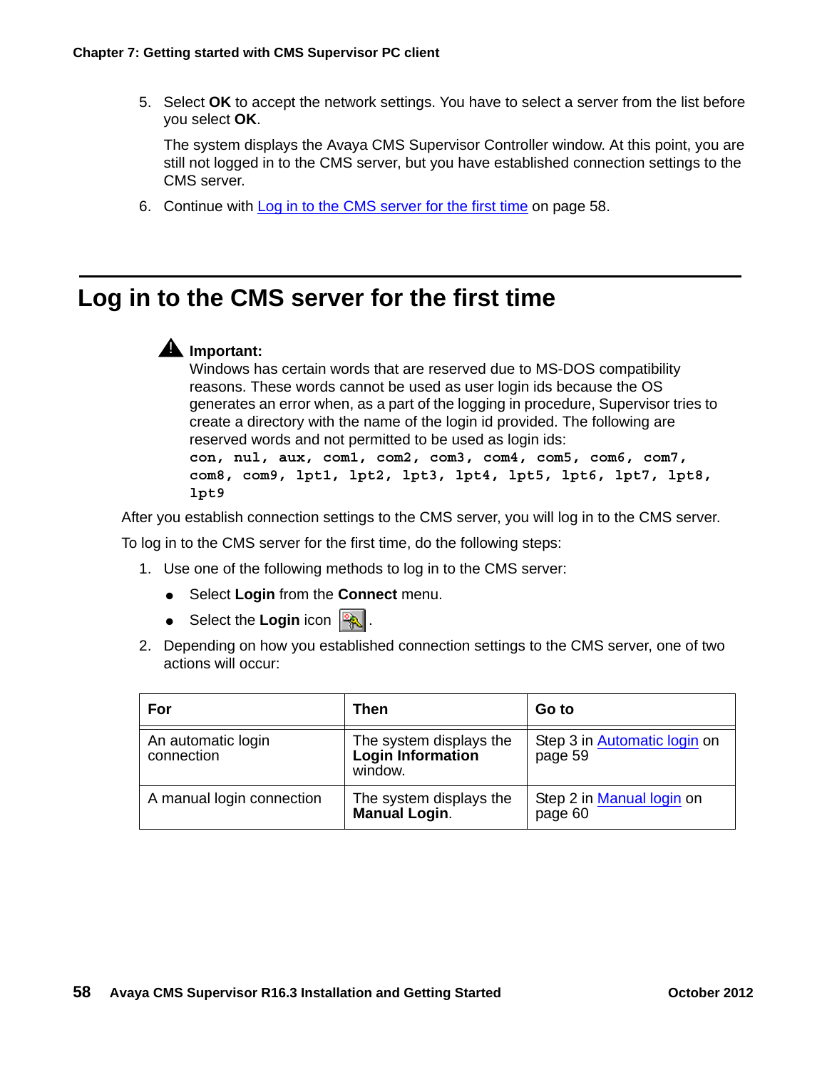5. Select **OK** to accept the network settings. You have to select a server from the list before you select **OK**.

   The system displays the Avaya CMS Supervisor Controller window. At this point, you are still not logged in to the CMS server, but you have established connection settings to the CMS server.

6. Continue with Log in to the CMS server for the first time on page 58.

## Log in to the CMS server for the first time

> **Important:**
> Windows has certain words that are reserved due to MS-DOS compatibility reasons. These words cannot be used as user login ids because the OS generates an error when, as a part of the logging in procedure, Supervisor tries to create a directory with the name of the login id provided. The following are reserved words and not permitted to be used as login ids:
> `con, nul, aux, com1, com2, com3, com4, com5, com6, com7, com8, com9, lpt1, lpt2, lpt3, lpt4, lpt5, lpt6, lpt7, lpt8, lpt9`

After you establish connection settings to the CMS server, you will log in to the CMS server.

To log in to the CMS server for the first time, do the following steps:

1. Use one of the following methods to log in to the CMS server:
   - Select **Login** from the **Connect** menu.
   - Select the **Login** icon .
2. Depending on how you established connection settings to the CMS server, one of two actions will occur:

| For | Then | Go to |
|---|---|---|
| An automatic login connection | The system displays the **Login Information** window. | Step 3 in Automatic login on page 59 |
| A manual login connection | The system displays the **Manual Login**. | Step 2 in Manual login on page 60 |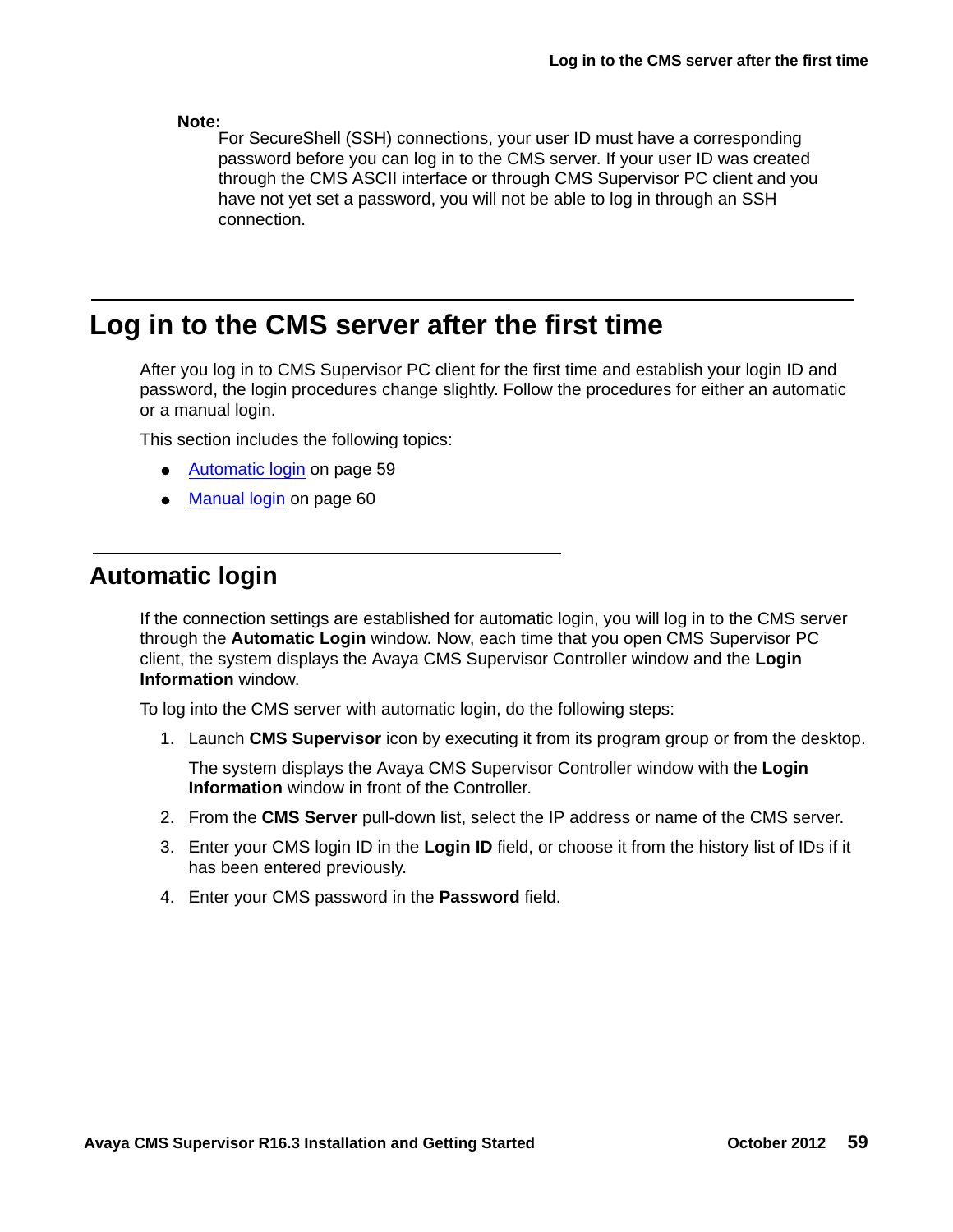**Note:**
For SecureShell (SSH) connections, your user ID must have a corresponding password before you can log in to the CMS server. If your user ID was created through the CMS ASCII interface or through CMS Supervisor PC client and you have not yet set a password, you will not be able to log in through an SSH connection.

# Log in to the CMS server after the first time

After you log in to CMS Supervisor PC client for the first time and establish your login ID and password, the login procedures change slightly. Follow the procedures for either an automatic or a manual login.

This section includes the following topics:

- Automatic login on page 59
- Manual login on page 60

## Automatic login

If the connection settings are established for automatic login, you will log in to the CMS server through the **Automatic Login** window. Now, each time that you open CMS Supervisor PC client, the system displays the Avaya CMS Supervisor Controller window and the **Login Information** window.

To log into the CMS server with automatic login, do the following steps:

1. Launch **CMS Supervisor** icon by executing it from its program group or from the desktop.

   The system displays the Avaya CMS Supervisor Controller window with the **Login Information** window in front of the Controller.

2. From the **CMS Server** pull-down list, select the IP address or name of the CMS server.
3. Enter your CMS login ID in the **Login ID** field, or choose it from the history list of IDs if it has been entered previously.
4. Enter your CMS password in the **Password** field.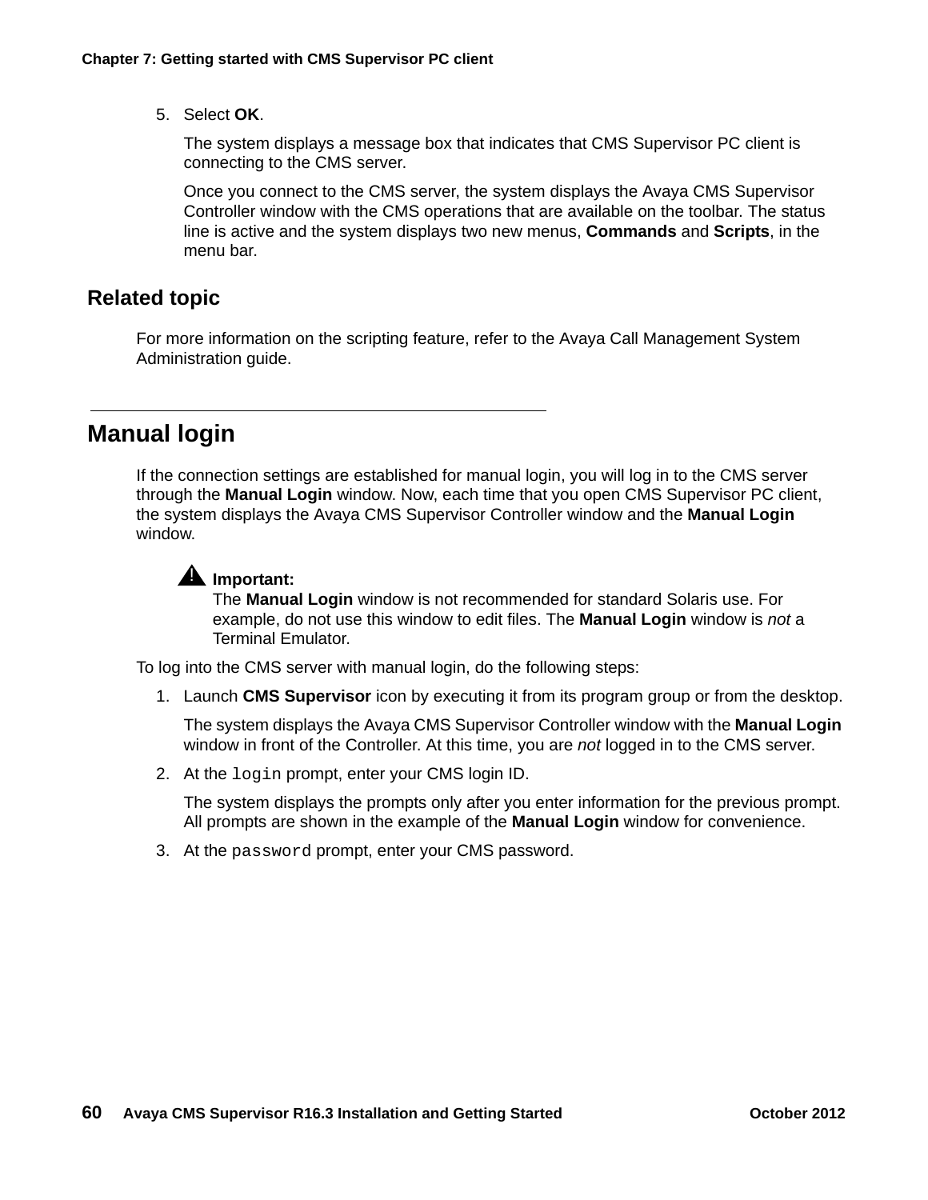5. Select **OK**.

   The system displays a message box that indicates that CMS Supervisor PC client is connecting to the CMS server.

   Once you connect to the CMS server, the system displays the Avaya CMS Supervisor Controller window with the CMS operations that are available on the toolbar. The status line is active and the system displays two new menus, **Commands** and **Scripts**, in the menu bar.

### Related topic

For more information on the scripting feature, refer to the Avaya Call Management System Administration guide.

## Manual login

If the connection settings are established for manual login, you will log in to the CMS server through the **Manual Login** window. Now, each time that you open CMS Supervisor PC client, the system displays the Avaya CMS Supervisor Controller window and the **Manual Login** window.

> **Important:**
> The **Manual Login** window is not recommended for standard Solaris use. For example, do not use this window to edit files. The **Manual Login** window is *not* a Terminal Emulator.

To log into the CMS server with manual login, do the following steps:

1. Launch **CMS Supervisor** icon by executing it from its program group or from the desktop.

   The system displays the Avaya CMS Supervisor Controller window with the **Manual Login** window in front of the Controller. At this time, you are *not* logged in to the CMS server.

2. At the `login` prompt, enter your CMS login ID.

   The system displays the prompts only after you enter information for the previous prompt. All prompts are shown in the example of the **Manual Login** window for convenience.

3. At the `password` prompt, enter your CMS password.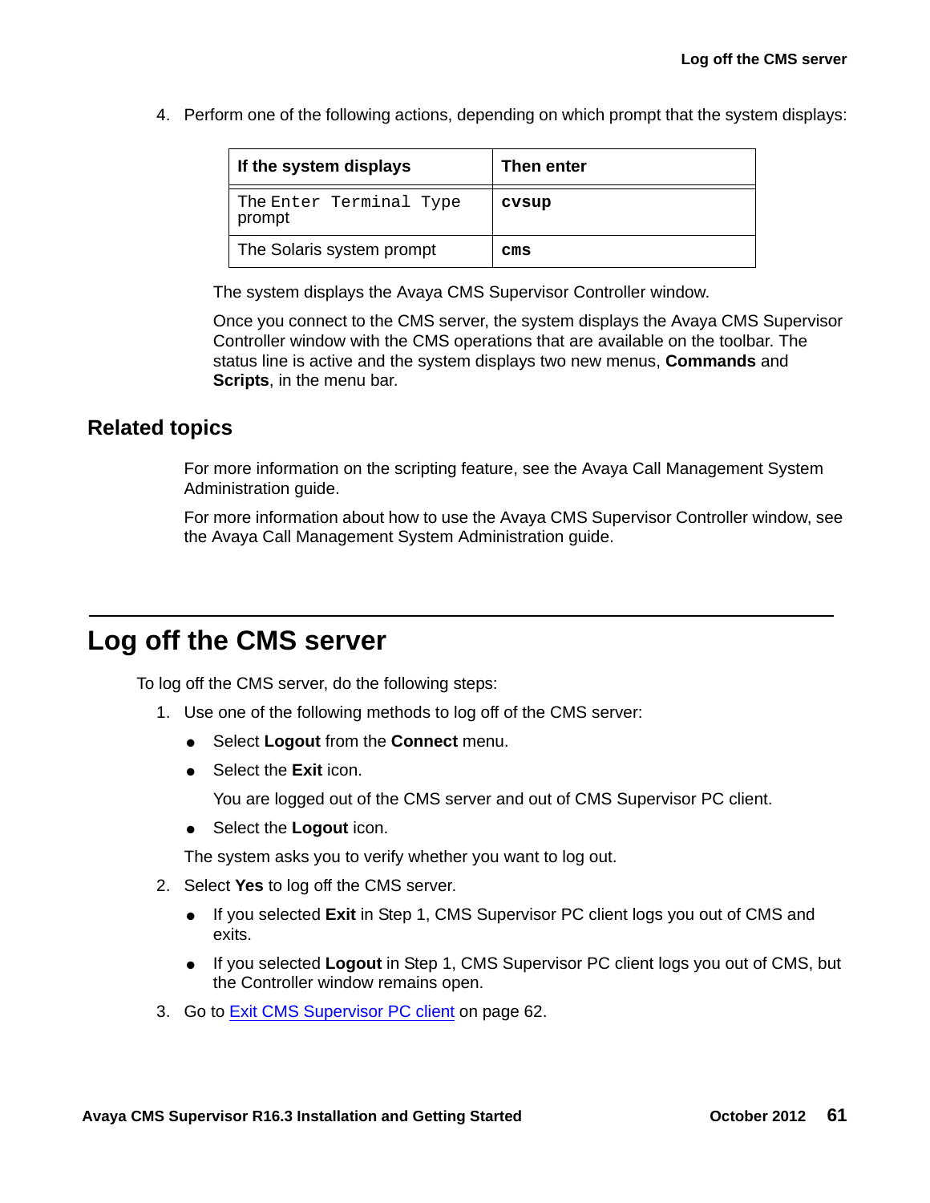4. Perform one of the following actions, depending on which prompt that the system displays:

| If the system displays | Then enter |
|---|---|
| The `Enter Terminal Type` prompt | **`cvsup`** |
| The Solaris system prompt | **`cms`** |

The system displays the Avaya CMS Supervisor Controller window.

Once you connect to the CMS server, the system displays the Avaya CMS Supervisor Controller window with the CMS operations that are available on the toolbar. The status line is active and the system displays two new menus, **Commands** and **Scripts**, in the menu bar.

### Related topics

For more information on the scripting feature, see the Avaya Call Management System Administration guide.

For more information about how to use the Avaya CMS Supervisor Controller window, see the Avaya Call Management System Administration guide.

## Log off the CMS server

To log off the CMS server, do the following steps:

1. Use one of the following methods to log off of the CMS server:
   - Select **Logout** from the **Connect** menu.
   - Select the **Exit** icon.

     You are logged out of the CMS server and out of CMS Supervisor PC client.
   - Select the **Logout** icon.

   The system asks you to verify whether you want to log out.
2. Select **Yes** to log off the CMS server.
   - If you selected **Exit** in Step 1, CMS Supervisor PC client logs you out of CMS and exits.
   - If you selected **Logout** in Step 1, CMS Supervisor PC client logs you out of CMS, but the Controller window remains open.
3. Go to Exit CMS Supervisor PC client on page 62.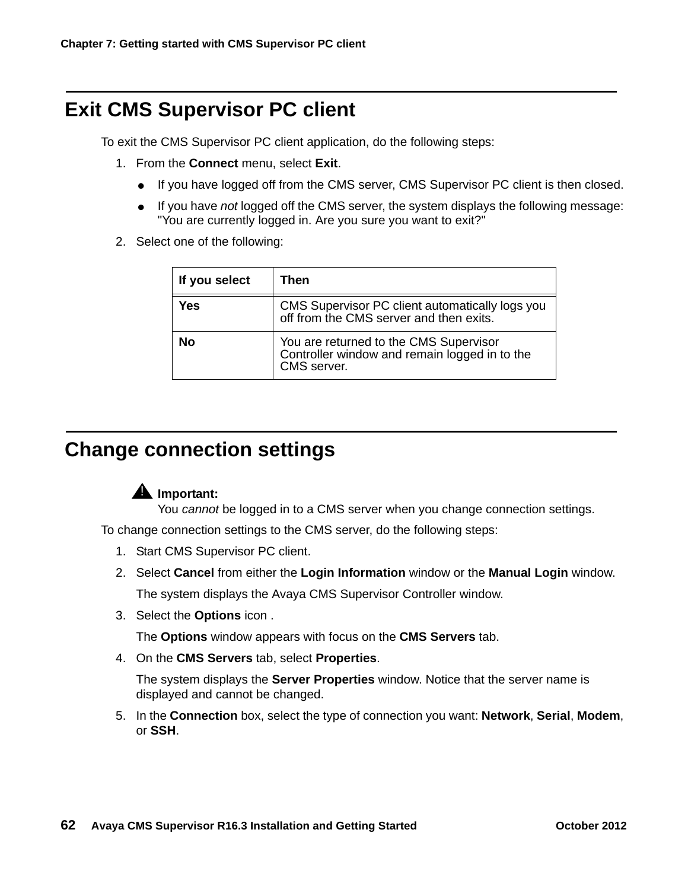# Exit CMS Supervisor PC client

To exit the CMS Supervisor PC client application, do the following steps:

1. From the **Connect** menu, select **Exit**.
   - If you have logged off from the CMS server, CMS Supervisor PC client is then closed.
   - If you have *not* logged off the CMS server, the system displays the following message: "You are currently logged in. Are you sure you want to exit?"
2. Select one of the following:

| If you select | Then |
|---|---|
| **Yes** | CMS Supervisor PC client automatically logs you off from the CMS server and then exits. |
| **No** | You are returned to the CMS Supervisor Controller window and remain logged in to the CMS server. |

# Change connection settings

> **Important:**
> You *cannot* be logged in to a CMS server when you change connection settings.

To change connection settings to the CMS server, do the following steps:

1. Start CMS Supervisor PC client.
2. Select **Cancel** from either the **Login Information** window or the **Manual Login** window.

   The system displays the Avaya CMS Supervisor Controller window.
3. Select the **Options** icon .

   The **Options** window appears with focus on the **CMS Servers** tab.
4. On the **CMS Servers** tab, select **Properties**.

   The system displays the **Server Properties** window. Notice that the server name is displayed and cannot be changed.
5. In the **Connection** box, select the type of connection you want: **Network**, **Serial**, **Modem**, or **SSH**.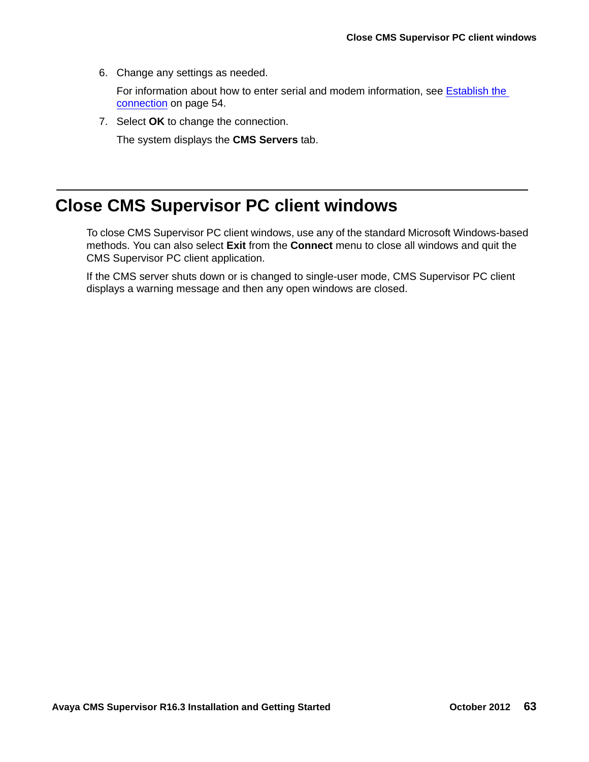6. Change any settings as needed.

   For information about how to enter serial and modem information, see Establish the connection on page 54.

7. Select **OK** to change the connection.

   The system displays the **CMS Servers** tab.

## Close CMS Supervisor PC client windows

To close CMS Supervisor PC client windows, use any of the standard Microsoft Windows-based methods. You can also select **Exit** from the **Connect** menu to close all windows and quit the CMS Supervisor PC client application.

If the CMS server shuts down or is changed to single-user mode, CMS Supervisor PC client displays a warning message and then any open windows are closed.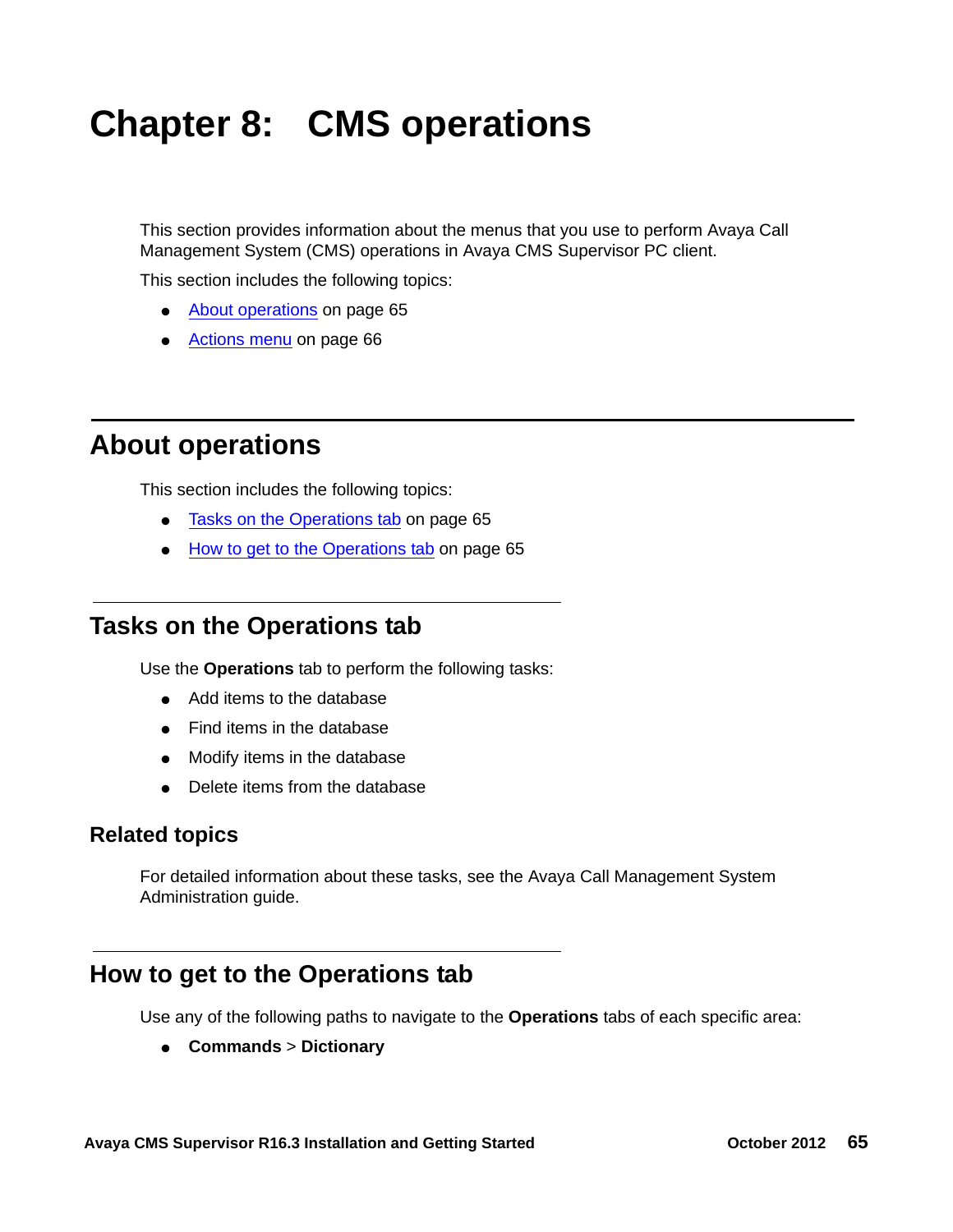# Chapter 8: CMS operations

This section provides information about the menus that you use to perform Avaya Call Management System (CMS) operations in Avaya CMS Supervisor PC client.

This section includes the following topics:

- About operations on page 65
- Actions menu on page 66

## About operations

This section includes the following topics:

- Tasks on the Operations tab on page 65
- How to get to the Operations tab on page 65

### Tasks on the Operations tab

Use the **Operations** tab to perform the following tasks:

- Add items to the database
- Find items in the database
- Modify items in the database
- Delete items from the database

#### Related topics

For detailed information about these tasks, see the Avaya Call Management System Administration guide.

### How to get to the Operations tab

Use any of the following paths to navigate to the **Operations** tabs of each specific area:

- **Commands** > **Dictionary**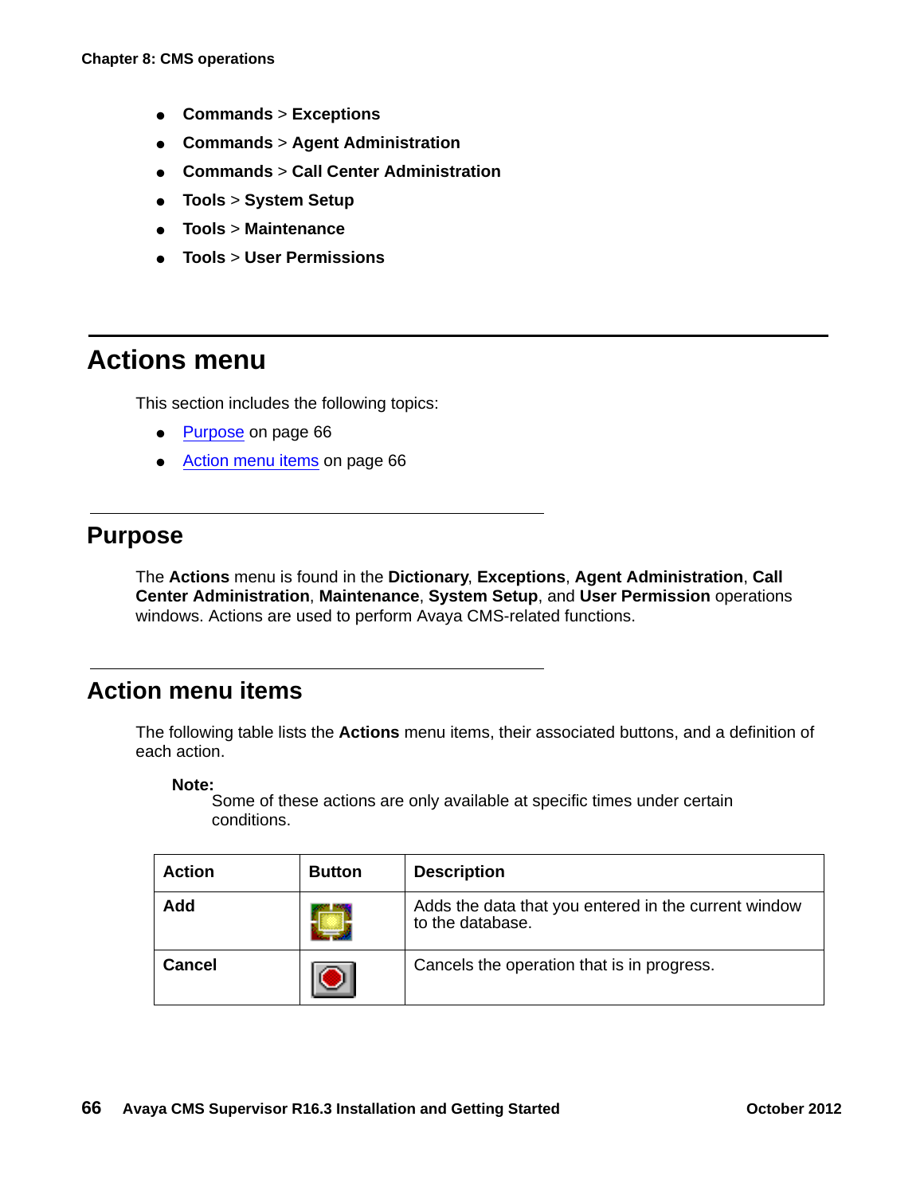- **Commands** > **Exceptions**
- **Commands** > **Agent Administration**
- **Commands** > **Call Center Administration**
- **Tools** > **System Setup**
- **Tools** > **Maintenance**
- **Tools** > **User Permissions**

# Actions menu

This section includes the following topics:

- Purpose on page 66
- Action menu items on page 66

## Purpose

The **Actions** menu is found in the **Dictionary**, **Exceptions**, **Agent Administration**, **Call Center Administration**, **Maintenance**, **System Setup**, and **User Permission** operations windows. Actions are used to perform Avaya CMS-related functions.

## Action menu items

The following table lists the **Actions** menu items, their associated buttons, and a definition of each action.

**Note:**
Some of these actions are only available at specific times under certain conditions.

| Action | Button | Description |
|---|---|---|
| **Add** | | Adds the data that you entered in the current window to the database. |
| **Cancel** | | Cancels the operation that is in progress. |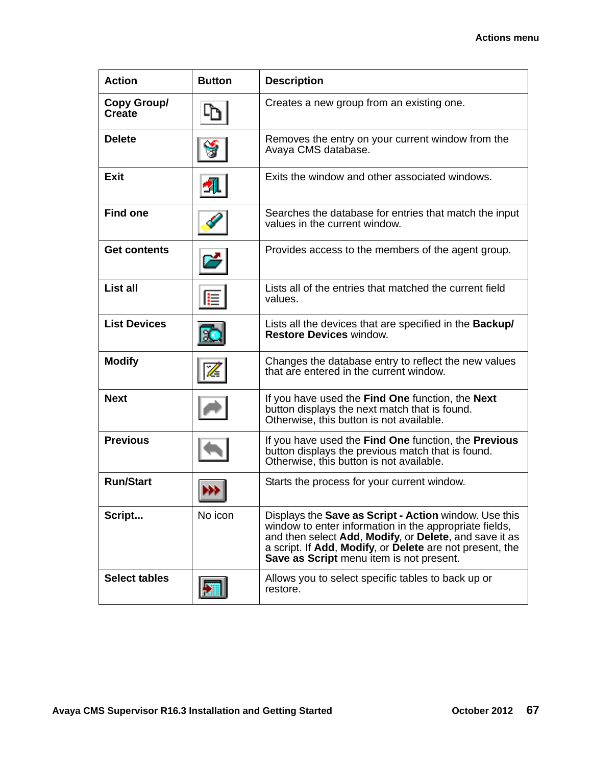| Action | Button | Description |
| --- | --- | --- |
| **Copy Group/ Create** | | Creates a new group from an existing one. |
| **Delete** | | Removes the entry on your current window from the Avaya CMS database. |
| **Exit** | | Exits the window and other associated windows. |
| **Find one** | | Searches the database for entries that match the input values in the current window. |
| **Get contents** | | Provides access to the members of the agent group. |
| **List all** | | Lists all of the entries that matched the current field values. |
| **List Devices** | | Lists all the devices that are specified in the **Backup/ Restore Devices** window. |
| **Modify** | | Changes the database entry to reflect the new values that are entered in the current window. |
| **Next** | | If you have used the **Find One** function, the **Next** button displays the next match that is found. Otherwise, this button is not available. |
| **Previous** | | If you have used the **Find One** function, the **Previous** button displays the previous match that is found. Otherwise, this button is not available. |
| **Run/Start** | | Starts the process for your current window. |
| **Script...** | No icon | Displays the **Save as Script - Action** window. Use this window to enter information in the appropriate fields, and then select **Add**, **Modify**, or **Delete**, and save it as a script. If **Add**, **Modify**, or **Delete** are not present, the **Save as Script** menu item is not present. |
| **Select tables** | | Allows you to select specific tables to back up or restore. |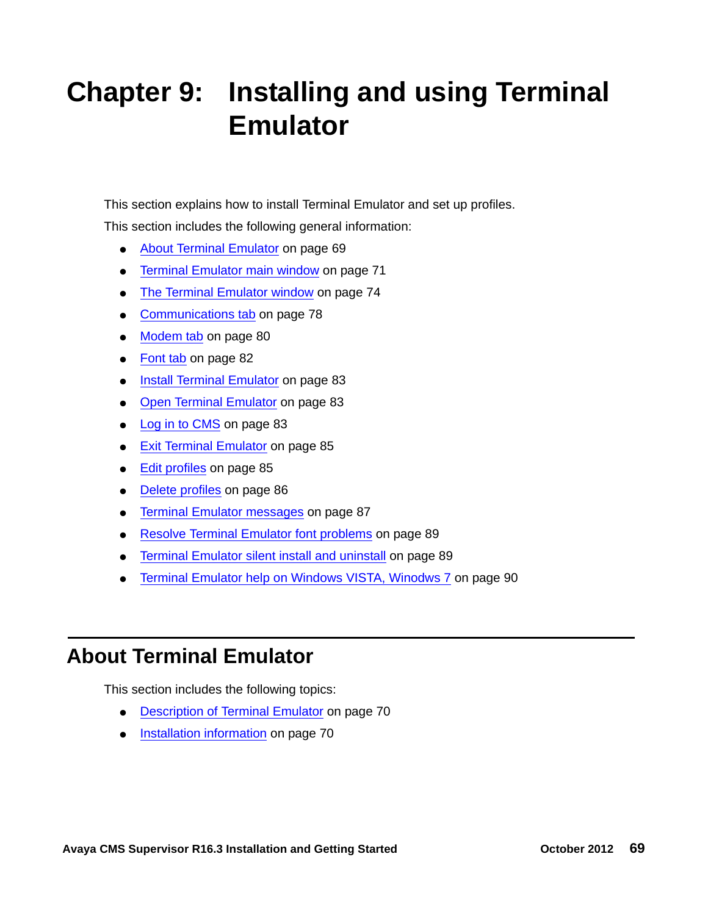# Chapter 9: Installing and using Terminal Emulator

This section explains how to install Terminal Emulator and set up profiles.

This section includes the following general information:

- About Terminal Emulator on page 69
- Terminal Emulator main window on page 71
- The Terminal Emulator window on page 74
- Communications tab on page 78
- Modem tab on page 80
- Font tab on page 82
- Install Terminal Emulator on page 83
- Open Terminal Emulator on page 83
- Log in to CMS on page 83
- Exit Terminal Emulator on page 85
- Edit profiles on page 85
- Delete profiles on page 86
- Terminal Emulator messages on page 87
- Resolve Terminal Emulator font problems on page 89
- Terminal Emulator silent install and uninstall on page 89
- Terminal Emulator help on Windows VISTA, Winodws 7 on page 90

## About Terminal Emulator

This section includes the following topics:

- Description of Terminal Emulator on page 70
- Installation information on page 70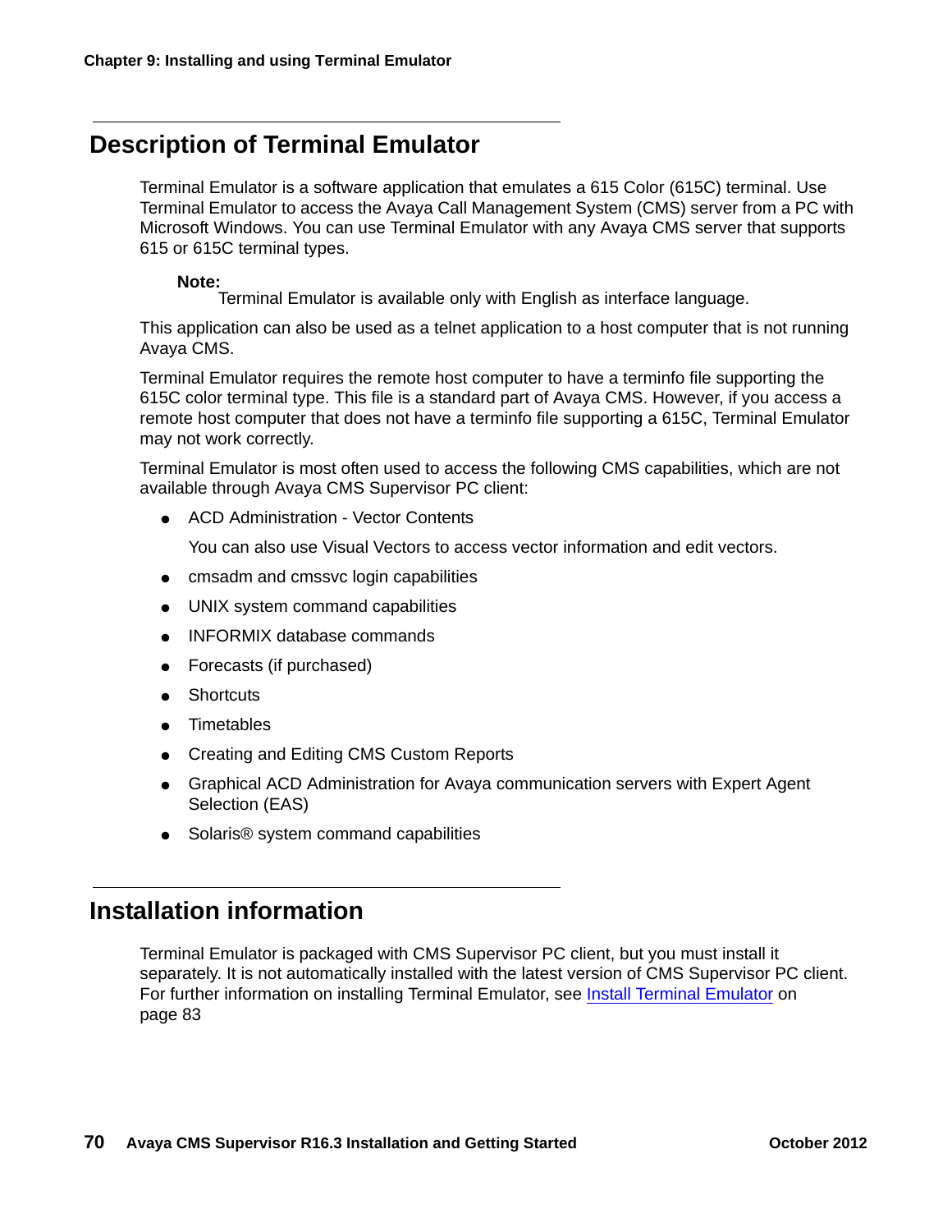## Description of Terminal Emulator

Terminal Emulator is a software application that emulates a 615 Color (615C) terminal. Use Terminal Emulator to access the Avaya Call Management System (CMS) server from a PC with Microsoft Windows. You can use Terminal Emulator with any Avaya CMS server that supports 615 or 615C terminal types.

**Note:**
Terminal Emulator is available only with English as interface language.

This application can also be used as a telnet application to a host computer that is not running Avaya CMS.

Terminal Emulator requires the remote host computer to have a terminfo file supporting the 615C color terminal type. This file is a standard part of Avaya CMS. However, if you access a remote host computer that does not have a terminfo file supporting a 615C, Terminal Emulator may not work correctly.

Terminal Emulator is most often used to access the following CMS capabilities, which are not available through Avaya CMS Supervisor PC client:

- ACD Administration - Vector Contents

  You can also use Visual Vectors to access vector information and edit vectors.
- cmsadm and cmssvc login capabilities
- UNIX system command capabilities
- INFORMIX database commands
- Forecasts (if purchased)
- Shortcuts
- Timetables
- Creating and Editing CMS Custom Reports
- Graphical ACD Administration for Avaya communication servers with Expert Agent Selection (EAS)
- Solaris® system command capabilities

## Installation information

Terminal Emulator is packaged with CMS Supervisor PC client, but you must install it separately. It is not automatically installed with the latest version of CMS Supervisor PC client. For further information on installing Terminal Emulator, see Install Terminal Emulator on page 83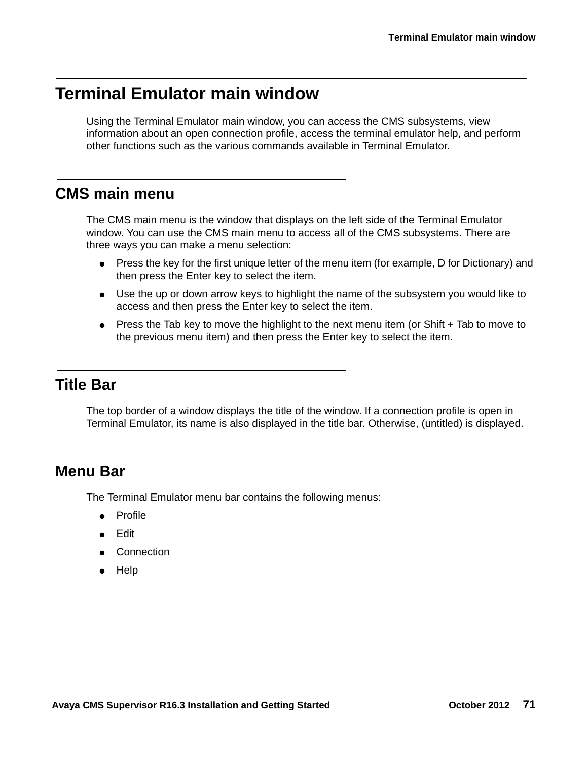# Terminal Emulator main window

Using the Terminal Emulator main window, you can access the CMS subsystems, view information about an open connection profile, access the terminal emulator help, and perform other functions such as the various commands available in Terminal Emulator.

## CMS main menu

The CMS main menu is the window that displays on the left side of the Terminal Emulator window. You can use the CMS main menu to access all of the CMS subsystems. There are three ways you can make a menu selection:

- Press the key for the first unique letter of the menu item (for example, D for Dictionary) and then press the Enter key to select the item.
- Use the up or down arrow keys to highlight the name of the subsystem you would like to access and then press the Enter key to select the item.
- Press the Tab key to move the highlight to the next menu item (or Shift + Tab to move to the previous menu item) and then press the Enter key to select the item.

## Title Bar

The top border of a window displays the title of the window. If a connection profile is open in Terminal Emulator, its name is also displayed in the title bar. Otherwise, (untitled) is displayed.

## Menu Bar

The Terminal Emulator menu bar contains the following menus:

- Profile
- Edit
- Connection
- Help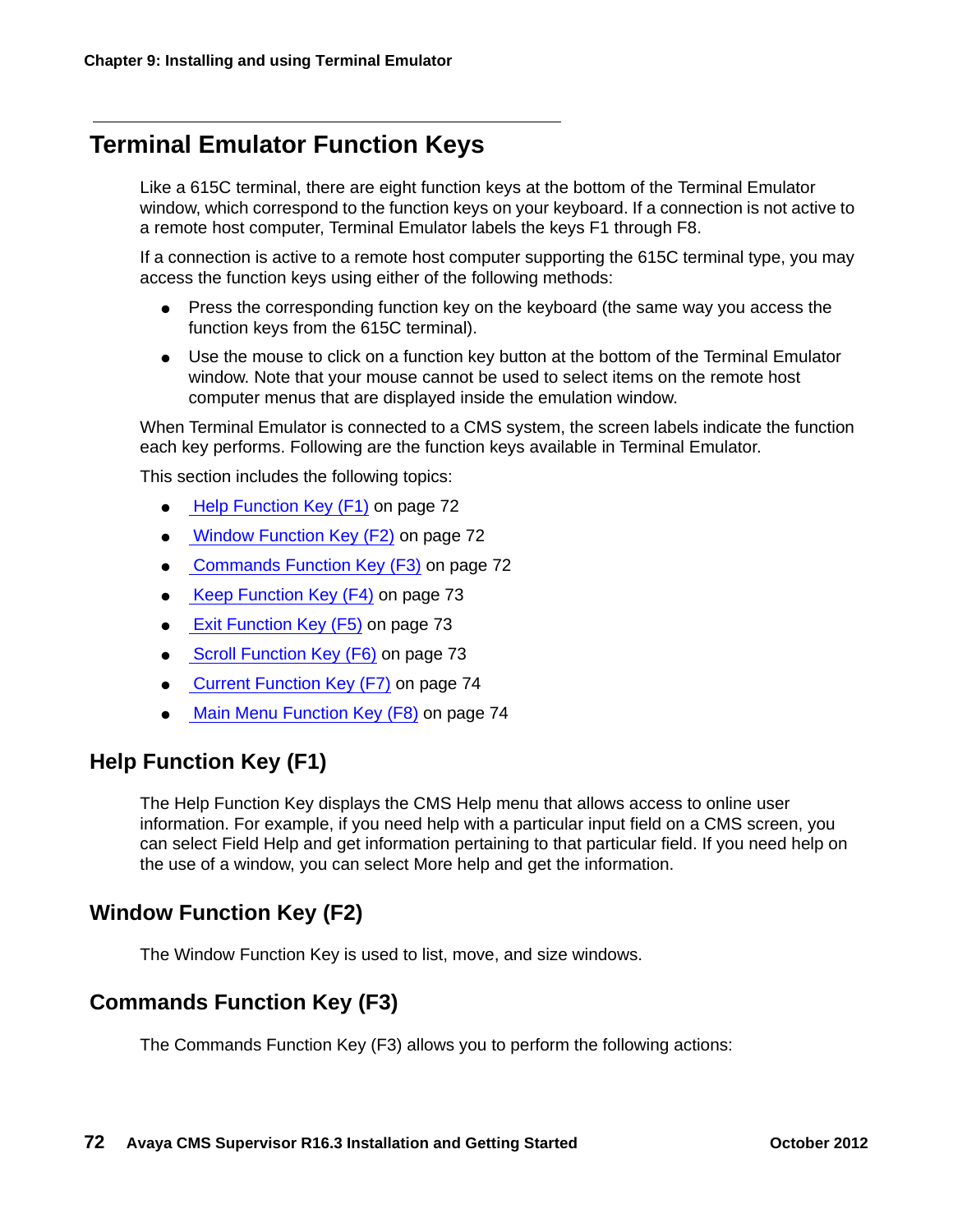## Terminal Emulator Function Keys

Like a 615C terminal, there are eight function keys at the bottom of the Terminal Emulator window, which correspond to the function keys on your keyboard. If a connection is not active to a remote host computer, Terminal Emulator labels the keys F1 through F8.

If a connection is active to a remote host computer supporting the 615C terminal type, you may access the function keys using either of the following methods:

- Press the corresponding function key on the keyboard (the same way you access the function keys from the 615C terminal).
- Use the mouse to click on a function key button at the bottom of the Terminal Emulator window. Note that your mouse cannot be used to select items on the remote host computer menus that are displayed inside the emulation window.

When Terminal Emulator is connected to a CMS system, the screen labels indicate the function each key performs. Following are the function keys available in Terminal Emulator.

This section includes the following topics:

- Help Function Key (F1) on page 72
- Window Function Key (F2) on page 72
- Commands Function Key (F3) on page 72
- Keep Function Key (F4) on page 73
- Exit Function Key (F5) on page 73
- Scroll Function Key (F6) on page 73
- Current Function Key (F7) on page 74
- Main Menu Function Key (F8) on page 74

### Help Function Key (F1)

The Help Function Key displays the CMS Help menu that allows access to online user information. For example, if you need help with a particular input field on a CMS screen, you can select Field Help and get information pertaining to that particular field. If you need help on the use of a window, you can select More help and get the information.

### Window Function Key (F2)

The Window Function Key is used to list, move, and size windows.

### Commands Function Key (F3)

The Commands Function Key (F3) allows you to perform the following actions: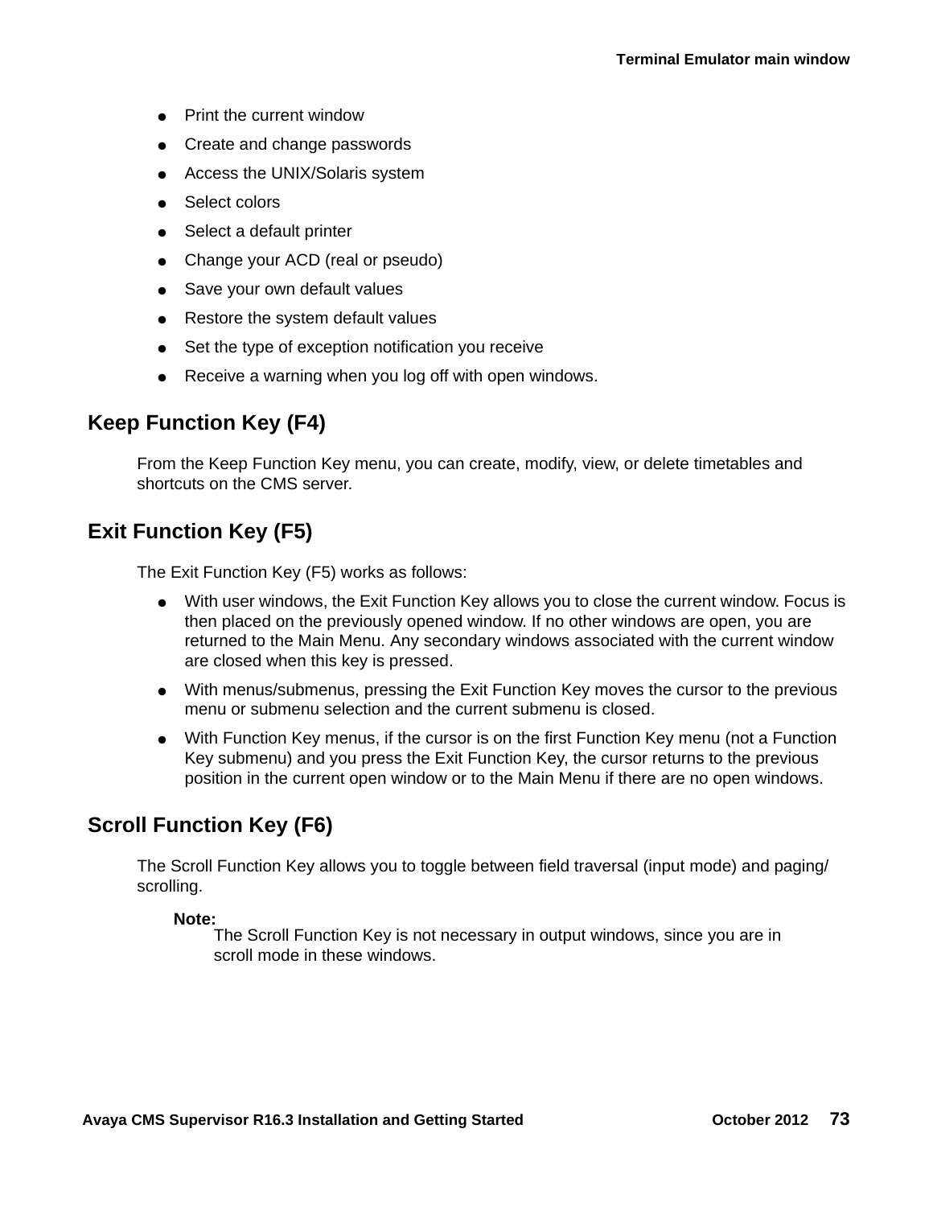- Print the current window
- Create and change passwords
- Access the UNIX/Solaris system
- Select colors
- Select a default printer
- Change your ACD (real or pseudo)
- Save your own default values
- Restore the system default values
- Set the type of exception notification you receive
- Receive a warning when you log off with open windows.

## Keep Function Key (F4)

From the Keep Function Key menu, you can create, modify, view, or delete timetables and shortcuts on the CMS server.

## Exit Function Key (F5)

The Exit Function Key (F5) works as follows:

- With user windows, the Exit Function Key allows you to close the current window. Focus is then placed on the previously opened window. If no other windows are open, you are returned to the Main Menu. Any secondary windows associated with the current window are closed when this key is pressed.
- With menus/submenus, pressing the Exit Function Key moves the cursor to the previous menu or submenu selection and the current submenu is closed.
- With Function Key menus, if the cursor is on the first Function Key menu (not a Function Key submenu) and you press the Exit Function Key, the cursor returns to the previous position in the current open window or to the Main Menu if there are no open windows.

## Scroll Function Key (F6)

The Scroll Function Key allows you to toggle between field traversal (input mode) and paging/scrolling.

**Note:**
The Scroll Function Key is not necessary in output windows, since you are in scroll mode in these windows.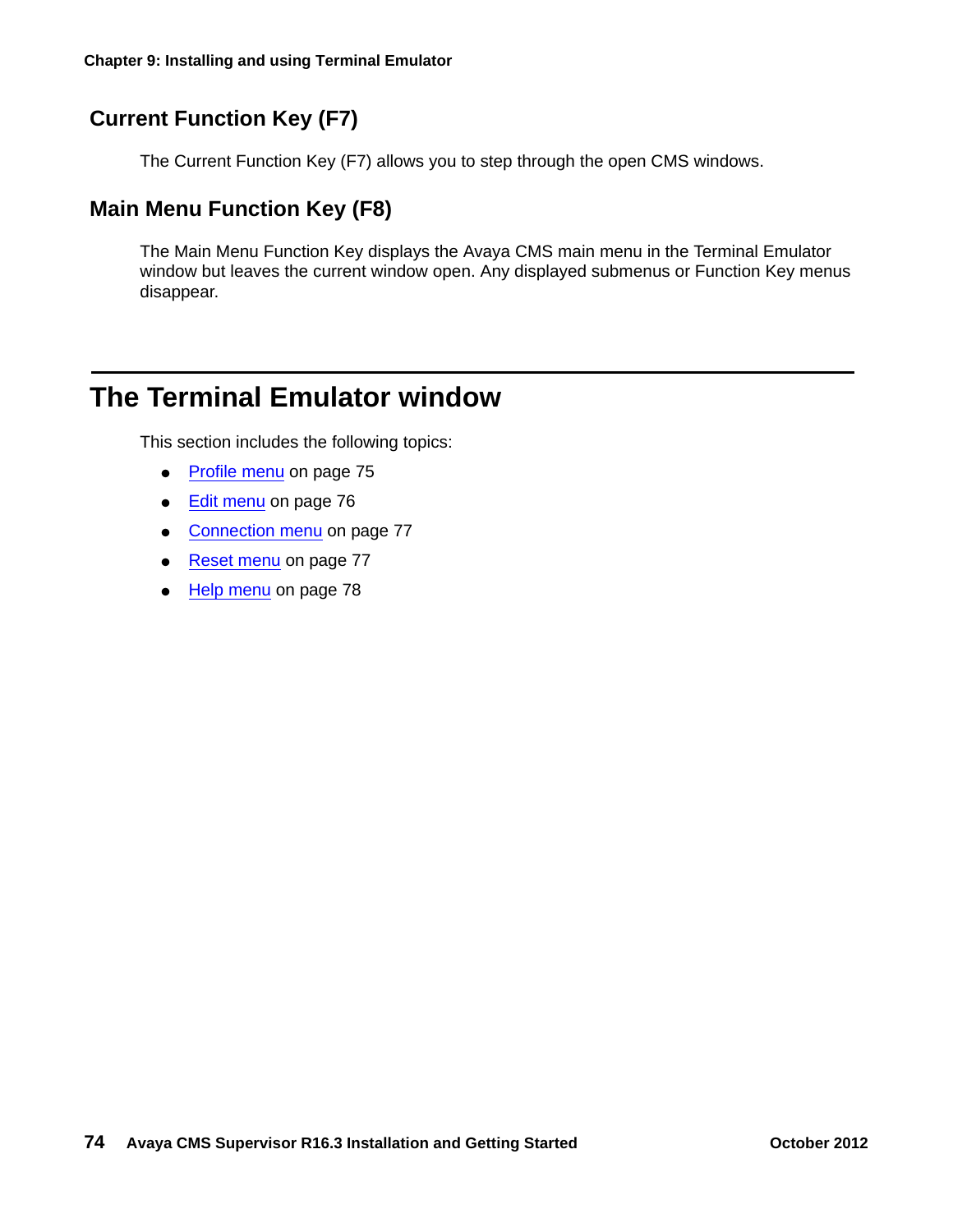### Current Function Key (F7)

The Current Function Key (F7) allows you to step through the open CMS windows.

### Main Menu Function Key (F8)

The Main Menu Function Key displays the Avaya CMS main menu in the Terminal Emulator window but leaves the current window open. Any displayed submenus or Function Key menus disappear.

## The Terminal Emulator window

This section includes the following topics:

- Profile menu on page 75
- Edit menu on page 76
- Connection menu on page 77
- Reset menu on page 77
- Help menu on page 78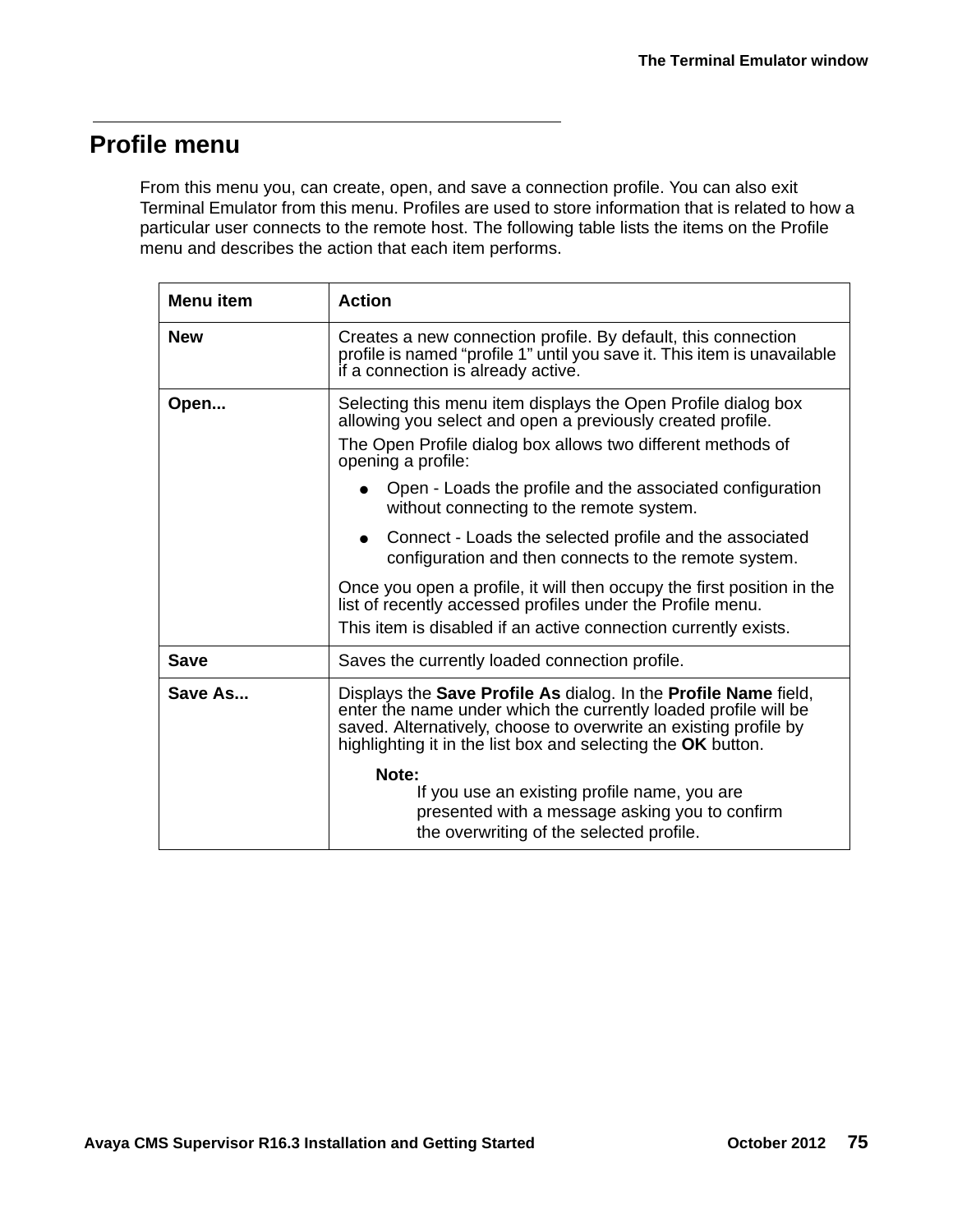## Profile menu

From this menu you, can create, open, and save a connection profile. You can also exit Terminal Emulator from this menu. Profiles are used to store information that is related to how a particular user connects to the remote host. The following table lists the items on the Profile menu and describes the action that each item performs.

| Menu item | Action |
|---|---|
| **New** | Creates a new connection profile. By default, this connection profile is named “profile 1” until you save it. This item is unavailable if a connection is already active. |
| **Open...** | Selecting this menu item displays the Open Profile dialog box allowing you select and open a previously created profile.<br>The Open Profile dialog box allows two different methods of opening a profile:<br>● Open - Loads the profile and the associated configuration without connecting to the remote system.<br>● Connect - Loads the selected profile and the associated configuration and then connects to the remote system.<br>Once you open a profile, it will then occupy the first position in the list of recently accessed profiles under the Profile menu.<br>This item is disabled if an active connection currently exists. |
| **Save** | Saves the currently loaded connection profile. |
| **Save As...** | Displays the **Save Profile As** dialog. In the **Profile Name** field, enter the name under which the currently loaded profile will be saved. Alternatively, choose to overwrite an existing profile by highlighting it in the list box and selecting the **OK** button.<br>**Note:**<br>If you use an existing profile name, you are presented with a message asking you to confirm the overwriting of the selected profile. |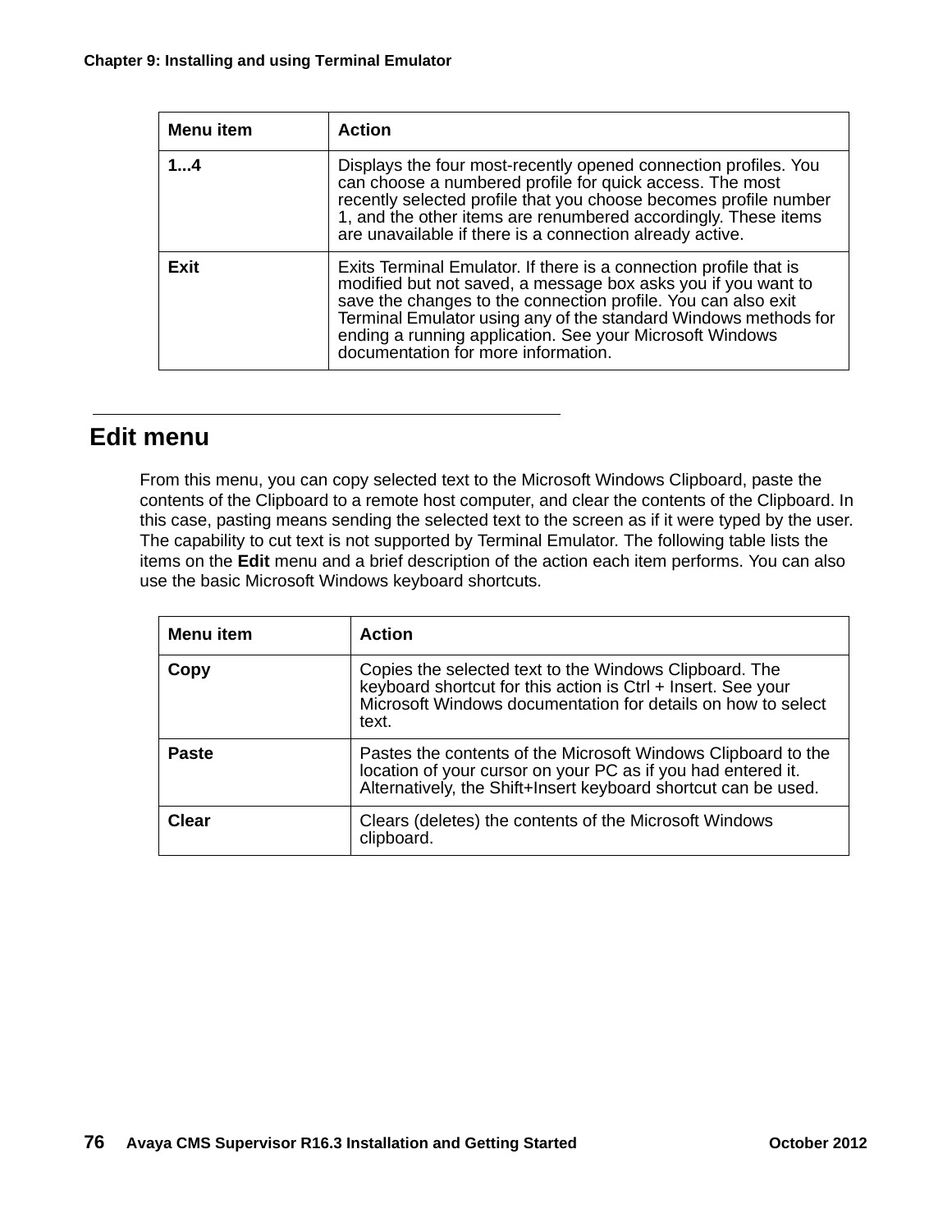| Menu item | Action |
|---|---|
| **1...4** | Displays the four most-recently opened connection profiles. You can choose a numbered profile for quick access. The most recently selected profile that you choose becomes profile number 1, and the other items are renumbered accordingly. These items are unavailable if there is a connection already active. |
| **Exit** | Exits Terminal Emulator. If there is a connection profile that is modified but not saved, a message box asks you if you want to save the changes to the connection profile. You can also exit Terminal Emulator using any of the standard Windows methods for ending a running application. See your Microsoft Windows documentation for more information. |

## Edit menu

From this menu, you can copy selected text to the Microsoft Windows Clipboard, paste the contents of the Clipboard to a remote host computer, and clear the contents of the Clipboard. In this case, pasting means sending the selected text to the screen as if it were typed by the user. The capability to cut text is not supported by Terminal Emulator. The following table lists the items on the **Edit** menu and a brief description of the action each item performs. You can also use the basic Microsoft Windows keyboard shortcuts.

| Menu item | Action |
|---|---|
| **Copy** | Copies the selected text to the Windows Clipboard. The keyboard shortcut for this action is Ctrl + Insert. See your Microsoft Windows documentation for details on how to select text. |
| **Paste** | Pastes the contents of the Microsoft Windows Clipboard to the location of your cursor on your PC as if you had entered it. Alternatively, the Shift+Insert keyboard shortcut can be used. |
| **Clear** | Clears (deletes) the contents of the Microsoft Windows clipboard. |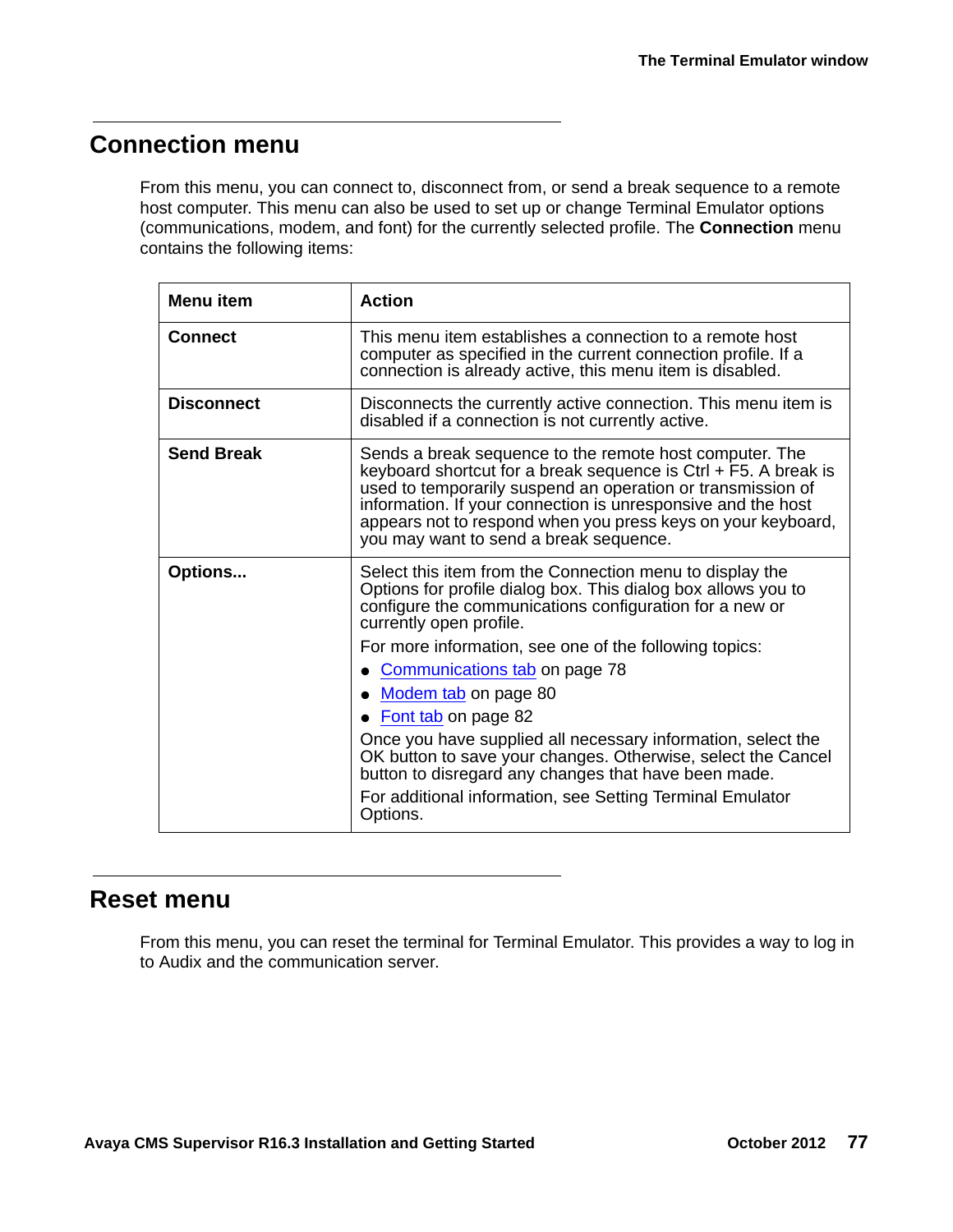## Connection menu

From this menu, you can connect to, disconnect from, or send a break sequence to a remote host computer. This menu can also be used to set up or change Terminal Emulator options (communications, modem, and font) for the currently selected profile. The **Connection** menu contains the following items:

| Menu item | Action |
|---|---|
| **Connect** | This menu item establishes a connection to a remote host computer as specified in the current connection profile. If a connection is already active, this menu item is disabled. |
| **Disconnect** | Disconnects the currently active connection. This menu item is disabled if a connection is not currently active. |
| **Send Break** | Sends a break sequence to the remote host computer. The keyboard shortcut for a break sequence is Ctrl + F5. A break is used to temporarily suspend an operation or transmission of information. If your connection is unresponsive and the host appears not to respond when you press keys on your keyboard, you may want to send a break sequence. |
| **Options...** | Select this item from the Connection menu to display the Options for profile dialog box. This dialog box allows you to configure the communications configuration for a new or currently open profile.<br>For more information, see one of the following topics:<br>• Communications tab on page 78<br>• Modem tab on page 80<br>• Font tab on page 82<br>Once you have supplied all necessary information, select the OK button to save your changes. Otherwise, select the Cancel button to disregard any changes that have been made.<br>For additional information, see Setting Terminal Emulator Options. |

## Reset menu

From this menu, you can reset the terminal for Terminal Emulator. This provides a way to log in to Audix and the communication server.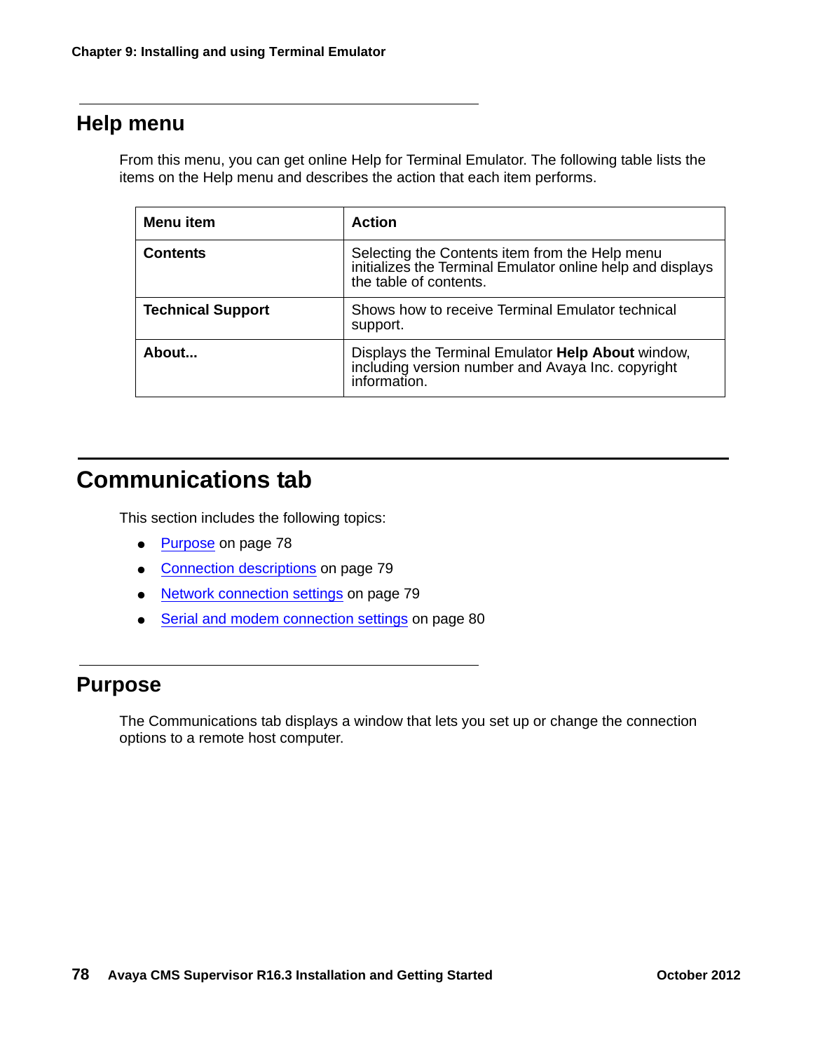## Help menu

From this menu, you can get online Help for Terminal Emulator. The following table lists the items on the Help menu and describes the action that each item performs.

| Menu item | Action |
|---|---|
| **Contents** | Selecting the Contents item from the Help menu initializes the Terminal Emulator online help and displays the table of contents. |
| **Technical Support** | Shows how to receive Terminal Emulator technical support. |
| **About...** | Displays the Terminal Emulator **Help About** window, including version number and Avaya Inc. copyright information. |

# Communications tab

This section includes the following topics:

- Purpose on page 78
- Connection descriptions on page 79
- Network connection settings on page 79
- Serial and modem connection settings on page 80

## Purpose

The Communications tab displays a window that lets you set up or change the connection options to a remote host computer.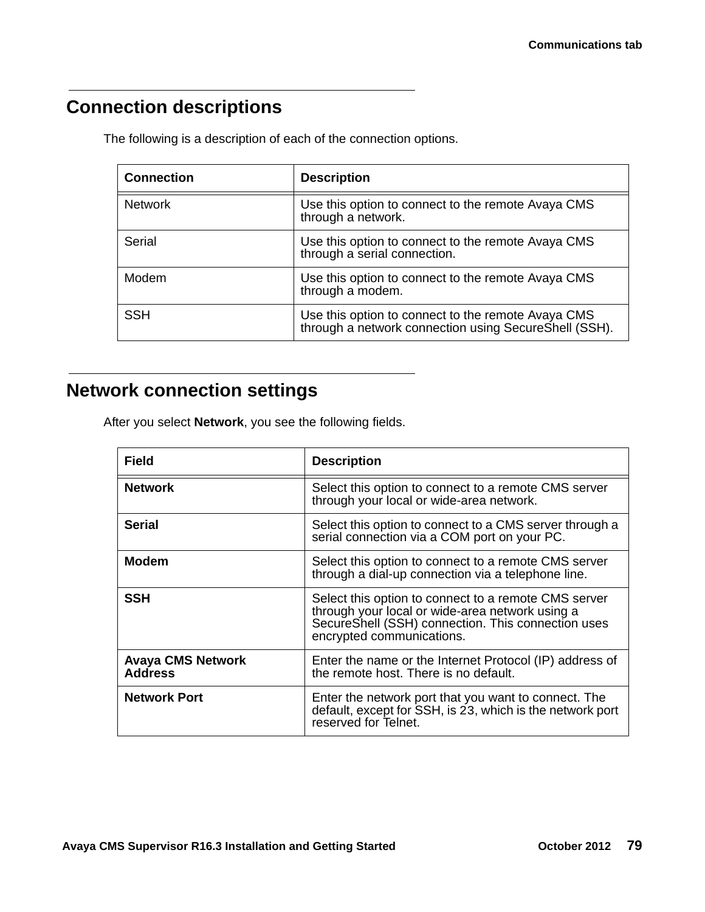## Connection descriptions

The following is a description of each of the connection options.

| Connection | Description |
| --- | --- |
| Network | Use this option to connect to the remote Avaya CMS through a network. |
| Serial | Use this option to connect to the remote Avaya CMS through a serial connection. |
| Modem | Use this option to connect to the remote Avaya CMS through a modem. |
| SSH | Use this option to connect to the remote Avaya CMS through a network connection using SecureShell (SSH). |

## Network connection settings

After you select **Network**, you see the following fields.

| Field | Description |
| --- | --- |
| **Network** | Select this option to connect to a remote CMS server through your local or wide-area network. |
| **Serial** | Select this option to connect to a CMS server through a serial connection via a COM port on your PC. |
| **Modem** | Select this option to connect to a remote CMS server through a dial-up connection via a telephone line. |
| **SSH** | Select this option to connect to a remote CMS server through your local or wide-area network using a SecureShell (SSH) connection. This connection uses encrypted communications. |
| **Avaya CMS Network Address** | Enter the name or the Internet Protocol (IP) address of the remote host. There is no default. |
| **Network Port** | Enter the network port that you want to connect. The default, except for SSH, is 23, which is the network port reserved for Telnet. |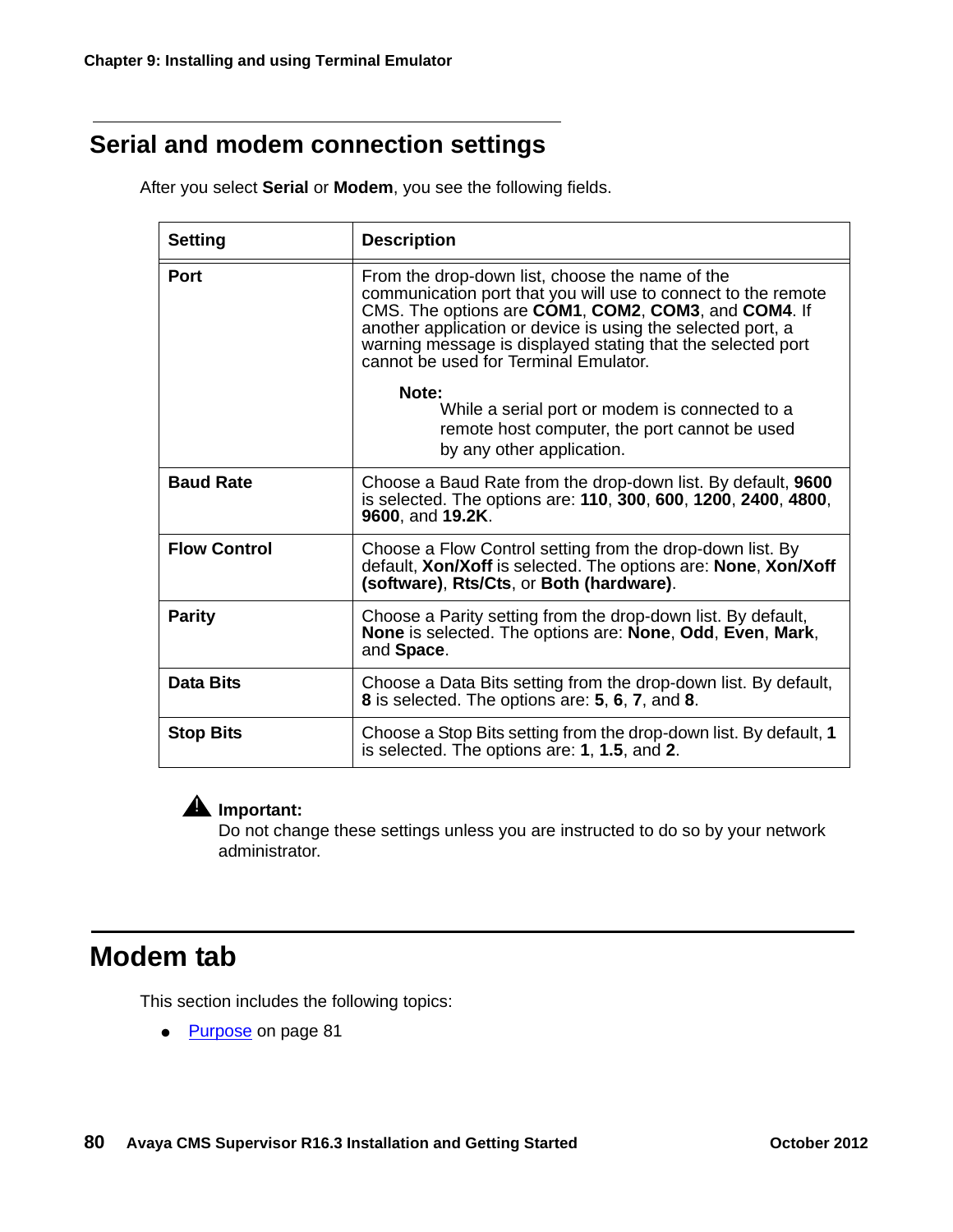## Serial and modem connection settings

After you select **Serial** or **Modem**, you see the following fields.

| Setting | Description |
|---|---|
| **Port** | From the drop-down list, choose the name of the communication port that you will use to connect to the remote CMS. The options are **COM1**, **COM2**, **COM3**, and **COM4**. If another application or device is using the selected port, a warning message is displayed stating that the selected port cannot be used for Terminal Emulator.<br><br>**Note:**<br>While a serial port or modem is connected to a remote host computer, the port cannot be used by any other application. |
| **Baud Rate** | Choose a Baud Rate from the drop-down list. By default, **9600** is selected. The options are: **110**, **300**, **600**, **1200**, **2400**, **4800**, **9600**, and **19.2K**. |
| **Flow Control** | Choose a Flow Control setting from the drop-down list. By default, **Xon/Xoff** is selected. The options are: **None**, **Xon/Xoff (software)**, **Rts/Cts**, or **Both (hardware)**. |
| **Parity** | Choose a Parity setting from the drop-down list. By default, **None** is selected. The options are: **None**, **Odd**, **Even**, **Mark**, and **Space**. |
| **Data Bits** | Choose a Data Bits setting from the drop-down list. By default, **8** is selected. The options are: **5**, **6**, **7**, and **8**. |
| **Stop Bits** | Choose a Stop Bits setting from the drop-down list. By default, **1** is selected. The options are: **1**, **1.5**, and **2**. |

**Important:**
Do not change these settings unless you are instructed to do so by your network administrator.

# Modem tab

This section includes the following topics:

- Purpose on page 81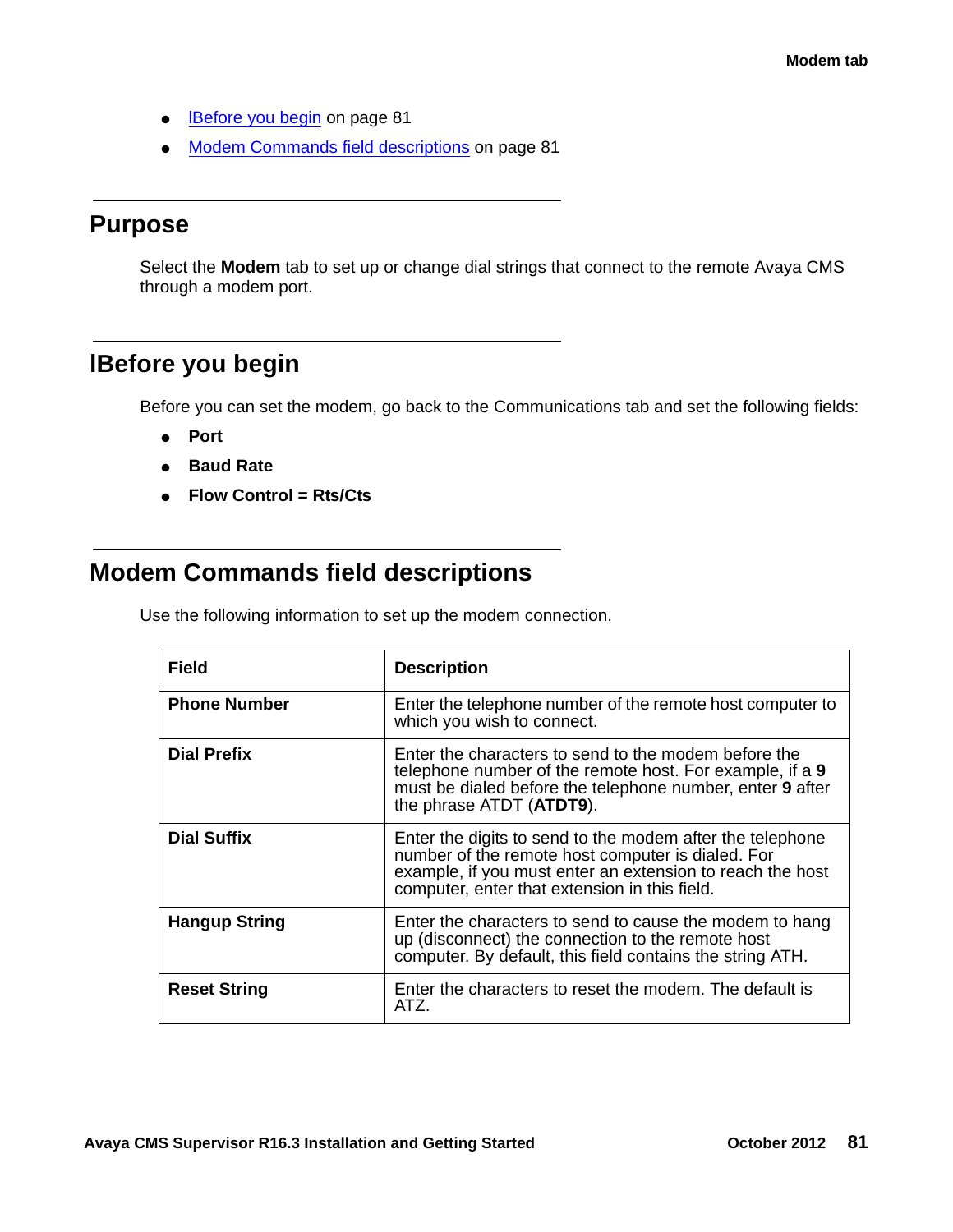- lBefore you begin on page 81
- Modem Commands field descriptions on page 81

## Purpose

Select the **Modem** tab to set up or change dial strings that connect to the remote Avaya CMS through a modem port.

## lBefore you begin

Before you can set the modem, go back to the Communications tab and set the following fields:

- **Port**
- **Baud Rate**
- **Flow Control = Rts/Cts**

## Modem Commands field descriptions

Use the following information to set up the modem connection.

| Field | Description |
|---|---|
| **Phone Number** | Enter the telephone number of the remote host computer to which you wish to connect. |
| **Dial Prefix** | Enter the characters to send to the modem before the telephone number of the remote host. For example, if a **9** must be dialed before the telephone number, enter **9** after the phrase ATDT (**ATDT9**). |
| **Dial Suffix** | Enter the digits to send to the modem after the telephone number of the remote host computer is dialed. For example, if you must enter an extension to reach the host computer, enter that extension in this field. |
| **Hangup String** | Enter the characters to send to cause the modem to hang up (disconnect) the connection to the remote host computer. By default, this field contains the string ATH. |
| **Reset String** | Enter the characters to reset the modem. The default is ATZ. |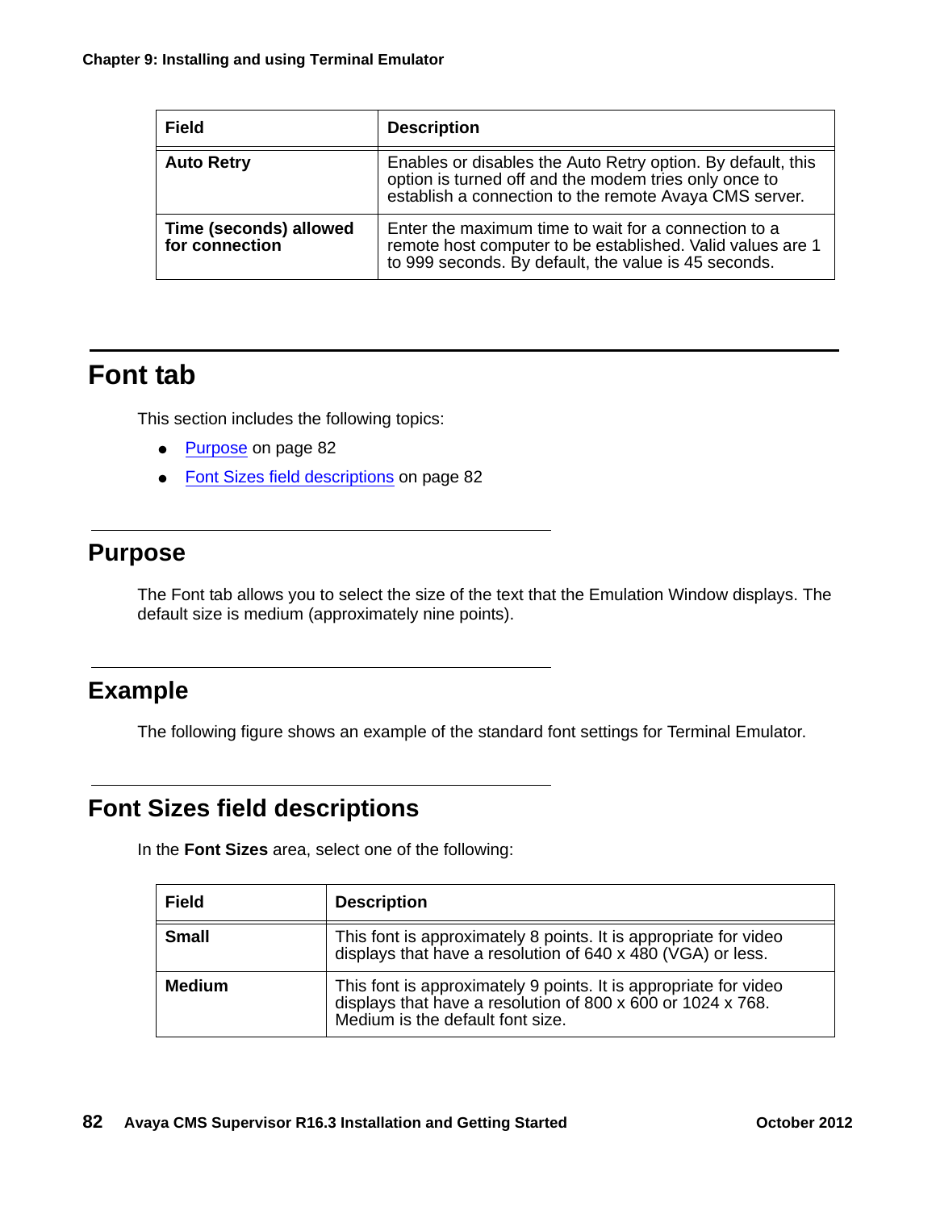| Field | Description |
|---|---|
| **Auto Retry** | Enables or disables the Auto Retry option. By default, this option is turned off and the modem tries only once to establish a connection to the remote Avaya CMS server. |
| **Time (seconds) allowed for connection** | Enter the maximum time to wait for a connection to a remote host computer to be established. Valid values are 1 to 999 seconds. By default, the value is 45 seconds. |

# Font tab

This section includes the following topics:

- Purpose on page 82
- Font Sizes field descriptions on page 82

## Purpose

The Font tab allows you to select the size of the text that the Emulation Window displays. The default size is medium (approximately nine points).

## Example

The following figure shows an example of the standard font settings for Terminal Emulator.

## Font Sizes field descriptions

In the **Font Sizes** area, select one of the following:

| Field | Description |
|---|---|
| **Small** | This font is approximately 8 points. It is appropriate for video displays that have a resolution of 640 x 480 (VGA) or less. |
| **Medium** | This font is approximately 9 points. It is appropriate for video displays that have a resolution of 800 x 600 or 1024 x 768. Medium is the default font size. |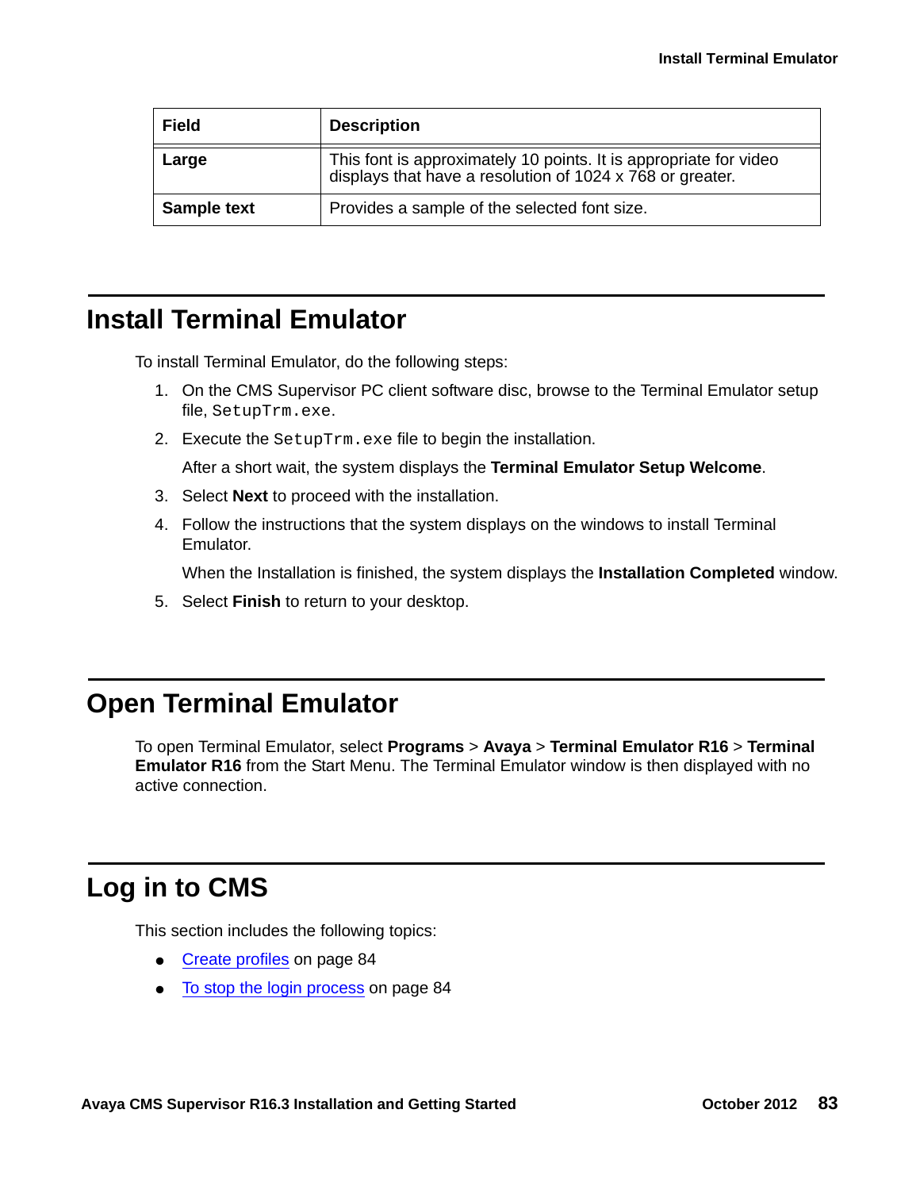| Field | Description |
|---|---|
| **Large** | This font is approximately 10 points. It is appropriate for video displays that have a resolution of 1024 x 768 or greater. |
| **Sample text** | Provides a sample of the selected font size. |

## Install Terminal Emulator

To install Terminal Emulator, do the following steps:

1. On the CMS Supervisor PC client software disc, browse to the Terminal Emulator setup file, `SetupTrm.exe`.
2. Execute the `SetupTrm.exe` file to begin the installation.

   After a short wait, the system displays the **Terminal Emulator Setup Welcome**.
3. Select **Next** to proceed with the installation.
4. Follow the instructions that the system displays on the windows to install Terminal Emulator.

   When the Installation is finished, the system displays the **Installation Completed** window.
5. Select **Finish** to return to your desktop.

## Open Terminal Emulator

To open Terminal Emulator, select **Programs** > **Avaya** > **Terminal Emulator R16** > **Terminal Emulator R16** from the Start Menu. The Terminal Emulator window is then displayed with no active connection.

## Log in to CMS

This section includes the following topics:

- Create profiles on page 84
- To stop the login process on page 84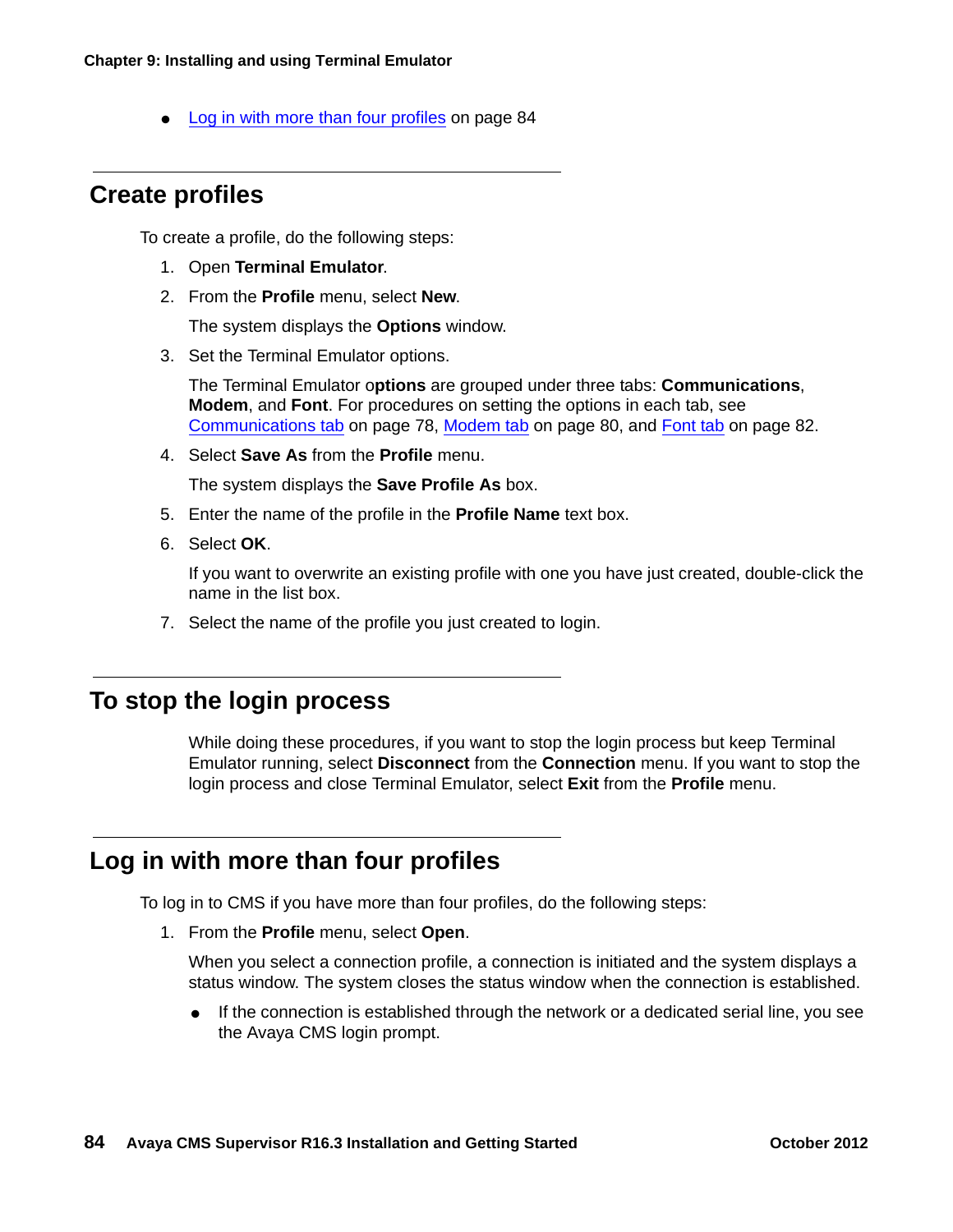- Log in with more than four profiles on page 84

## Create profiles

To create a profile, do the following steps:

1. Open **Terminal Emulator**.
2. From the **Profile** menu, select **New**.

   The system displays the **Options** window.
3. Set the Terminal Emulator options.

   The Terminal Emulator o**ptions** are grouped under three tabs: **Communications**, **Modem**, and **Font**. For procedures on setting the options in each tab, see Communications tab on page 78, Modem tab on page 80, and Font tab on page 82.
4. Select **Save As** from the **Profile** menu.

   The system displays the **Save Profile As** box.
5. Enter the name of the profile in the **Profile Name** text box.
6. Select **OK**.

   If you want to overwrite an existing profile with one you have just created, double-click the name in the list box.
7. Select the name of the profile you just created to login.

## To stop the login process

While doing these procedures, if you want to stop the login process but keep Terminal Emulator running, select **Disconnect** from the **Connection** menu. If you want to stop the login process and close Terminal Emulator, select **Exit** from the **Profile** menu.

## Log in with more than four profiles

To log in to CMS if you have more than four profiles, do the following steps:

1. From the **Profile** menu, select **Open**.

   When you select a connection profile, a connection is initiated and the system displays a status window. The system closes the status window when the connection is established.

   - If the connection is established through the network or a dedicated serial line, you see the Avaya CMS login prompt.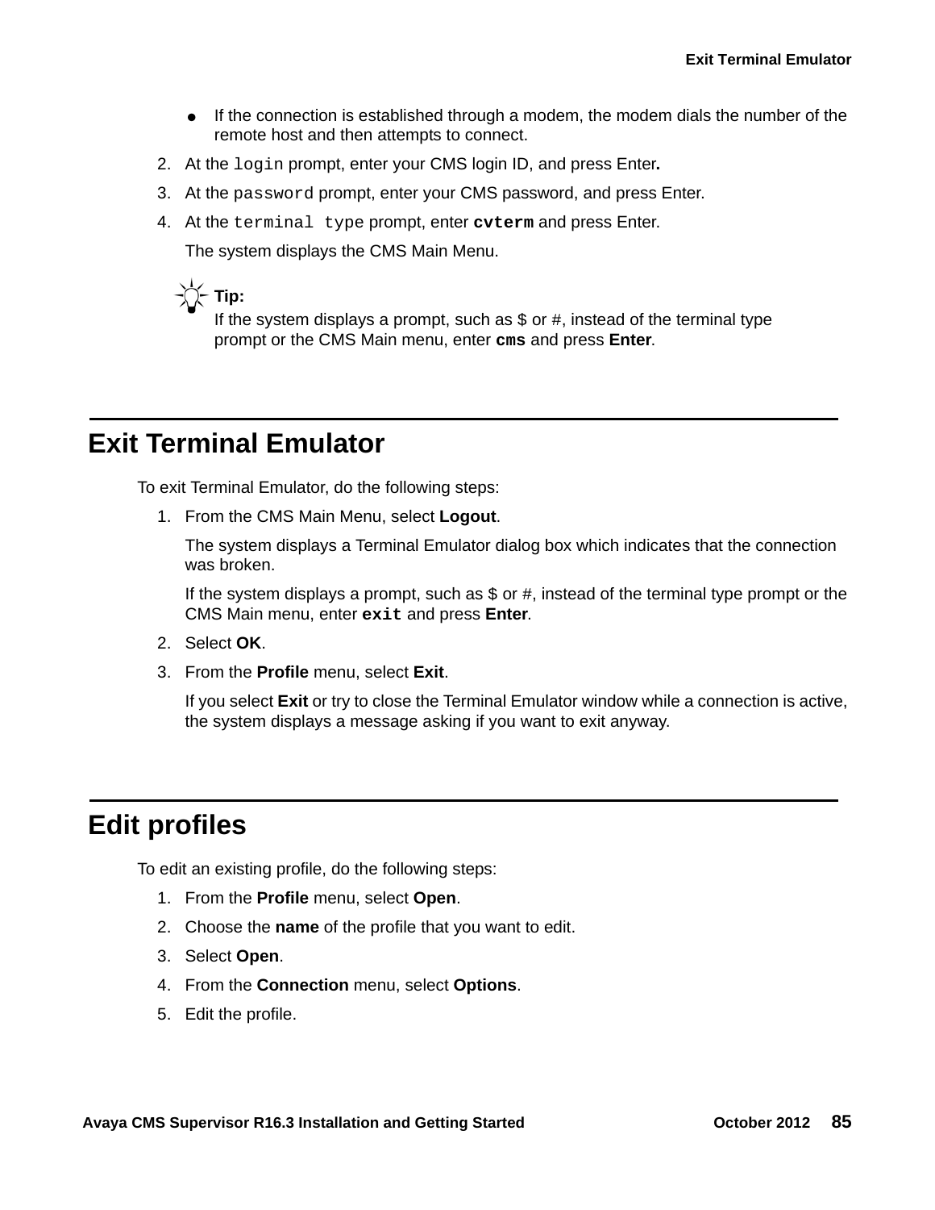- If the connection is established through a modem, the modem dials the number of the remote host and then attempts to connect.

2. At the `login` prompt, enter your CMS login ID, and press Enter.
3. At the `password` prompt, enter your CMS password, and press Enter.
4. At the `terminal type` prompt, enter **`cvterm`** and press Enter.

   The system displays the CMS Main Menu.

   **Tip:**
   If the system displays a prompt, such as $ or #, instead of the terminal type prompt or the CMS Main menu, enter **`cms`** and press **Enter**.

## Exit Terminal Emulator

To exit Terminal Emulator, do the following steps:

1. From the CMS Main Menu, select **Logout**.

   The system displays a Terminal Emulator dialog box which indicates that the connection was broken.

   If the system displays a prompt, such as $ or #, instead of the terminal type prompt or the CMS Main menu, enter **`exit`** and press **Enter**.

2. Select **OK**.
3. From the **Profile** menu, select **Exit**.

   If you select **Exit** or try to close the Terminal Emulator window while a connection is active, the system displays a message asking if you want to exit anyway.

## Edit profiles

To edit an existing profile, do the following steps:

1. From the **Profile** menu, select **Open**.
2. Choose the **name** of the profile that you want to edit.
3. Select **Open**.
4. From the **Connection** menu, select **Options**.
5. Edit the profile.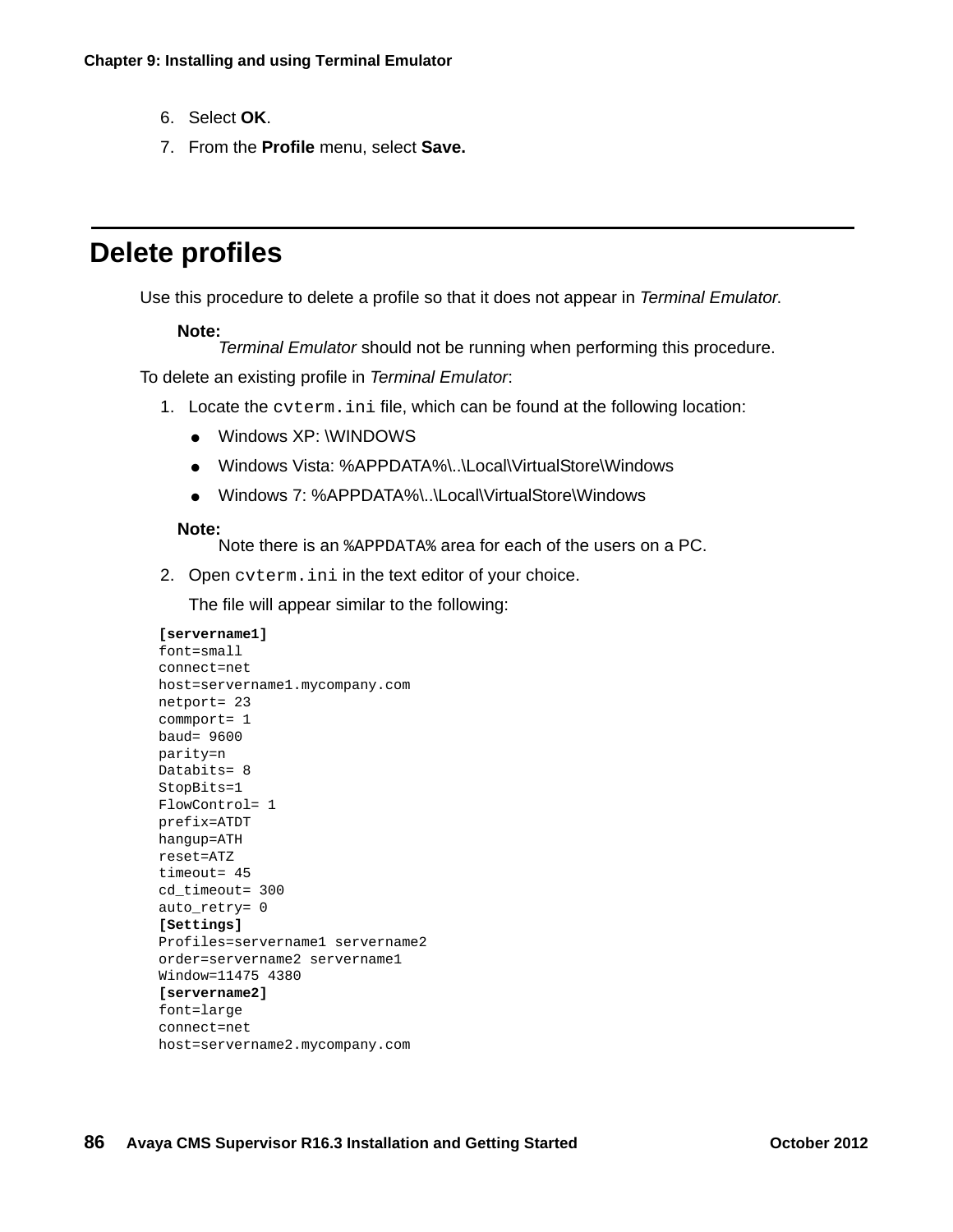6. Select **OK**.
7. From the **Profile** menu, select **Save.**

# Delete profiles

Use this procedure to delete a profile so that it does not appear in *Terminal Emulator*.

**Note:**
*Terminal Emulator* should not be running when performing this procedure.

To delete an existing profile in *Terminal Emulator*:

1. Locate the `cvterm.ini` file, which can be found at the following location:
   - Windows XP: \WINDOWS
   - Windows Vista: %APPDATA%\..\Local\VirtualStore\Windows
   - Windows 7: %APPDATA%\..\Local\VirtualStore\Windows

   **Note:**
   Note there is an `%APPDATA%` area for each of the users on a PC.

2. Open `cvterm.ini` in the text editor of your choice.

   The file will appear similar to the following:

```
[servername1]
font=small
connect=net
host=servername1.mycompany.com
netport= 23
commport= 1
baud= 9600
parity=n
Databits= 8
StopBits=1
FlowControl= 1
prefix=ATDT
hangup=ATH
reset=ATZ
timeout= 45
cd_timeout= 300
auto_retry= 0
[Settings]
Profiles=servername1 servername2
order=servername2 servername1
Window=11475 4380
[servername2]
font=large
connect=net
host=servername2.mycompany.com
```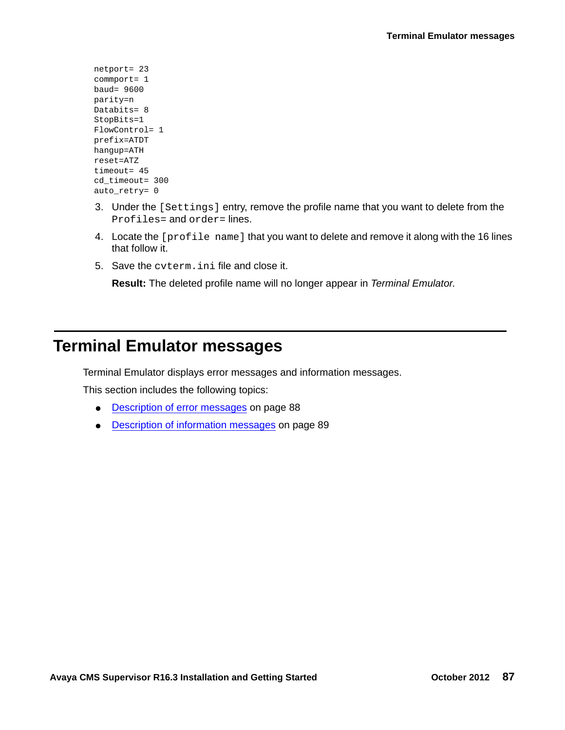```
netport= 23
commport= 1
baud= 9600
parity=n
Databits= 8
StopBits=1
FlowControl= 1
prefix=ATDT
hangup=ATH
reset=ATZ
timeout= 45
cd_timeout= 300
auto_retry= 0
```

3. Under the `[Settings]` entry, remove the profile name that you want to delete from the `Profiles=` and `order=` lines.
4. Locate the `[profile name]` that you want to delete and remove it along with the 16 lines that follow it.
5. Save the `cvterm.ini` file and close it.

   **Result:** The deleted profile name will no longer appear in *Terminal Emulator.*

## Terminal Emulator messages

Terminal Emulator displays error messages and information messages.

This section includes the following topics:

- Description of error messages on page 88
- Description of information messages on page 89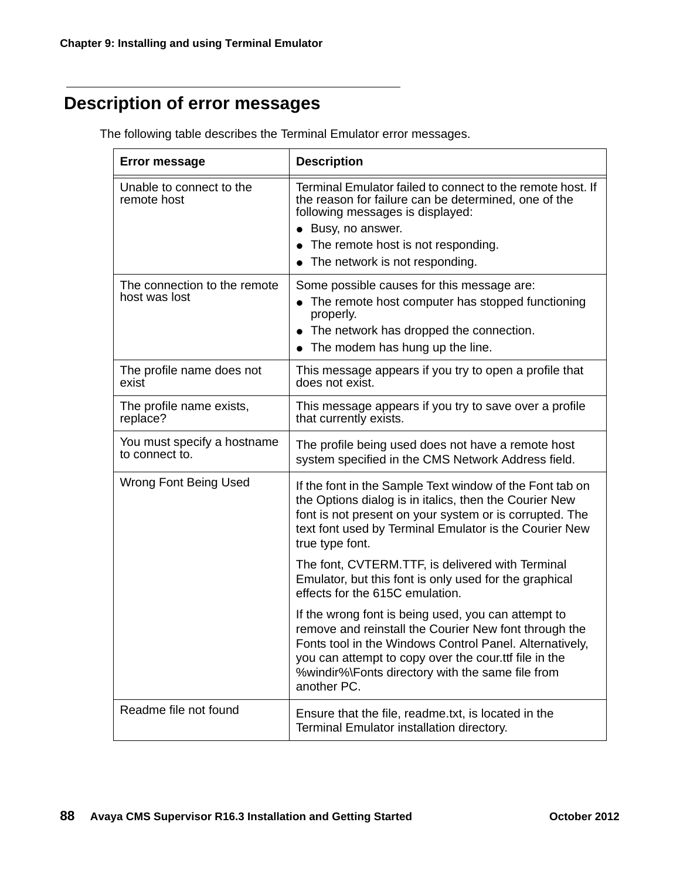## Description of error messages

The following table describes the Terminal Emulator error messages.

| Error message | Description |
|---|---|
| Unable to connect to the remote host | Terminal Emulator failed to connect to the remote host. If the reason for failure can be determined, one of the following messages is displayed:<br>● Busy, no answer.<br>● The remote host is not responding.<br>● The network is not responding. |
| The connection to the remote host was lost | Some possible causes for this message are:<br>● The remote host computer has stopped functioning properly.<br>● The network has dropped the connection.<br>● The modem has hung up the line. |
| The profile name does not exist | This message appears if you try to open a profile that does not exist. |
| The profile name exists, replace? | This message appears if you try to save over a profile that currently exists. |
| You must specify a hostname to connect to. | The profile being used does not have a remote host system specified in the CMS Network Address field. |
| Wrong Font Being Used | If the font in the Sample Text window of the Font tab on the Options dialog is in italics, then the Courier New font is not present on your system or is corrupted. The text font used by Terminal Emulator is the Courier New true type font.<br><br>The font, CVTERM.TTF, is delivered with Terminal Emulator, but this font is only used for the graphical effects for the 615C emulation.<br><br>If the wrong font is being used, you can attempt to remove and reinstall the Courier New font through the Fonts tool in the Windows Control Panel. Alternatively, you can attempt to copy over the cour.ttf file in the %windir%\Fonts directory with the same file from another PC. |
| Readme file not found | Ensure that the file, readme.txt, is located in the Terminal Emulator installation directory. |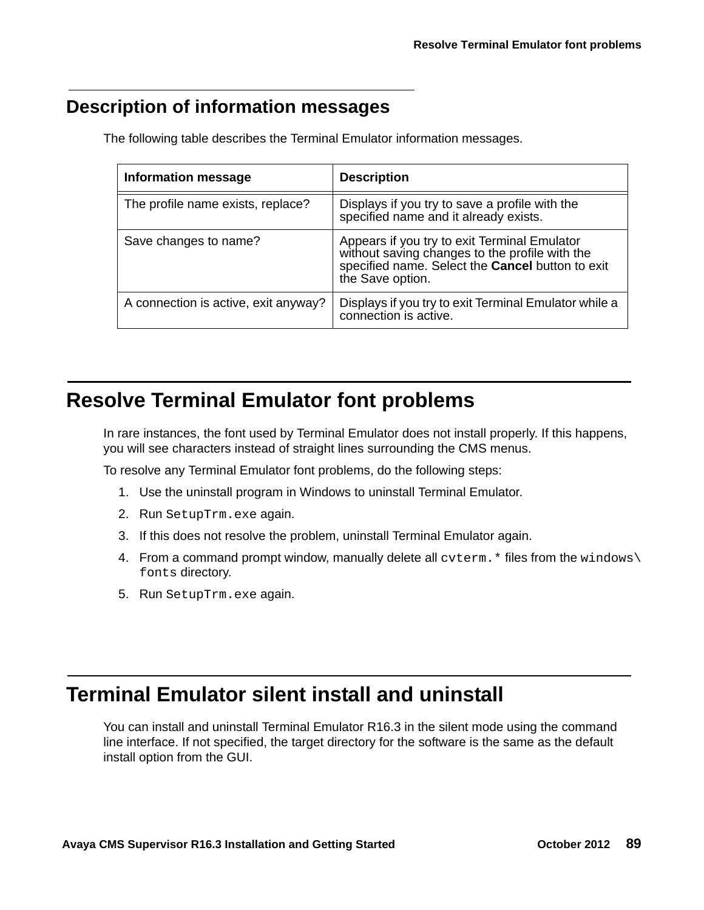## Description of information messages

The following table describes the Terminal Emulator information messages.

| Information message | Description |
|---|---|
| The profile name exists, replace? | Displays if you try to save a profile with the specified name and it already exists. |
| Save changes to name? | Appears if you try to exit Terminal Emulator without saving changes to the profile with the specified name. Select the **Cancel** button to exit the Save option. |
| A connection is active, exit anyway? | Displays if you try to exit Terminal Emulator while a connection is active. |

# Resolve Terminal Emulator font problems

In rare instances, the font used by Terminal Emulator does not install properly. If this happens, you will see characters instead of straight lines surrounding the CMS menus.

To resolve any Terminal Emulator font problems, do the following steps:

1. Use the uninstall program in Windows to uninstall Terminal Emulator.
2. Run `SetupTrm.exe` again.
3. If this does not resolve the problem, uninstall Terminal Emulator again.
4. From a command prompt window, manually delete all `cvterm.*` files from the `windows\fonts` directory.
5. Run `SetupTrm.exe` again.

# Terminal Emulator silent install and uninstall

You can install and uninstall Terminal Emulator R16.3 in the silent mode using the command line interface. If not specified, the target directory for the software is the same as the default install option from the GUI.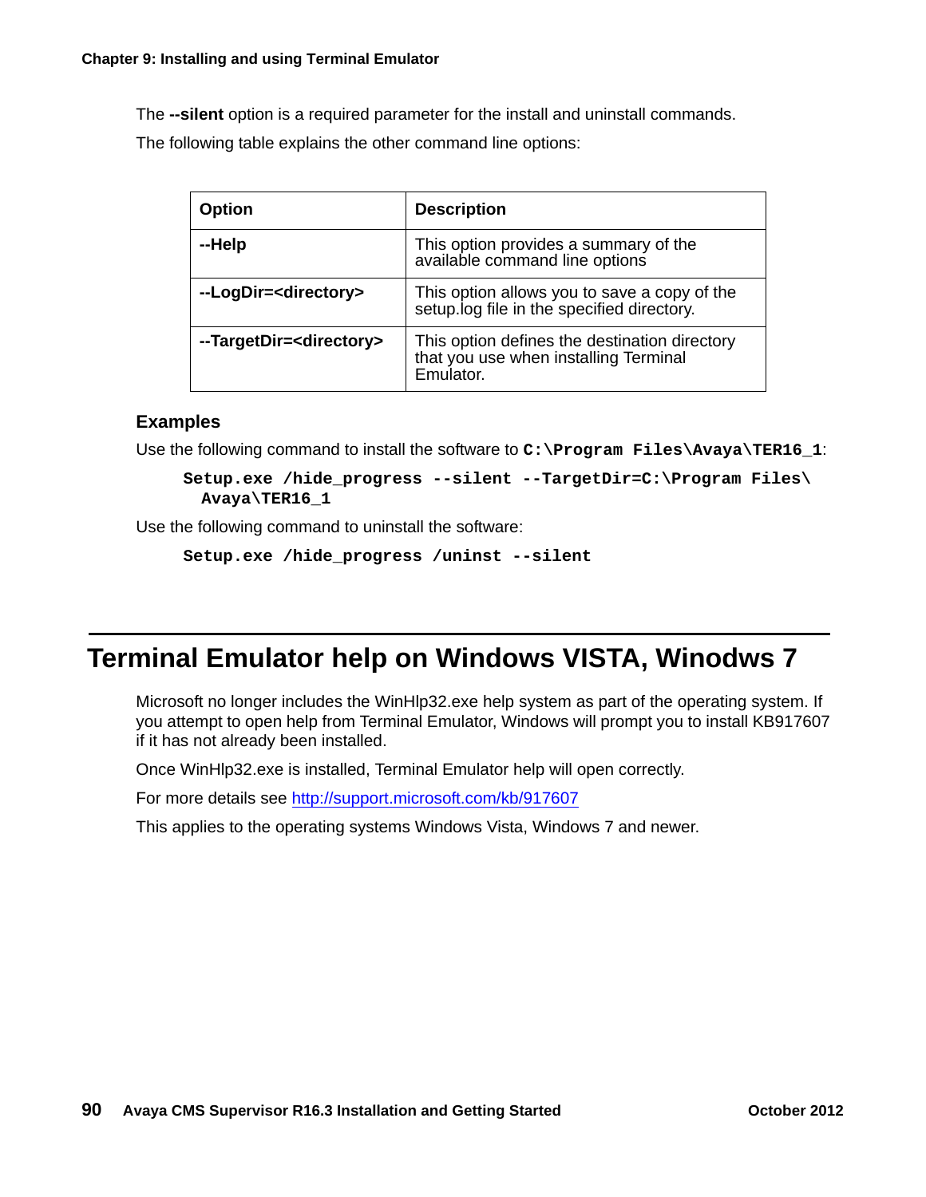The **--silent** option is a required parameter for the install and uninstall commands.

The following table explains the other command line options:

| Option | Description |
|---|---|
| **--Help** | This option provides a summary of the available command line options |
| **--LogDir=<directory>** | This option allows you to save a copy of the setup.log file in the specified directory. |
| **--TargetDir=<directory>** | This option defines the destination directory that you use when installing Terminal Emulator. |

### Examples

Use the following command to install the software to **`C:\Program Files\Avaya\TER16_1`**:

```
Setup.exe /hide_progress --silent --TargetDir=C:\Program Files\
  Avaya\TER16_1
```

Use the following command to uninstall the software:

```
Setup.exe /hide_progress /uninst --silent
```

## Terminal Emulator help on Windows VISTA, Winodws 7

Microsoft no longer includes the WinHlp32.exe help system as part of the operating system. If you attempt to open help from Terminal Emulator, Windows will prompt you to install KB917607 if it has not already been installed.

Once WinHlp32.exe is installed, Terminal Emulator help will open correctly.

For more details see http://support.microsoft.com/kb/917607

This applies to the operating systems Windows Vista, Windows 7 and newer.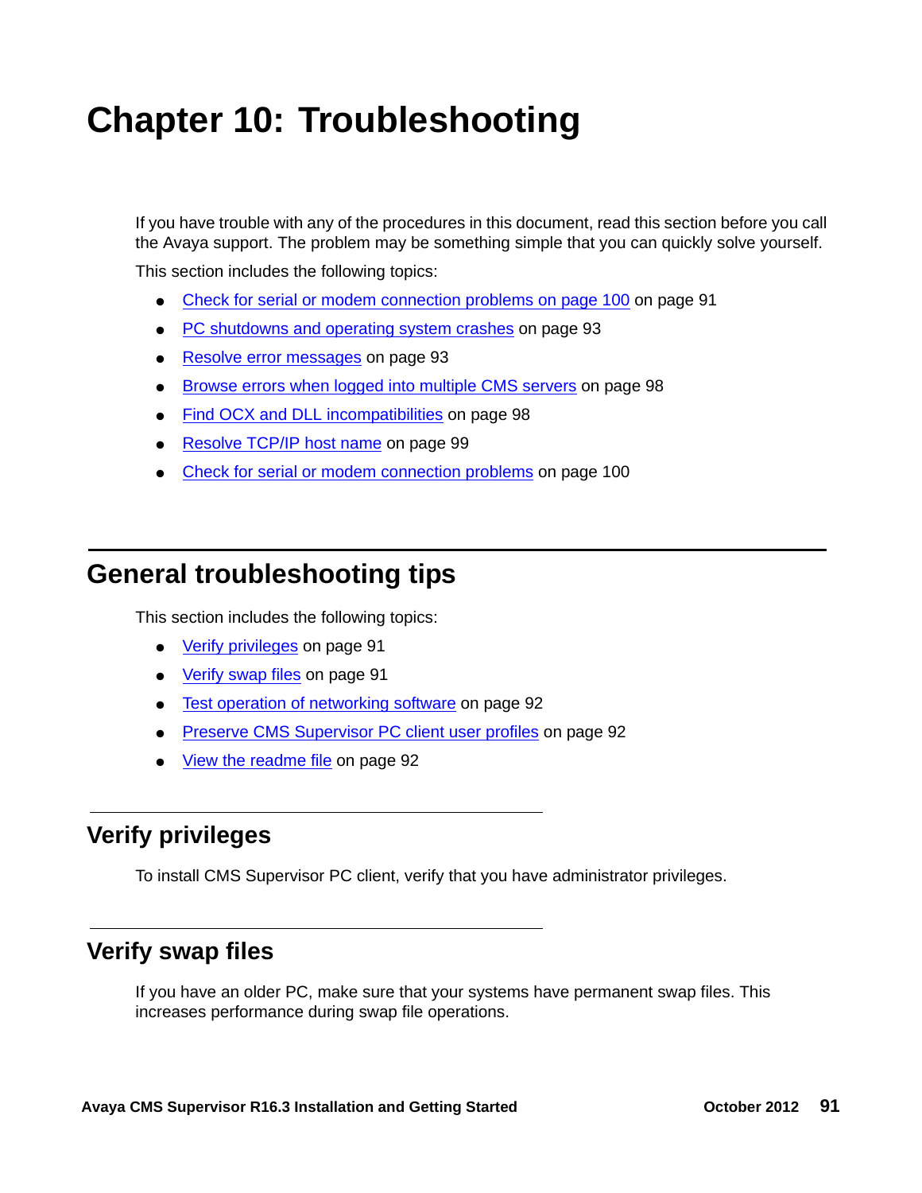# Chapter 10: Troubleshooting

If you have trouble with any of the procedures in this document, read this section before you call the Avaya support. The problem may be something simple that you can quickly solve yourself.

This section includes the following topics:

- Check for serial or modem connection problems on page 100 on page 91
- PC shutdowns and operating system crashes on page 93
- Resolve error messages on page 93
- Browse errors when logged into multiple CMS servers on page 98
- Find OCX and DLL incompatibilities on page 98
- Resolve TCP/IP host name on page 99
- Check for serial or modem connection problems on page 100

## General troubleshooting tips

This section includes the following topics:

- Verify privileges on page 91
- Verify swap files on page 91
- Test operation of networking software on page 92
- Preserve CMS Supervisor PC client user profiles on page 92
- View the readme file on page 92

### Verify privileges

To install CMS Supervisor PC client, verify that you have administrator privileges.

### Verify swap files

If you have an older PC, make sure that your systems have permanent swap files. This increases performance during swap file operations.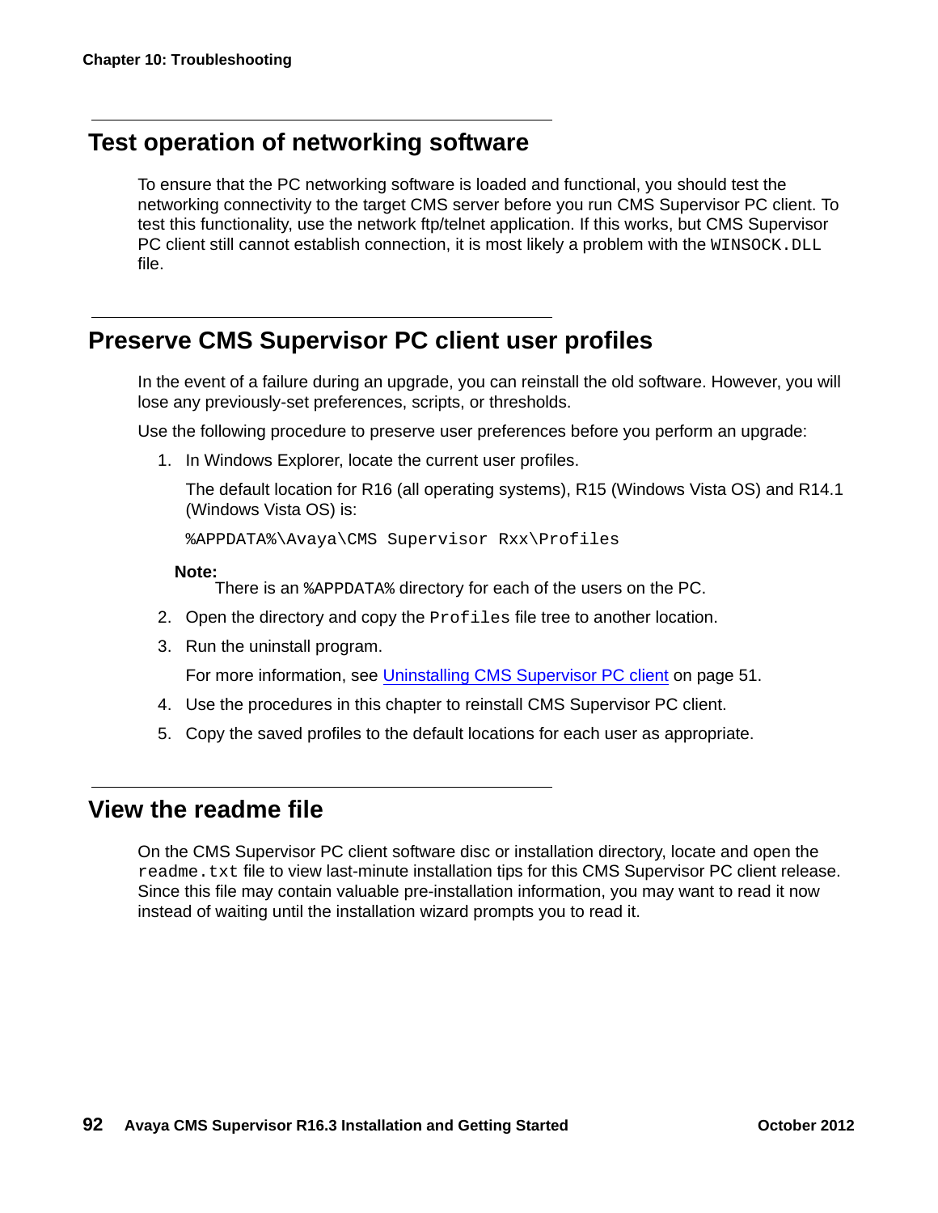## Test operation of networking software

To ensure that the PC networking software is loaded and functional, you should test the networking connectivity to the target CMS server before you run CMS Supervisor PC client. To test this functionality, use the network ftp/telnet application. If this works, but CMS Supervisor PC client still cannot establish connection, it is most likely a problem with the `WINSOCK.DLL` file.

## Preserve CMS Supervisor PC client user profiles

In the event of a failure during an upgrade, you can reinstall the old software. However, you will lose any previously-set preferences, scripts, or thresholds.

Use the following procedure to preserve user preferences before you perform an upgrade:

1. In Windows Explorer, locate the current user profiles.

   The default location for R16 (all operating systems), R15 (Windows Vista OS) and R14.1 (Windows Vista OS) is:

   `%APPDATA%\Avaya\CMS Supervisor Rxx\Profiles`

   **Note:**
   There is an `%APPDATA%` directory for each of the users on the PC.

2. Open the directory and copy the `Profiles` file tree to another location.
3. Run the uninstall program.

   For more information, see Uninstalling CMS Supervisor PC client on page 51.

4. Use the procedures in this chapter to reinstall CMS Supervisor PC client.
5. Copy the saved profiles to the default locations for each user as appropriate.

## View the readme file

On the CMS Supervisor PC client software disc or installation directory, locate and open the `readme.txt` file to view last-minute installation tips for this CMS Supervisor PC client release. Since this file may contain valuable pre-installation information, you may want to read it now instead of waiting until the installation wizard prompts you to read it.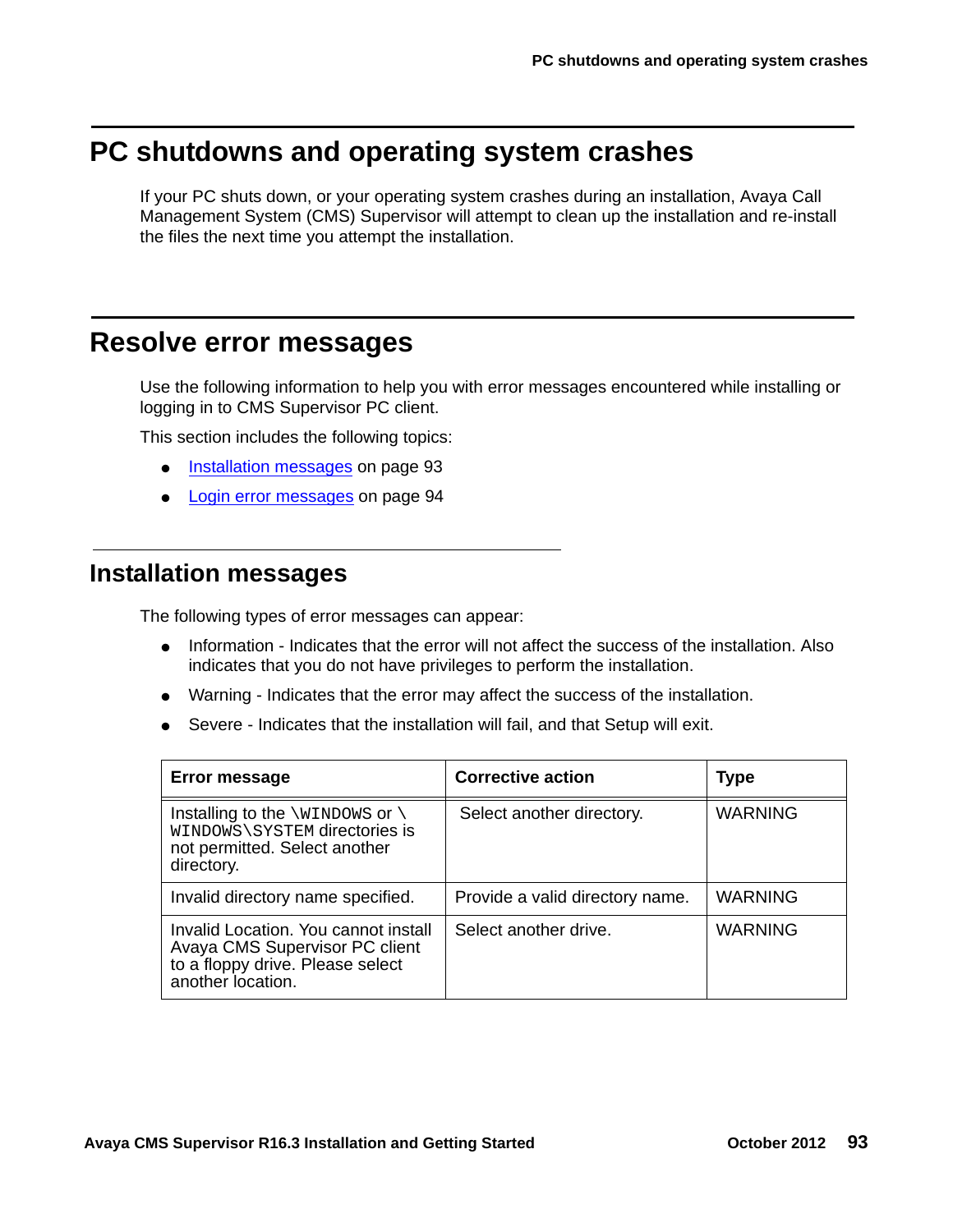# PC shutdowns and operating system crashes

If your PC shuts down, or your operating system crashes during an installation, Avaya Call Management System (CMS) Supervisor will attempt to clean up the installation and re-install the files the next time you attempt the installation.

# Resolve error messages

Use the following information to help you with error messages encountered while installing or logging in to CMS Supervisor PC client.

This section includes the following topics:

- Installation messages on page 93
- Login error messages on page 94

## Installation messages

The following types of error messages can appear:

- Information - Indicates that the error will not affect the success of the installation. Also indicates that you do not have privileges to perform the installation.
- Warning - Indicates that the error may affect the success of the installation.
- Severe - Indicates that the installation will fail, and that Setup will exit.

| Error message | Corrective action | Type |
|---|---|---|
| Installing to the `\WINDOWS` or `\WINDOWS\SYSTEM` directories is not permitted. Select another directory. | Select another directory. | WARNING |
| Invalid directory name specified. | Provide a valid directory name. | WARNING |
| Invalid Location. You cannot install Avaya CMS Supervisor PC client to a floppy drive. Please select another location. | Select another drive. | WARNING |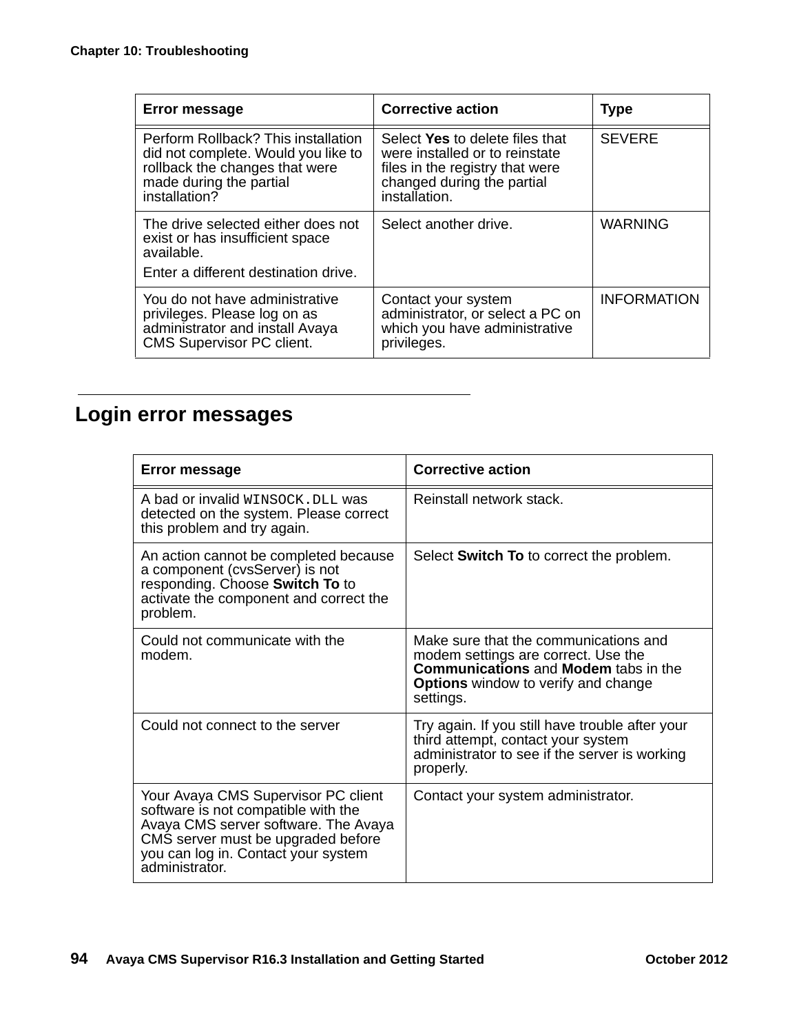| Error message | Corrective action | Type |
|---|---|---|
| Perform Rollback? This installation did not complete. Would you like to rollback the changes that were made during the partial installation? | Select **Yes** to delete files that were installed or to reinstate files in the registry that were changed during the partial installation. | SEVERE |
| The drive selected either does not exist or has insufficient space available.<br>Enter a different destination drive. | Select another drive. | WARNING |
| You do not have administrative privileges. Please log on as administrator and install Avaya CMS Supervisor PC client. | Contact your system administrator, or select a PC on which you have administrative privileges. | INFORMATION |

## Login error messages

| Error message | Corrective action |
|---|---|
| A bad or invalid `WINSOCK.DLL` was detected on the system. Please correct this problem and try again. | Reinstall network stack. |
| An action cannot be completed because a component (cvsServer) is not responding. Choose **Switch To** to activate the component and correct the problem. | Select **Switch To** to correct the problem. |
| Could not communicate with the modem. | Make sure that the communications and modem settings are correct. Use the **Communications** and **Modem** tabs in the **Options** window to verify and change settings. |
| Could not connect to the server | Try again. If you still have trouble after your third attempt, contact your system administrator to see if the server is working properly. |
| Your Avaya CMS Supervisor PC client software is not compatible with the Avaya CMS server software. The Avaya CMS server must be upgraded before you can log in. Contact your system administrator. | Contact your system administrator. |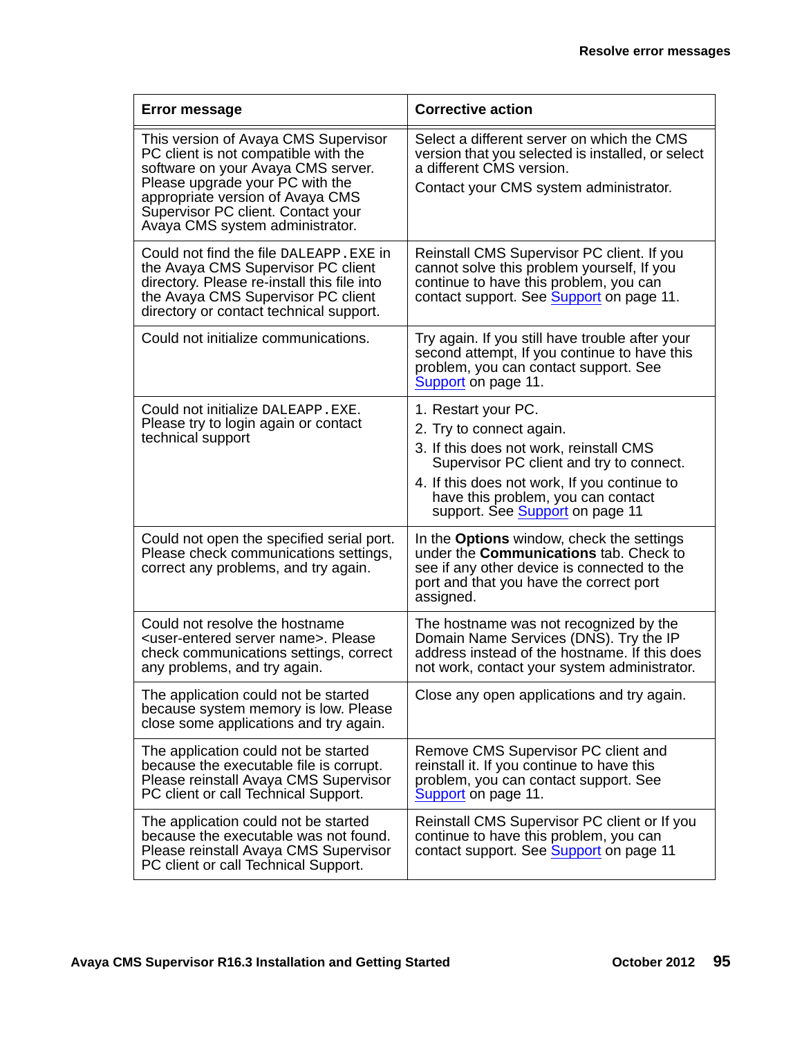| Error message | Corrective action |
|---|---|
| This version of Avaya CMS Supervisor PC client is not compatible with the software on your Avaya CMS server. Please upgrade your PC with the appropriate version of Avaya CMS Supervisor PC client. Contact your Avaya CMS system administrator. | Select a different server on which the CMS version that you selected is installed, or select a different CMS version.<br>Contact your CMS system administrator. |
| Could not find the file `DALEAPP.EXE` in the Avaya CMS Supervisor PC client directory. Please re-install this file into the Avaya CMS Supervisor PC client directory or contact technical support. | Reinstall CMS Supervisor PC client. If you cannot solve this problem yourself, If you continue to have this problem, you can contact support. See Support on page 11. |
| Could not initialize communications. | Try again. If you still have trouble after your second attempt, If you continue to have this problem, you can contact support. See Support on page 11. |
| Could not initialize `DALEAPP.EXE`. Please try to login again or contact technical support | 1. Restart your PC.<br>2. Try to connect again.<br>3. If this does not work, reinstall CMS Supervisor PC client and try to connect.<br>4. If this does not work, If you continue to have this problem, you can contact support. See Support on page 11 |
| Could not open the specified serial port. Please check communications settings, correct any problems, and try again. | In the **Options** window, check the settings under the **Communications** tab. Check to see if any other device is connected to the port and that you have the correct port assigned. |
| Could not resolve the hostname <user-entered server name>. Please check communications settings, correct any problems, and try again. | The hostname was not recognized by the Domain Name Services (DNS). Try the IP address instead of the hostname. If this does not work, contact your system administrator. |
| The application could not be started because system memory is low. Please close some applications and try again. | Close any open applications and try again. |
| The application could not be started because the executable file is corrupt. Please reinstall Avaya CMS Supervisor PC client or call Technical Support. | Remove CMS Supervisor PC client and reinstall it. If you continue to have this problem, you can contact support. See Support on page 11. |
| The application could not be started because the executable was not found. Please reinstall Avaya CMS Supervisor PC client or call Technical Support. | Reinstall CMS Supervisor PC client or If you continue to have this problem, you can contact support. See Support on page 11 |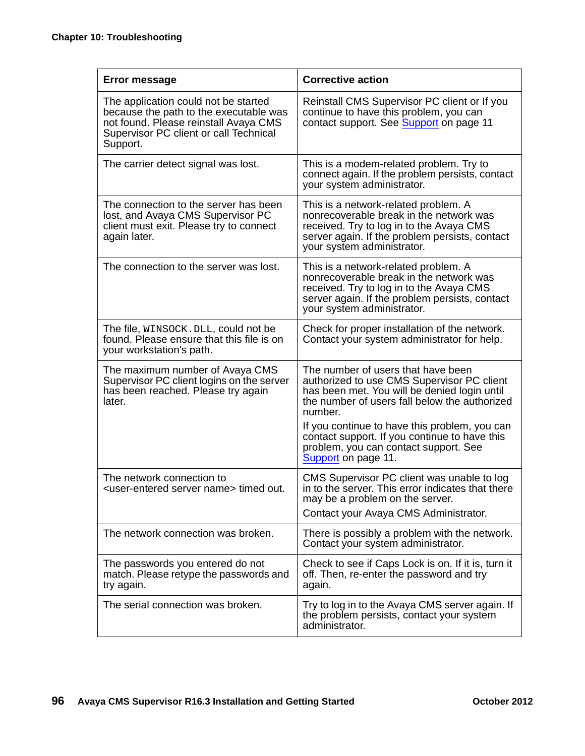| Error message | Corrective action |
|---|---|
| The application could not be started because the path to the executable was not found. Please reinstall Avaya CMS Supervisor PC client or call Technical Support. | Reinstall CMS Supervisor PC client or If you continue to have this problem, you can contact support. See Support on page 11 |
| The carrier detect signal was lost. | This is a modem-related problem. Try to connect again. If the problem persists, contact your system administrator. |
| The connection to the server has been lost, and Avaya CMS Supervisor PC client must exit. Please try to connect again later. | This is a network-related problem. A nonrecoverable break in the network was received. Try to log in to the Avaya CMS server again. If the problem persists, contact your system administrator. |
| The connection to the server was lost. | This is a network-related problem. A nonrecoverable break in the network was received. Try to log in to the Avaya CMS server again. If the problem persists, contact your system administrator. |
| The file, `WINSOCK.DLL`, could not be found. Please ensure that this file is on your workstation's path. | Check for proper installation of the network. Contact your system administrator for help. |
| The maximum number of Avaya CMS Supervisor PC client logins on the server has been reached. Please try again later. | The number of users that have been authorized to use CMS Supervisor PC client has been met. You will be denied login until the number of users fall below the authorized number.<br><br>If you continue to have this problem, you can contact support. If you continue to have this problem, you can contact support. See Support on page 11. |
| The network connection to <user-entered server name> timed out. | CMS Supervisor PC client was unable to log in to the server. This error indicates that there may be a problem on the server.<br><br>Contact your Avaya CMS Administrator. |
| The network connection was broken. | There is possibly a problem with the network. Contact your system administrator. |
| The passwords you entered do not match. Please retype the passwords and try again. | Check to see if Caps Lock is on. If it is, turn it off. Then, re-enter the password and try again. |
| The serial connection was broken. | Try to log in to the Avaya CMS server again. If the problem persists, contact your system administrator. |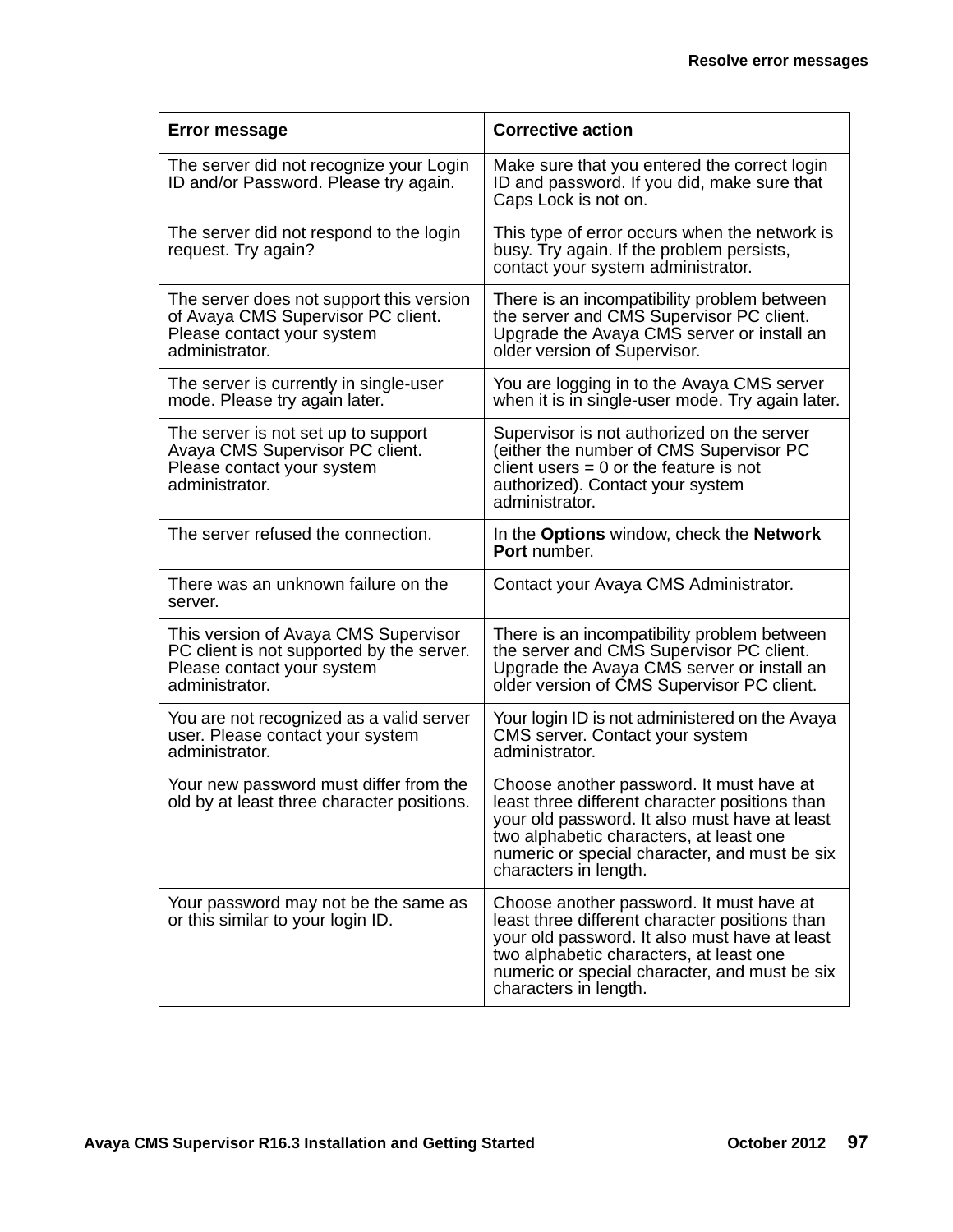| Error message | Corrective action |
| --- | --- |
| The server did not recognize your Login ID and/or Password. Please try again. | Make sure that you entered the correct login ID and password. If you did, make sure that Caps Lock is not on. |
| The server did not respond to the login request. Try again? | This type of error occurs when the network is busy. Try again. If the problem persists, contact your system administrator. |
| The server does not support this version of Avaya CMS Supervisor PC client. Please contact your system administrator. | There is an incompatibility problem between the server and CMS Supervisor PC client. Upgrade the Avaya CMS server or install an older version of Supervisor. |
| The server is currently in single-user mode. Please try again later. | You are logging in to the Avaya CMS server when it is in single-user mode. Try again later. |
| The server is not set up to support Avaya CMS Supervisor PC client. Please contact your system administrator. | Supervisor is not authorized on the server (either the number of CMS Supervisor PC client users = 0 or the feature is not authorized). Contact your system administrator. |
| The server refused the connection. | In the **Options** window, check the **Network Port** number. |
| There was an unknown failure on the server. | Contact your Avaya CMS Administrator. |
| This version of Avaya CMS Supervisor PC client is not supported by the server. Please contact your system administrator. | There is an incompatibility problem between the server and CMS Supervisor PC client. Upgrade the Avaya CMS server or install an older version of CMS Supervisor PC client. |
| You are not recognized as a valid server user. Please contact your system administrator. | Your login ID is not administered on the Avaya CMS server. Contact your system administrator. |
| Your new password must differ from the old by at least three character positions. | Choose another password. It must have at least three different character positions than your old password. It also must have at least two alphabetic characters, at least one numeric or special character, and must be six characters in length. |
| Your password may not be the same as or this similar to your login ID. | Choose another password. It must have at least three different character positions than your old password. It also must have at least two alphabetic characters, at least one numeric or special character, and must be six characters in length. |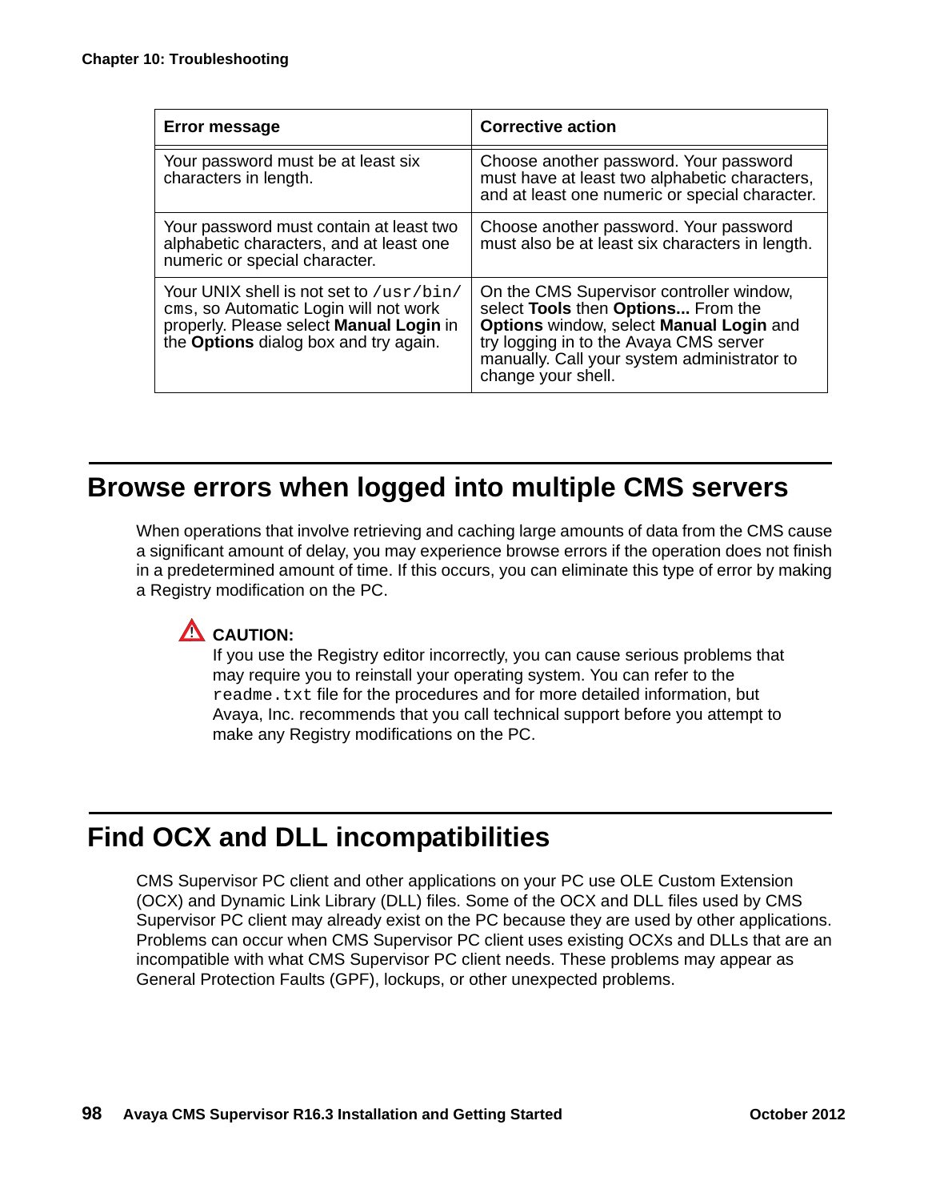| Error message | Corrective action |
|---|---|
| Your password must be at least six characters in length. | Choose another password. Your password must have at least two alphabetic characters, and at least one numeric or special character. |
| Your password must contain at least two alphabetic characters, and at least one numeric or special character. | Choose another password. Your password must also be at least six characters in length. |
| Your UNIX shell is not set to `/usr/bin/cms`, so Automatic Login will not work properly. Please select **Manual Login** in the **Options** dialog box and try again. | On the CMS Supervisor controller window, select **Tools** then **Options...** From the **Options** window, select **Manual Login** and try logging in to the Avaya CMS server manually. Call your system administrator to change your shell. |

## Browse errors when logged into multiple CMS servers

When operations that involve retrieving and caching large amounts of data from the CMS cause a significant amount of delay, you may experience browse errors if the operation does not finish in a predetermined amount of time. If this occurs, you can eliminate this type of error by making a Registry modification on the PC.

**CAUTION:**
If you use the Registry editor incorrectly, you can cause serious problems that may require you to reinstall your operating system. You can refer to the `readme.txt` file for the procedures and for more detailed information, but Avaya, Inc. recommends that you call technical support before you attempt to make any Registry modifications on the PC.

## Find OCX and DLL incompatibilities

CMS Supervisor PC client and other applications on your PC use OLE Custom Extension (OCX) and Dynamic Link Library (DLL) files. Some of the OCX and DLL files used by CMS Supervisor PC client may already exist on the PC because they are used by other applications. Problems can occur when CMS Supervisor PC client uses existing OCXs and DLLs that are an incompatible with what CMS Supervisor PC client needs. These problems may appear as General Protection Faults (GPF), lockups, or other unexpected problems.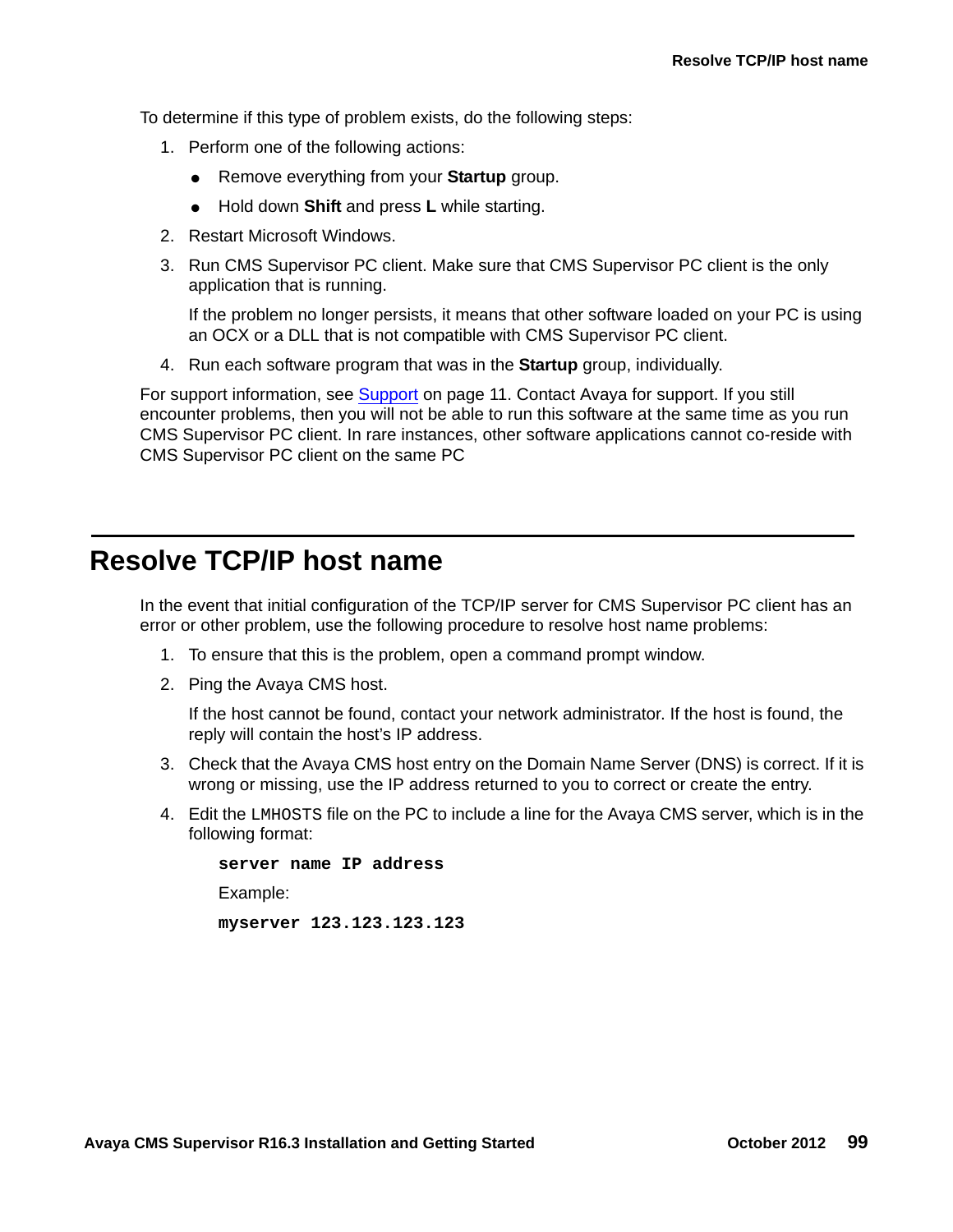To determine if this type of problem exists, do the following steps:

1. Perform one of the following actions:
   - Remove everything from your **Startup** group.
   - Hold down **Shift** and press **L** while starting.
2. Restart Microsoft Windows.
3. Run CMS Supervisor PC client. Make sure that CMS Supervisor PC client is the only application that is running.

   If the problem no longer persists, it means that other software loaded on your PC is using an OCX or a DLL that is not compatible with CMS Supervisor PC client.
4. Run each software program that was in the **Startup** group, individually.

For support information, see Support on page 11. Contact Avaya for support. If you still encounter problems, then you will not be able to run this software at the same time as you run CMS Supervisor PC client. In rare instances, other software applications cannot co-reside with CMS Supervisor PC client on the same PC

## Resolve TCP/IP host name

In the event that initial configuration of the TCP/IP server for CMS Supervisor PC client has an error or other problem, use the following procedure to resolve host name problems:

1. To ensure that this is the problem, open a command prompt window.
2. Ping the Avaya CMS host.

   If the host cannot be found, contact your network administrator. If the host is found, the reply will contain the host's IP address.
3. Check that the Avaya CMS host entry on the Domain Name Server (DNS) is correct. If it is wrong or missing, use the IP address returned to you to correct or create the entry.
4. Edit the `LMHOSTS` file on the PC to include a line for the Avaya CMS server, which is in the following format:

   **`server name IP address`**

   Example:

   **`myserver 123.123.123.123`**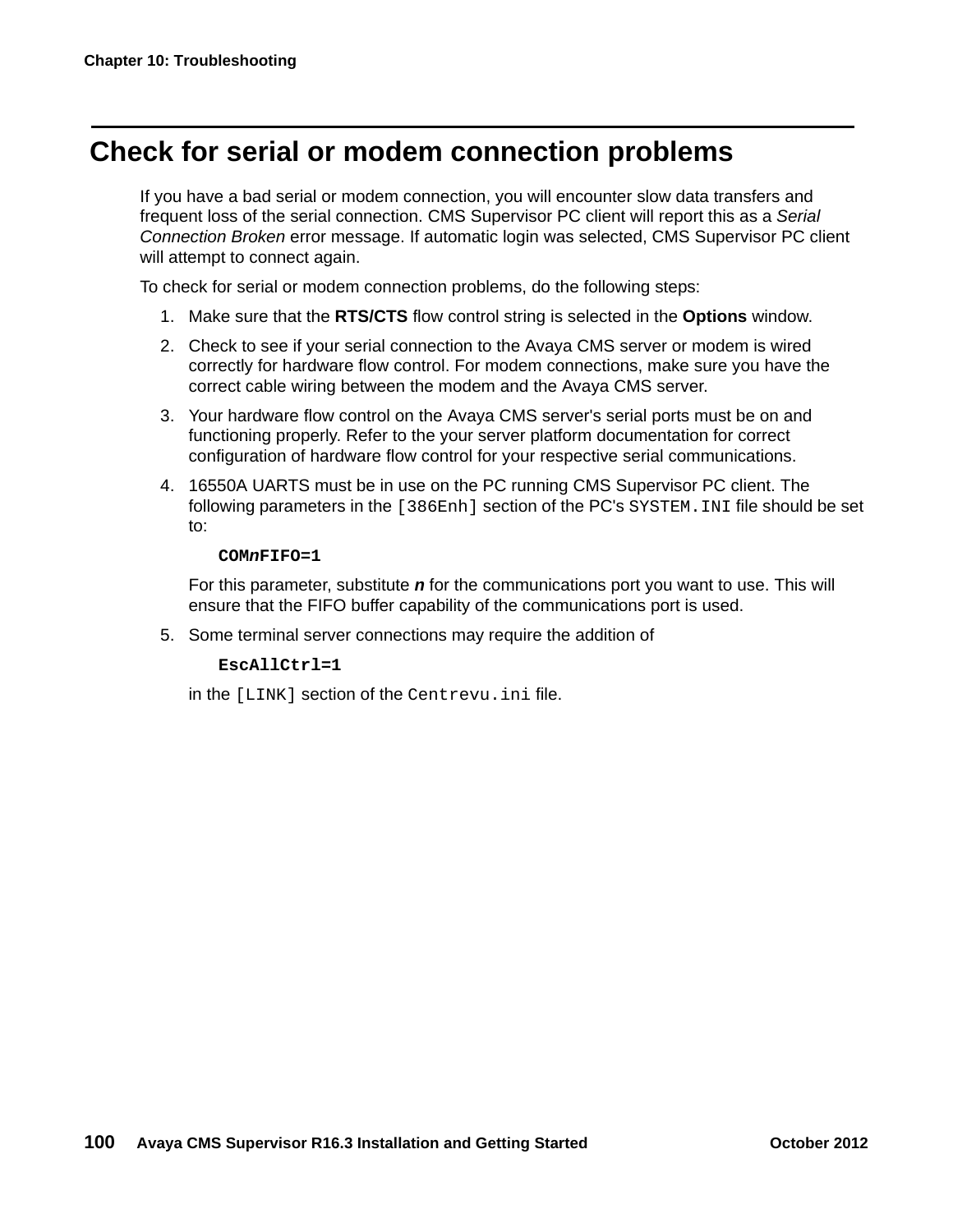## Check for serial or modem connection problems

If you have a bad serial or modem connection, you will encounter slow data transfers and frequent loss of the serial connection. CMS Supervisor PC client will report this as a *Serial Connection Broken* error message. If automatic login was selected, CMS Supervisor PC client will attempt to connect again.

To check for serial or modem connection problems, do the following steps:

1. Make sure that the **RTS/CTS** flow control string is selected in the **Options** window.
2. Check to see if your serial connection to the Avaya CMS server or modem is wired correctly for hardware flow control. For modem connections, make sure you have the correct cable wiring between the modem and the Avaya CMS server.
3. Your hardware flow control on the Avaya CMS server's serial ports must be on and functioning properly. Refer to the your server platform documentation for correct configuration of hardware flow control for your respective serial communications.
4. 16550A UARTS must be in use on the PC running CMS Supervisor PC client. The following parameters in the `[386Enh]` section of the PC's `SYSTEM.INI` file should be set to:

   **`COMnFIFO=1`**

   For this parameter, substitute ***n*** for the communications port you want to use. This will ensure that the FIFO buffer capability of the communications port is used.
5. Some terminal server connections may require the addition of

   **`EscAllCtrl=1`**

   in the `[LINK]` section of the `Centrevu.ini` file.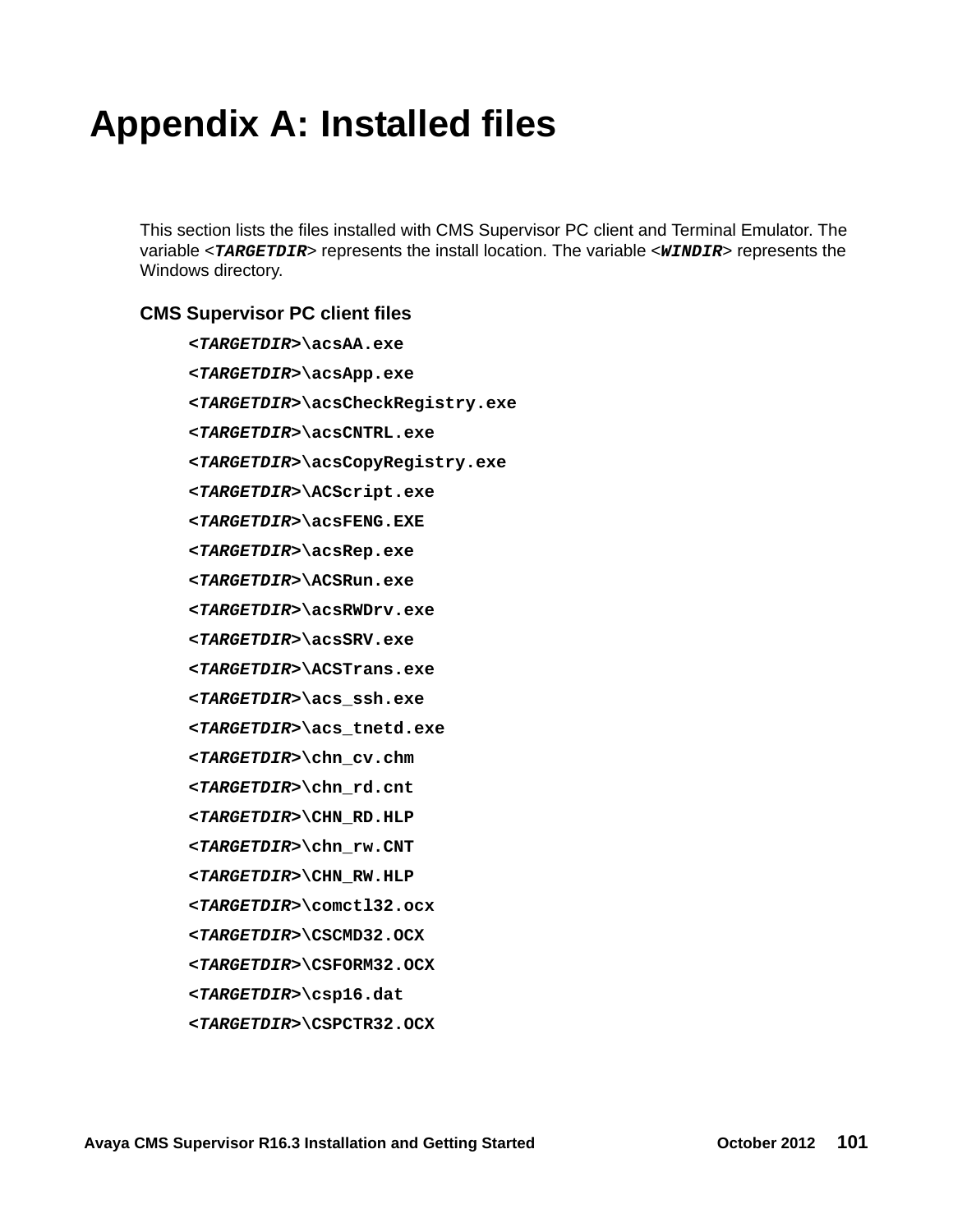# Appendix A: Installed files

This section lists the files installed with CMS Supervisor PC client and Terminal Emulator. The variable <***TARGETDIR***> represents the install location. The variable <***WINDIR***> represents the Windows directory.

## CMS Supervisor PC client files

**<*TARGETDIR*>\acsAA.exe**

**<*TARGETDIR*>\acsApp.exe**

**<*TARGETDIR*>\acsCheckRegistry.exe**

**<*TARGETDIR*>\acsCNTRL.exe**

**<*TARGETDIR*>\acsCopyRegistry.exe**

**<*TARGETDIR*>\ACScript.exe**

**<*TARGETDIR*>\acsFENG.EXE**

**<*TARGETDIR*>\acsRep.exe**

**<*TARGETDIR*>\ACSRun.exe**

**<*TARGETDIR*>\acsRWDrv.exe**

**<*TARGETDIR*>\acsSRV.exe**

**<*TARGETDIR*>\ACSTrans.exe**

**<*TARGETDIR*>\acs_ssh.exe**

**<*TARGETDIR*>\acs_tnetd.exe**

**<*TARGETDIR*>\chn_cv.chm**

**<*TARGETDIR*>\chn_rd.cnt**

**<*TARGETDIR*>\CHN_RD.HLP**

**<*TARGETDIR*>\chn_rw.CNT**

**<*TARGETDIR*>\CHN_RW.HLP**

**<*TARGETDIR*>\comctl32.ocx**

**<*TARGETDIR*>\CSCMD32.OCX**

**<*TARGETDIR*>\CSFORM32.OCX**

**<*TARGETDIR*>\csp16.dat**

**<*TARGETDIR*>\CSPCTR32.OCX**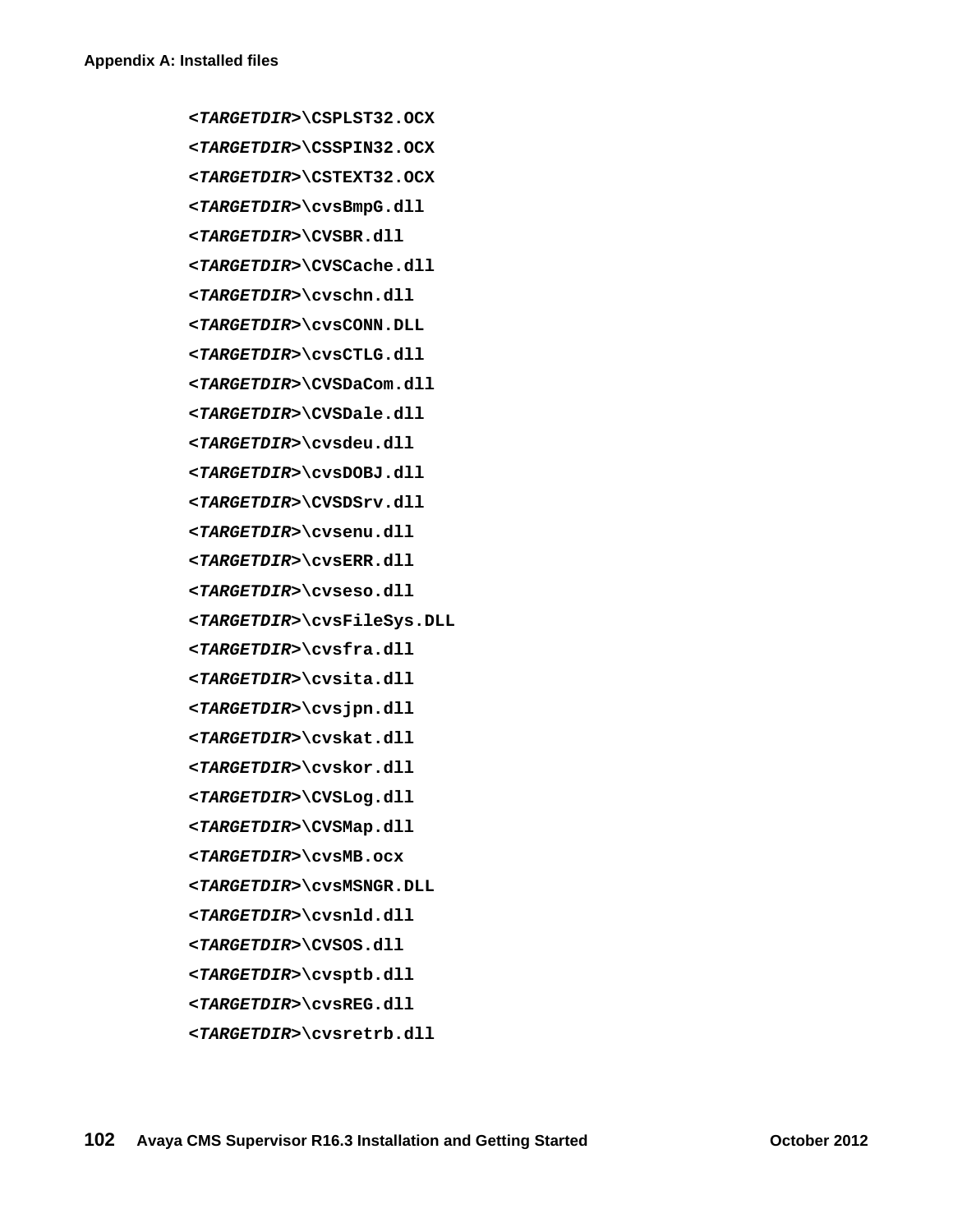**<*TARGETDIR*>\CSPLST32.OCX**

**<*TARGETDIR*>\CSSPIN32.OCX**

**<*TARGETDIR*>\CSTEXT32.OCX**

**<*TARGETDIR*>\cvsBmpG.dll**

**<*TARGETDIR*>\CVSBR.dll**

**<*TARGETDIR*>\CVSCache.dll**

**<*TARGETDIR*>\cvschn.dll**

**<*TARGETDIR*>\cvsCONN.DLL**

**<*TARGETDIR*>\cvsCTLG.dll**

**<*TARGETDIR*>\CVSDaCom.dll**

**<*TARGETDIR*>\CVSDale.dll**

**<*TARGETDIR*>\cvsdeu.dll**

**<*TARGETDIR*>\cvsDOBJ.dll**

**<*TARGETDIR*>\CVSDSrv.dll**

**<*TARGETDIR*>\cvsenu.dll**

**<*TARGETDIR*>\cvsERR.dll**

**<*TARGETDIR*>\cvseso.dll**

**<*TARGETDIR*>\cvsFileSys.DLL**

**<*TARGETDIR*>\cvsfra.dll**

**<*TARGETDIR*>\cvsita.dll**

**<*TARGETDIR*>\cvsjpn.dll**

**<*TARGETDIR*>\cvskat.dll**

**<*TARGETDIR*>\cvskor.dll**

**<*TARGETDIR*>\CVSLog.dll**

**<*TARGETDIR*>\CVSMap.dll**

**<*TARGETDIR*>\cvsMB.ocx**

**<*TARGETDIR*>\cvsMSNGR.DLL**

**<*TARGETDIR*>\cvsnld.dll**

**<*TARGETDIR*>\CVSOS.dll**

**<*TARGETDIR*>\cvsptb.dll**

**<*TARGETDIR*>\cvsREG.dll**

**<*TARGETDIR*>\cvsretrb.dll**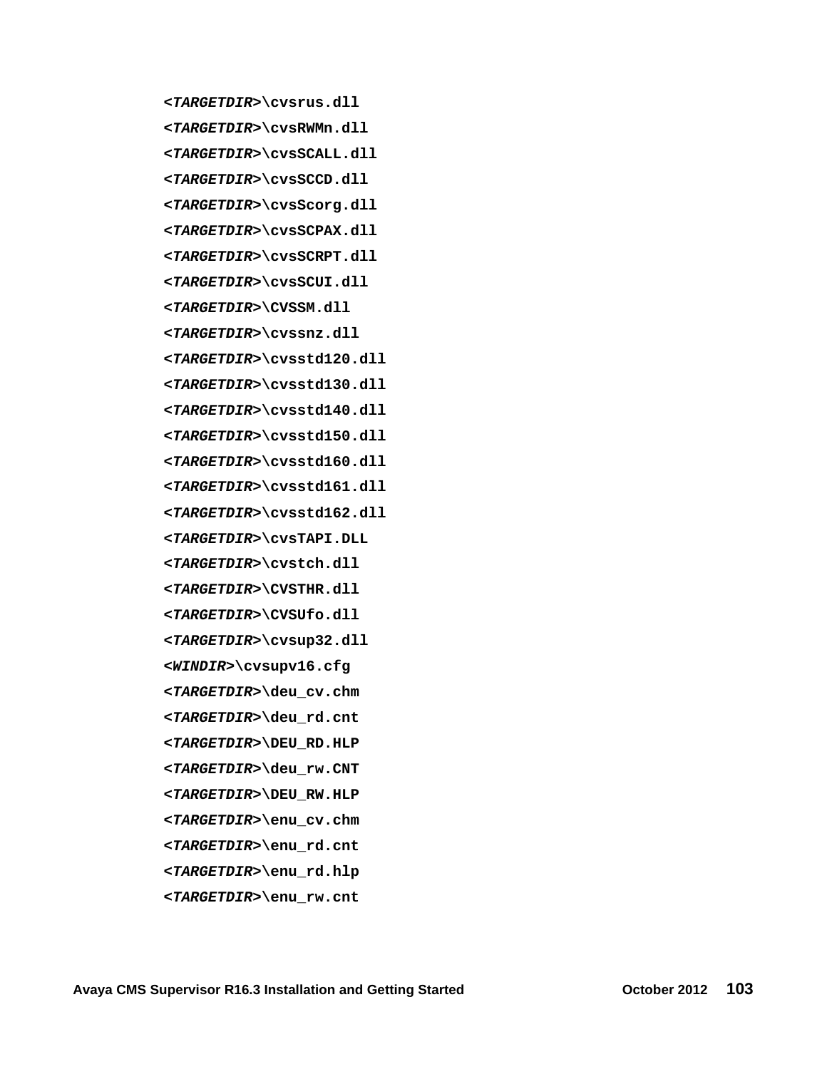**<*TARGETDIR*>\cvsrus.dll**

**<*TARGETDIR*>\cvsRWMn.dll**

**<*TARGETDIR*>\cvsSCALL.dll**

**<*TARGETDIR*>\cvsSCCD.dll**

**<*TARGETDIR*>\cvsScorg.dll**

**<*TARGETDIR*>\cvsSCPAX.dll**

**<*TARGETDIR*>\cvsSCRPT.dll**

**<*TARGETDIR*>\cvsSCUI.dll**

**<*TARGETDIR*>\CVSSM.dll**

**<*TARGETDIR*>\cvssnz.dll**

**<*TARGETDIR*>\cvsstd120.dll**

**<*TARGETDIR*>\cvsstd130.dll**

**<*TARGETDIR*>\cvsstd140.dll**

**<*TARGETDIR*>\cvsstd150.dll**

**<*TARGETDIR*>\cvsstd160.dll**

**<*TARGETDIR*>\cvsstd161.dll**

**<*TARGETDIR*>\cvsstd162.dll**

**<*TARGETDIR*>\cvsTAPI.DLL**

**<*TARGETDIR*>\cvstch.dll**

**<*TARGETDIR*>\CVSTHR.dll**

**<*TARGETDIR*>\CVSUfo.dll**

**<*TARGETDIR*>\cvsup32.dll**

**<*WINDIR*>\cvsupv16.cfg**

**<*TARGETDIR*>\deu_cv.chm**

**<*TARGETDIR*>\deu_rd.cnt**

**<*TARGETDIR*>\DEU_RD.HLP**

**<*TARGETDIR*>\deu_rw.CNT**

**<*TARGETDIR*>\DEU_RW.HLP**

**<*TARGETDIR*>\enu_cv.chm**

**<*TARGETDIR*>\enu_rd.cnt**

**<*TARGETDIR*>\enu_rd.hlp**

**<*TARGETDIR*>\enu_rw.cnt**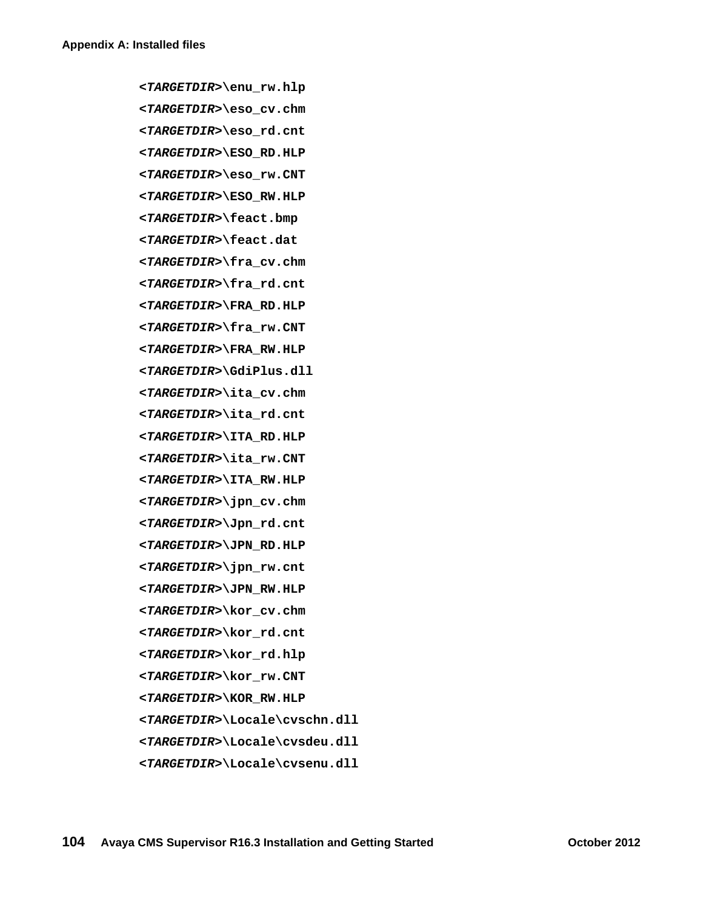**<*TARGETDIR*>\enu_rw.hlp**

**<*TARGETDIR*>\eso_cv.chm**

**<*TARGETDIR*>\eso_rd.cnt**

**<*TARGETDIR*>\ESO_RD.HLP**

**<*TARGETDIR*>\eso_rw.CNT**

**<*TARGETDIR*>\ESO_RW.HLP**

**<*TARGETDIR*>\feact.bmp**

**<*TARGETDIR*>\feact.dat**

**<*TARGETDIR*>\fra_cv.chm**

**<*TARGETDIR*>\fra_rd.cnt**

**<*TARGETDIR*>\FRA_RD.HLP**

**<*TARGETDIR*>\fra_rw.CNT**

**<*TARGETDIR*>\FRA_RW.HLP**

**<*TARGETDIR*>\GdiPlus.dll**

**<*TARGETDIR*>\ita_cv.chm**

**<*TARGETDIR*>\ita_rd.cnt**

**<*TARGETDIR*>\ITA_RD.HLP**

**<*TARGETDIR*>\ita_rw.CNT**

**<*TARGETDIR*>\ITA_RW.HLP**

**<*TARGETDIR*>\jpn_cv.chm**

**<*TARGETDIR*>\Jpn_rd.cnt**

**<*TARGETDIR*>\JPN_RD.HLP**

**<*TARGETDIR*>\jpn_rw.cnt**

**<*TARGETDIR*>\JPN_RW.HLP**

**<*TARGETDIR*>\kor_cv.chm**

**<*TARGETDIR*>\kor_rd.cnt**

**<*TARGETDIR*>\kor_rd.hlp**

**<*TARGETDIR*>\kor_rw.CNT**

**<*TARGETDIR*>\KOR_RW.HLP**

**<*TARGETDIR*>\Locale\cvschn.dll**

**<*TARGETDIR*>\Locale\cvsdeu.dll**

**<*TARGETDIR*>\Locale\cvsenu.dll**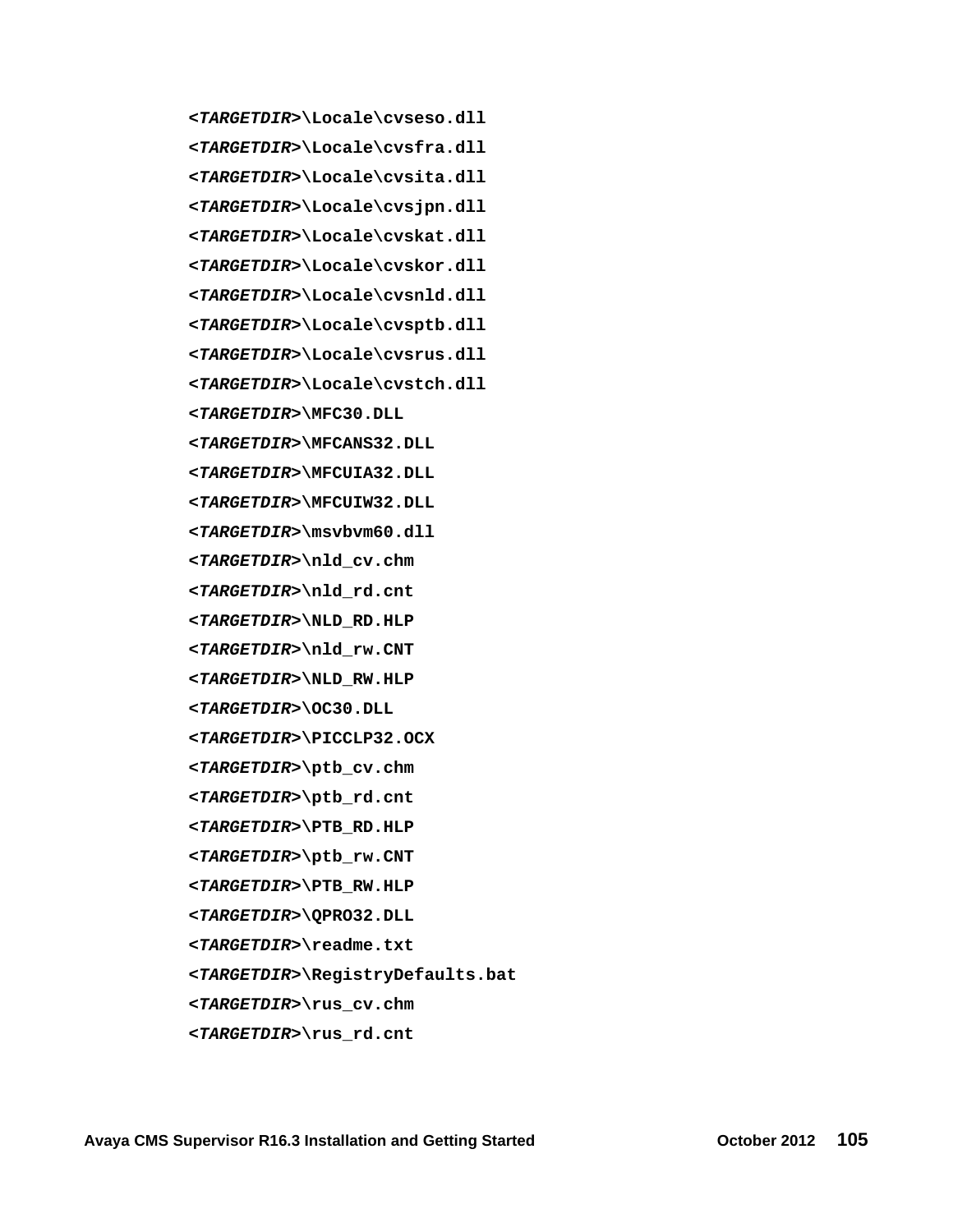**<*TARGETDIR*>\Locale\cvseso.dll**

**<*TARGETDIR*>\Locale\cvsfra.dll**

**<*TARGETDIR*>\Locale\cvsita.dll**

**<*TARGETDIR*>\Locale\cvsjpn.dll**

**<*TARGETDIR*>\Locale\cvskat.dll**

**<*TARGETDIR*>\Locale\cvskor.dll**

**<*TARGETDIR*>\Locale\cvsnld.dll**

**<*TARGETDIR*>\Locale\cvsptb.dll**

**<*TARGETDIR*>\Locale\cvsrus.dll**

**<*TARGETDIR*>\Locale\cvstch.dll**

**<*TARGETDIR*>\MFC30.DLL**

**<*TARGETDIR*>\MFCANS32.DLL**

**<*TARGETDIR*>\MFCUIA32.DLL**

**<*TARGETDIR*>\MFCUIW32.DLL**

**<*TARGETDIR*>\msvbvm60.dll**

**<*TARGETDIR*>\nld_cv.chm**

**<*TARGETDIR*>\nld_rd.cnt**

**<*TARGETDIR*>\NLD_RD.HLP**

**<*TARGETDIR*>\nld_rw.CNT**

**<*TARGETDIR*>\NLD_RW.HLP**

**<*TARGETDIR*>\OC30.DLL**

**<*TARGETDIR*>\PICCLP32.OCX**

**<*TARGETDIR*>\ptb_cv.chm**

**<*TARGETDIR*>\ptb_rd.cnt**

**<*TARGETDIR*>\PTB_RD.HLP**

**<*TARGETDIR*>\ptb_rw.CNT**

**<*TARGETDIR*>\PTB_RW.HLP**

**<*TARGETDIR*>\QPRO32.DLL**

**<*TARGETDIR*>\readme.txt**

**<*TARGETDIR*>\RegistryDefaults.bat**

**<*TARGETDIR*>\rus_cv.chm**

**<*TARGETDIR*>\rus_rd.cnt**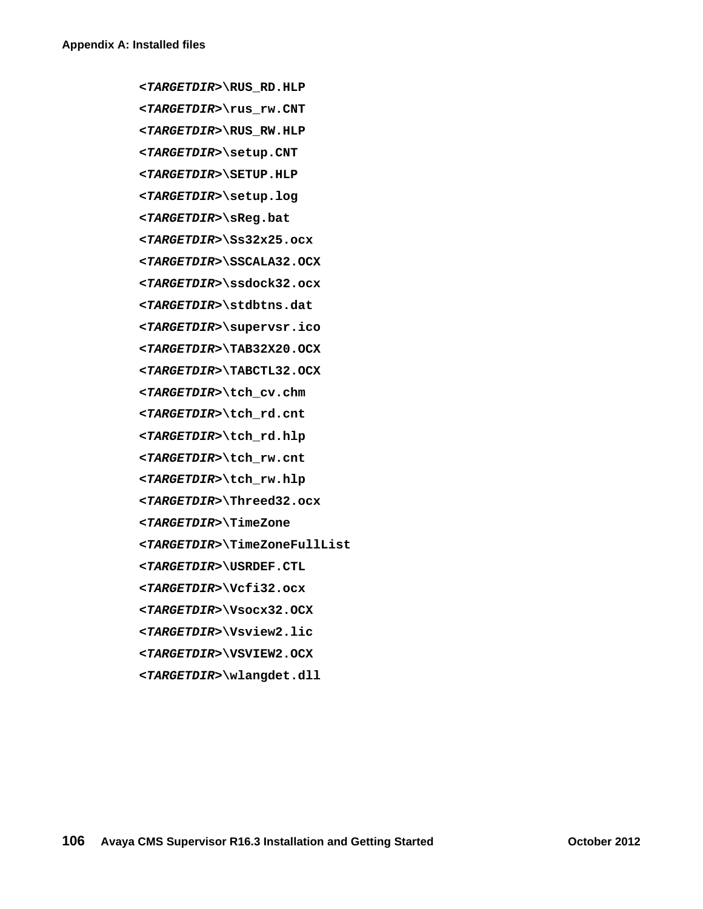**<*TARGETDIR*>\RUS_RD.HLP**

**<*TARGETDIR*>\rus_rw.CNT**

**<*TARGETDIR*>\RUS_RW.HLP**

**<*TARGETDIR*>\setup.CNT**

**<*TARGETDIR*>\SETUP.HLP**

**<*TARGETDIR*>\setup.log**

**<*TARGETDIR*>\sReg.bat**

**<*TARGETDIR*>\Ss32x25.ocx**

**<*TARGETDIR*>\SSCALA32.OCX**

**<*TARGETDIR*>\ssdock32.ocx**

**<*TARGETDIR*>\stdbtns.dat**

**<*TARGETDIR*>\supervsr.ico**

**<*TARGETDIR*>\TAB32X20.OCX**

**<*TARGETDIR*>\TABCTL32.OCX**

**<*TARGETDIR*>\tch_cv.chm**

**<*TARGETDIR*>\tch_rd.cnt**

**<*TARGETDIR*>\tch_rd.hlp**

**<*TARGETDIR*>\tch_rw.cnt**

**<*TARGETDIR*>\tch_rw.hlp**

**<*TARGETDIR*>\Threed32.ocx**

**<*TARGETDIR*>\TimeZone**

**<*TARGETDIR*>\TimeZoneFullList**

**<*TARGETDIR*>\USRDEF.CTL**

**<*TARGETDIR*>\Vcfi32.ocx**

**<*TARGETDIR*>\Vsocx32.OCX**

**<*TARGETDIR*>\Vsview2.lic**

**<*TARGETDIR*>\VSVIEW2.OCX**

**<*TARGETDIR*>\wlangdet.dll**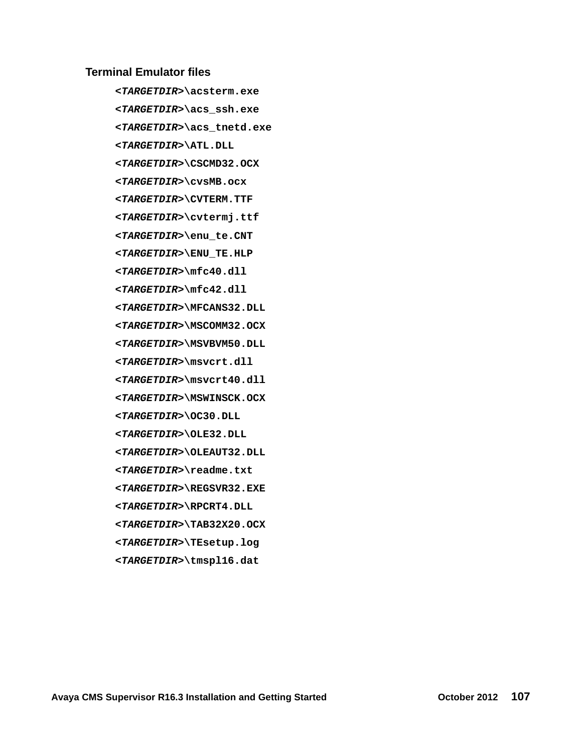**Terminal Emulator files**

<*TARGETDIR*>\acsterm.exe

<*TARGETDIR*>\acs_ssh.exe

<*TARGETDIR*>\acs_tnetd.exe

<*TARGETDIR*>\ATL.DLL

<*TARGETDIR*>\CSCMD32.OCX

<*TARGETDIR*>\cvsMB.ocx

<*TARGETDIR*>\CVTERM.TTF

<*TARGETDIR*>\cvtermj.ttf

<*TARGETDIR*>\enu_te.CNT

<*TARGETDIR*>\ENU_TE.HLP

<*TARGETDIR*>\mfc40.dll

<*TARGETDIR*>\mfc42.dll

<*TARGETDIR*>\MFCANS32.DLL

<*TARGETDIR*>\MSCOMM32.OCX

<*TARGETDIR*>\MSVBVM50.DLL

<*TARGETDIR*>\msvcrt.dll

<*TARGETDIR*>\msvcrt40.dll

<*TARGETDIR*>\MSWINSCK.OCX

<*TARGETDIR*>\OC30.DLL

<*TARGETDIR*>\OLE32.DLL

<*TARGETDIR*>\OLEAUT32.DLL

<*TARGETDIR*>\readme.txt

<*TARGETDIR*>\REGSVR32.EXE

<*TARGETDIR*>\RPCRT4.DLL

<*TARGETDIR*>\TAB32X20.OCX

<*TARGETDIR*>\TEsetup.log

<*TARGETDIR*>\tmspl16.dat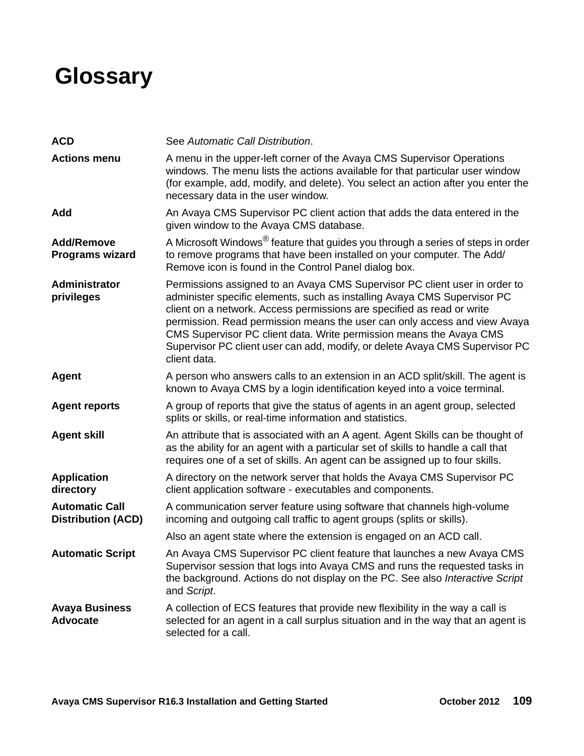# Glossary

**ACD**
See *Automatic Call Distribution*.

**Actions menu**
A menu in the upper-left corner of the Avaya CMS Supervisor Operations windows. The menu lists the actions available for that particular user window (for example, add, modify, and delete). You select an action after you enter the necessary data in the user window.

**Add**
An Avaya CMS Supervisor PC client action that adds the data entered in the given window to the Avaya CMS database.

**Add/Remove Programs wizard**
A Microsoft Windows® feature that guides you through a series of steps in order to remove programs that have been installed on your computer. The Add/Remove icon is found in the Control Panel dialog box.

**Administrator privileges**
Permissions assigned to an Avaya CMS Supervisor PC client user in order to administer specific elements, such as installing Avaya CMS Supervisor PC client on a network. Access permissions are specified as read or write permission. Read permission means the user can only access and view Avaya CMS Supervisor PC client data. Write permission means the Avaya CMS Supervisor PC client user can add, modify, or delete Avaya CMS Supervisor PC client data.

**Agent**
A person who answers calls to an extension in an ACD split/skill. The agent is known to Avaya CMS by a login identification keyed into a voice terminal.

**Agent reports**
A group of reports that give the status of agents in an agent group, selected splits or skills, or real-time information and statistics.

**Agent skill**
An attribute that is associated with an A agent. Agent Skills can be thought of as the ability for an agent with a particular set of skills to handle a call that requires one of a set of skills. An agent can be assigned up to four skills.

**Application directory**
A directory on the network server that holds the Avaya CMS Supervisor PC client application software - executables and components.

**Automatic Call Distribution (ACD)**
A communication server feature using software that channels high-volume incoming and outgoing call traffic to agent groups (splits or skills).

Also an agent state where the extension is engaged on an ACD call.

**Automatic Script**
An Avaya CMS Supervisor PC client feature that launches a new Avaya CMS Supervisor session that logs into Avaya CMS and runs the requested tasks in the background. Actions do not display on the PC. See also *Interactive Script* and *Script*.

**Avaya Business Advocate**
A collection of ECS features that provide new flexibility in the way a call is selected for an agent in a call surplus situation and in the way that an agent is selected for a call.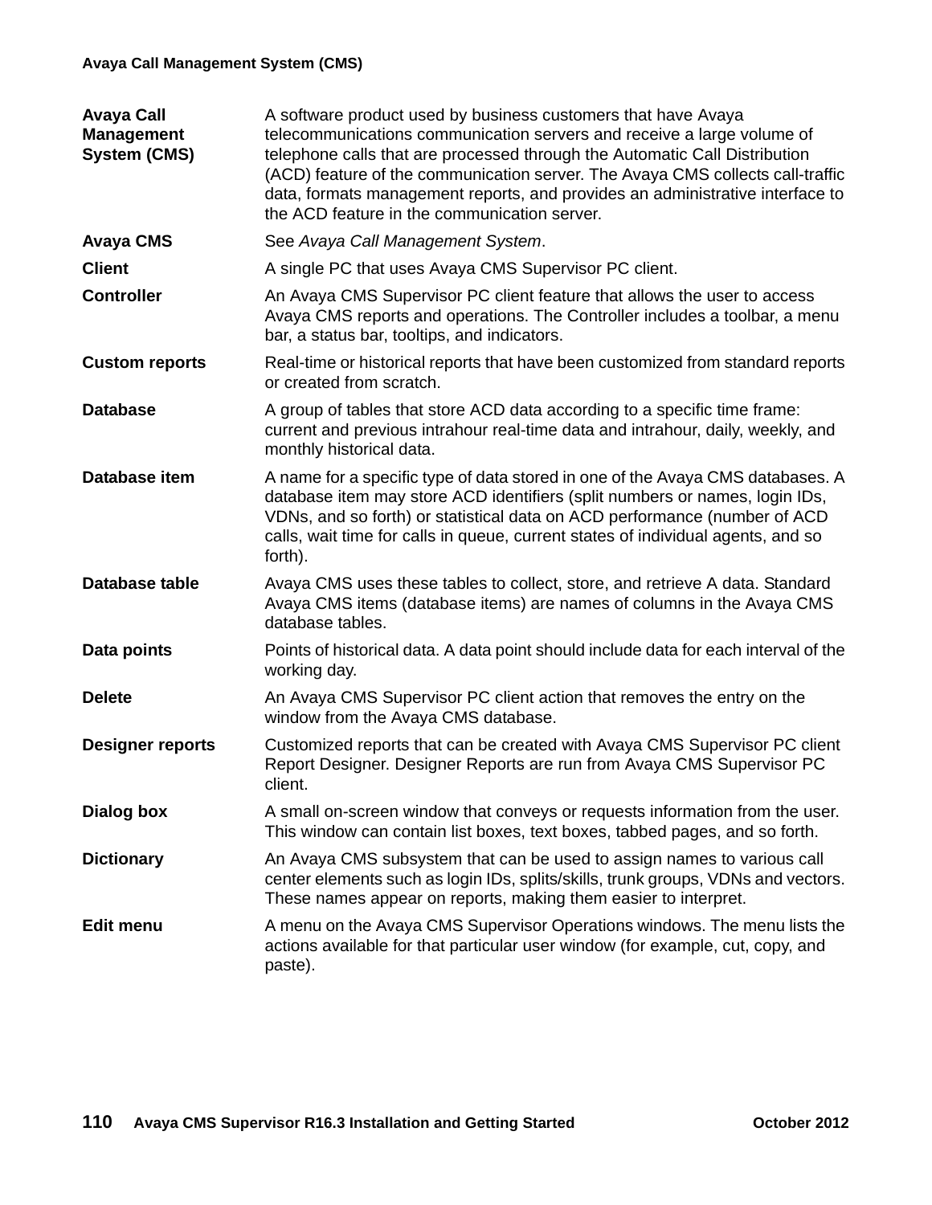| | |
|---|---|
| **Avaya Call Management System (CMS)** | A software product used by business customers that have Avaya telecommunications communication servers and receive a large volume of telephone calls that are processed through the Automatic Call Distribution (ACD) feature of the communication server. The Avaya CMS collects call-traffic data, formats management reports, and provides an administrative interface to the ACD feature in the communication server. |
| **Avaya CMS** | See *Avaya Call Management System*. |
| **Client** | A single PC that uses Avaya CMS Supervisor PC client. |
| **Controller** | An Avaya CMS Supervisor PC client feature that allows the user to access Avaya CMS reports and operations. The Controller includes a toolbar, a menu bar, a status bar, tooltips, and indicators. |
| **Custom reports** | Real-time or historical reports that have been customized from standard reports or created from scratch. |
| **Database** | A group of tables that store ACD data according to a specific time frame: current and previous intrahour real-time data and intrahour, daily, weekly, and monthly historical data. |
| **Database item** | A name for a specific type of data stored in one of the Avaya CMS databases. A database item may store ACD identifiers (split numbers or names, login IDs, VDNs, and so forth) or statistical data on ACD performance (number of ACD calls, wait time for calls in queue, current states of individual agents, and so forth). |
| **Database table** | Avaya CMS uses these tables to collect, store, and retrieve A data. Standard Avaya CMS items (database items) are names of columns in the Avaya CMS database tables. |
| **Data points** | Points of historical data. A data point should include data for each interval of the working day. |
| **Delete** | An Avaya CMS Supervisor PC client action that removes the entry on the window from the Avaya CMS database. |
| **Designer reports** | Customized reports that can be created with Avaya CMS Supervisor PC client Report Designer. Designer Reports are run from Avaya CMS Supervisor PC client. |
| **Dialog box** | A small on-screen window that conveys or requests information from the user. This window can contain list boxes, text boxes, tabbed pages, and so forth. |
| **Dictionary** | An Avaya CMS subsystem that can be used to assign names to various call center elements such as login IDs, splits/skills, trunk groups, VDNs and vectors. These names appear on reports, making them easier to interpret. |
| **Edit menu** | A menu on the Avaya CMS Supervisor Operations windows. The menu lists the actions available for that particular user window (for example, cut, copy, and paste). |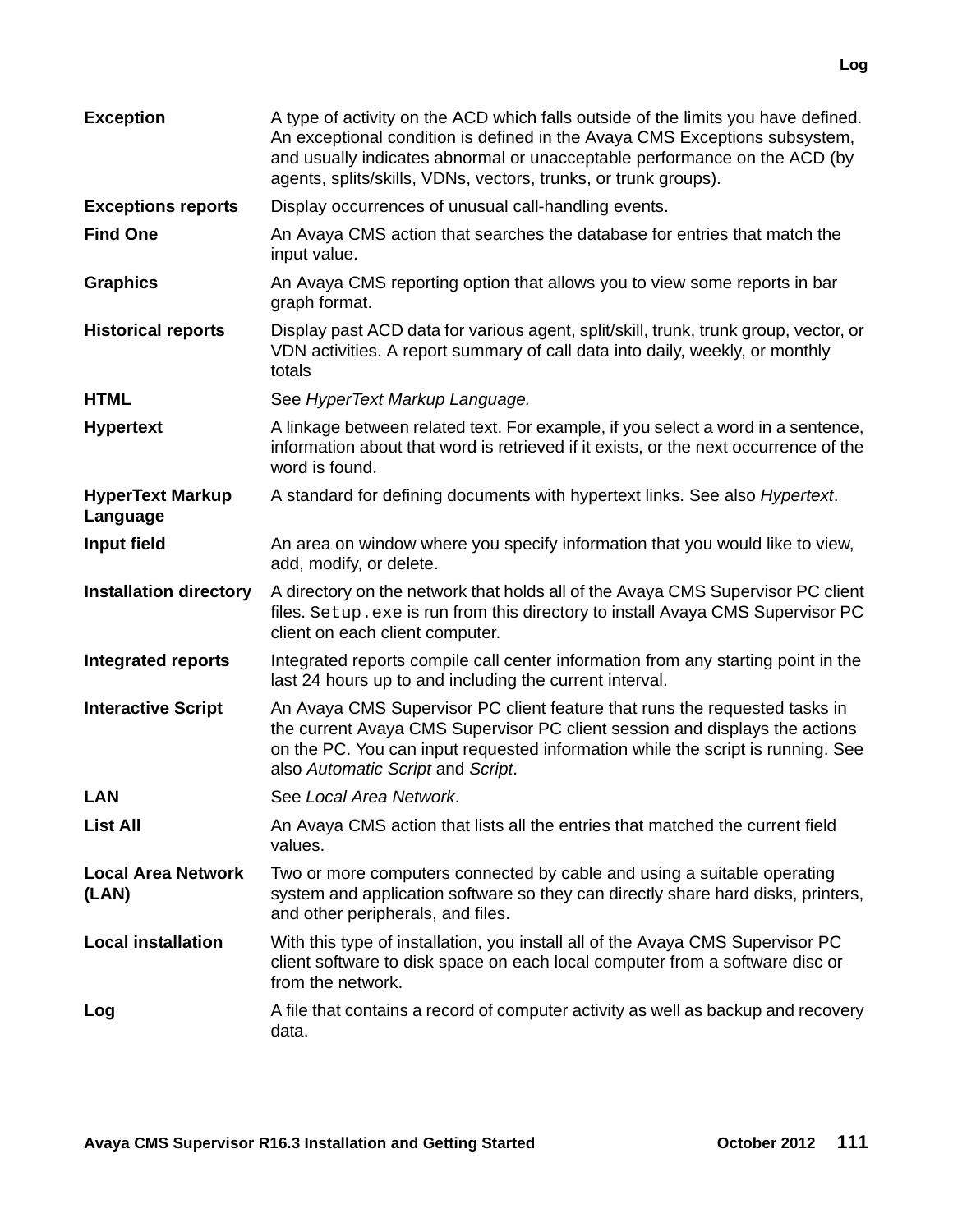**Exception** A type of activity on the ACD which falls outside of the limits you have defined. An exceptional condition is defined in the Avaya CMS Exceptions subsystem, and usually indicates abnormal or unacceptable performance on the ACD (by agents, splits/skills, VDNs, vectors, trunks, or trunk groups).

**Exceptions reports** Display occurrences of unusual call-handling events.

**Find One** An Avaya CMS action that searches the database for entries that match the input value.

**Graphics** An Avaya CMS reporting option that allows you to view some reports in bar graph format.

**Historical reports** Display past ACD data for various agent, split/skill, trunk, trunk group, vector, or VDN activities. A report summary of call data into daily, weekly, or monthly totals

**HTML** See *HyperText Markup Language.*

**Hypertext** A linkage between related text. For example, if you select a word in a sentence, information about that word is retrieved if it exists, or the next occurrence of the word is found.

**HyperText Markup Language** A standard for defining documents with hypertext links. See also *Hypertext*.

**Input field** An area on window where you specify information that you would like to view, add, modify, or delete.

**Installation directory** A directory on the network that holds all of the Avaya CMS Supervisor PC client files. `Setup.exe` is run from this directory to install Avaya CMS Supervisor PC client on each client computer.

**Integrated reports** Integrated reports compile call center information from any starting point in the last 24 hours up to and including the current interval.

**Interactive Script** An Avaya CMS Supervisor PC client feature that runs the requested tasks in the current Avaya CMS Supervisor PC client session and displays the actions on the PC. You can input requested information while the script is running. See also *Automatic Script* and *Script*.

**LAN** See *Local Area Network*.

**List All** An Avaya CMS action that lists all the entries that matched the current field values.

**Local Area Network (LAN)** Two or more computers connected by cable and using a suitable operating system and application software so they can directly share hard disks, printers, and other peripherals, and files.

**Local installation** With this type of installation, you install all of the Avaya CMS Supervisor PC client software to disk space on each local computer from a software disc or from the network.

**Log** A file that contains a record of computer activity as well as backup and recovery data.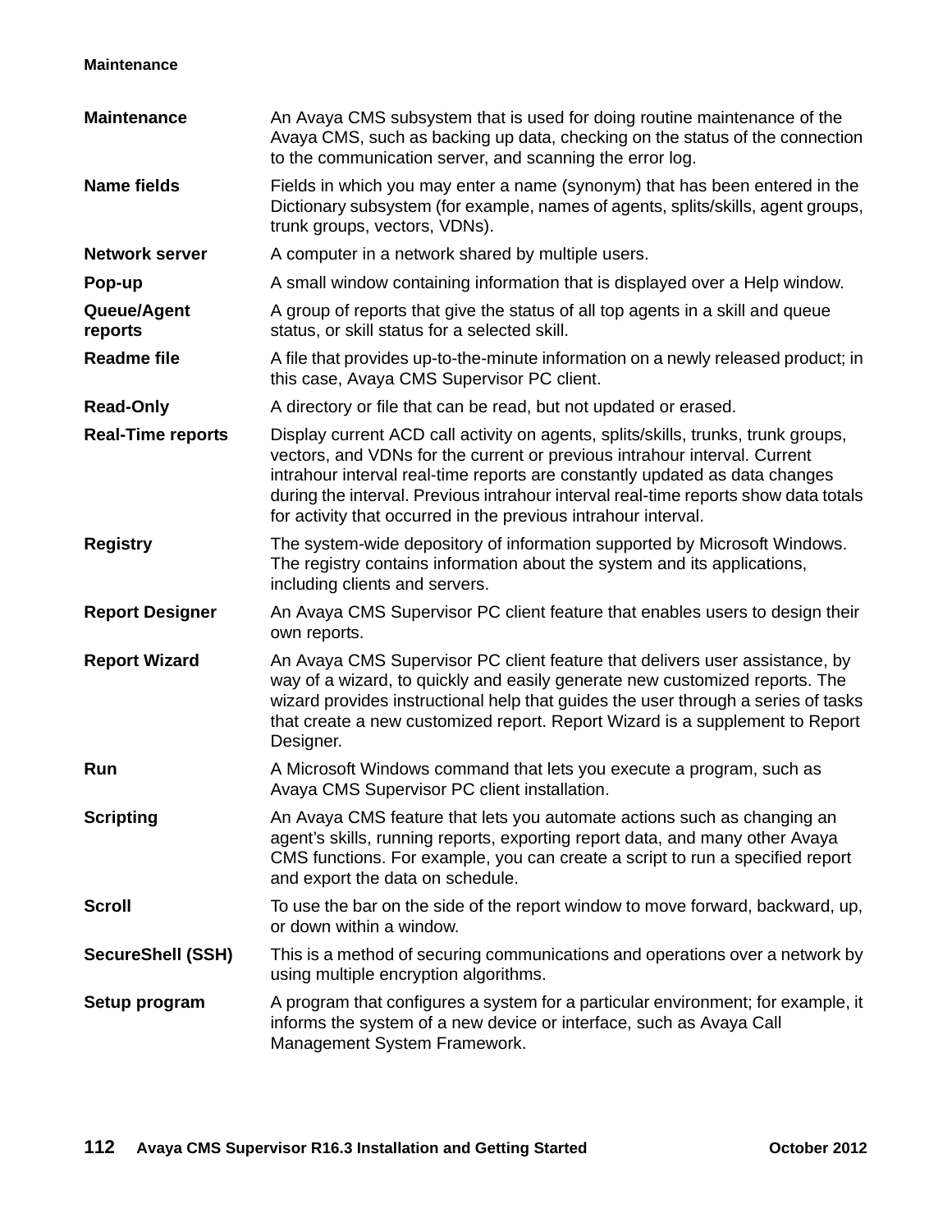| | |
|---|---|
| **Maintenance** | An Avaya CMS subsystem that is used for doing routine maintenance of the Avaya CMS, such as backing up data, checking on the status of the connection to the communication server, and scanning the error log. |
| **Name fields** | Fields in which you may enter a name (synonym) that has been entered in the Dictionary subsystem (for example, names of agents, splits/skills, agent groups, trunk groups, vectors, VDNs). |
| **Network server** | A computer in a network shared by multiple users. |
| **Pop-up** | A small window containing information that is displayed over a Help window. |
| **Queue/Agent reports** | A group of reports that give the status of all top agents in a skill and queue status, or skill status for a selected skill. |
| **Readme file** | A file that provides up-to-the-minute information on a newly released product; in this case, Avaya CMS Supervisor PC client. |
| **Read-Only** | A directory or file that can be read, but not updated or erased. |
| **Real-Time reports** | Display current ACD call activity on agents, splits/skills, trunks, trunk groups, vectors, and VDNs for the current or previous intrahour interval. Current intrahour interval real-time reports are constantly updated as data changes during the interval. Previous intrahour interval real-time reports show data totals for activity that occurred in the previous intrahour interval. |
| **Registry** | The system-wide depository of information supported by Microsoft Windows. The registry contains information about the system and its applications, including clients and servers. |
| **Report Designer** | An Avaya CMS Supervisor PC client feature that enables users to design their own reports. |
| **Report Wizard** | An Avaya CMS Supervisor PC client feature that delivers user assistance, by way of a wizard, to quickly and easily generate new customized reports. The wizard provides instructional help that guides the user through a series of tasks that create a new customized report. Report Wizard is a supplement to Report Designer. |
| **Run** | A Microsoft Windows command that lets you execute a program, such as Avaya CMS Supervisor PC client installation. |
| **Scripting** | An Avaya CMS feature that lets you automate actions such as changing an agent's skills, running reports, exporting report data, and many other Avaya CMS functions. For example, you can create a script to run a specified report and export the data on schedule. |
| **Scroll** | To use the bar on the side of the report window to move forward, backward, up, or down within a window. |
| **SecureShell (SSH)** | This is a method of securing communications and operations over a network by using multiple encryption algorithms. |
| **Setup program** | A program that configures a system for a particular environment; for example, it informs the system of a new device or interface, such as Avaya Call Management System Framework. |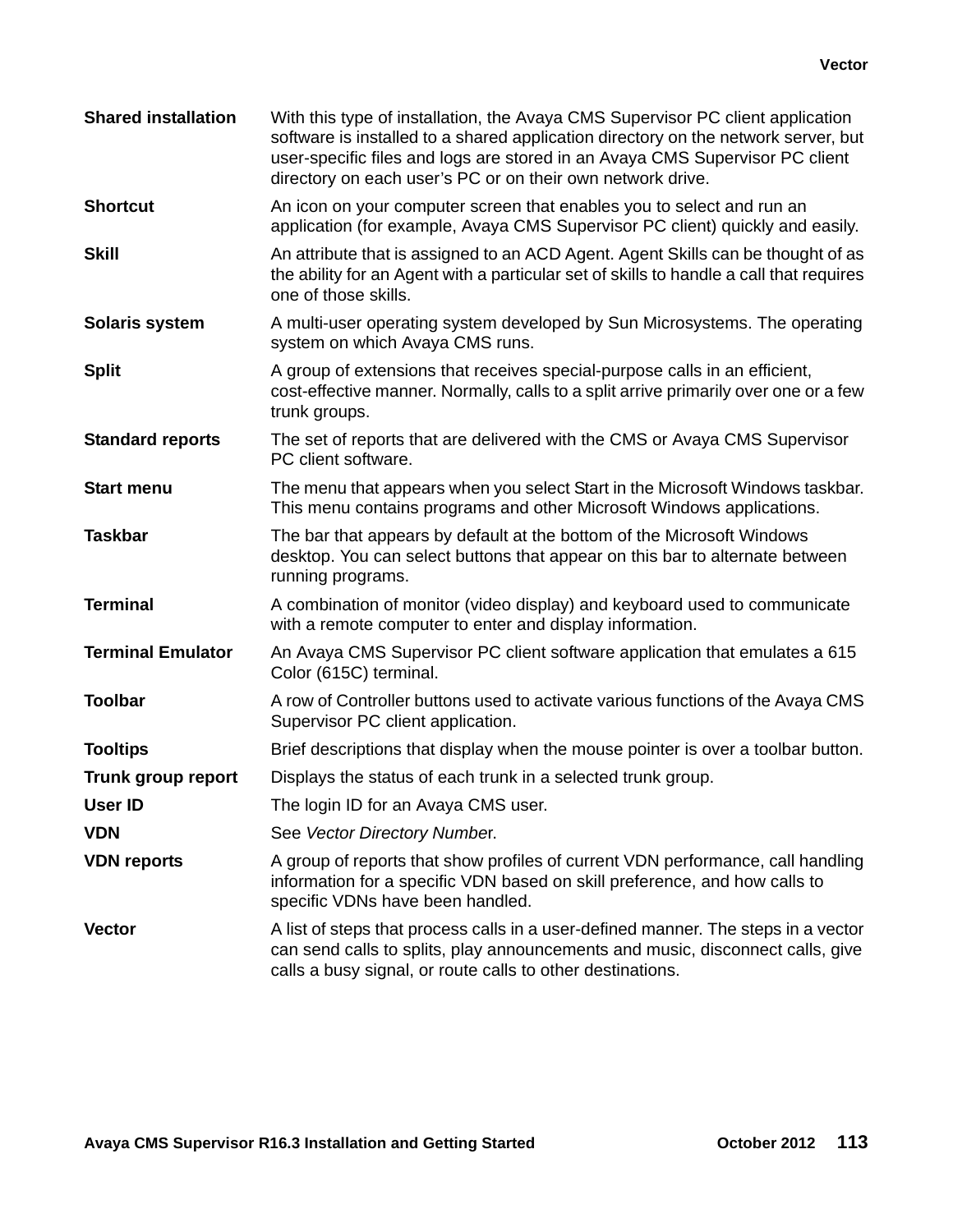**Shared installation** With this type of installation, the Avaya CMS Supervisor PC client application software is installed to a shared application directory on the network server, but user-specific files and logs are stored in an Avaya CMS Supervisor PC client directory on each user's PC or on their own network drive.

**Shortcut** An icon on your computer screen that enables you to select and run an application (for example, Avaya CMS Supervisor PC client) quickly and easily.

**Skill** An attribute that is assigned to an ACD Agent. Agent Skills can be thought of as the ability for an Agent with a particular set of skills to handle a call that requires one of those skills.

**Solaris system** A multi-user operating system developed by Sun Microsystems. The operating system on which Avaya CMS runs.

**Split** A group of extensions that receives special-purpose calls in an efficient, cost-effective manner. Normally, calls to a split arrive primarily over one or a few trunk groups.

**Standard reports** The set of reports that are delivered with the CMS or Avaya CMS Supervisor PC client software.

**Start menu** The menu that appears when you select Start in the Microsoft Windows taskbar. This menu contains programs and other Microsoft Windows applications.

**Taskbar** The bar that appears by default at the bottom of the Microsoft Windows desktop. You can select buttons that appear on this bar to alternate between running programs.

**Terminal** A combination of monitor (video display) and keyboard used to communicate with a remote computer to enter and display information.

**Terminal Emulator** An Avaya CMS Supervisor PC client software application that emulates a 615 Color (615C) terminal.

**Toolbar** A row of Controller buttons used to activate various functions of the Avaya CMS Supervisor PC client application.

**Tooltips** Brief descriptions that display when the mouse pointer is over a toolbar button.

**Trunk group report** Displays the status of each trunk in a selected trunk group.

**User ID** The login ID for an Avaya CMS user.

**VDN** See *Vector Directory Number*.

**VDN reports** A group of reports that show profiles of current VDN performance, call handling information for a specific VDN based on skill preference, and how calls to specific VDNs have been handled.

**Vector** A list of steps that process calls in a user-defined manner. The steps in a vector can send calls to splits, play announcements and music, disconnect calls, give calls a busy signal, or route calls to other destinations.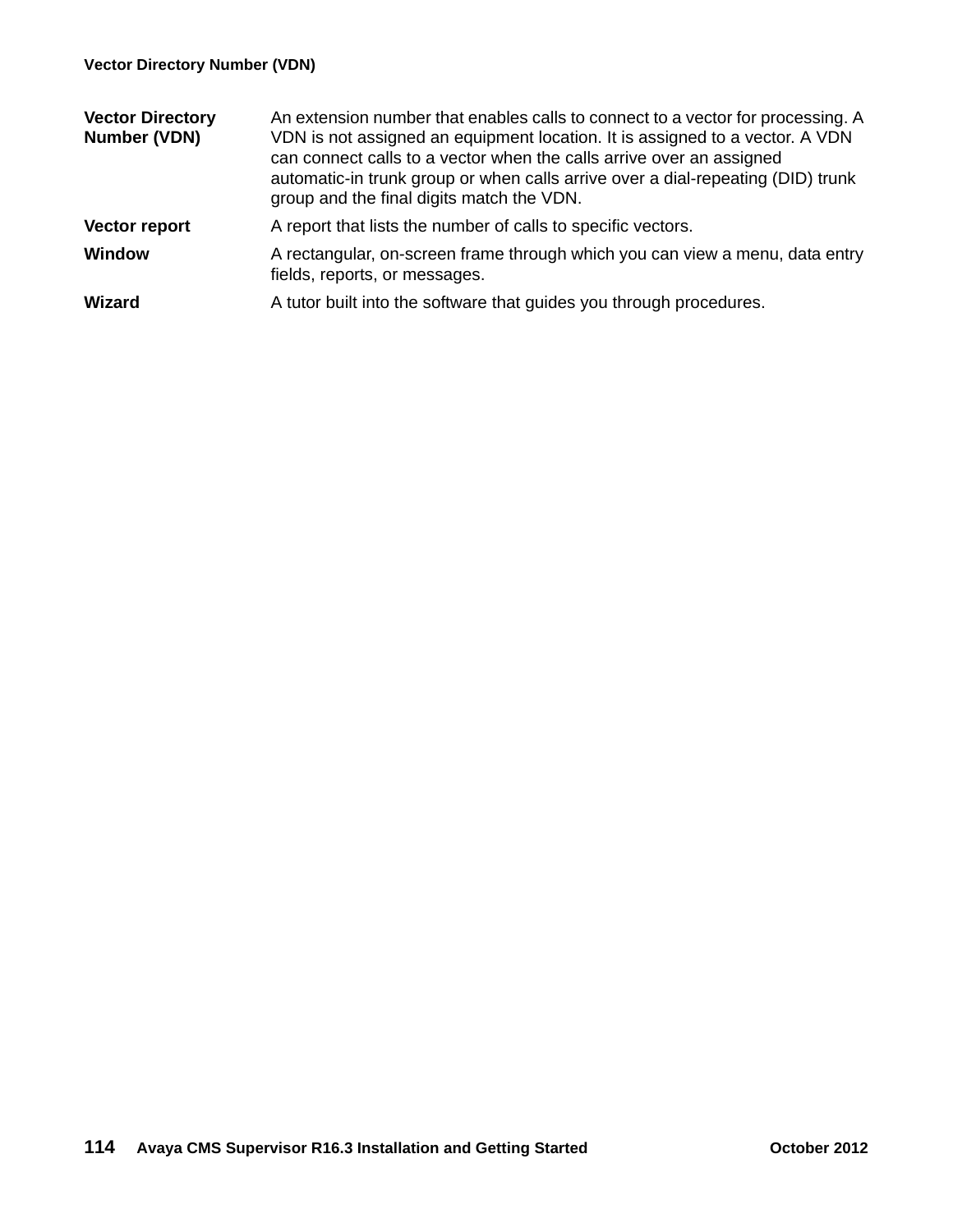**Vector Directory Number (VDN)**
An extension number that enables calls to connect to a vector for processing. A VDN is not assigned an equipment location. It is assigned to a vector. A VDN can connect calls to a vector when the calls arrive over an assigned automatic-in trunk group or when calls arrive over a dial-repeating (DID) trunk group and the final digits match the VDN.

**Vector report**
A report that lists the number of calls to specific vectors.

**Window**
A rectangular, on-screen frame through which you can view a menu, data entry fields, reports, or messages.

**Wizard**
A tutor built into the software that guides you through procedures.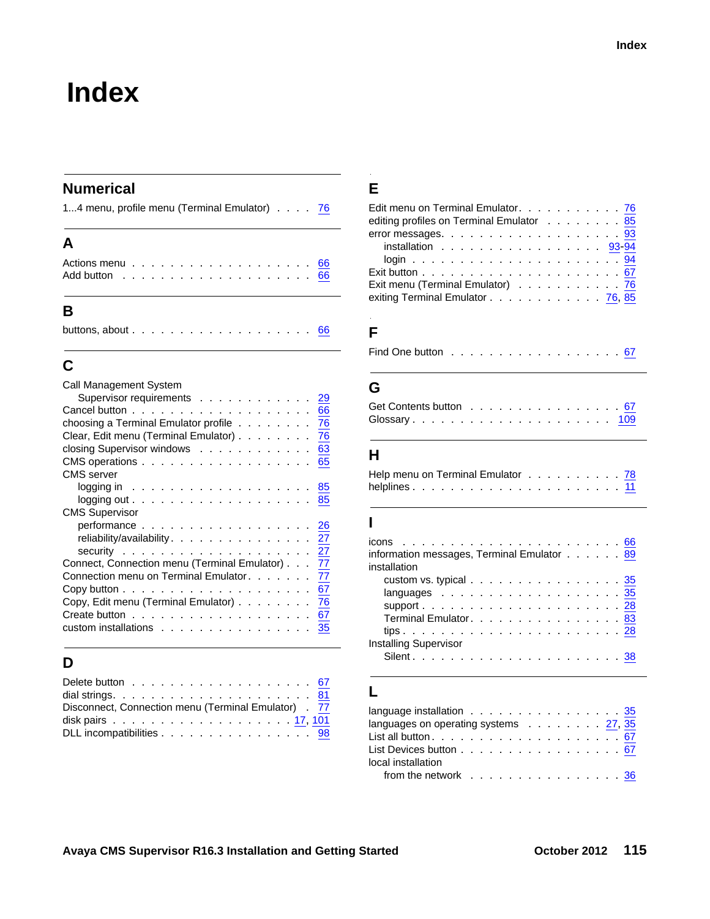# Index

## Numerical

1...4 menu, profile menu (Terminal Emulator) . . . . 76

## A

Actions menu . . . . . . . . . . . . . . . . . . 66
Add button . . . . . . . . . . . . . . . . . . 66

## B

buttons, about . . . . . . . . . . . . . . . . . 66

## C

Call Management System
  Supervisor requirements . . . . . . . . . . . . 29
Cancel button . . . . . . . . . . . . . . . . . 66
choosing a Terminal Emulator profile . . . . . . . . 76
Clear, Edit menu (Terminal Emulator) . . . . . . . . 76
closing Supervisor windows . . . . . . . . . . . 63
CMS operations . . . . . . . . . . . . . . . . 65
CMS server
  logging in . . . . . . . . . . . . . . . . . 85
  logging out . . . . . . . . . . . . . . . . . 85
CMS Supervisor
  performance . . . . . . . . . . . . . . . . . 26
  reliability/availability . . . . . . . . . . . . . 27
  security . . . . . . . . . . . . . . . . . . 27
Connect, Connection menu (Terminal Emulator) . . . 77
Connection menu on Terminal Emulator . . . . . . . 77
Copy button . . . . . . . . . . . . . . . . . 67
Copy, Edit menu (Terminal Emulator) . . . . . . . . 76
Create button . . . . . . . . . . . . . . . . . 67
custom installations . . . . . . . . . . . . . . 35

## D

Delete button . . . . . . . . . . . . . . . . . 67
dial strings . . . . . . . . . . . . . . . . . . 81
Disconnect, Connection menu (Terminal Emulator) . 77
disk pairs . . . . . . . . . . . . . . . . . 17, 101
DLL incompatibilities . . . . . . . . . . . . . . 98

## E

Edit menu on Terminal Emulator . . . . . . . . . . 76
editing profiles on Terminal Emulator . . . . . . . . 85
error messages . . . . . . . . . . . . . . . . 93
  installation . . . . . . . . . . . . . . . 93-94
  login . . . . . . . . . . . . . . . . . . . 94
Exit button . . . . . . . . . . . . . . . . . . 67
Exit menu (Terminal Emulator) . . . . . . . . . . 76
exiting Terminal Emulator . . . . . . . . . . . 76, 85

## F

Find One button . . . . . . . . . . . . . . . . 67

## G

Get Contents button . . . . . . . . . . . . . . 67
Glossary . . . . . . . . . . . . . . . . . . . 109

## H

Help menu on Terminal Emulator . . . . . . . . . . 78
helplines . . . . . . . . . . . . . . . . . . . 11

## I

icons . . . . . . . . . . . . . . . . . . . . 66
information messages, Terminal Emulator . . . . . . 89
installation
  custom vs. typical . . . . . . . . . . . . . . 35
  languages . . . . . . . . . . . . . . . . . 35
  support . . . . . . . . . . . . . . . . . . 28
  Terminal Emulator . . . . . . . . . . . . . . 83
  tips . . . . . . . . . . . . . . . . . . . . 28
Installing Supervisor
  Silent . . . . . . . . . . . . . . . . . . . 38

## L

language installation . . . . . . . . . . . . . . 35
languages on operating systems . . . . . . . . 27, 35
List all button . . . . . . . . . . . . . . . . . 67
List Devices button . . . . . . . . . . . . . . . 67
local installation
  from the network . . . . . . . . . . . . . . . 36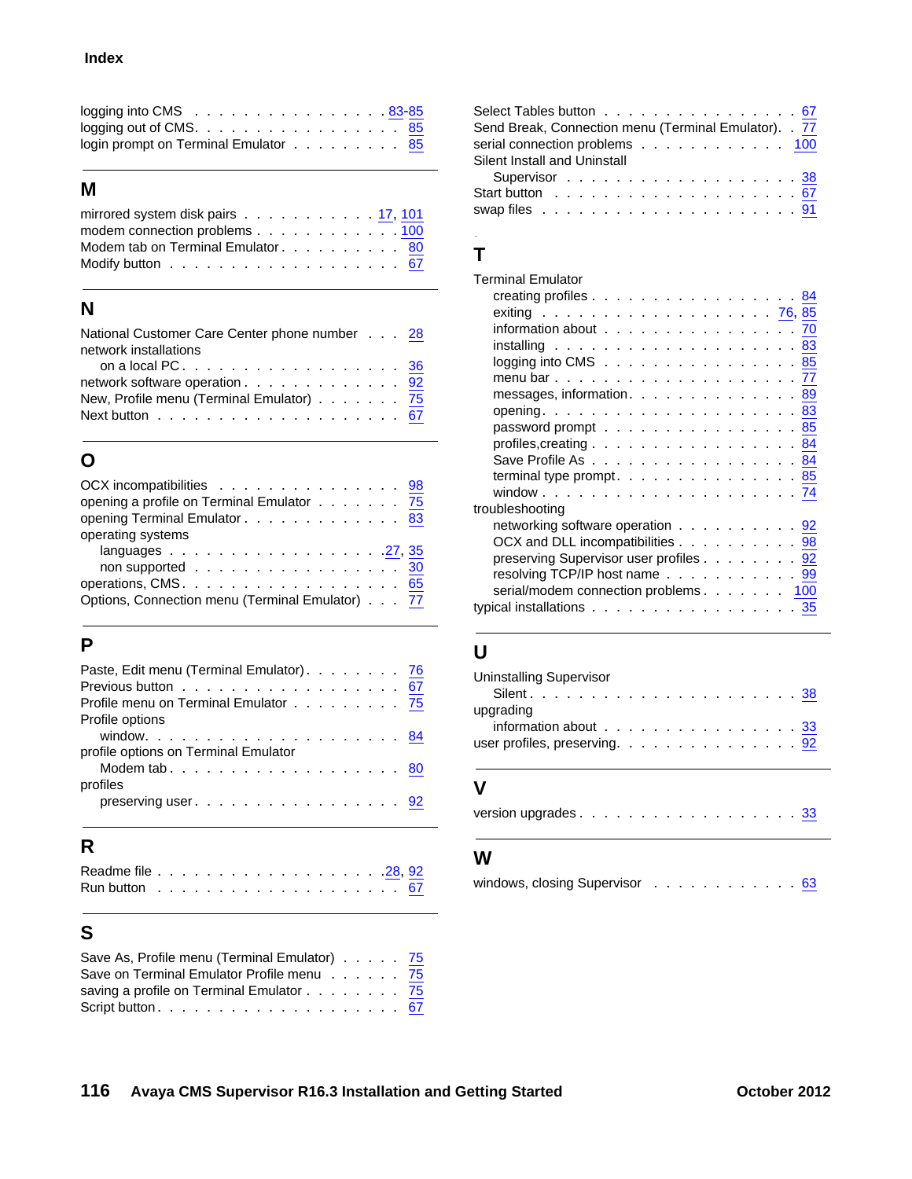logging into CMS . . . . . . . . . . . . . . . . 83-85
logging out of CMS. . . . . . . . . . . . . . . . . 85
login prompt on Terminal Emulator . . . . . . . . . 85

## M

mirrored system disk pairs . . . . . . . . . . . 17, 101
modem connection problems . . . . . . . . . . . . 100
Modem tab on Terminal Emulator . . . . . . . . . . 80
Modify button . . . . . . . . . . . . . . . . . . . 67

## N

National Customer Care Center phone number . . . 28
network installations
  on a local PC . . . . . . . . . . . . . . . . . . 36
network software operation . . . . . . . . . . . . 92
New, Profile menu (Terminal Emulator) . . . . . . . 75
Next button . . . . . . . . . . . . . . . . . . . . 67

## O

OCX incompatibilities . . . . . . . . . . . . . . . 98
opening a profile on Terminal Emulator . . . . . . . 75
opening Terminal Emulator . . . . . . . . . . . . . 83
operating systems
  languages . . . . . . . . . . . . . . . . . . 27, 35
  non supported . . . . . . . . . . . . . . . . . . 30
operations, CMS . . . . . . . . . . . . . . . . . . 65
Options, Connection menu (Terminal Emulator) . . . 77

## P

Paste, Edit menu (Terminal Emulator) . . . . . . . . 76
Previous button . . . . . . . . . . . . . . . . . . 67
Profile menu on Terminal Emulator . . . . . . . . . 75
Profile options
  window. . . . . . . . . . . . . . . . . . . . . . 84
profile options on Terminal Emulator
  Modem tab . . . . . . . . . . . . . . . . . . . . 80
profiles
  preserving user . . . . . . . . . . . . . . . . . 92

## R

Readme file . . . . . . . . . . . . . . . . . . 28, 92
Run button . . . . . . . . . . . . . . . . . . . . 67

## S

Save As, Profile menu (Terminal Emulator) . . . . . 75
Save on Terminal Emulator Profile menu . . . . . . 75
saving a profile on Terminal Emulator . . . . . . . . 75
Script button . . . . . . . . . . . . . . . . . . . 67
Select Tables button . . . . . . . . . . . . . . . . 67
Send Break, Connection menu (Terminal Emulator). . 77
serial connection problems . . . . . . . . . . . . 100
Silent Install and Uninstall
  Supervisor . . . . . . . . . . . . . . . . . . . 38
Start button . . . . . . . . . . . . . . . . . . . . 67
swap files . . . . . . . . . . . . . . . . . . . . . 91

## T

Terminal Emulator
  creating profiles . . . . . . . . . . . . . . . . 84
  exiting . . . . . . . . . . . . . . . . . . . 76, 85
  information about . . . . . . . . . . . . . . . . 70
  installing . . . . . . . . . . . . . . . . . . . 83
  logging into CMS . . . . . . . . . . . . . . . . 85
  menu bar . . . . . . . . . . . . . . . . . . . . 77
  messages, information. . . . . . . . . . . . . . 89
  opening. . . . . . . . . . . . . . . . . . . . . 83
  password prompt . . . . . . . . . . . . . . . . 85
  profiles,creating . . . . . . . . . . . . . . . . 84
  Save Profile As . . . . . . . . . . . . . . . . . 84
  terminal type prompt. . . . . . . . . . . . . . . 85
  window . . . . . . . . . . . . . . . . . . . . . 74
troubleshooting
  networking software operation . . . . . . . . . . 92
  OCX and DLL incompatibilities . . . . . . . . . . 98
  preserving Supervisor user profiles . . . . . . . . 92
  resolving TCP/IP host name . . . . . . . . . . . 99
  serial/modem connection problems . . . . . . . 100
typical installations . . . . . . . . . . . . . . . . 35

## U

Uninstalling Supervisor
  Silent . . . . . . . . . . . . . . . . . . . . . . 38
upgrading
  information about . . . . . . . . . . . . . . . . 33
user profiles, preserving. . . . . . . . . . . . . . 92

## V

version upgrades . . . . . . . . . . . . . . . . . 33

## W

windows, closing Supervisor . . . . . . . . . . . . 63